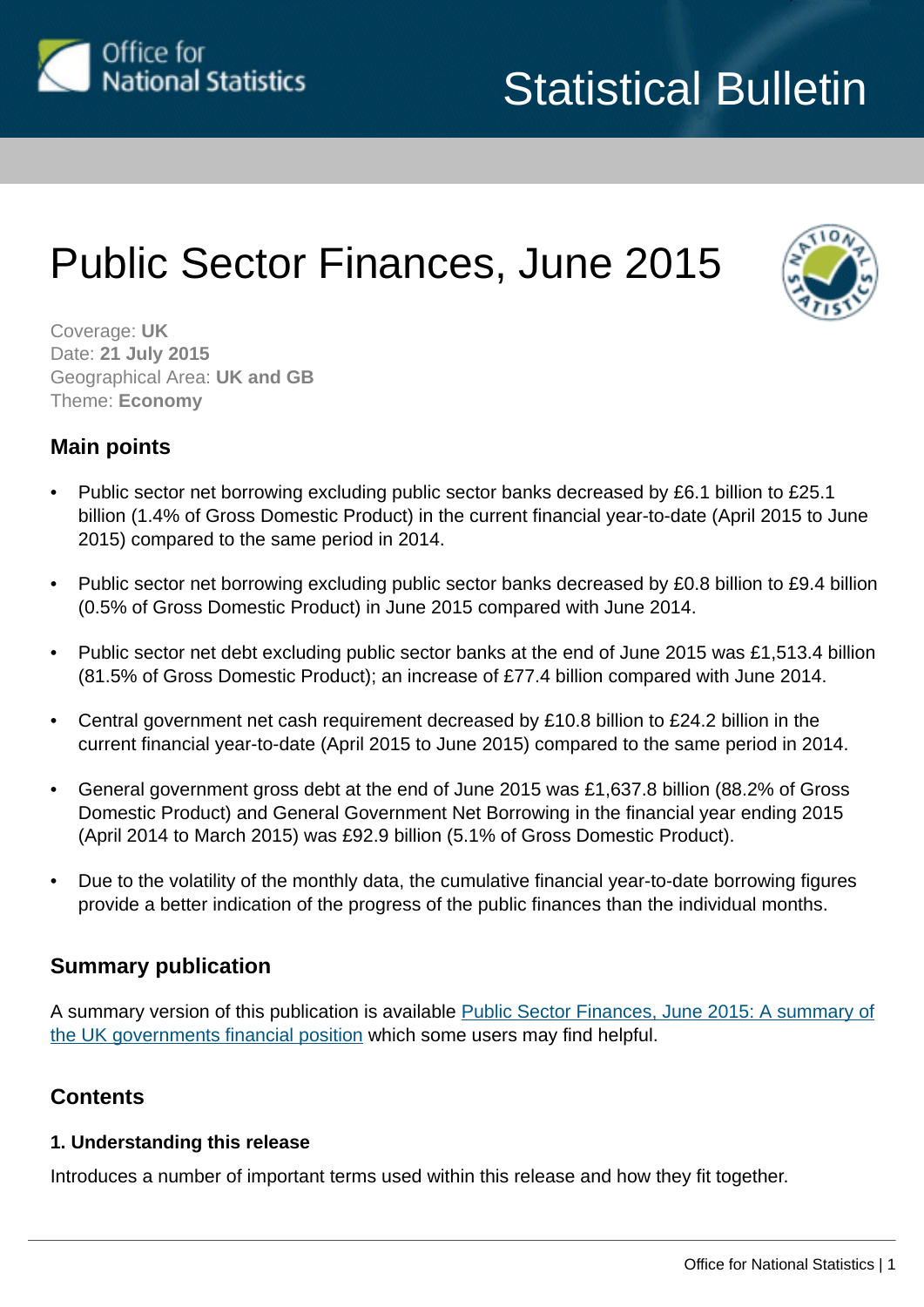Office for National Statistics

Statistical Bulletin

# Public Sector Finances, June 2015

Coverage: **UK**
Date: **21 July 2015**
Geographical Area: **UK and GB**
Theme: **Economy**

## Main points

- Public sector net borrowing excluding public sector banks decreased by £6.1 billion to £25.1 billion (1.4% of Gross Domestic Product) in the current financial year-to-date (April 2015 to June 2015) compared to the same period in 2014.
- Public sector net borrowing excluding public sector banks decreased by £0.8 billion to £9.4 billion (0.5% of Gross Domestic Product) in June 2015 compared with June 2014.
- Public sector net debt excluding public sector banks at the end of June 2015 was £1,513.4 billion (81.5% of Gross Domestic Product); an increase of £77.4 billion compared with June 2014.
- Central government net cash requirement decreased by £10.8 billion to £24.2 billion in the current financial year-to-date (April 2015 to June 2015) compared to the same period in 2014.
- General government gross debt at the end of June 2015 was £1,637.8 billion (88.2% of Gross Domestic Product) and General Government Net Borrowing in the financial year ending 2015 (April 2014 to March 2015) was £92.9 billion (5.1% of Gross Domestic Product).
- Due to the volatility of the monthly data, the cumulative financial year-to-date borrowing figures provide a better indication of the progress of the public finances than the individual months.

## Summary publication

A summary version of this publication is available Public Sector Finances, June 2015: A summary of the UK governments financial position which some users may find helpful.

## Contents

### 1. Understanding this release

Introduces a number of important terms used within this release and how they fit together.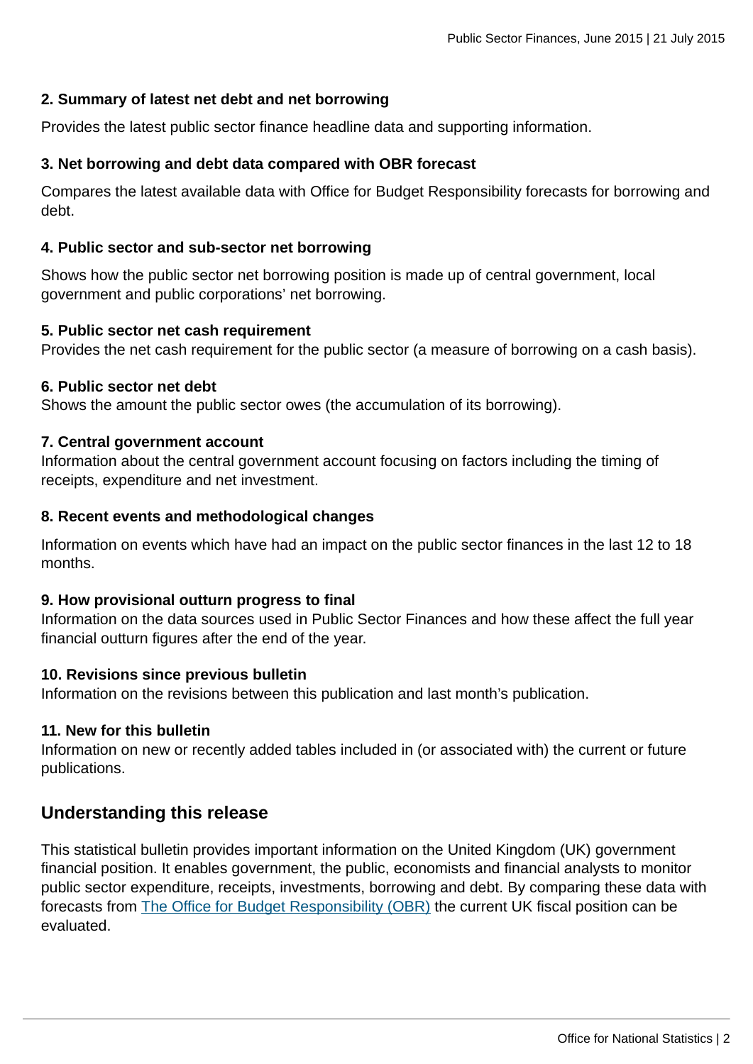**2. Summary of latest net debt and net borrowing**

Provides the latest public sector finance headline data and supporting information.

**3. Net borrowing and debt data compared with OBR forecast**

Compares the latest available data with Office for Budget Responsibility forecasts for borrowing and debt.

**4. Public sector and sub-sector net borrowing**

Shows how the public sector net borrowing position is made up of central government, local government and public corporations' net borrowing.

**5. Public sector net cash requirement**
Provides the net cash requirement for the public sector (a measure of borrowing on a cash basis).

**6. Public sector net debt**
Shows the amount the public sector owes (the accumulation of its borrowing).

**7. Central government account**
Information about the central government account focusing on factors including the timing of receipts, expenditure and net investment.

**8. Recent events and methodological changes**

Information on events which have had an impact on the public sector finances in the last 12 to 18 months.

**9. How provisional outturn progress to final**
Information on the data sources used in Public Sector Finances and how these affect the full year financial outturn figures after the end of the year.

**10. Revisions since previous bulletin**
Information on the revisions between this publication and last month's publication.

**11. New for this bulletin**
Information on new or recently added tables included in (or associated with) the current or future publications.

## Understanding this release

This statistical bulletin provides important information on the United Kingdom (UK) government financial position. It enables government, the public, economists and financial analysts to monitor public sector expenditure, receipts, investments, borrowing and debt. By comparing these data with forecasts from The Office for Budget Responsibility (OBR) the current UK fiscal position can be evaluated.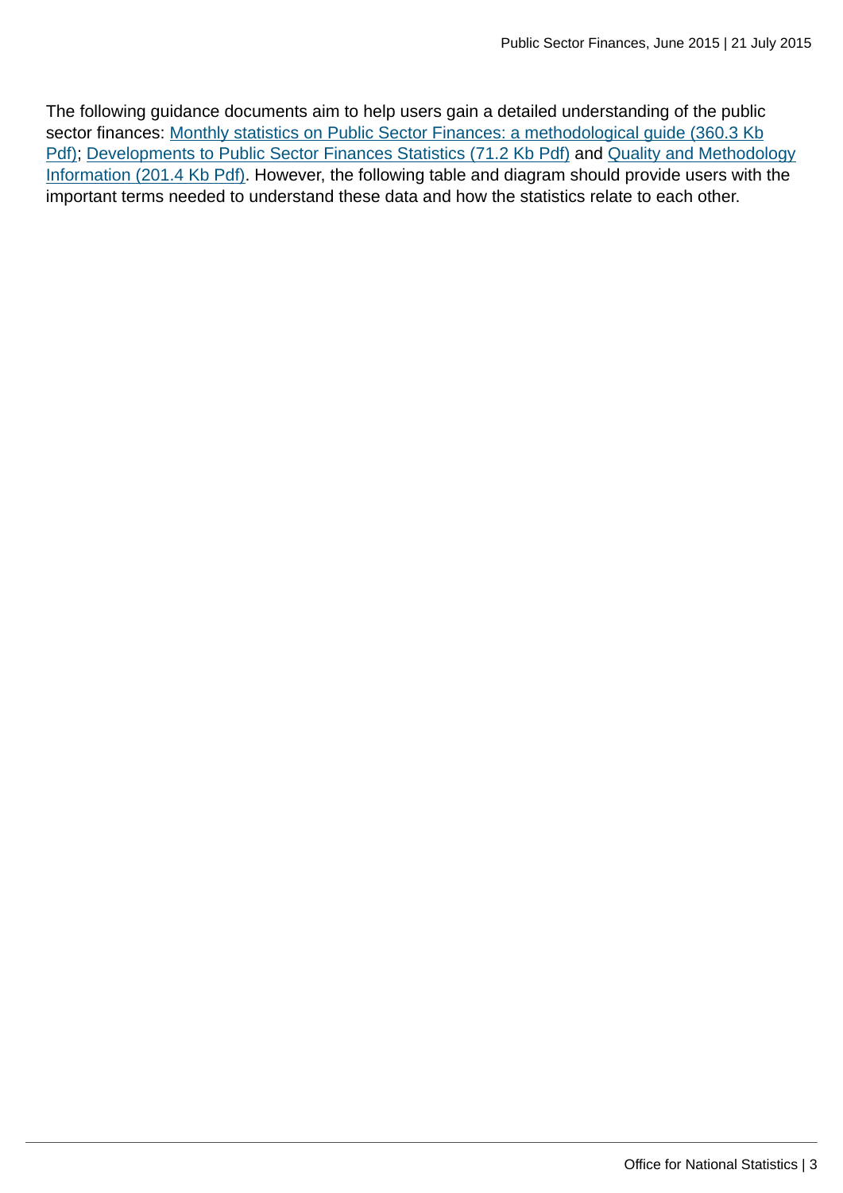The following guidance documents aim to help users gain a detailed understanding of the public sector finances: [Monthly statistics on Public Sector Finances: a methodological guide (360.3 Kb Pdf)](); [Developments to Public Sector Finances Statistics (71.2 Kb Pdf)]() and [Quality and Methodology Information (201.4 Kb Pdf)](). However, the following table and diagram should provide users with the important terms needed to understand these data and how the statistics relate to each other.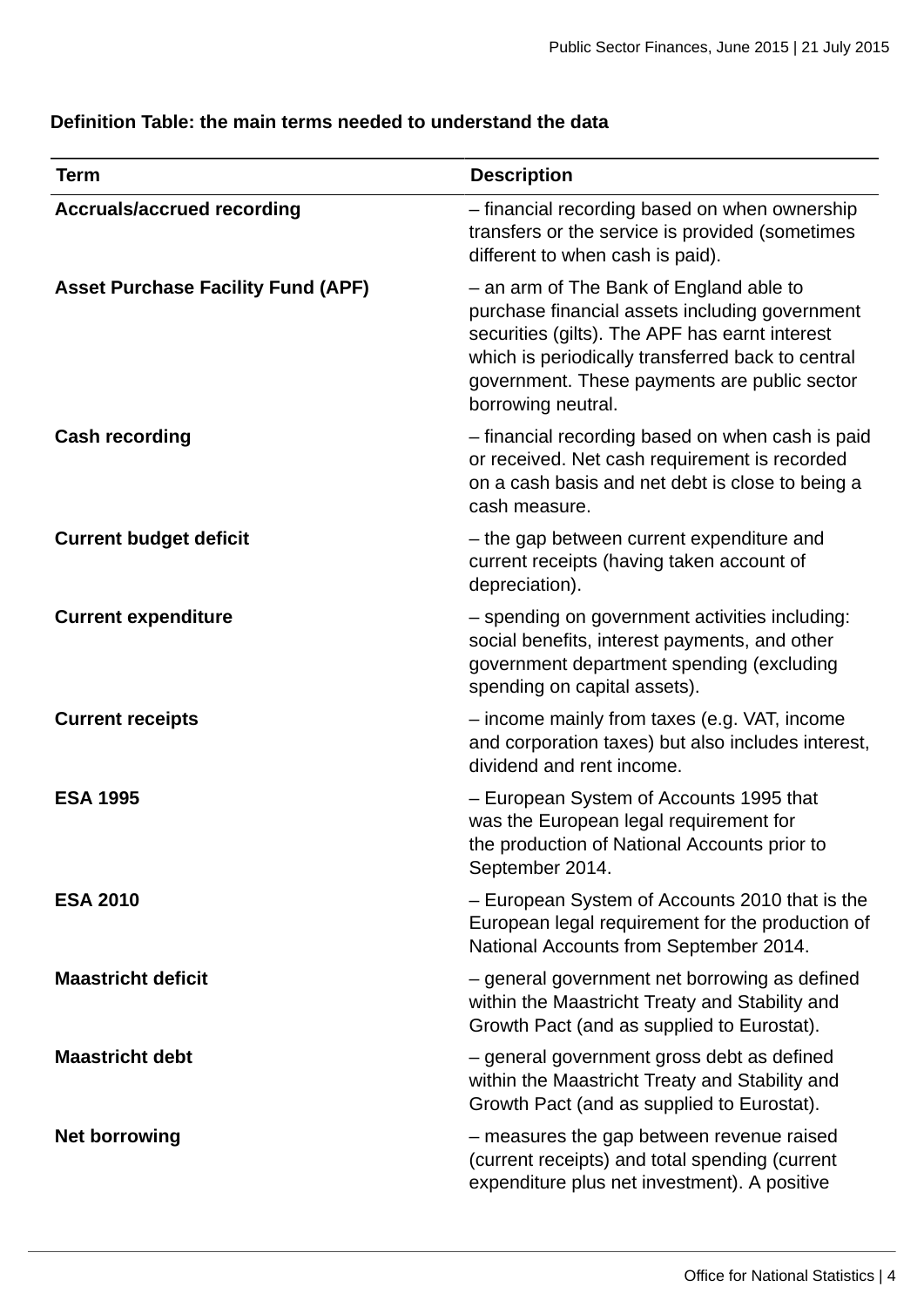**Definition Table: the main terms needed to understand the data**

| Term | Description |
| --- | --- |
| **Accruals/accrued recording** | – financial recording based on when ownership transfers or the service is provided (sometimes different to when cash is paid). |
| **Asset Purchase Facility Fund (APF)** | – an arm of The Bank of England able to purchase financial assets including government securities (gilts). The APF has earnt interest which is periodically transferred back to central government. These payments are public sector borrowing neutral. |
| **Cash recording** | – financial recording based on when cash is paid or received. Net cash requirement is recorded on a cash basis and net debt is close to being a cash measure. |
| **Current budget deficit** | – the gap between current expenditure and current receipts (having taken account of depreciation). |
| **Current expenditure** | – spending on government activities including: social benefits, interest payments, and other government department spending (excluding spending on capital assets). |
| **Current receipts** | – income mainly from taxes (e.g. VAT, income and corporation taxes) but also includes interest, dividend and rent income. |
| **ESA 1995** | – European System of Accounts 1995 that was the European legal requirement for the production of National Accounts prior to September 2014. |
| **ESA 2010** | – European System of Accounts 2010 that is the European legal requirement for the production of National Accounts from September 2014. |
| **Maastricht deficit** | – general government net borrowing as defined within the Maastricht Treaty and Stability and Growth Pact (and as supplied to Eurostat). |
| **Maastricht debt** | – general government gross debt as defined within the Maastricht Treaty and Stability and Growth Pact (and as supplied to Eurostat). |
| **Net borrowing** | – measures the gap between revenue raised (current receipts) and total spending (current expenditure plus net investment). A positive |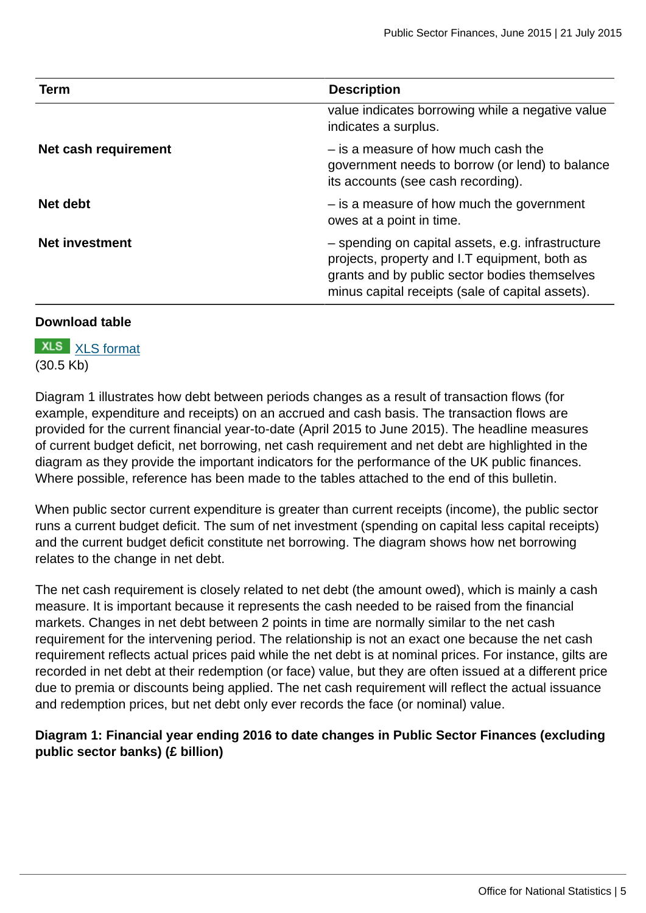| Term | Description |
|---|---|
| | value indicates borrowing while a negative value indicates a surplus. |
| **Net cash requirement** | – is a measure of how much cash the government needs to borrow (or lend) to balance its accounts (see cash recording). |
| **Net debt** | – is a measure of how much the government owes at a point in time. |
| **Net investment** | – spending on capital assets, e.g. infrastructure projects, property and I.T equipment, both as grants and by public sector bodies themselves minus capital receipts (sale of capital assets). |

**Download table**

XLS [XLS format](#)
(30.5 Kb)

Diagram 1 illustrates how debt between periods changes as a result of transaction flows (for example, expenditure and receipts) on an accrued and cash basis. The transaction flows are provided for the current financial year-to-date (April 2015 to June 2015). The headline measures of current budget deficit, net borrowing, net cash requirement and net debt are highlighted in the diagram as they provide the important indicators for the performance of the UK public finances. Where possible, reference has been made to the tables attached to the end of this bulletin.

When public sector current expenditure is greater than current receipts (income), the public sector runs a current budget deficit. The sum of net investment (spending on capital less capital receipts) and the current budget deficit constitute net borrowing. The diagram shows how net borrowing relates to the change in net debt.

The net cash requirement is closely related to net debt (the amount owed), which is mainly a cash measure. It is important because it represents the cash needed to be raised from the financial markets. Changes in net debt between 2 points in time are normally similar to the net cash requirement for the intervening period. The relationship is not an exact one because the net cash requirement reflects actual prices paid while the net debt is at nominal prices. For instance, gilts are recorded in net debt at their redemption (or face) value, but they are often issued at a different price due to premia or discounts being applied. The net cash requirement will reflect the actual issuance and redemption prices, but net debt only ever records the face (or nominal) value.

**Diagram 1: Financial year ending 2016 to date changes in Public Sector Finances (excluding public sector banks) (£ billion)**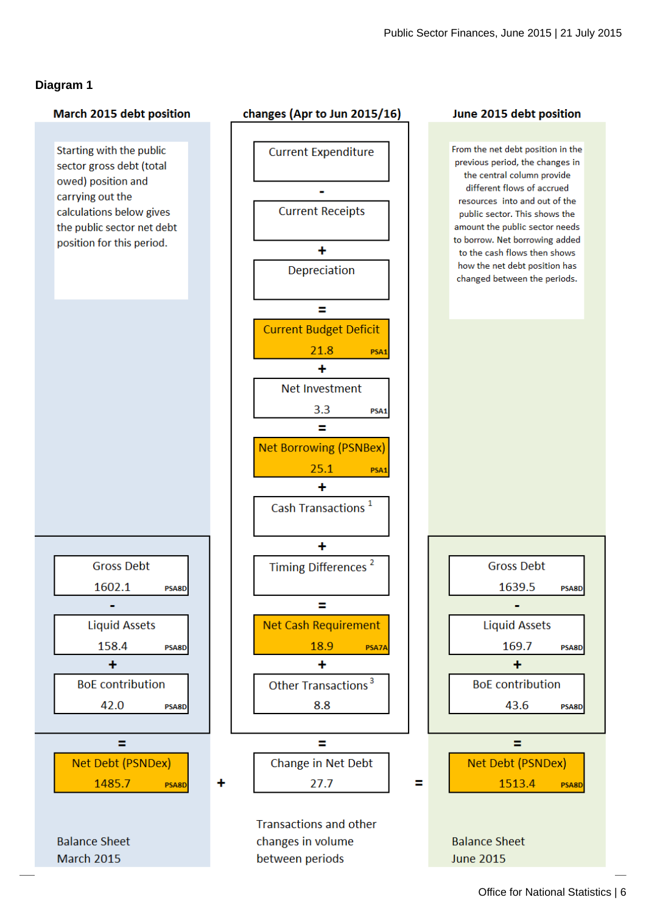**Diagram 1**

**March 2015 debt position**

Starting with the public sector gross debt (total owed) position and carrying out the calculations below gives the public sector net debt position for this period.

| Item | Value | Source |
|---|---|---|
| Gross Debt | 1602.1 | PSA8D |
| - Liquid Assets | 158.4 | PSA8D |
| + BoE contribution | 42.0 | PSA8D |
| = Net Debt (PSNDex) | 1485.7 | PSA8D |

Balance Sheet March 2015

**+**

**changes (Apr to Jun 2015/16)**

| Item | Value | Source |
|---|---|---|
| Current Expenditure | | |
| - Current Receipts | | |
| + Depreciation | | |
| = Current Budget Deficit | 21.8 | PSA1 |
| + Net Investment | 3.3 | PSA1 |
| = Net Borrowing (PSNBex) | 25.1 | PSA1 |
| + Cash Transactions [1] | | |
| + Timing Differences [2] | | |
| = Net Cash Requirement | 18.9 | PSA7A |
| + Other Transactions [3] | 8.8 | |
| = Change in Net Debt | 27.7 | |

Transactions and other changes in volume between periods

**=**

**June 2015 debt position**

From the net debt position in the previous period, the changes in the central column provide different flows of accrued resources into and out of the public sector. This shows the amount the public sector needs to borrow. Net borrowing added to the cash flows then shows how the net debt position has changed between the periods.

| Item | Value | Source |
|---|---|---|
| Gross Debt | 1639.5 | PSA8D |
| - Liquid Assets | 169.7 | PSA8D |
| + BoE contribution | 43.6 | PSA8D |
| = Net Debt (PSNDex) | 1513.4 | PSA8D |

Balance Sheet June 2015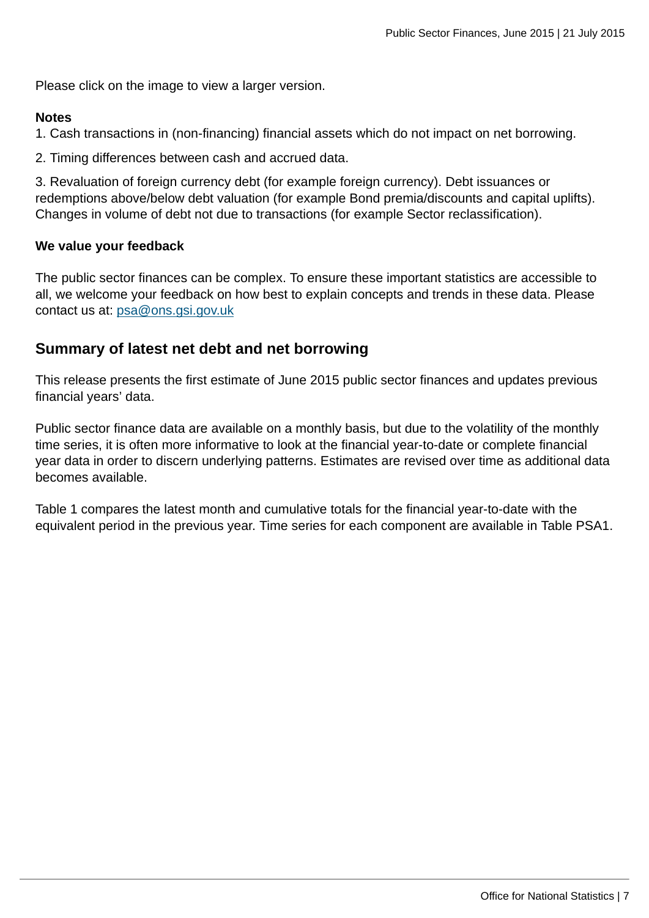Please click on the image to view a larger version.

**Notes**

1. Cash transactions in (non-financing) financial assets which do not impact on net borrowing.

2. Timing differences between cash and accrued data.

3. Revaluation of foreign currency debt (for example foreign currency). Debt issuances or redemptions above/below debt valuation (for example Bond premia/discounts and capital uplifts). Changes in volume of debt not due to transactions (for example Sector reclassification).

**We value your feedback**

The public sector finances can be complex. To ensure these important statistics are accessible to all, we welcome your feedback on how best to explain concepts and trends in these data. Please contact us at: psa@ons.gsi.gov.uk

## Summary of latest net debt and net borrowing

This release presents the first estimate of June 2015 public sector finances and updates previous financial years' data.

Public sector finance data are available on a monthly basis, but due to the volatility of the monthly time series, it is often more informative to look at the financial year-to-date or complete financial year data in order to discern underlying patterns. Estimates are revised over time as additional data becomes available.

Table 1 compares the latest month and cumulative totals for the financial year-to-date with the equivalent period in the previous year. Time series for each component are available in Table PSA1.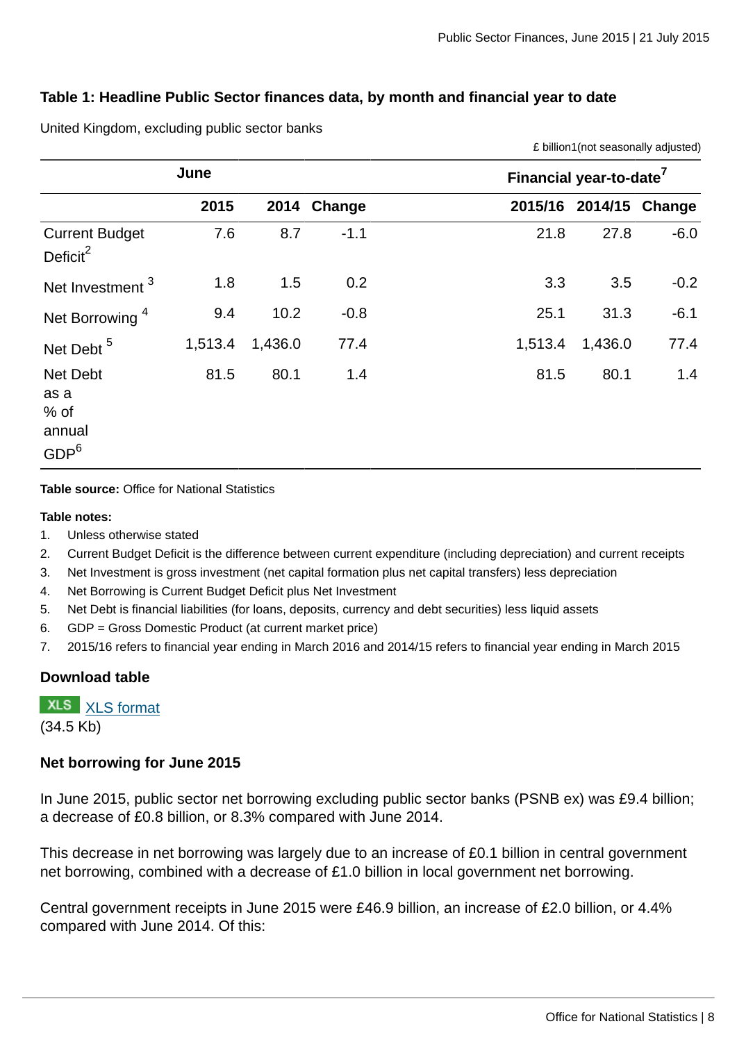### Table 1: Headline Public Sector finances data, by month and financial year to date

United Kingdom, excluding public sector banks

£ billion1(not seasonally adjusted)

| | June | | | Financial year-to-date[7] | | |
|---|---|---|---|---|---|---|
| | 2015 | 2014 | Change | 2015/16 | 2014/15 | Change |
| Current Budget Deficit[2] | 7.6 | 8.7 | -1.1 | 21.8 | 27.8 | -6.0 |
| Net Investment [3] | 1.8 | 1.5 | 0.2 | 3.3 | 3.5 | -0.2 |
| Net Borrowing [4] | 9.4 | 10.2 | -0.8 | 25.1 | 31.3 | -6.1 |
| Net Debt [5] | 1,513.4 | 1,436.0 | 77.4 | 1,513.4 | 1,436.0 | 77.4 |
| Net Debt as a % of annual GDP[6] | 81.5 | 80.1 | 1.4 | 81.5 | 80.1 | 1.4 |

**Table source:** Office for National Statistics

**Table notes:**

1. Unless otherwise stated
2. Current Budget Deficit is the difference between current expenditure (including depreciation) and current receipts
3. Net Investment is gross investment (net capital formation plus net capital transfers) less depreciation
4. Net Borrowing is Current Budget Deficit plus Net Investment
5. Net Debt is financial liabilities (for loans, deposits, currency and debt securities) less liquid assets
6. GDP = Gross Domestic Product (at current market price)
7. 2015/16 refers to financial year ending in March 2016 and 2014/15 refers to financial year ending in March 2015

#### Download table

XLS XLS format
(34.5 Kb)

#### Net borrowing for June 2015

In June 2015, public sector net borrowing excluding public sector banks (PSNB ex) was £9.4 billion; a decrease of £0.8 billion, or 8.3% compared with June 2014.

This decrease in net borrowing was largely due to an increase of £0.1 billion in central government net borrowing, combined with a decrease of £1.0 billion in local government net borrowing.

Central government receipts in June 2015 were £46.9 billion, an increase of £2.0 billion, or 4.4% compared with June 2014. Of this: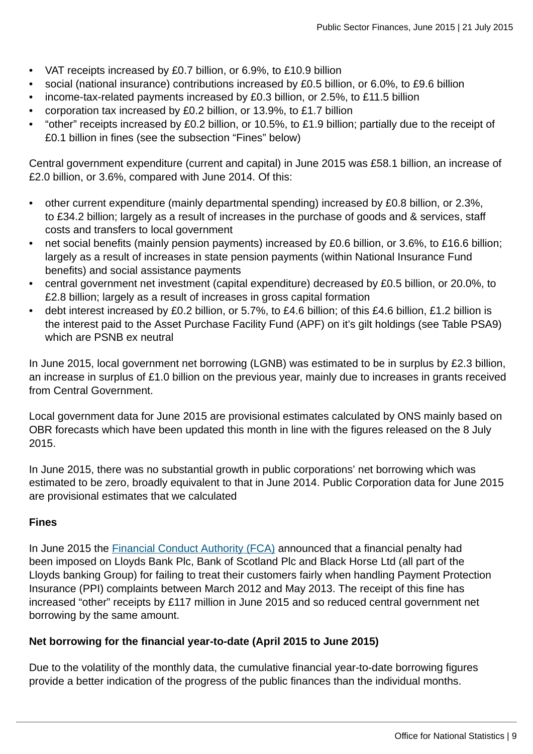- VAT receipts increased by £0.7 billion, or 6.9%, to £10.9 billion
- social (national insurance) contributions increased by £0.5 billion, or 6.0%, to £9.6 billion
- income-tax-related payments increased by £0.3 billion, or 2.5%, to £11.5 billion
- corporation tax increased by £0.2 billion, or 13.9%, to £1.7 billion
- "other" receipts increased by £0.2 billion, or 10.5%, to £1.9 billion; partially due to the receipt of £0.1 billion in fines (see the subsection "Fines" below)

Central government expenditure (current and capital) in June 2015 was £58.1 billion, an increase of £2.0 billion, or 3.6%, compared with June 2014. Of this:

- other current expenditure (mainly departmental spending) increased by £0.8 billion, or 2.3%, to £34.2 billion; largely as a result of increases in the purchase of goods and & services, staff costs and transfers to local government
- net social benefits (mainly pension payments) increased by £0.6 billion, or 3.6%, to £16.6 billion; largely as a result of increases in state pension payments (within National Insurance Fund benefits) and social assistance payments
- central government net investment (capital expenditure) decreased by £0.5 billion, or 20.0%, to £2.8 billion; largely as a result of increases in gross capital formation
- debt interest increased by £0.2 billion, or 5.7%, to £4.6 billion; of this £4.6 billion, £1.2 billion is the interest paid to the Asset Purchase Facility Fund (APF) on it's gilt holdings (see Table PSA9) which are PSNB ex neutral

In June 2015, local government net borrowing (LGNB) was estimated to be in surplus by £2.3 billion, an increase in surplus of £1.0 billion on the previous year, mainly due to increases in grants received from Central Government.

Local government data for June 2015 are provisional estimates calculated by ONS mainly based on OBR forecasts which have been updated this month in line with the figures released on the 8 July 2015.

In June 2015, there was no substantial growth in public corporations' net borrowing which was estimated to be zero, broadly equivalent to that in June 2014. Public Corporation data for June 2015 are provisional estimates that we calculated

**Fines**

In June 2015 the [Financial Conduct Authority (FCA)](#) announced that a financial penalty had been imposed on Lloyds Bank Plc, Bank of Scotland Plc and Black Horse Ltd (all part of the Lloyds banking Group) for failing to treat their customers fairly when handling Payment Protection Insurance (PPI) complaints between March 2012 and May 2013. The receipt of this fine has increased "other" receipts by £117 million in June 2015 and so reduced central government net borrowing by the same amount.

**Net borrowing for the financial year-to-date (April 2015 to June 2015)**

Due to the volatility of the monthly data, the cumulative financial year-to-date borrowing figures provide a better indication of the progress of the public finances than the individual months.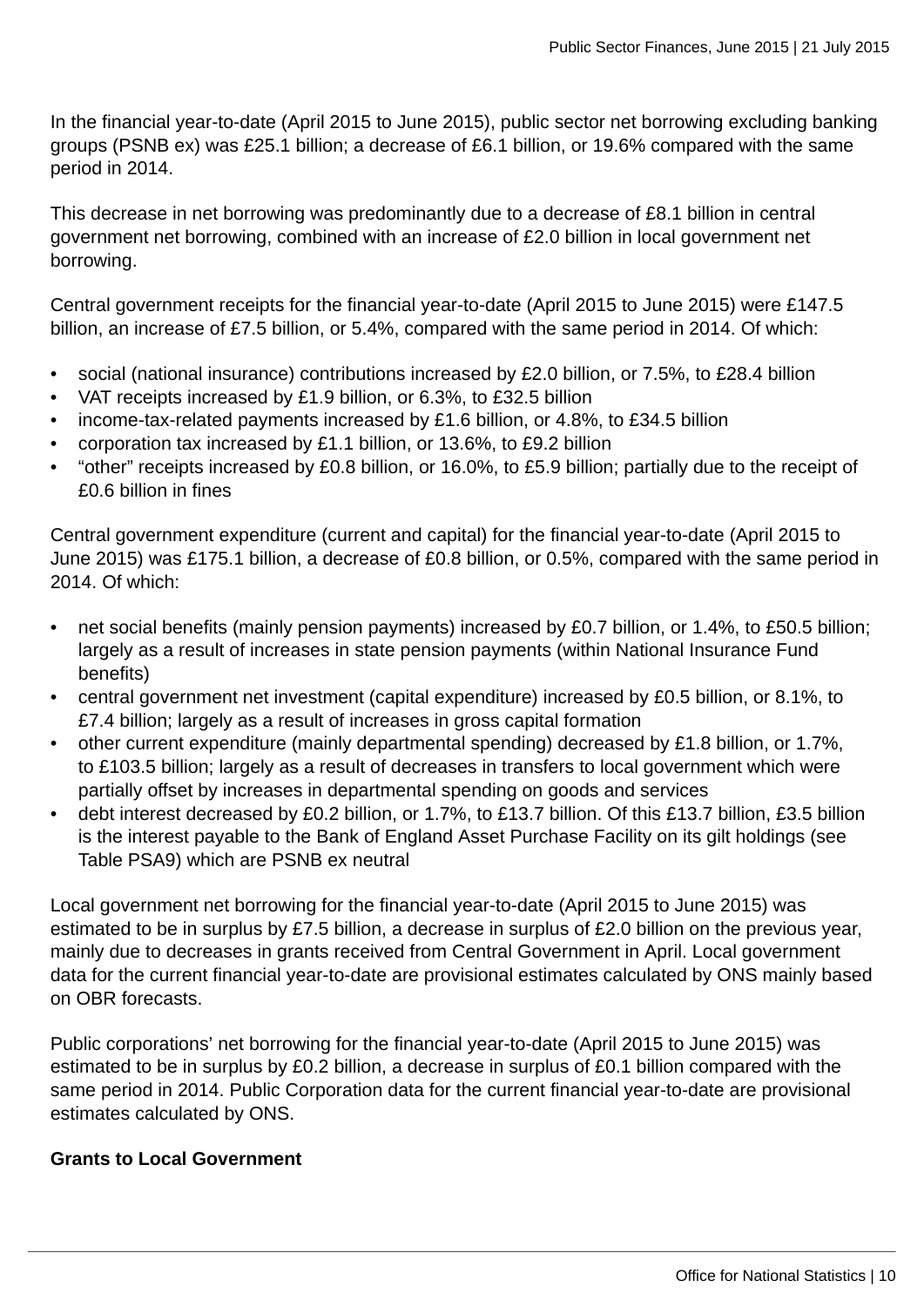In the financial year-to-date (April 2015 to June 2015), public sector net borrowing excluding banking groups (PSNB ex) was £25.1 billion; a decrease of £6.1 billion, or 19.6% compared with the same period in 2014.

This decrease in net borrowing was predominantly due to a decrease of £8.1 billion in central government net borrowing, combined with an increase of £2.0 billion in local government net borrowing.

Central government receipts for the financial year-to-date (April 2015 to June 2015) were £147.5 billion, an increase of £7.5 billion, or 5.4%, compared with the same period in 2014. Of which:

- social (national insurance) contributions increased by £2.0 billion, or 7.5%, to £28.4 billion
- VAT receipts increased by £1.9 billion, or 6.3%, to £32.5 billion
- income-tax-related payments increased by £1.6 billion, or 4.8%, to £34.5 billion
- corporation tax increased by £1.1 billion, or 13.6%, to £9.2 billion
- "other" receipts increased by £0.8 billion, or 16.0%, to £5.9 billion; partially due to the receipt of £0.6 billion in fines

Central government expenditure (current and capital) for the financial year-to-date (April 2015 to June 2015) was £175.1 billion, a decrease of £0.8 billion, or 0.5%, compared with the same period in 2014. Of which:

- net social benefits (mainly pension payments) increased by £0.7 billion, or 1.4%, to £50.5 billion; largely as a result of increases in state pension payments (within National Insurance Fund benefits)
- central government net investment (capital expenditure) increased by £0.5 billion, or 8.1%, to £7.4 billion; largely as a result of increases in gross capital formation
- other current expenditure (mainly departmental spending) decreased by £1.8 billion, or 1.7%, to £103.5 billion; largely as a result of decreases in transfers to local government which were partially offset by increases in departmental spending on goods and services
- debt interest decreased by £0.2 billion, or 1.7%, to £13.7 billion. Of this £13.7 billion, £3.5 billion is the interest payable to the Bank of England Asset Purchase Facility on its gilt holdings (see Table PSA9) which are PSNB ex neutral

Local government net borrowing for the financial year-to-date (April 2015 to June 2015) was estimated to be in surplus by £7.5 billion, a decrease in surplus of £2.0 billion on the previous year, mainly due to decreases in grants received from Central Government in April. Local government data for the current financial year-to-date are provisional estimates calculated by ONS mainly based on OBR forecasts.

Public corporations' net borrowing for the financial year-to-date (April 2015 to June 2015) was estimated to be in surplus by £0.2 billion, a decrease in surplus of £0.1 billion compared with the same period in 2014. Public Corporation data for the current financial year-to-date are provisional estimates calculated by ONS.

**Grants to Local Government**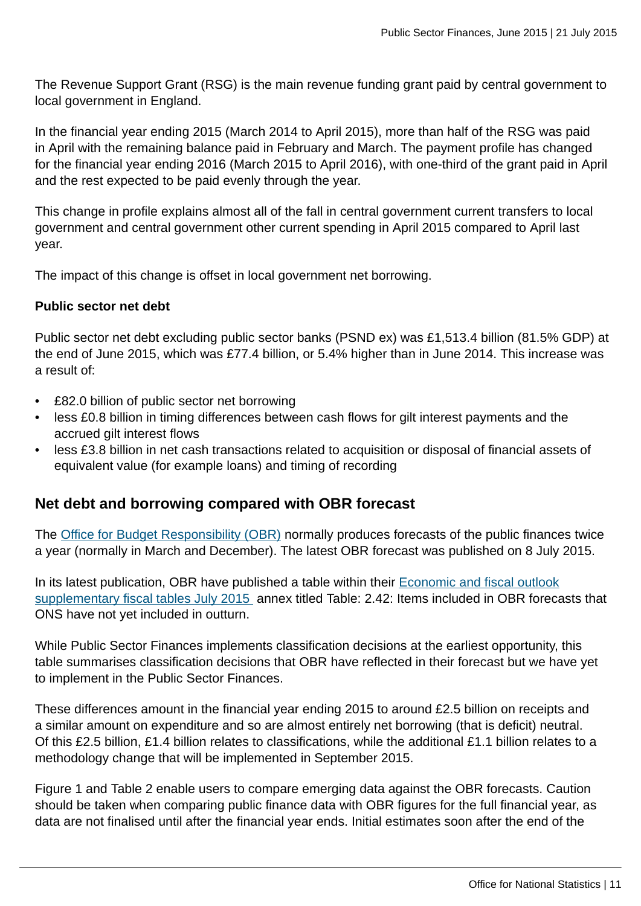The Revenue Support Grant (RSG) is the main revenue funding grant paid by central government to local government in England.

In the financial year ending 2015 (March 2014 to April 2015), more than half of the RSG was paid in April with the remaining balance paid in February and March. The payment profile has changed for the financial year ending 2016 (March 2015 to April 2016), with one-third of the grant paid in April and the rest expected to be paid evenly through the year.

This change in profile explains almost all of the fall in central government current transfers to local government and central government other current spending in April 2015 compared to April last year.

The impact of this change is offset in local government net borrowing.

**Public sector net debt**

Public sector net debt excluding public sector banks (PSND ex) was £1,513.4 billion (81.5% GDP) at the end of June 2015, which was £77.4 billion, or 5.4% higher than in June 2014. This increase was a result of:

- £82.0 billion of public sector net borrowing
- less £0.8 billion in timing differences between cash flows for gilt interest payments and the accrued gilt interest flows
- less £3.8 billion in net cash transactions related to acquisition or disposal of financial assets of equivalent value (for example loans) and timing of recording

## Net debt and borrowing compared with OBR forecast

The Office for Budget Responsibility (OBR) normally produces forecasts of the public finances twice a year (normally in March and December). The latest OBR forecast was published on 8 July 2015.

In its latest publication, OBR have published a table within their Economic and fiscal outlook supplementary fiscal tables July 2015 annex titled Table: 2.42: Items included in OBR forecasts that ONS have not yet included in outturn.

While Public Sector Finances implements classification decisions at the earliest opportunity, this table summarises classification decisions that OBR have reflected in their forecast but we have yet to implement in the Public Sector Finances.

These differences amount in the financial year ending 2015 to around £2.5 billion on receipts and a similar amount on expenditure and so are almost entirely net borrowing (that is deficit) neutral. Of this £2.5 billion, £1.4 billion relates to classifications, while the additional £1.1 billion relates to a methodology change that will be implemented in September 2015.

Figure 1 and Table 2 enable users to compare emerging data against the OBR forecasts. Caution should be taken when comparing public finance data with OBR figures for the full financial year, as data are not finalised until after the financial year ends. Initial estimates soon after the end of the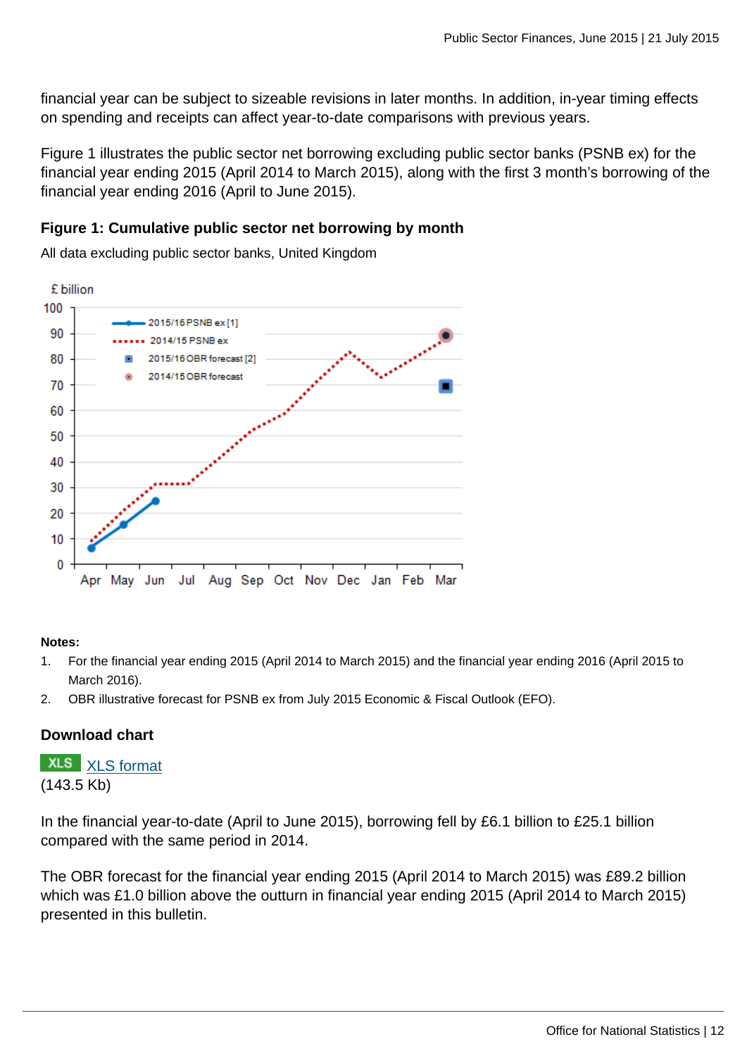financial year can be subject to sizeable revisions in later months. In addition, in-year timing effects on spending and receipts can affect year-to-date comparisons with previous years.

Figure 1 illustrates the public sector net borrowing excluding public sector banks (PSNB ex) for the financial year ending 2015 (April 2014 to March 2015), along with the first 3 month's borrowing of the financial year ending 2016 (April to June 2015).

### Figure 1: Cumulative public sector net borrowing by month

All data excluding public sector banks, United Kingdom

**Notes:**

1. For the financial year ending 2015 (April 2014 to March 2015) and the financial year ending 2016 (April 2015 to March 2016).
2. OBR illustrative forecast for PSNB ex from July 2015 Economic & Fiscal Outlook (EFO).

### Download chart

XLS [XLS format](#)
(143.5 Kb)

In the financial year-to-date (April to June 2015), borrowing fell by £6.1 billion to £25.1 billion compared with the same period in 2014.

The OBR forecast for the financial year ending 2015 (April 2014 to March 2015) was £89.2 billion which was £1.0 billion above the outturn in financial year ending 2015 (April 2014 to March 2015) presented in this bulletin.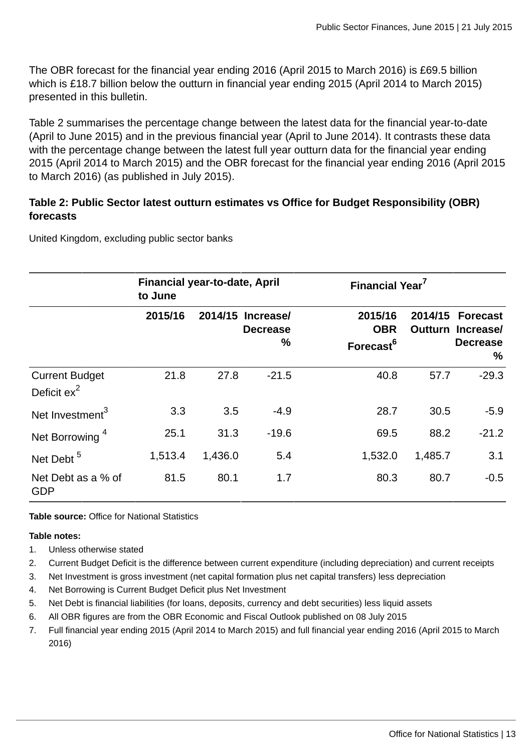The OBR forecast for the financial year ending 2016 (April 2015 to March 2016) is £69.5 billion which is £18.7 billion below the outturn in financial year ending 2015 (April 2014 to March 2015) presented in this bulletin.

Table 2 summarises the percentage change between the latest data for the financial year-to-date (April to June 2015) and in the previous financial year (April to June 2014). It contrasts these data with the percentage change between the latest full year outturn data for the financial year ending 2015 (April 2014 to March 2015) and the OBR forecast for the financial year ending 2016 (April 2015 to March 2016) (as published in July 2015).

**Table 2: Public Sector latest outturn estimates vs Office for Budget Responsibility (OBR) forecasts**

United Kingdom, excluding public sector banks

| | Financial year-to-date, April to June | | | Financial Year[7] | | |
|---|---|---|---|---|---|---|
| | 2015/16 | 2014/15 | Increase/ Decrease % | 2015/16 OBR Forecast[6] | 2014/15 Outturn | Forecast Increase/ Decrease % |
| Current Budget Deficit ex[2] | 21.8 | 27.8 | -21.5 | 40.8 | 57.7 | -29.3 |
| Net Investment[3] | 3.3 | 3.5 | -4.9 | 28.7 | 30.5 | -5.9 |
| Net Borrowing [4] | 25.1 | 31.3 | -19.6 | 69.5 | 88.2 | -21.2 |
| Net Debt [5] | 1,513.4 | 1,436.0 | 5.4 | 1,532.0 | 1,485.7 | 3.1 |
| Net Debt as a % of GDP | 81.5 | 80.1 | 1.7 | 80.3 | 80.7 | -0.5 |

**Table source:** Office for National Statistics

**Table notes:**

1. Unless otherwise stated
2. Current Budget Deficit is the difference between current expenditure (including depreciation) and current receipts
3. Net Investment is gross investment (net capital formation plus net capital transfers) less depreciation
4. Net Borrowing is Current Budget Deficit plus Net Investment
5. Net Debt is financial liabilities (for loans, deposits, currency and debt securities) less liquid assets
6. All OBR figures are from the OBR Economic and Fiscal Outlook published on 08 July 2015
7. Full financial year ending 2015 (April 2014 to March 2015) and full financial year ending 2016 (April 2015 to March 2016)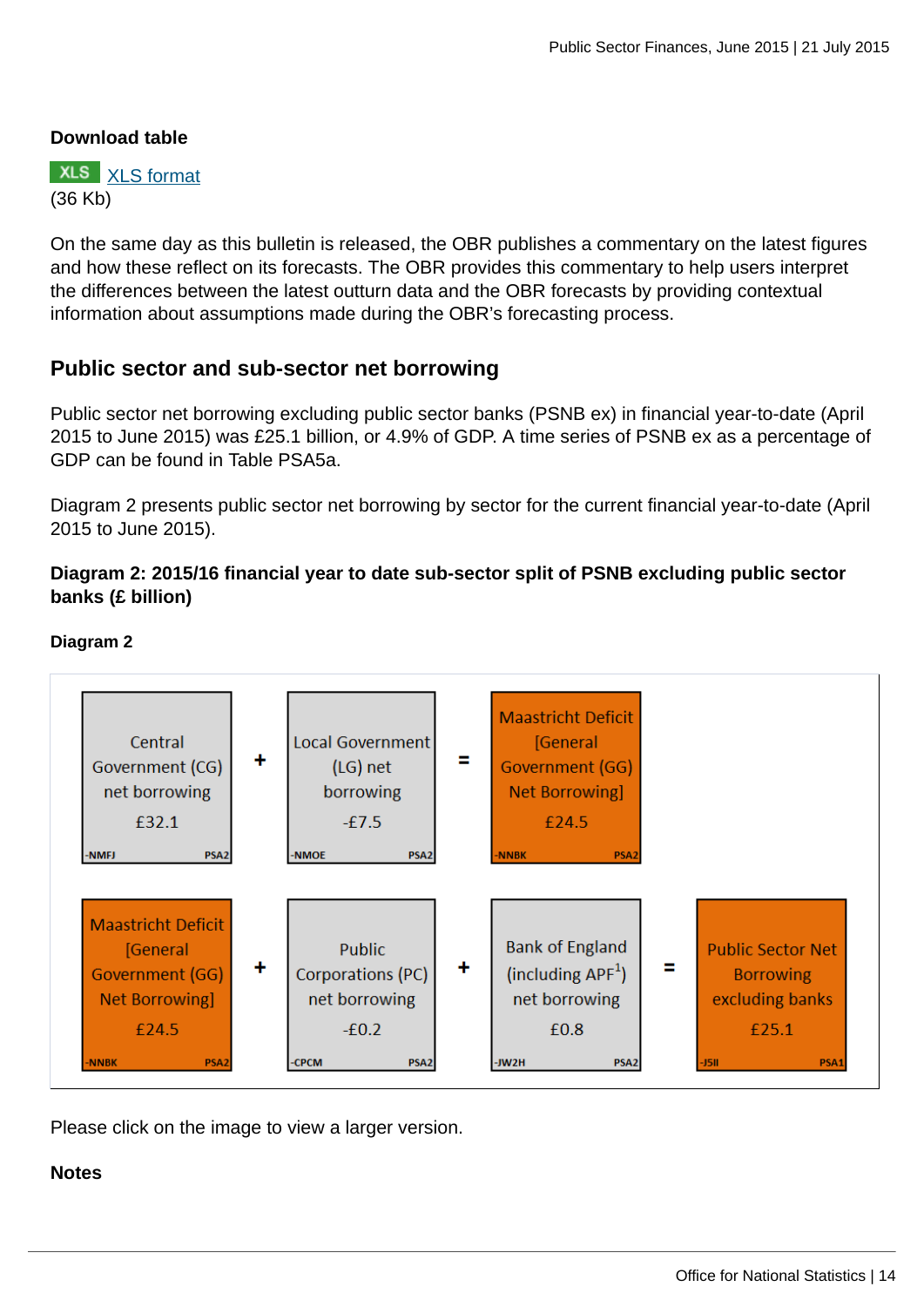**Download table**

XLS [XLS format](#)
(36 Kb)

On the same day as this bulletin is released, the OBR publishes a commentary on the latest figures and how these reflect on its forecasts. The OBR provides this commentary to help users interpret the differences between the latest outturn data and the OBR forecasts by providing contextual information about assumptions made during the OBR's forecasting process.

## Public sector and sub-sector net borrowing

Public sector net borrowing excluding public sector banks (PSNB ex) in financial year-to-date (April 2015 to June 2015) was £25.1 billion, or 4.9% of GDP. A time series of PSNB ex as a percentage of GDP can be found in Table PSA5a.

Diagram 2 presents public sector net borrowing by sector for the current financial year-to-date (April 2015 to June 2015).

**Diagram 2: 2015/16 financial year to date sub-sector split of PSNB excluding public sector banks (£ billion)**

**Diagram 2**

Central Government (CG) net borrowing £32.1 (-NMFJ, PSA2) + Local Government (LG) net borrowing -£7.5 (-NMOE, PSA2) = Maastricht Deficit [General Government (GG) Net Borrowing] £24.5 (-NNBK, PSA2)

Maastricht Deficit [General Government (GG) Net Borrowing] £24.5 (-NNBK, PSA2) + Public Corporations (PC) net borrowing -£0.2 (-CPCM, PSA2) + Bank of England (including APF[1]) net borrowing £0.8 (-JW2H, PSA2) = Public Sector Net Borrowing excluding banks £25.1 (-J5II, PSA1)

Please click on the image to view a larger version.

**Notes**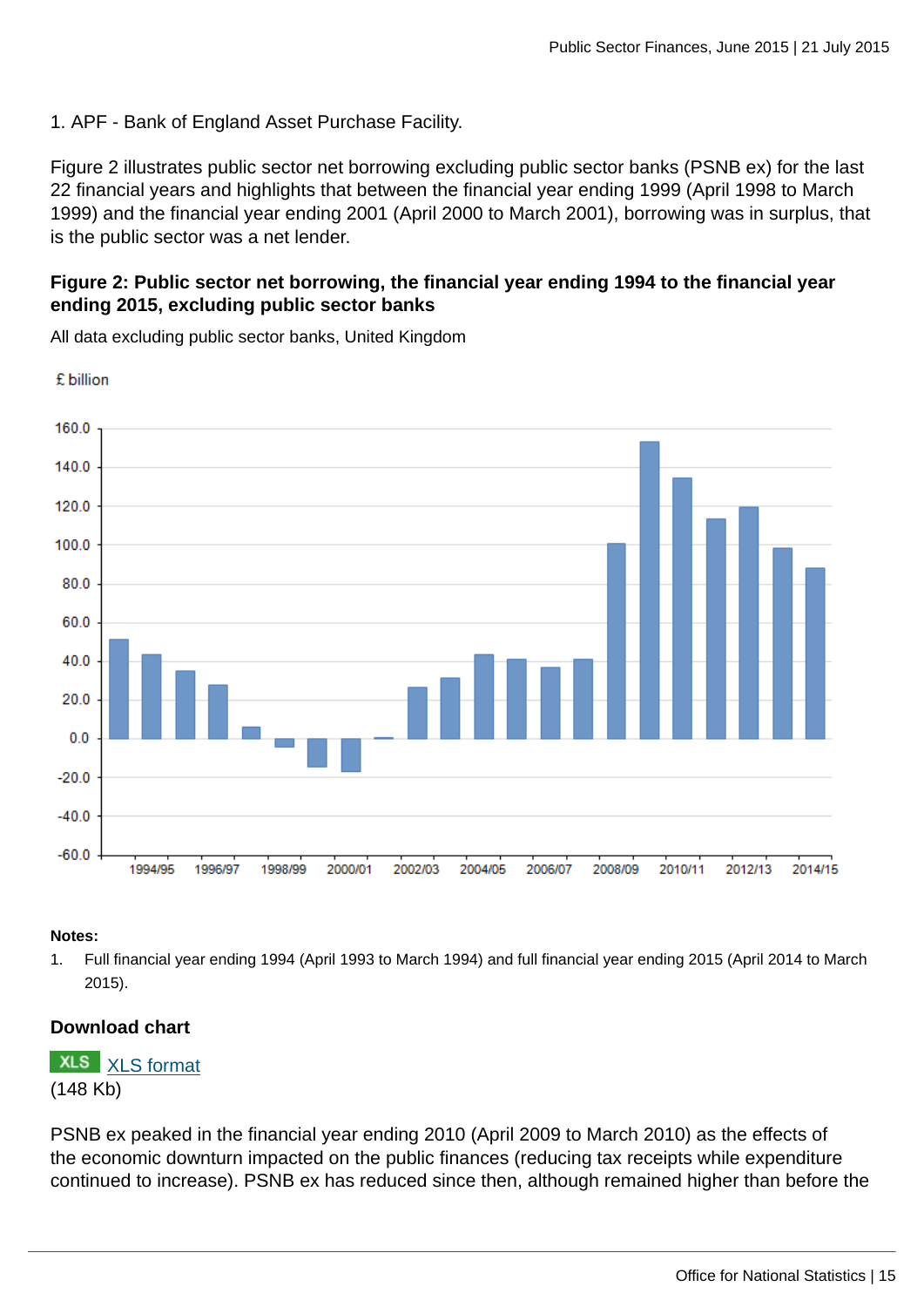1. APF - Bank of England Asset Purchase Facility.

Figure 2 illustrates public sector net borrowing excluding public sector banks (PSNB ex) for the last 22 financial years and highlights that between the financial year ending 1999 (April 1998 to March 1999) and the financial year ending 2001 (April 2000 to March 2001), borrowing was in surplus, that is the public sector was a net lender.

#### Figure 2: Public sector net borrowing, the financial year ending 1994 to the financial year ending 2015, excluding public sector banks

All data excluding public sector banks, United Kingdom

**Notes:**

1. Full financial year ending 1994 (April 1993 to March 1994) and full financial year ending 2015 (April 2014 to March 2015).

#### Download chart

XLS [XLS format](XLS format)
(148 Kb)

PSNB ex peaked in the financial year ending 2010 (April 2009 to March 2010) as the effects of the economic downturn impacted on the public finances (reducing tax receipts while expenditure continued to increase). PSNB ex has reduced since then, although remained higher than before the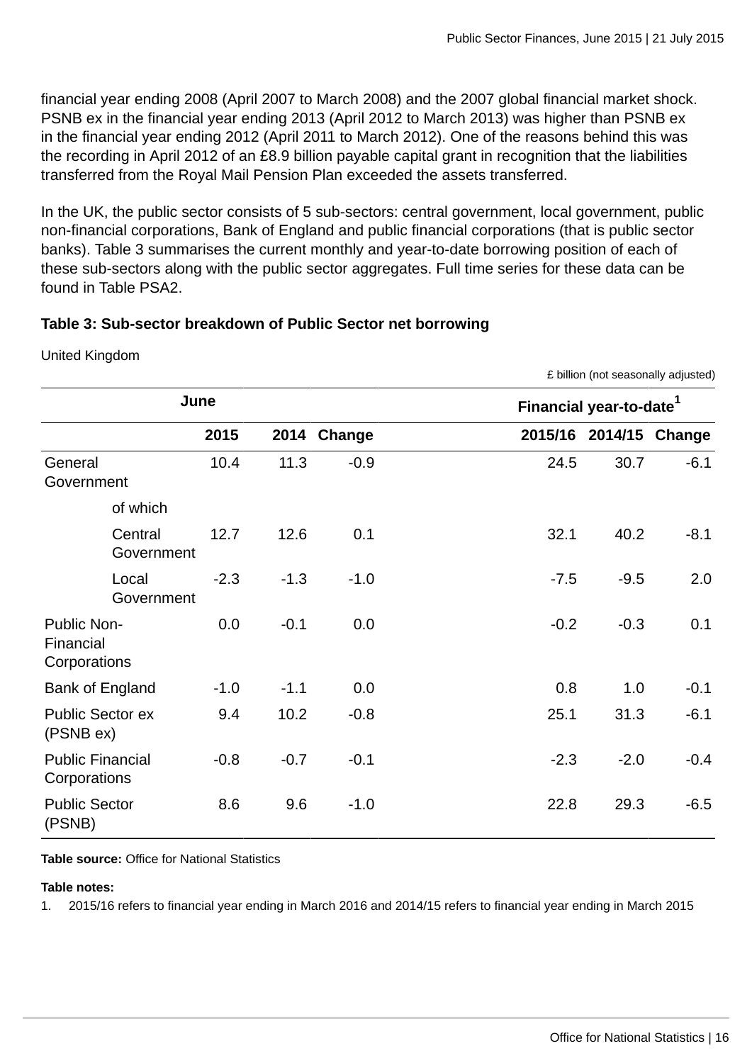financial year ending 2008 (April 2007 to March 2008) and the 2007 global financial market shock. PSNB ex in the financial year ending 2013 (April 2012 to March 2013) was higher than PSNB ex in the financial year ending 2012 (April 2011 to March 2012). One of the reasons behind this was the recording in April 2012 of an £8.9 billion payable capital grant in recognition that the liabilities transferred from the Royal Mail Pension Plan exceeded the assets transferred.

In the UK, the public sector consists of 5 sub-sectors: central government, local government, public non-financial corporations, Bank of England and public financial corporations (that is public sector banks). Table 3 summarises the current monthly and year-to-date borrowing position of each of these sub-sectors along with the public sector aggregates. Full time series for these data can be found in Table PSA2.

**Table 3: Sub-sector breakdown of Public Sector net borrowing**

United Kingdom

£ billion (not seasonally adjusted)

| | June | | | | Financial year-to-date[1] | | |
|---|---|---|---|---|---|---|---|
| | 2015 | 2014 | Change | | 2015/16 | 2014/15 | Change |
| General Government | 10.4 | 11.3 | -0.9 | | 24.5 | 30.7 | -6.1 |
| of which | | | | | | | |
| Central Government | 12.7 | 12.6 | 0.1 | | 32.1 | 40.2 | -8.1 |
| Local Government | -2.3 | -1.3 | -1.0 | | -7.5 | -9.5 | 2.0 |
| Public Non-Financial Corporations | 0.0 | -0.1 | 0.0 | | -0.2 | -0.3 | 0.1 |
| Bank of England | -1.0 | -1.1 | 0.0 | | 0.8 | 1.0 | -0.1 |
| Public Sector ex (PSNB ex) | 9.4 | 10.2 | -0.8 | | 25.1 | 31.3 | -6.1 |
| Public Financial Corporations | -0.8 | -0.7 | -0.1 | | -2.3 | -2.0 | -0.4 |
| Public Sector (PSNB) | 8.6 | 9.6 | -1.0 | | 22.8 | 29.3 | -6.5 |

**Table source:** Office for National Statistics

**Table notes:**

1. 2015/16 refers to financial year ending in March 2016 and 2014/15 refers to financial year ending in March 2015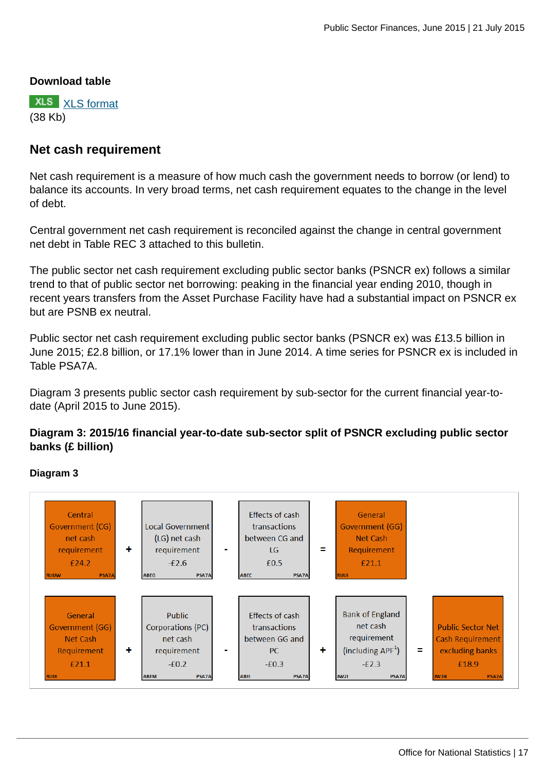Download table

XLS [XLS format](#)
(38 Kb)

## Net cash requirement

Net cash requirement is a measure of how much cash the government needs to borrow (or lend) to balance its accounts. In very broad terms, net cash requirement equates to the change in the level of debt.

Central government net cash requirement is reconciled against the change in central government net debt in Table REC 3 attached to this bulletin.

The public sector net cash requirement excluding public sector banks (PSNCR ex) follows a similar trend to that of public sector net borrowing: peaking in the financial year ending 2010, though in recent years transfers from the Asset Purchase Facility have had a substantial impact on PSNCR ex but are PSNB ex neutral.

Public sector net cash requirement excluding public sector banks (PSNCR ex) was £13.5 billion in June 2015; £2.8 billion, or 17.1% lower than in June 2014. A time series for PSNCR ex is included in Table PSA7A.

Diagram 3 presents public sector cash requirement by sub-sector for the current financial year-to-date (April 2015 to June 2015).

**Diagram 3: 2015/16 financial year-to-date sub-sector split of PSNCR excluding public sector banks (£ billion)**

**Diagram 3**

| Central Government (CG) net cash requirement £24.2 (RUUW, PSA7A) | + | Local Government (LG) net cash requirement -£2.6 (ABEG, PSA7A) | - | Effects of cash transactions between CG and LG £0.5 (ABEC, PSA7A) | = | General Government (GG) Net Cash Requirement £21.1 (RUUI) | | |
|---|---|---|---|---|---|---|---|---|
| General Government (GG) Net Cash Requirement £21.1 (RUUI) | + | Public Corporations (PC) net cash requirement -£0.2 (ABEM, PSA7A) | - | Effects of cash transactions between GG and PC -£0.3 (ABEI, PSA7A) | + | Bank of England net cash requirement (including APF[1]) -£2.3 (JW2I, PSA7A) | = | Public Sector Net Cash Requirement excluding banks £18.9 (JW38, PSA7A) |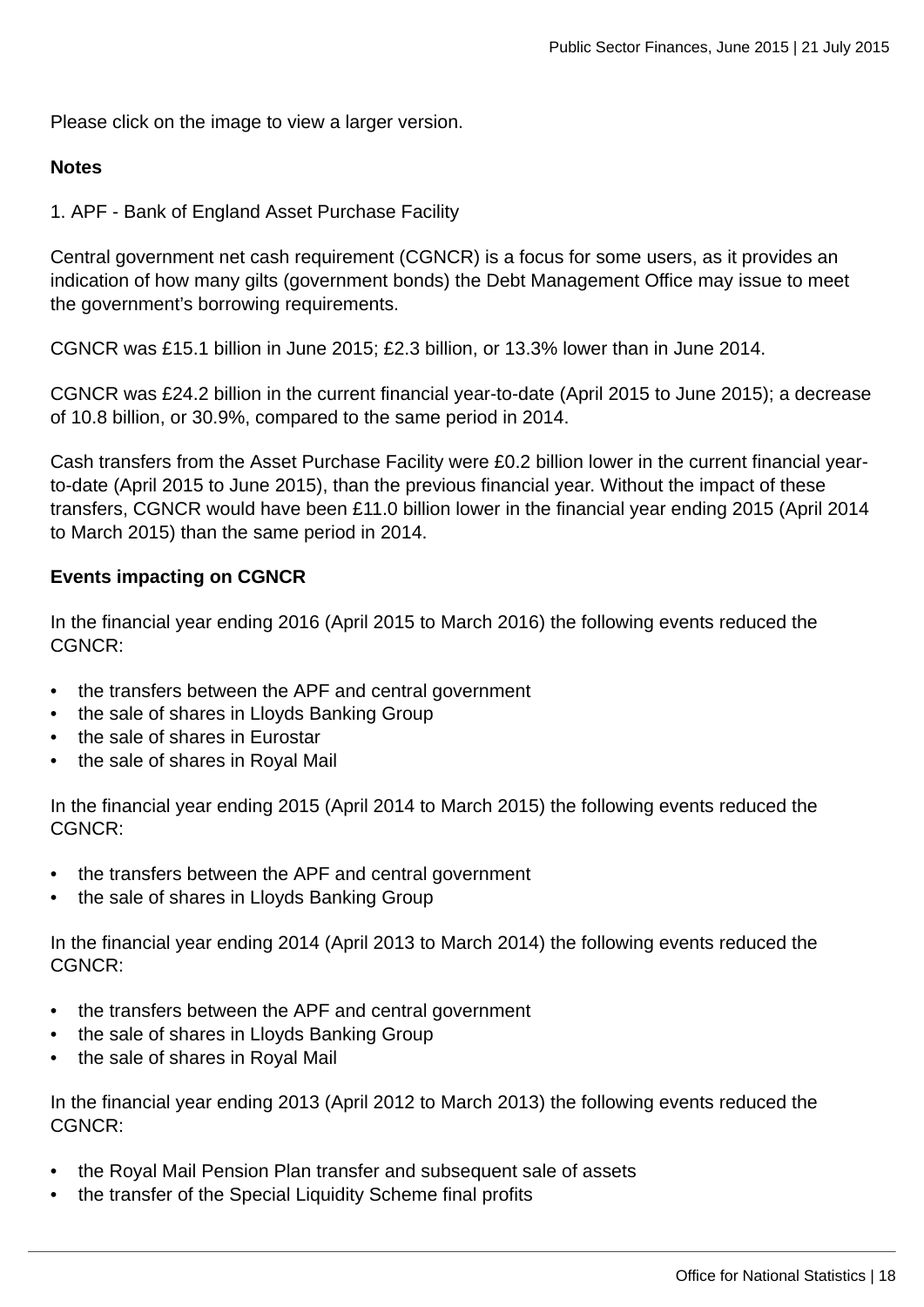Please click on the image to view a larger version.

**Notes**

1. APF - Bank of England Asset Purchase Facility

Central government net cash requirement (CGNCR) is a focus for some users, as it provides an indication of how many gilts (government bonds) the Debt Management Office may issue to meet the government's borrowing requirements.

CGNCR was £15.1 billion in June 2015; £2.3 billion, or 13.3% lower than in June 2014.

CGNCR was £24.2 billion in the current financial year-to-date (April 2015 to June 2015); a decrease of 10.8 billion, or 30.9%, compared to the same period in 2014.

Cash transfers from the Asset Purchase Facility were £0.2 billion lower in the current financial year-to-date (April 2015 to June 2015), than the previous financial year. Without the impact of these transfers, CGNCR would have been £11.0 billion lower in the financial year ending 2015 (April 2014 to March 2015) than the same period in 2014.

**Events impacting on CGNCR**

In the financial year ending 2016 (April 2015 to March 2016) the following events reduced the CGNCR:

- the transfers between the APF and central government
- the sale of shares in Lloyds Banking Group
- the sale of shares in Eurostar
- the sale of shares in Royal Mail

In the financial year ending 2015 (April 2014 to March 2015) the following events reduced the CGNCR:

- the transfers between the APF and central government
- the sale of shares in Lloyds Banking Group

In the financial year ending 2014 (April 2013 to March 2014) the following events reduced the CGNCR:

- the transfers between the APF and central government
- the sale of shares in Lloyds Banking Group
- the sale of shares in Royal Mail

In the financial year ending 2013 (April 2012 to March 2013) the following events reduced the CGNCR:

- the Royal Mail Pension Plan transfer and subsequent sale of assets
- the transfer of the Special Liquidity Scheme final profits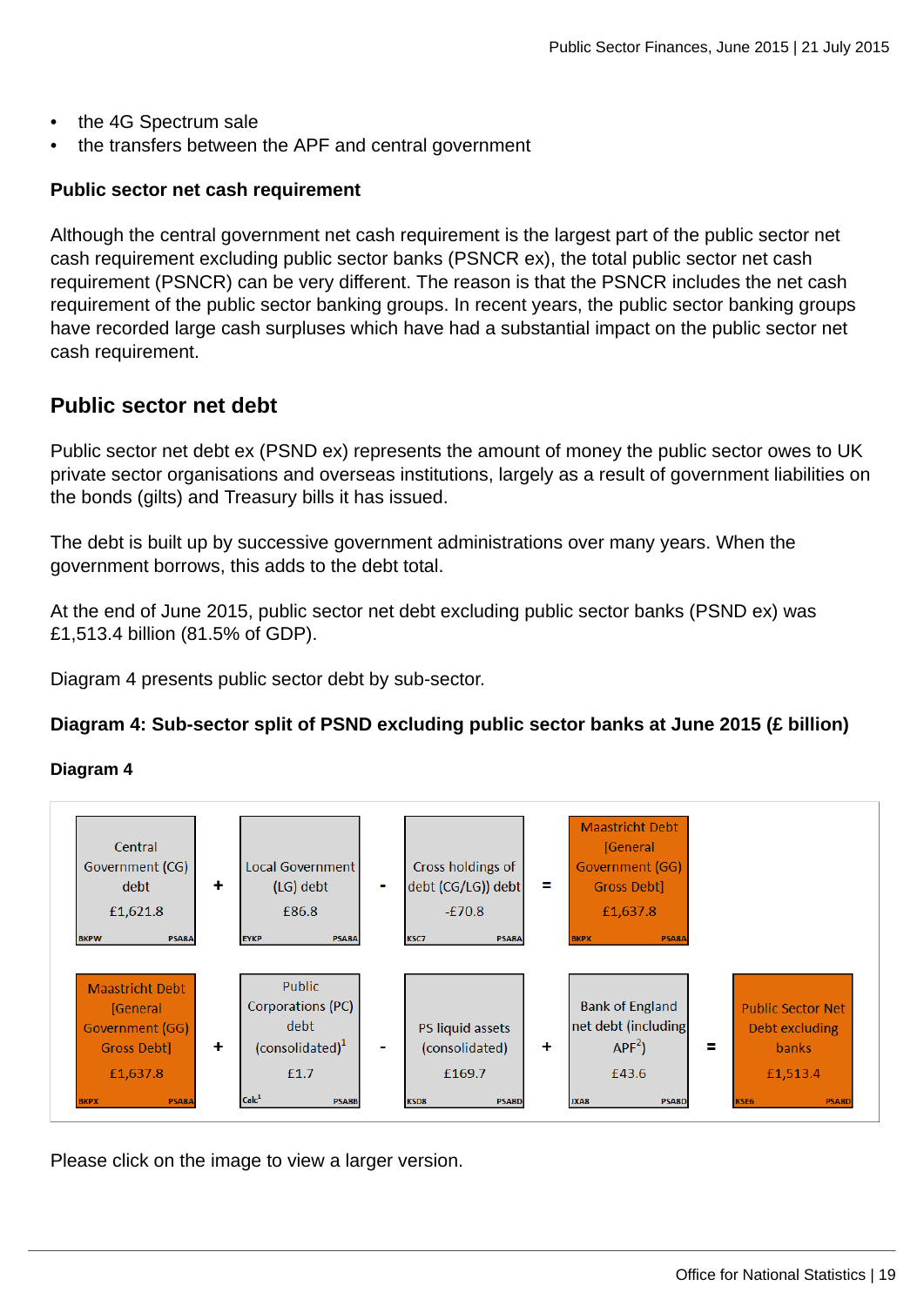- the 4G Spectrum sale
- the transfers between the APF and central government

**Public sector net cash requirement**

Although the central government net cash requirement is the largest part of the public sector net cash requirement excluding public sector banks (PSNCR ex), the total public sector net cash requirement (PSNCR) can be very different. The reason is that the PSNCR includes the net cash requirement of the public sector banking groups. In recent years, the public sector banking groups have recorded large cash surpluses which have had a substantial impact on the public sector net cash requirement.

## Public sector net debt

Public sector net debt ex (PSND ex) represents the amount of money the public sector owes to UK private sector organisations and overseas institutions, largely as a result of government liabilities on the bonds (gilts) and Treasury bills it has issued.

The debt is built up by successive government administrations over many years. When the government borrows, this adds to the debt total.

At the end of June 2015, public sector net debt excluding public sector banks (PSND ex) was £1,513.4 billion (81.5% of GDP).

Diagram 4 presents public sector debt by sub-sector.

**Diagram 4: Sub-sector split of PSND excluding public sector banks at June 2015 (£ billion)**

**Diagram 4**

| Central Government (CG) debt £1,621.8 (BKPW, PSA8A) | + | Local Government (LG) debt £86.8 (EYKP, PSA8A) | - | Cross holdings of debt (CG/LG)) debt -£70.8 (KSC7, PSA8A) | = | Maastricht Debt [General Government (GG) Gross Debt] £1,637.8 (BKPX, PSA8A) | | |
|---|---|---|---|---|---|---|---|---|
| Maastricht Debt [General Government (GG) Gross Debt] £1,637.8 (BKPX, PSA8A) | + | Public Corporations (PC) debt (consolidated)[1] £1.7 (Calc[1], PSA8B) | - | PS liquid assets (consolidated) £169.7 (KSD8, PSA8D) | + | Bank of England net debt (including APF[2]) £43.6 (JXA8, PSA8D) | = | Public Sector Net Debt excluding banks £1,513.4 (KSE6, PSA8D) |

Please click on the image to view a larger version.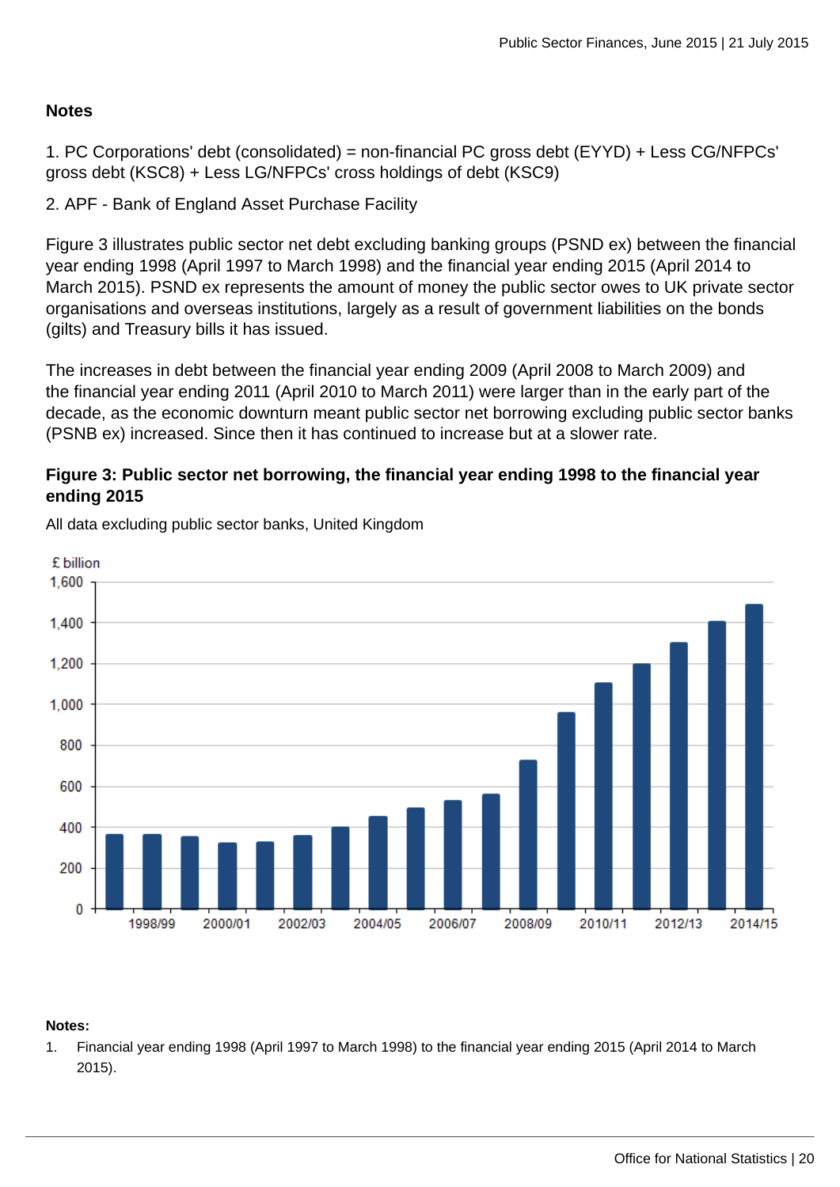**Notes**

1. PC Corporations' debt (consolidated) = non-financial PC gross debt (EYYD) + Less CG/NFPCs' gross debt (KSC8) + Less LG/NFPCs' cross holdings of debt (KSC9)

2. APF - Bank of England Asset Purchase Facility

Figure 3 illustrates public sector net debt excluding banking groups (PSND ex) between the financial year ending 1998 (April 1997 to March 1998) and the financial year ending 2015 (April 2014 to March 2015). PSND ex represents the amount of money the public sector owes to UK private sector organisations and overseas institutions, largely as a result of government liabilities on the bonds (gilts) and Treasury bills it has issued.

The increases in debt between the financial year ending 2009 (April 2008 to March 2009) and the financial year ending 2011 (April 2010 to March 2011) were larger than in the early part of the decade, as the economic downturn meant public sector net borrowing excluding public sector banks (PSNB ex) increased. Since then it has continued to increase but at a slower rate.

### Figure 3: Public sector net borrowing, the financial year ending 1998 to the financial year ending 2015

All data excluding public sector banks, United Kingdom

**Notes:**

1. Financial year ending 1998 (April 1997 to March 1998) to the financial year ending 2015 (April 2014 to March 2015).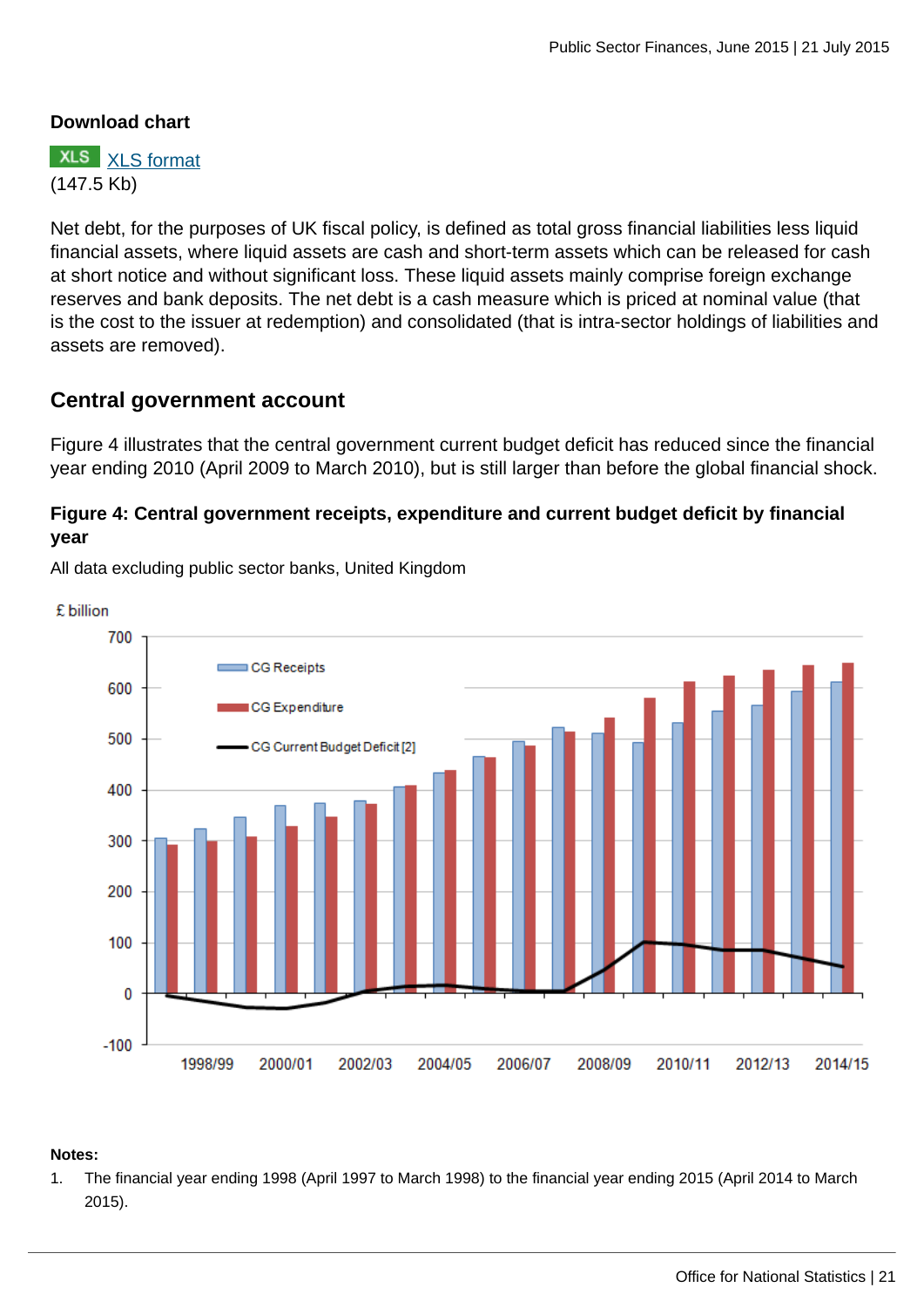**Download chart**

XLS XLS format
(147.5 Kb)

Net debt, for the purposes of UK fiscal policy, is defined as total gross financial liabilities less liquid financial assets, where liquid assets are cash and short-term assets which can be released for cash at short notice and without significant loss. These liquid assets mainly comprise foreign exchange reserves and bank deposits. The net debt is a cash measure which is priced at nominal value (that is the cost to the issuer at redemption) and consolidated (that is intra-sector holdings of liabilities and assets are removed).

## Central government account

Figure 4 illustrates that the central government current budget deficit has reduced since the financial year ending 2010 (April 2009 to March 2010), but is still larger than before the global financial shock.

### Figure 4: Central government receipts, expenditure and current budget deficit by financial year

All data excluding public sector banks, United Kingdom

**Notes:**

1. The financial year ending 1998 (April 1997 to March 1998) to the financial year ending 2015 (April 2014 to March 2015).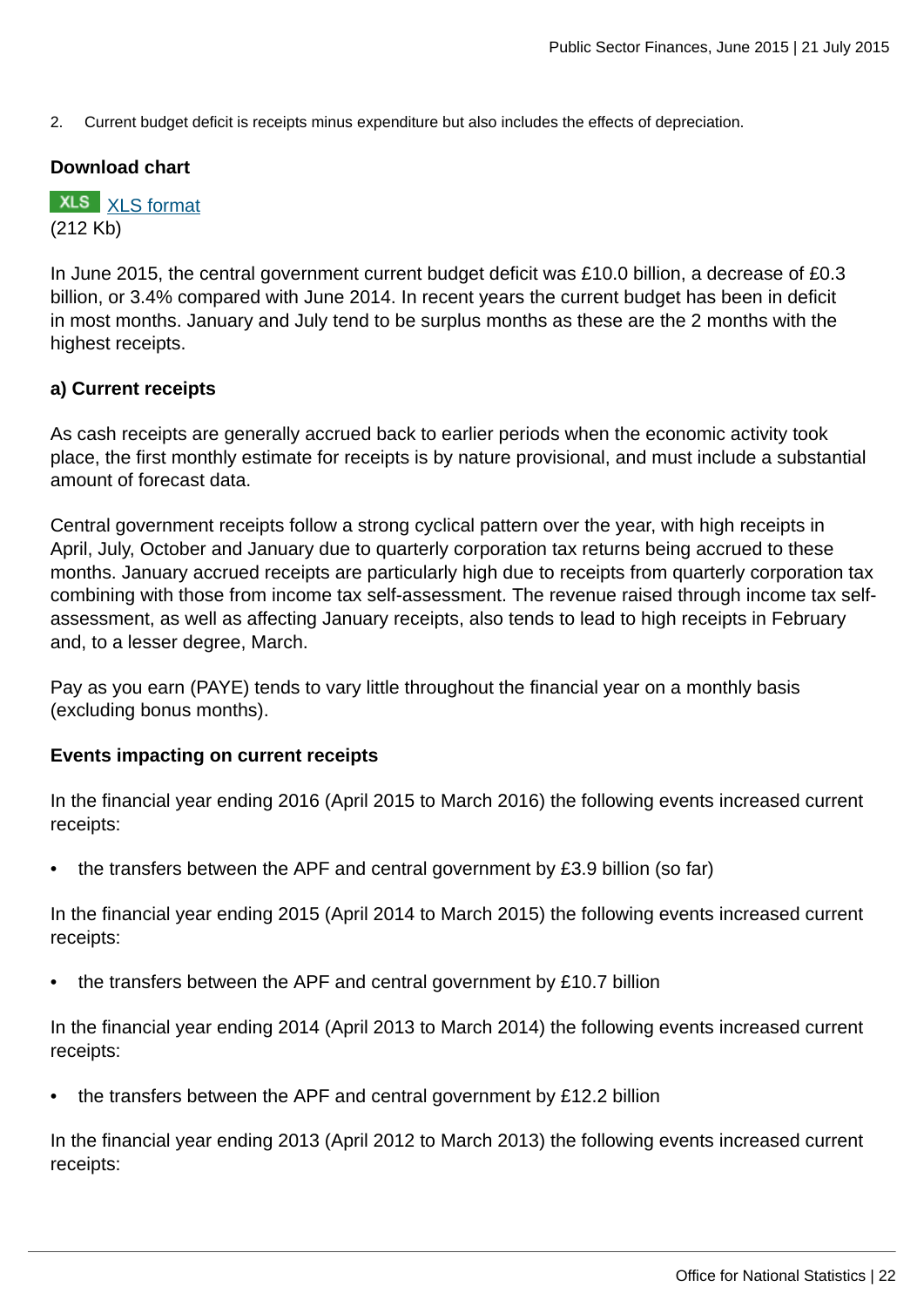2. Current budget deficit is receipts minus expenditure but also includes the effects of depreciation.

**Download chart**

XLS [XLS format](#)
(212 Kb)

In June 2015, the central government current budget deficit was £10.0 billion, a decrease of £0.3 billion, or 3.4% compared with June 2014. In recent years the current budget has been in deficit in most months. January and July tend to be surplus months as these are the 2 months with the highest receipts.

**a) Current receipts**

As cash receipts are generally accrued back to earlier periods when the economic activity took place, the first monthly estimate for receipts is by nature provisional, and must include a substantial amount of forecast data.

Central government receipts follow a strong cyclical pattern over the year, with high receipts in April, July, October and January due to quarterly corporation tax returns being accrued to these months. January accrued receipts are particularly high due to receipts from quarterly corporation tax combining with those from income tax self-assessment. The revenue raised through income tax self-assessment, as well as affecting January receipts, also tends to lead to high receipts in February and, to a lesser degree, March.

Pay as you earn (PAYE) tends to vary little throughout the financial year on a monthly basis (excluding bonus months).

**Events impacting on current receipts**

In the financial year ending 2016 (April 2015 to March 2016) the following events increased current receipts:

- the transfers between the APF and central government by £3.9 billion (so far)

In the financial year ending 2015 (April 2014 to March 2015) the following events increased current receipts:

- the transfers between the APF and central government by £10.7 billion

In the financial year ending 2014 (April 2013 to March 2014) the following events increased current receipts:

- the transfers between the APF and central government by £12.2 billion

In the financial year ending 2013 (April 2012 to March 2013) the following events increased current receipts: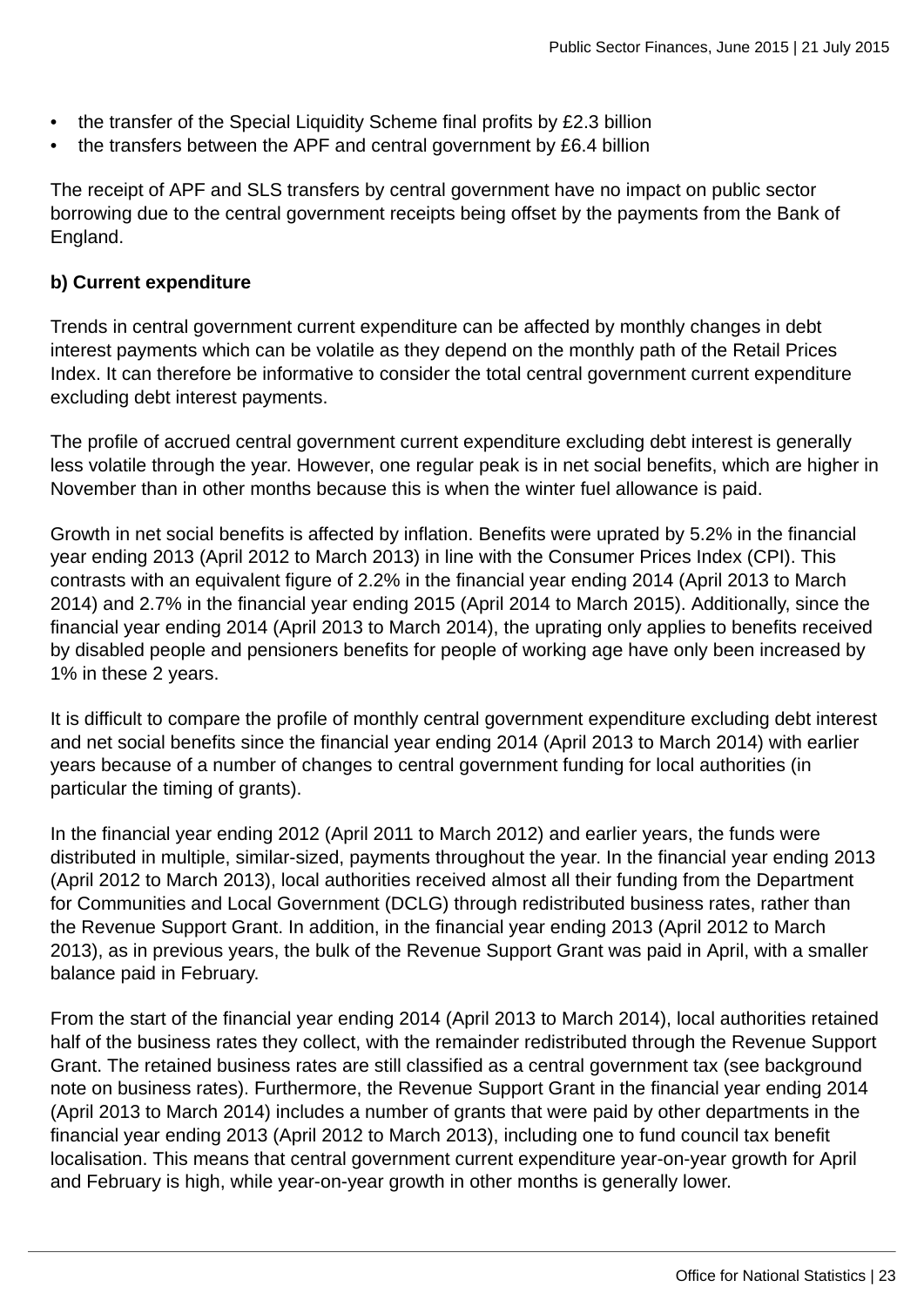- the transfer of the Special Liquidity Scheme final profits by £2.3 billion
- the transfers between the APF and central government by £6.4 billion

The receipt of APF and SLS transfers by central government have no impact on public sector borrowing due to the central government receipts being offset by the payments from the Bank of England.

**b) Current expenditure**

Trends in central government current expenditure can be affected by monthly changes in debt interest payments which can be volatile as they depend on the monthly path of the Retail Prices Index. It can therefore be informative to consider the total central government current expenditure excluding debt interest payments.

The profile of accrued central government current expenditure excluding debt interest is generally less volatile through the year. However, one regular peak is in net social benefits, which are higher in November than in other months because this is when the winter fuel allowance is paid.

Growth in net social benefits is affected by inflation. Benefits were uprated by 5.2% in the financial year ending 2013 (April 2012 to March 2013) in line with the Consumer Prices Index (CPI). This contrasts with an equivalent figure of 2.2% in the financial year ending 2014 (April 2013 to March 2014) and 2.7% in the financial year ending 2015 (April 2014 to March 2015). Additionally, since the financial year ending 2014 (April 2013 to March 2014), the uprating only applies to benefits received by disabled people and pensioners benefits for people of working age have only been increased by 1% in these 2 years.

It is difficult to compare the profile of monthly central government expenditure excluding debt interest and net social benefits since the financial year ending 2014 (April 2013 to March 2014) with earlier years because of a number of changes to central government funding for local authorities (in particular the timing of grants).

In the financial year ending 2012 (April 2011 to March 2012) and earlier years, the funds were distributed in multiple, similar-sized, payments throughout the year. In the financial year ending 2013 (April 2012 to March 2013), local authorities received almost all their funding from the Department for Communities and Local Government (DCLG) through redistributed business rates, rather than the Revenue Support Grant. In addition, in the financial year ending 2013 (April 2012 to March 2013), as in previous years, the bulk of the Revenue Support Grant was paid in April, with a smaller balance paid in February.

From the start of the financial year ending 2014 (April 2013 to March 2014), local authorities retained half of the business rates they collect, with the remainder redistributed through the Revenue Support Grant. The retained business rates are still classified as a central government tax (see background note on business rates). Furthermore, the Revenue Support Grant in the financial year ending 2014 (April 2013 to March 2014) includes a number of grants that were paid by other departments in the financial year ending 2013 (April 2012 to March 2013), including one to fund council tax benefit localisation. This means that central government current expenditure year-on-year growth for April and February is high, while year-on-year growth in other months is generally lower.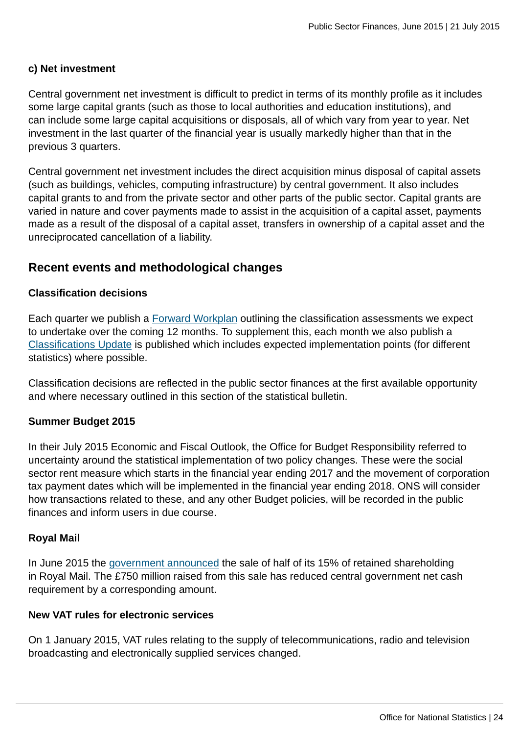**c) Net investment**

Central government net investment is difficult to predict in terms of its monthly profile as it includes some large capital grants (such as those to local authorities and education institutions), and can include some large capital acquisitions or disposals, all of which vary from year to year. Net investment in the last quarter of the financial year is usually markedly higher than that in the previous 3 quarters.

Central government net investment includes the direct acquisition minus disposal of capital assets (such as buildings, vehicles, computing infrastructure) by central government. It also includes capital grants to and from the private sector and other parts of the public sector. Capital grants are varied in nature and cover payments made to assist in the acquisition of a capital asset, payments made as a result of the disposal of a capital asset, transfers in ownership of a capital asset and the unreciprocated cancellation of a liability.

## Recent events and methodological changes

**Classification decisions**

Each quarter we publish a Forward Workplan outlining the classification assessments we expect to undertake over the coming 12 months. To supplement this, each month we also publish a Classifications Update is published which includes expected implementation points (for different statistics) where possible.

Classification decisions are reflected in the public sector finances at the first available opportunity and where necessary outlined in this section of the statistical bulletin.

**Summer Budget 2015**

In their July 2015 Economic and Fiscal Outlook, the Office for Budget Responsibility referred to uncertainty around the statistical implementation of two policy changes. These were the social sector rent measure which starts in the financial year ending 2017 and the movement of corporation tax payment dates which will be implemented in the financial year ending 2018. ONS will consider how transactions related to these, and any other Budget policies, will be recorded in the public finances and inform users in due course.

**Royal Mail**

In June 2015 the government announced the sale of half of its 15% of retained shareholding in Royal Mail. The £750 million raised from this sale has reduced central government net cash requirement by a corresponding amount.

**New VAT rules for electronic services**

On 1 January 2015, VAT rules relating to the supply of telecommunications, radio and television broadcasting and electronically supplied services changed.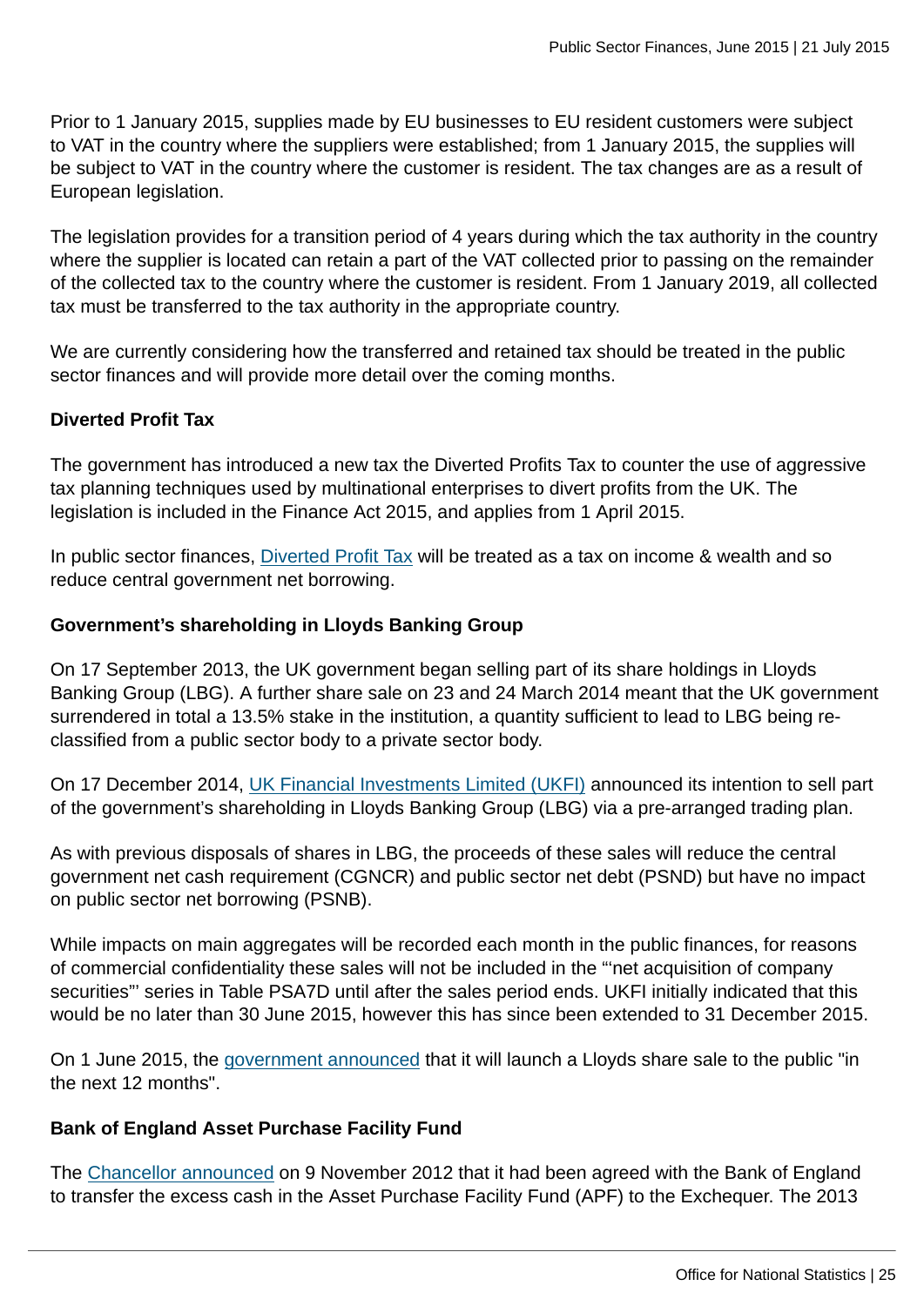Prior to 1 January 2015, supplies made by EU businesses to EU resident customers were subject to VAT in the country where the suppliers were established; from 1 January 2015, the supplies will be subject to VAT in the country where the customer is resident. The tax changes are as a result of European legislation.

The legislation provides for a transition period of 4 years during which the tax authority in the country where the supplier is located can retain a part of the VAT collected prior to passing on the remainder of the collected tax to the country where the customer is resident. From 1 January 2019, all collected tax must be transferred to the tax authority in the appropriate country.

We are currently considering how the transferred and retained tax should be treated in the public sector finances and will provide more detail over the coming months.

**Diverted Profit Tax**

The government has introduced a new tax the Diverted Profits Tax to counter the use of aggressive tax planning techniques used by multinational enterprises to divert profits from the UK. The legislation is included in the Finance Act 2015, and applies from 1 April 2015.

In public sector finances, Diverted Profit Tax will be treated as a tax on income & wealth and so reduce central government net borrowing.

**Government's shareholding in Lloyds Banking Group**

On 17 September 2013, the UK government began selling part of its share holdings in Lloyds Banking Group (LBG). A further share sale on 23 and 24 March 2014 meant that the UK government surrendered in total a 13.5% stake in the institution, a quantity sufficient to lead to LBG being re-classified from a public sector body to a private sector body.

On 17 December 2014, UK Financial Investments Limited (UKFI) announced its intention to sell part of the government's shareholding in Lloyds Banking Group (LBG) via a pre-arranged trading plan.

As with previous disposals of shares in LBG, the proceeds of these sales will reduce the central government net cash requirement (CGNCR) and public sector net debt (PSND) but have no impact on public sector net borrowing (PSNB).

While impacts on main aggregates will be recorded each month in the public finances, for reasons of commercial confidentiality these sales will not be included in the "'net acquisition of company securities"' series in Table PSA7D until after the sales period ends. UKFI initially indicated that this would be no later than 30 June 2015, however this has since been extended to 31 December 2015.

On 1 June 2015, the government announced that it will launch a Lloyds share sale to the public "in the next 12 months".

**Bank of England Asset Purchase Facility Fund**

The Chancellor announced on 9 November 2012 that it had been agreed with the Bank of England to transfer the excess cash in the Asset Purchase Facility Fund (APF) to the Exchequer. The 2013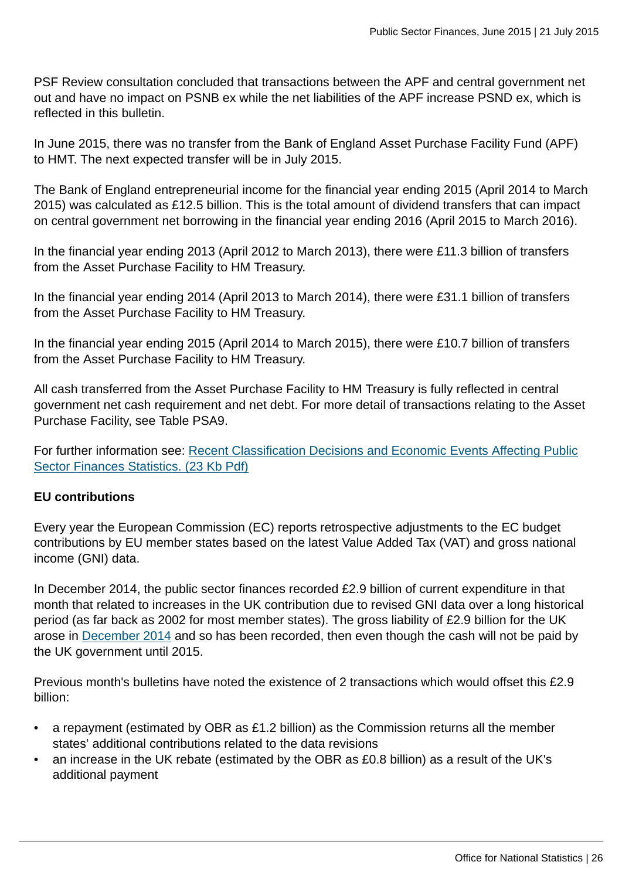PSF Review consultation concluded that transactions between the APF and central government net out and have no impact on PSNB ex while the net liabilities of the APF increase PSND ex, which is reflected in this bulletin.

In June 2015, there was no transfer from the Bank of England Asset Purchase Facility Fund (APF) to HMT. The next expected transfer will be in July 2015.

The Bank of England entrepreneurial income for the financial year ending 2015 (April 2014 to March 2015) was calculated as £12.5 billion. This is the total amount of dividend transfers that can impact on central government net borrowing in the financial year ending 2016 (April 2015 to March 2016).

In the financial year ending 2013 (April 2012 to March 2013), there were £11.3 billion of transfers from the Asset Purchase Facility to HM Treasury.

In the financial year ending 2014 (April 2013 to March 2014), there were £31.1 billion of transfers from the Asset Purchase Facility to HM Treasury.

In the financial year ending 2015 (April 2014 to March 2015), there were £10.7 billion of transfers from the Asset Purchase Facility to HM Treasury.

All cash transferred from the Asset Purchase Facility to HM Treasury is fully reflected in central government net cash requirement and net debt. For more detail of transactions relating to the Asset Purchase Facility, see Table PSA9.

For further information see: [Recent Classification Decisions and Economic Events Affecting Public Sector Finances Statistics. (23 Kb Pdf)]

**EU contributions**

Every year the European Commission (EC) reports retrospective adjustments to the EC budget contributions by EU member states based on the latest Value Added Tax (VAT) and gross national income (GNI) data.

In December 2014, the public sector finances recorded £2.9 billion of current expenditure in that month that related to increases in the UK contribution due to revised GNI data over a long historical period (as far back as 2002 for most member states). The gross liability of £2.9 billion for the UK arose in [December 2014] and so has been recorded, then even though the cash will not be paid by the UK government until 2015.

Previous month's bulletins have noted the existence of 2 transactions which would offset this £2.9 billion:

- a repayment (estimated by OBR as £1.2 billion) as the Commission returns all the member states' additional contributions related to the data revisions
- an increase in the UK rebate (estimated by the OBR as £0.8 billion) as a result of the UK's additional payment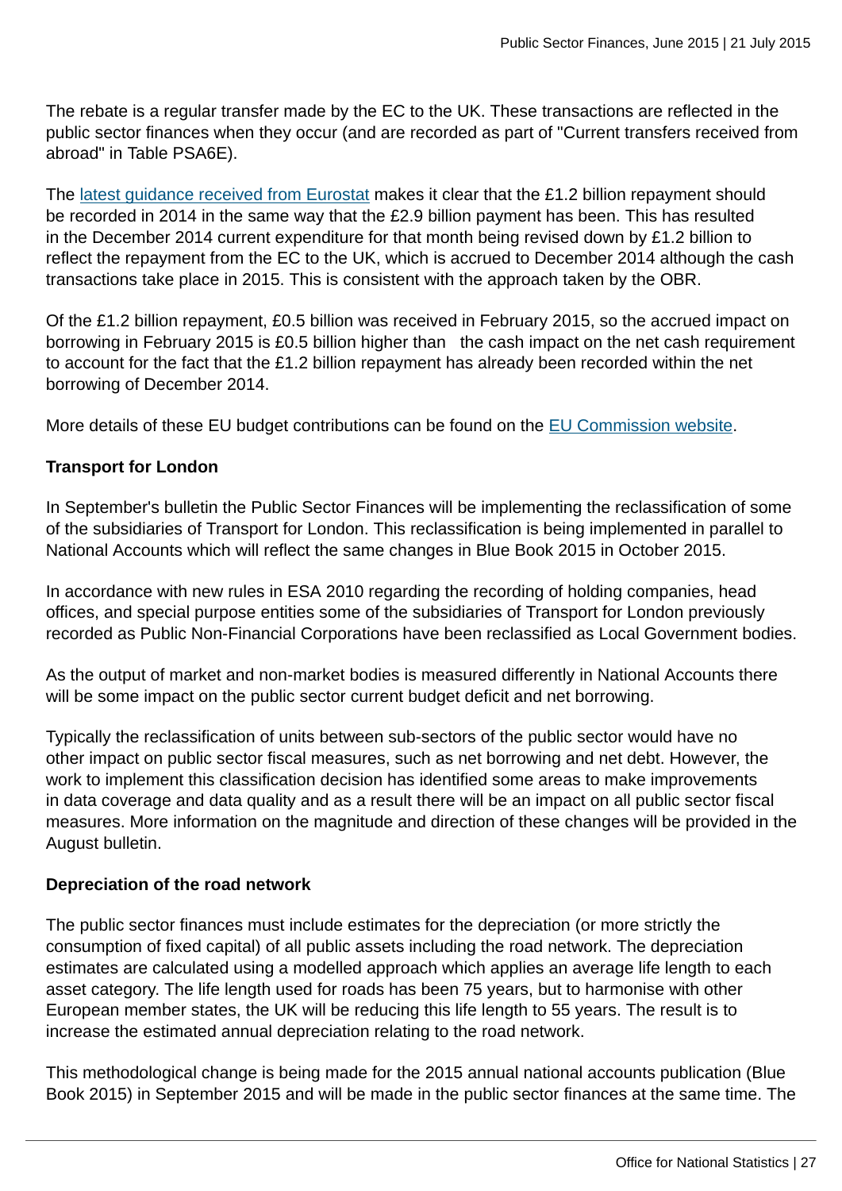The rebate is a regular transfer made by the EC to the UK. These transactions are reflected in the public sector finances when they occur (and are recorded as part of "Current transfers received from abroad" in Table PSA6E).

The latest guidance received from Eurostat makes it clear that the £1.2 billion repayment should be recorded in 2014 in the same way that the £2.9 billion payment has been. This has resulted in the December 2014 current expenditure for that month being revised down by £1.2 billion to reflect the repayment from the EC to the UK, which is accrued to December 2014 although the cash transactions take place in 2015. This is consistent with the approach taken by the OBR.

Of the £1.2 billion repayment, £0.5 billion was received in February 2015, so the accrued impact on borrowing in February 2015 is £0.5 billion higher than the cash impact on the net cash requirement to account for the fact that the £1.2 billion repayment has already been recorded within the net borrowing of December 2014.

More details of these EU budget contributions can be found on the EU Commission website.

**Transport for London**

In September's bulletin the Public Sector Finances will be implementing the reclassification of some of the subsidiaries of Transport for London. This reclassification is being implemented in parallel to National Accounts which will reflect the same changes in Blue Book 2015 in October 2015.

In accordance with new rules in ESA 2010 regarding the recording of holding companies, head offices, and special purpose entities some of the subsidiaries of Transport for London previously recorded as Public Non-Financial Corporations have been reclassified as Local Government bodies.

As the output of market and non-market bodies is measured differently in National Accounts there will be some impact on the public sector current budget deficit and net borrowing.

Typically the reclassification of units between sub-sectors of the public sector would have no other impact on public sector fiscal measures, such as net borrowing and net debt. However, the work to implement this classification decision has identified some areas to make improvements in data coverage and data quality and as a result there will be an impact on all public sector fiscal measures. More information on the magnitude and direction of these changes will be provided in the August bulletin.

**Depreciation of the road network**

The public sector finances must include estimates for the depreciation (or more strictly the consumption of fixed capital) of all public assets including the road network. The depreciation estimates are calculated using a modelled approach which applies an average life length to each asset category. The life length used for roads has been 75 years, but to harmonise with other European member states, the UK will be reducing this life length to 55 years. The result is to increase the estimated annual depreciation relating to the road network.

This methodological change is being made for the 2015 annual national accounts publication (Blue Book 2015) in September 2015 and will be made in the public sector finances at the same time. The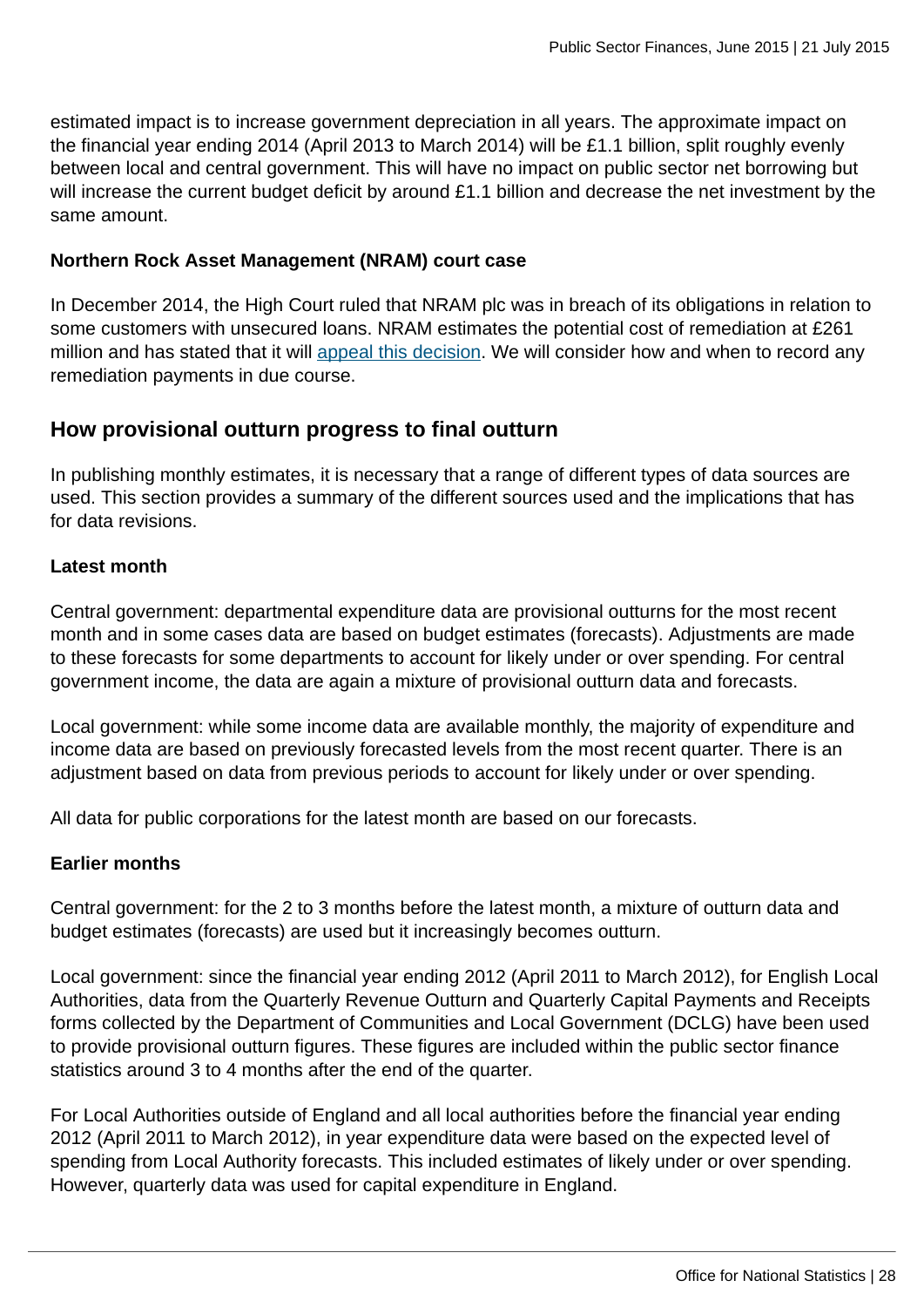estimated impact is to increase government depreciation in all years. The approximate impact on the financial year ending 2014 (April 2013 to March 2014) will be £1.1 billion, split roughly evenly between local and central government. This will have no impact on public sector net borrowing but will increase the current budget deficit by around £1.1 billion and decrease the net investment by the same amount.

**Northern Rock Asset Management (NRAM) court case**

In December 2014, the High Court ruled that NRAM plc was in breach of its obligations in relation to some customers with unsecured loans. NRAM estimates the potential cost of remediation at £261 million and has stated that it will appeal this decision. We will consider how and when to record any remediation payments in due course.

## How provisional outturn progress to final outturn

In publishing monthly estimates, it is necessary that a range of different types of data sources are used. This section provides a summary of the different sources used and the implications that has for data revisions.

**Latest month**

Central government: departmental expenditure data are provisional outturns for the most recent month and in some cases data are based on budget estimates (forecasts). Adjustments are made to these forecasts for some departments to account for likely under or over spending. For central government income, the data are again a mixture of provisional outturn data and forecasts.

Local government: while some income data are available monthly, the majority of expenditure and income data are based on previously forecasted levels from the most recent quarter. There is an adjustment based on data from previous periods to account for likely under or over spending.

All data for public corporations for the latest month are based on our forecasts.

**Earlier months**

Central government: for the 2 to 3 months before the latest month, a mixture of outturn data and budget estimates (forecasts) are used but it increasingly becomes outturn.

Local government: since the financial year ending 2012 (April 2011 to March 2012), for English Local Authorities, data from the Quarterly Revenue Outturn and Quarterly Capital Payments and Receipts forms collected by the Department of Communities and Local Government (DCLG) have been used to provide provisional outturn figures. These figures are included within the public sector finance statistics around 3 to 4 months after the end of the quarter.

For Local Authorities outside of England and all local authorities before the financial year ending 2012 (April 2011 to March 2012), in year expenditure data were based on the expected level of spending from Local Authority forecasts. This included estimates of likely under or over spending. However, quarterly data was used for capital expenditure in England.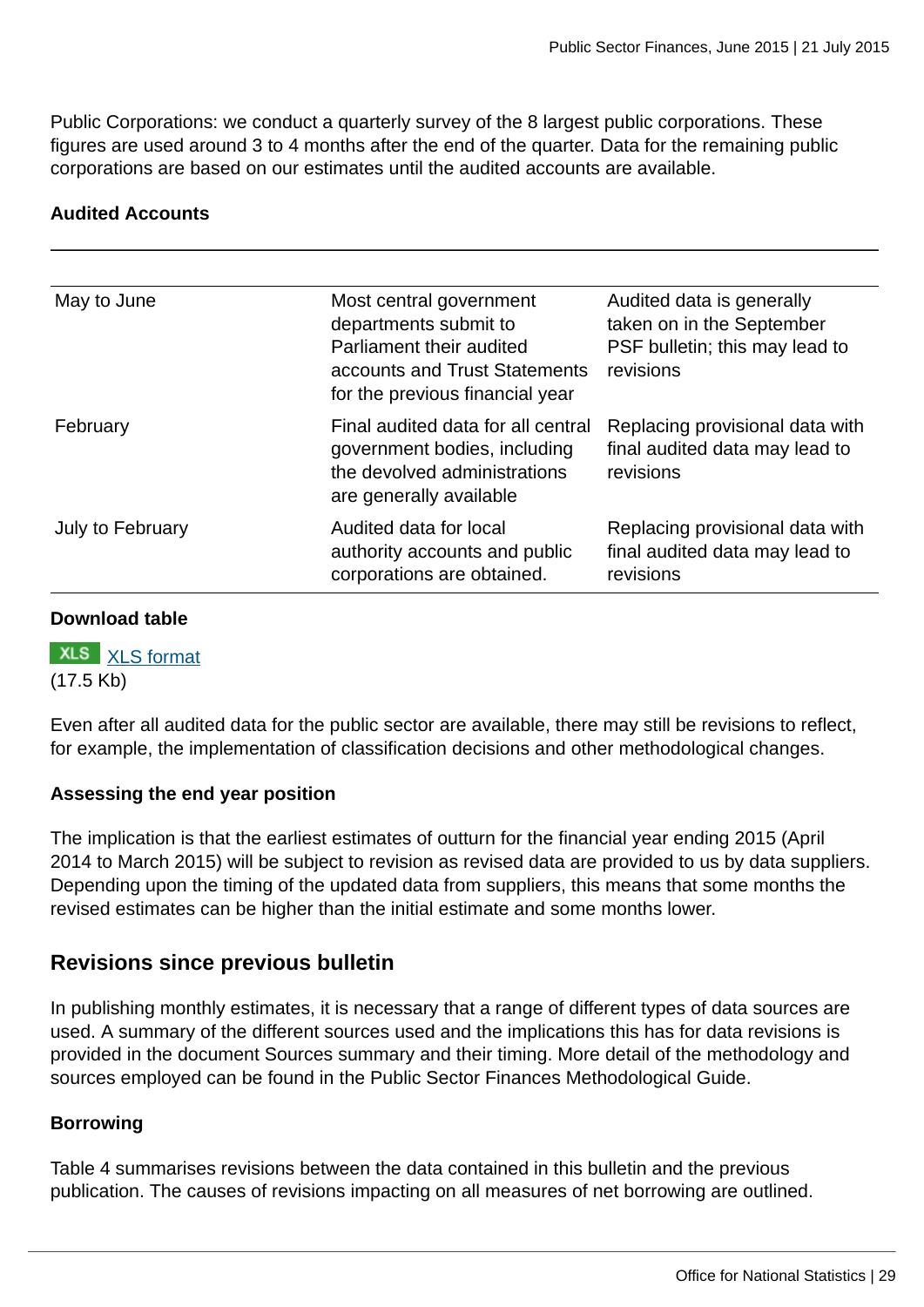Public Corporations: we conduct a quarterly survey of the 8 largest public corporations. These figures are used around 3 to 4 months after the end of the quarter. Data for the remaining public corporations are based on our estimates until the audited accounts are available.

**Audited Accounts**

| | | |
|---|---|---|
| May to June | Most central government departments submit to Parliament their audited accounts and Trust Statements for the previous financial year | Audited data is generally taken on in the September PSF bulletin; this may lead to revisions |
| February | Final audited data for all central government bodies, including the devolved administrations are generally available | Replacing provisional data with final audited data may lead to revisions |
| July to February | Audited data for local authority accounts and public corporations are obtained. | Replacing provisional data with final audited data may lead to revisions |

**Download table**

XLS [XLS format](#)
(17.5 Kb)

Even after all audited data for the public sector are available, there may still be revisions to reflect, for example, the implementation of classification decisions and other methodological changes.

**Assessing the end year position**

The implication is that the earliest estimates of outturn for the financial year ending 2015 (April 2014 to March 2015) will be subject to revision as revised data are provided to us by data suppliers. Depending upon the timing of the updated data from suppliers, this means that some months the revised estimates can be higher than the initial estimate and some months lower.

## Revisions since previous bulletin

In publishing monthly estimates, it is necessary that a range of different types of data sources are used. A summary of the different sources used and the implications this has for data revisions is provided in the document Sources summary and their timing. More detail of the methodology and sources employed can be found in the Public Sector Finances Methodological Guide.

**Borrowing**

Table 4 summarises revisions between the data contained in this bulletin and the previous publication. The causes of revisions impacting on all measures of net borrowing are outlined.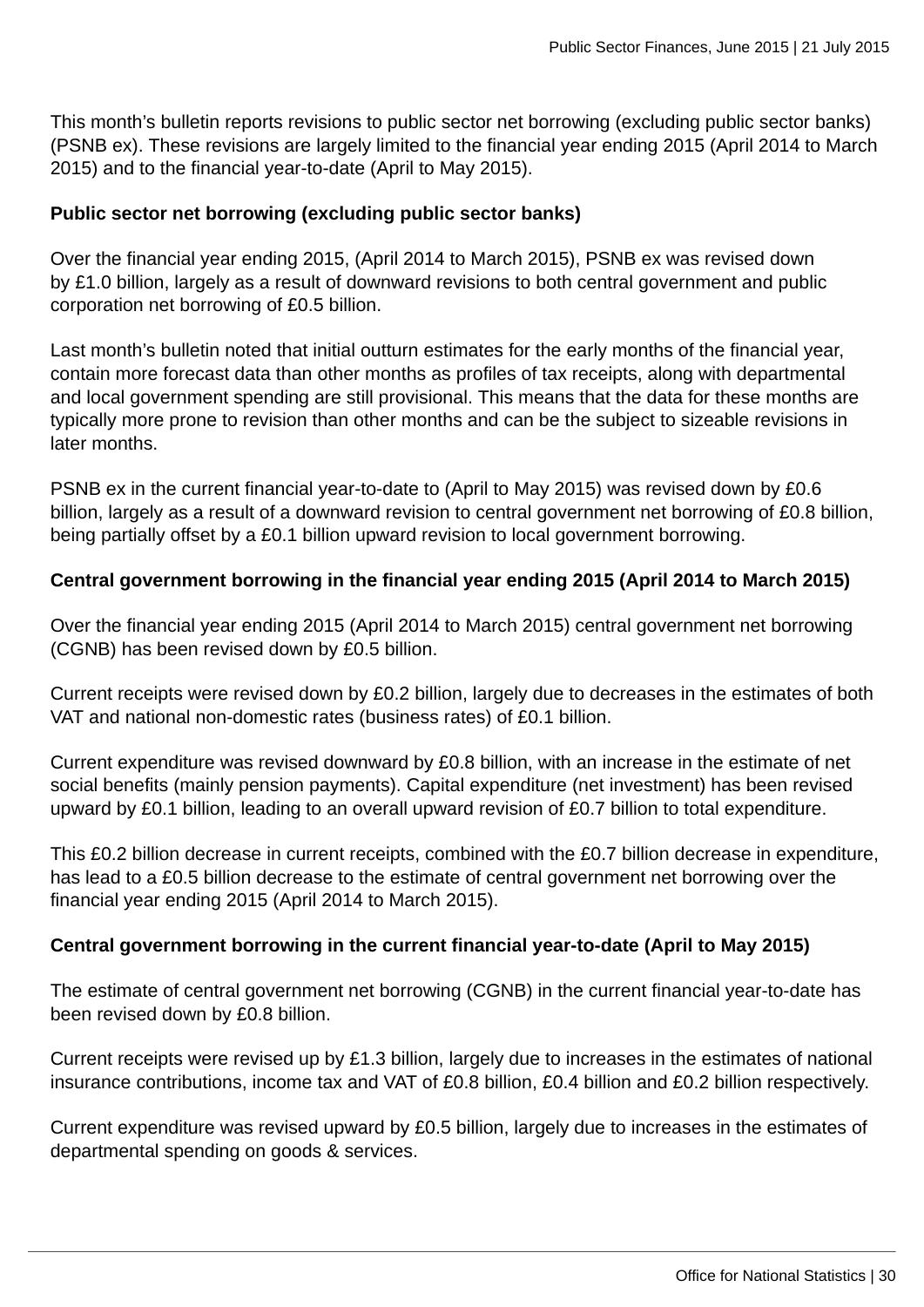This month's bulletin reports revisions to public sector net borrowing (excluding public sector banks) (PSNB ex). These revisions are largely limited to the financial year ending 2015 (April 2014 to March 2015) and to the financial year-to-date (April to May 2015).

**Public sector net borrowing (excluding public sector banks)**

Over the financial year ending 2015, (April 2014 to March 2015), PSNB ex was revised down by £1.0 billion, largely as a result of downward revisions to both central government and public corporation net borrowing of £0.5 billion.

Last month's bulletin noted that initial outturn estimates for the early months of the financial year, contain more forecast data than other months as profiles of tax receipts, along with departmental and local government spending are still provisional. This means that the data for these months are typically more prone to revision than other months and can be the subject to sizeable revisions in later months.

PSNB ex in the current financial year-to-date to (April to May 2015) was revised down by £0.6 billion, largely as a result of a downward revision to central government net borrowing of £0.8 billion, being partially offset by a £0.1 billion upward revision to local government borrowing.

**Central government borrowing in the financial year ending 2015 (April 2014 to March 2015)**

Over the financial year ending 2015 (April 2014 to March 2015) central government net borrowing (CGNB) has been revised down by £0.5 billion.

Current receipts were revised down by £0.2 billion, largely due to decreases in the estimates of both VAT and national non-domestic rates (business rates) of £0.1 billion.

Current expenditure was revised downward by £0.8 billion, with an increase in the estimate of net social benefits (mainly pension payments). Capital expenditure (net investment) has been revised upward by £0.1 billion, leading to an overall upward revision of £0.7 billion to total expenditure.

This £0.2 billion decrease in current receipts, combined with the £0.7 billion decrease in expenditure, has lead to a £0.5 billion decrease to the estimate of central government net borrowing over the financial year ending 2015 (April 2014 to March 2015).

**Central government borrowing in the current financial year-to-date (April to May 2015)**

The estimate of central government net borrowing (CGNB) in the current financial year-to-date has been revised down by £0.8 billion.

Current receipts were revised up by £1.3 billion, largely due to increases in the estimates of national insurance contributions, income tax and VAT of £0.8 billion, £0.4 billion and £0.2 billion respectively.

Current expenditure was revised upward by £0.5 billion, largely due to increases in the estimates of departmental spending on goods & services.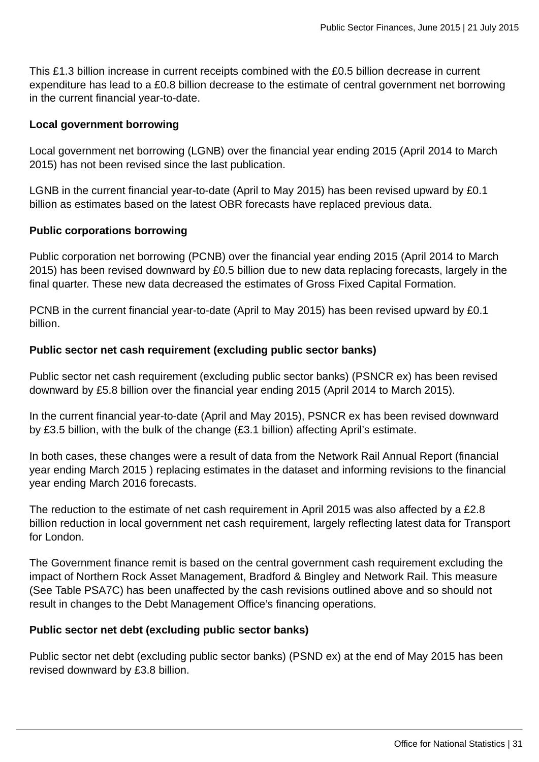This £1.3 billion increase in current receipts combined with the £0.5 billion decrease in current expenditure has lead to a £0.8 billion decrease to the estimate of central government net borrowing in the current financial year-to-date.

**Local government borrowing**

Local government net borrowing (LGNB) over the financial year ending 2015 (April 2014 to March 2015) has not been revised since the last publication.

LGNB in the current financial year-to-date (April to May 2015) has been revised upward by £0.1 billion as estimates based on the latest OBR forecasts have replaced previous data.

**Public corporations borrowing**

Public corporation net borrowing (PCNB) over the financial year ending 2015 (April 2014 to March 2015) has been revised downward by £0.5 billion due to new data replacing forecasts, largely in the final quarter. These new data decreased the estimates of Gross Fixed Capital Formation.

PCNB in the current financial year-to-date (April to May 2015) has been revised upward by £0.1 billion.

**Public sector net cash requirement (excluding public sector banks)**

Public sector net cash requirement (excluding public sector banks) (PSNCR ex) has been revised downward by £5.8 billion over the financial year ending 2015 (April 2014 to March 2015).

In the current financial year-to-date (April and May 2015), PSNCR ex has been revised downward by £3.5 billion, with the bulk of the change (£3.1 billion) affecting April's estimate.

In both cases, these changes were a result of data from the Network Rail Annual Report (financial year ending March 2015 ) replacing estimates in the dataset and informing revisions to the financial year ending March 2016 forecasts.

The reduction to the estimate of net cash requirement in April 2015 was also affected by a £2.8 billion reduction in local government net cash requirement, largely reflecting latest data for Transport for London.

The Government finance remit is based on the central government cash requirement excluding the impact of Northern Rock Asset Management, Bradford & Bingley and Network Rail. This measure (See Table PSA7C) has been unaffected by the cash revisions outlined above and so should not result in changes to the Debt Management Office's financing operations.

**Public sector net debt (excluding public sector banks)**

Public sector net debt (excluding public sector banks) (PSND ex) at the end of May 2015 has been revised downward by £3.8 billion.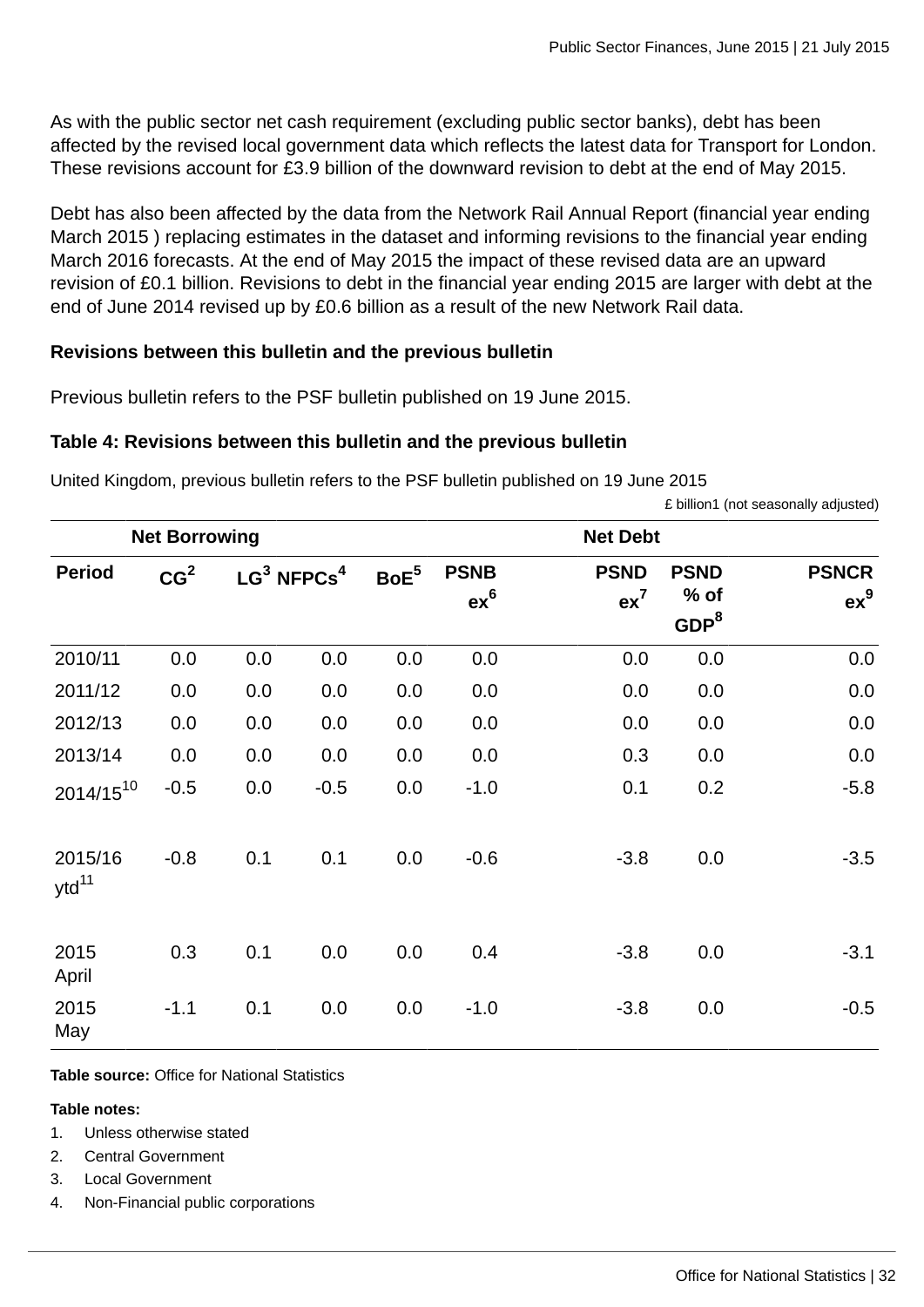As with the public sector net cash requirement (excluding public sector banks), debt has been affected by the revised local government data which reflects the latest data for Transport for London. These revisions account for £3.9 billion of the downward revision to debt at the end of May 2015.

Debt has also been affected by the data from the Network Rail Annual Report (financial year ending March 2015 ) replacing estimates in the dataset and informing revisions to the financial year ending March 2016 forecasts. At the end of May 2015 the impact of these revised data are an upward revision of £0.1 billion. Revisions to debt in the financial year ending 2015 are larger with debt at the end of June 2014 revised up by £0.6 billion as a result of the new Network Rail data.

**Revisions between this bulletin and the previous bulletin**

Previous bulletin refers to the PSF bulletin published on 19 June 2015.

**Table 4: Revisions between this bulletin and the previous bulletin**

United Kingdom, previous bulletin refers to the PSF bulletin published on 19 June 2015

£ billion1 (not seasonally adjusted)

| Net Borrowing | | | | | | Net Debt | | |
|---|---|---|---|---|---|---|---|---|
| Period | CG[2] | LG[3] | NFPCs[4] | BoE[5] | PSNB ex[6] | PSND ex[7] | PSND % of GDP[8] | PSNCR ex[9] |
| 2010/11 | 0.0 | 0.0 | 0.0 | 0.0 | 0.0 | 0.0 | 0.0 | 0.0 |
| 2011/12 | 0.0 | 0.0 | 0.0 | 0.0 | 0.0 | 0.0 | 0.0 | 0.0 |
| 2012/13 | 0.0 | 0.0 | 0.0 | 0.0 | 0.0 | 0.0 | 0.0 | 0.0 |
| 2013/14 | 0.0 | 0.0 | 0.0 | 0.0 | 0.0 | 0.3 | 0.0 | 0.0 |
| 2014/15[10] | -0.5 | 0.0 | -0.5 | 0.0 | -1.0 | 0.1 | 0.2 | -5.8 |
| 2015/16 ytd[11] | -0.8 | 0.1 | 0.1 | 0.0 | -0.6 | -3.8 | 0.0 | -3.5 |
| 2015 April | 0.3 | 0.1 | 0.0 | 0.0 | 0.4 | -3.8 | 0.0 | -3.1 |
| 2015 May | -1.1 | 0.1 | 0.0 | 0.0 | -1.0 | -3.8 | 0.0 | -0.5 |

**Table source:** Office for National Statistics

**Table notes:**

1. Unless otherwise stated
2. Central Government
3. Local Government
4. Non-Financial public corporations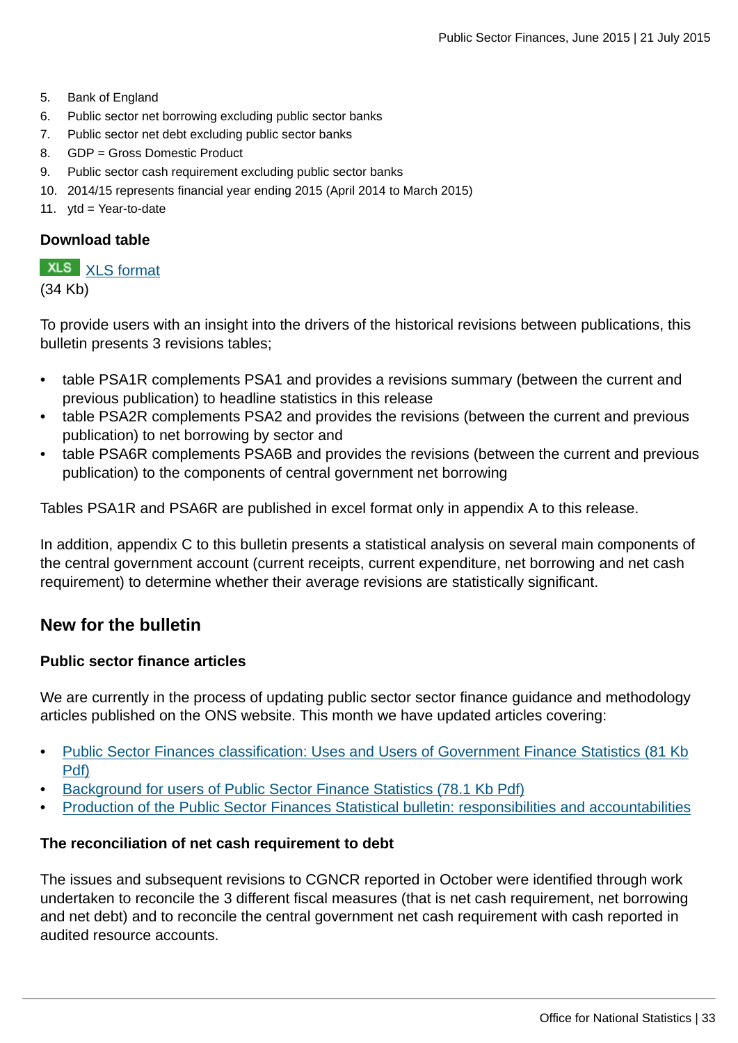5. Bank of England
6. Public sector net borrowing excluding public sector banks
7. Public sector net debt excluding public sector banks
8. GDP = Gross Domestic Product
9. Public sector cash requirement excluding public sector banks
10. 2014/15 represents financial year ending 2015 (April 2014 to March 2015)
11. ytd = Year-to-date

**Download table**

XLS [XLS format](#)
(34 Kb)

To provide users with an insight into the drivers of the historical revisions between publications, this bulletin presents 3 revisions tables;

- table PSA1R complements PSA1 and provides a revisions summary (between the current and previous publication) to headline statistics in this release
- table PSA2R complements PSA2 and provides the revisions (between the current and previous publication) to net borrowing by sector and
- table PSA6R complements PSA6B and provides the revisions (between the current and previous publication) to the components of central government net borrowing

Tables PSA1R and PSA6R are published in excel format only in appendix A to this release.

In addition, appendix C to this bulletin presents a statistical analysis on several main components of the central government account (current receipts, current expenditure, net borrowing and net cash requirement) to determine whether their average revisions are statistically significant.

## New for the bulletin

**Public sector finance articles**

We are currently in the process of updating public sector sector finance guidance and methodology articles published on the ONS website. This month we have updated articles covering:

- [Public Sector Finances classification: Uses and Users of Government Finance Statistics (81 Kb Pdf)](#)
- [Background for users of Public Sector Finance Statistics (78.1 Kb Pdf)](#)
- [Production of the Public Sector Finances Statistical bulletin: responsibilities and accountabilities](#)

**The reconciliation of net cash requirement to debt**

The issues and subsequent revisions to CGNCR reported in October were identified through work undertaken to reconcile the 3 different fiscal measures (that is net cash requirement, net borrowing and net debt) and to reconcile the central government net cash requirement with cash reported in audited resource accounts.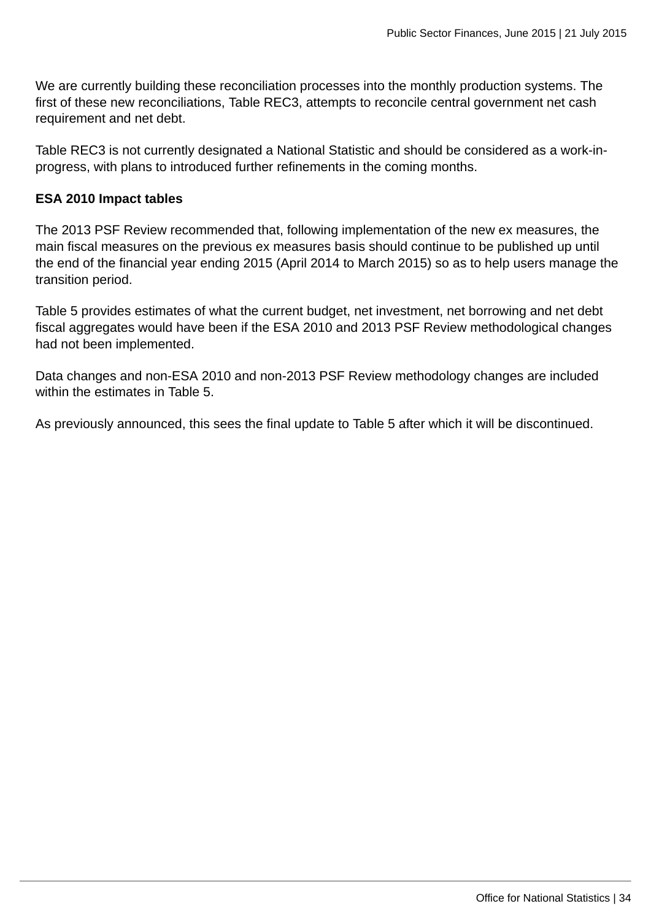We are currently building these reconciliation processes into the monthly production systems. The first of these new reconciliations, Table REC3, attempts to reconcile central government net cash requirement and net debt.

Table REC3 is not currently designated a National Statistic and should be considered as a work-in-progress, with plans to introduced further refinements in the coming months.

**ESA 2010 Impact tables**

The 2013 PSF Review recommended that, following implementation of the new ex measures, the main fiscal measures on the previous ex measures basis should continue to be published up until the end of the financial year ending 2015 (April 2014 to March 2015) so as to help users manage the transition period.

Table 5 provides estimates of what the current budget, net investment, net borrowing and net debt fiscal aggregates would have been if the ESA 2010 and 2013 PSF Review methodological changes had not been implemented.

Data changes and non-ESA 2010 and non-2013 PSF Review methodology changes are included within the estimates in Table 5.

As previously announced, this sees the final update to Table 5 after which it will be discontinued.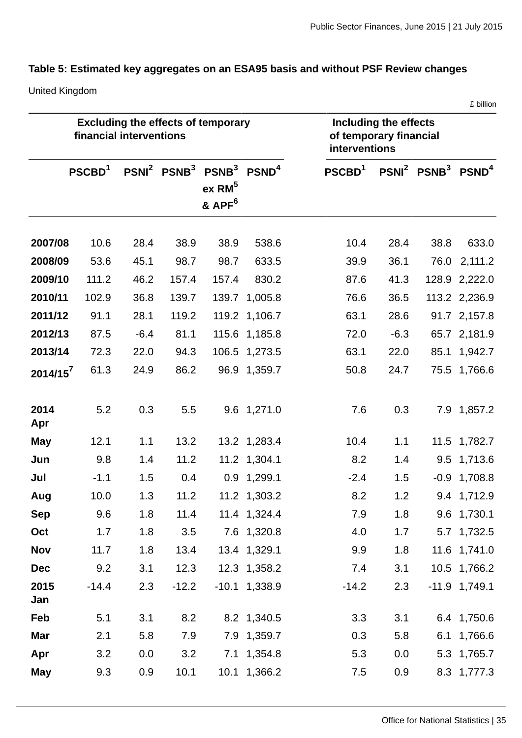### Table 5: Estimated key aggregates on an ESA95 basis and without PSF Review changes

United Kingdom

£ billion

| | Excluding the effects of temporary financial interventions | | | | | Including the effects of temporary financial interventions | | | |
|---|---|---|---|---|---|---|---|---|---|
| | PSCBD[1] | PSNI[2] | PSNB[3] | PSNB[3] ex RM[5] & APF[6] | PSND[4] | PSCBD[1] | PSNI[2] | PSNB[3] | PSND[4] |
| 2007/08 | 10.6 | 28.4 | 38.9 | 38.9 | 538.6 | 10.4 | 28.4 | 38.8 | 633.0 |
| 2008/09 | 53.6 | 45.1 | 98.7 | 98.7 | 633.5 | 39.9 | 36.1 | 76.0 | 2,111.2 |
| 2009/10 | 111.2 | 46.2 | 157.4 | 157.4 | 830.2 | 87.6 | 41.3 | 128.9 | 2,222.0 |
| 2010/11 | 102.9 | 36.8 | 139.7 | 139.7 | 1,005.8 | 76.6 | 36.5 | 113.2 | 2,236.9 |
| 2011/12 | 91.1 | 28.1 | 119.2 | 119.2 | 1,106.7 | 63.1 | 28.6 | 91.7 | 2,157.8 |
| 2012/13 | 87.5 | -6.4 | 81.1 | 115.6 | 1,185.8 | 72.0 | -6.3 | 65.7 | 2,181.9 |
| 2013/14 | 72.3 | 22.0 | 94.3 | 106.5 | 1,273.5 | 63.1 | 22.0 | 85.1 | 1,942.7 |
| 2014/15[7] | 61.3 | 24.9 | 86.2 | 96.9 | 1,359.7 | 50.8 | 24.7 | 75.5 | 1,766.6 |
| | | | | | | | | | |
| 2014 Apr | 5.2 | 0.3 | 5.5 | 9.6 | 1,271.0 | 7.6 | 0.3 | 7.9 | 1,857.2 |
| May | 12.1 | 1.1 | 13.2 | 13.2 | 1,283.4 | 10.4 | 1.1 | 11.5 | 1,782.7 |
| Jun | 9.8 | 1.4 | 11.2 | 11.2 | 1,304.1 | 8.2 | 1.4 | 9.5 | 1,713.6 |
| Jul | -1.1 | 1.5 | 0.4 | 0.9 | 1,299.1 | -2.4 | 1.5 | -0.9 | 1,708.8 |
| Aug | 10.0 | 1.3 | 11.2 | 11.2 | 1,303.2 | 8.2 | 1.2 | 9.4 | 1,712.9 |
| Sep | 9.6 | 1.8 | 11.4 | 11.4 | 1,324.4 | 7.9 | 1.8 | 9.6 | 1,730.1 |
| Oct | 1.7 | 1.8 | 3.5 | 7.6 | 1,320.8 | 4.0 | 1.7 | 5.7 | 1,732.5 |
| Nov | 11.7 | 1.8 | 13.4 | 13.4 | 1,329.1 | 9.9 | 1.8 | 11.6 | 1,741.0 |
| Dec | 9.2 | 3.1 | 12.3 | 12.3 | 1,358.2 | 7.4 | 3.1 | 10.5 | 1,766.2 |
| 2015 Jan | -14.4 | 2.3 | -12.2 | -10.1 | 1,338.9 | -14.2 | 2.3 | -11.9 | 1,749.1 |
| Feb | 5.1 | 3.1 | 8.2 | 8.2 | 1,340.5 | 3.3 | 3.1 | 6.4 | 1,750.6 |
| Mar | 2.1 | 5.8 | 7.9 | 7.9 | 1,359.7 | 0.3 | 5.8 | 6.1 | 1,766.6 |
| Apr | 3.2 | 0.0 | 3.2 | 7.1 | 1,354.8 | 5.3 | 0.0 | 5.3 | 1,765.7 |
| May | 9.3 | 0.9 | 10.1 | 10.1 | 1,366.2 | 7.5 | 0.9 | 8.3 | 1,777.3 |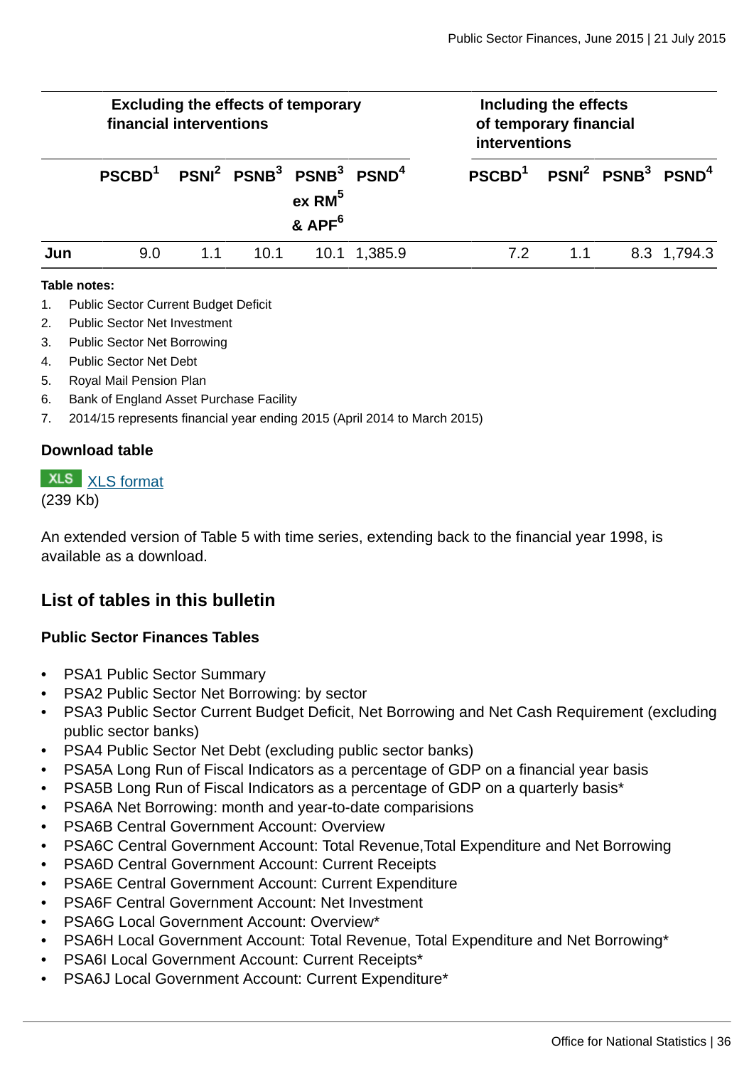| | Excluding the effects of temporary financial interventions | | | | | | Including the effects of temporary financial interventions | | | |
|---|---|---|---|---|---|---|---|---|---|---|
| | PSCBD[1] | PSNI[2] | PSNB[3] | PSNB[3] ex RM[5] & APF[6] | PSND[4] | | PSCBD[1] | PSNI[2] | PSNB[3] | PSND[4] |
| **Jun** | 9.0 | 1.1 | 10.1 | 10.1 | 1,385.9 | | 7.2 | 1.1 | 8.3 | 1,794.3 |

**Table notes:**

1. Public Sector Current Budget Deficit
2. Public Sector Net Investment
3. Public Sector Net Borrowing
4. Public Sector Net Debt
5. Royal Mail Pension Plan
6. Bank of England Asset Purchase Facility
7. 2014/15 represents financial year ending 2015 (April 2014 to March 2015)

**Download table**

XLS XLS format
(239 Kb)

An extended version of Table 5 with time series, extending back to the financial year 1998, is available as a download.

## List of tables in this bulletin

### Public Sector Finances Tables

- PSA1 Public Sector Summary
- PSA2 Public Sector Net Borrowing: by sector
- PSA3 Public Sector Current Budget Deficit, Net Borrowing and Net Cash Requirement (excluding public sector banks)
- PSA4 Public Sector Net Debt (excluding public sector banks)
- PSA5A Long Run of Fiscal Indicators as a percentage of GDP on a financial year basis
- PSA5B Long Run of Fiscal Indicators as a percentage of GDP on a quarterly basis*
- PSA6A Net Borrowing: month and year-to-date comparisions
- PSA6B Central Government Account: Overview
- PSA6C Central Government Account: Total Revenue,Total Expenditure and Net Borrowing
- PSA6D Central Government Account: Current Receipts
- PSA6E Central Government Account: Current Expenditure
- PSA6F Central Government Account: Net Investment
- PSA6G Local Government Account: Overview*
- PSA6H Local Government Account: Total Revenue, Total Expenditure and Net Borrowing*
- PSA6I Local Government Account: Current Receipts*
- PSA6J Local Government Account: Current Expenditure*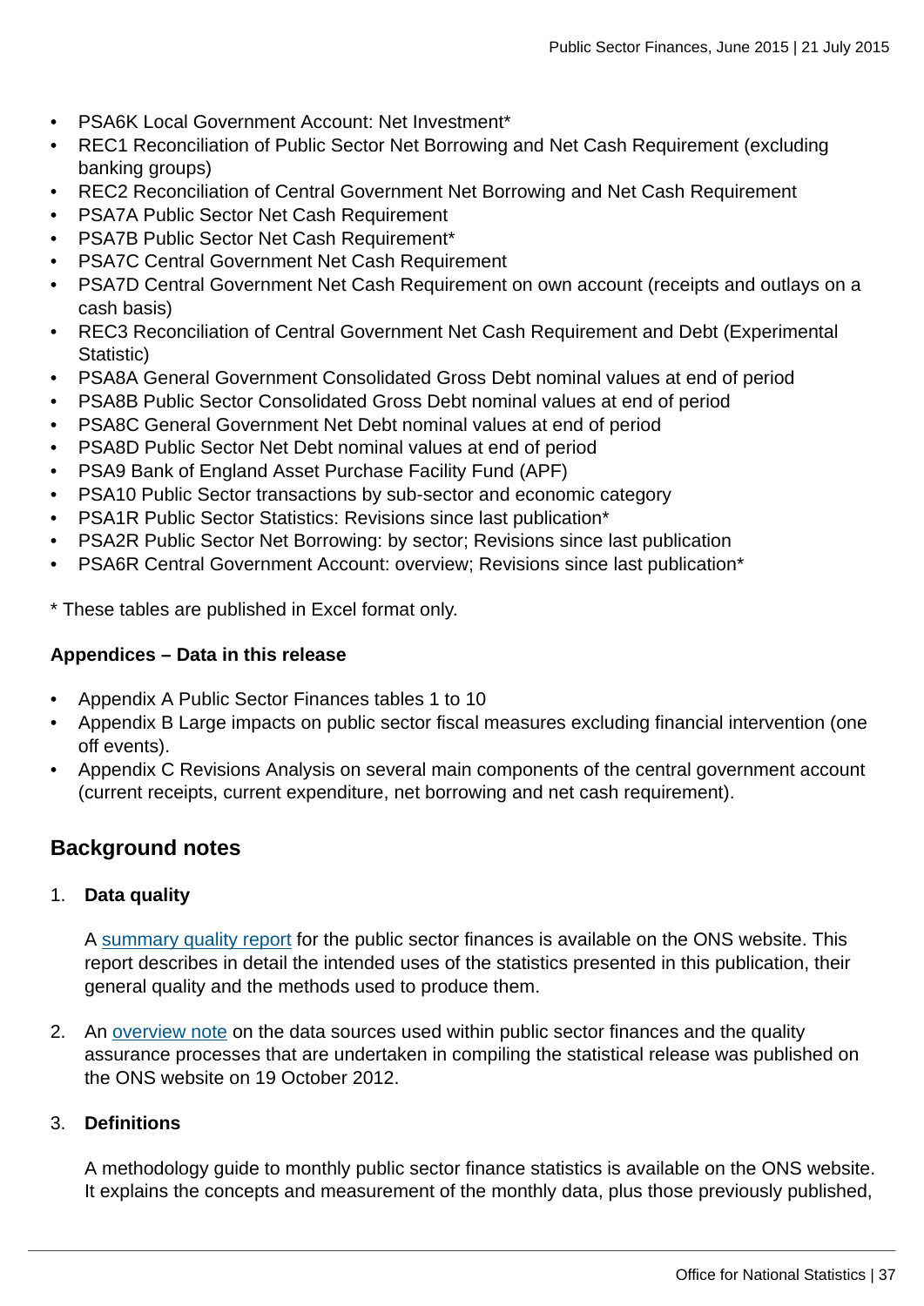- PSA6K Local Government Account: Net Investment*
- REC1 Reconciliation of Public Sector Net Borrowing and Net Cash Requirement (excluding banking groups)
- REC2 Reconciliation of Central Government Net Borrowing and Net Cash Requirement
- PSA7A Public Sector Net Cash Requirement
- PSA7B Public Sector Net Cash Requirement*
- PSA7C Central Government Net Cash Requirement
- PSA7D Central Government Net Cash Requirement on own account (receipts and outlays on a cash basis)
- REC3 Reconciliation of Central Government Net Cash Requirement and Debt (Experimental Statistic)
- PSA8A General Government Consolidated Gross Debt nominal values at end of period
- PSA8B Public Sector Consolidated Gross Debt nominal values at end of period
- PSA8C General Government Net Debt nominal values at end of period
- PSA8D Public Sector Net Debt nominal values at end of period
- PSA9 Bank of England Asset Purchase Facility Fund (APF)
- PSA10 Public Sector transactions by sub-sector and economic category
- PSA1R Public Sector Statistics: Revisions since last publication*
- PSA2R Public Sector Net Borrowing: by sector; Revisions since last publication
- PSA6R Central Government Account: overview; Revisions since last publication*

* These tables are published in Excel format only.

**Appendices – Data in this release**

- Appendix A Public Sector Finances tables 1 to 10
- Appendix B Large impacts on public sector fiscal measures excluding financial intervention (one off events).
- Appendix C Revisions Analysis on several main components of the central government account (current receipts, current expenditure, net borrowing and net cash requirement).

## Background notes

1. **Data quality**

   A summary quality report for the public sector finances is available on the ONS website. This report describes in detail the intended uses of the statistics presented in this publication, their general quality and the methods used to produce them.

2. An overview note on the data sources used within public sector finances and the quality assurance processes that are undertaken in compiling the statistical release was published on the ONS website on 19 October 2012.

3. **Definitions**

   A methodology guide to monthly public sector finance statistics is available on the ONS website. It explains the concepts and measurement of the monthly data, plus those previously published,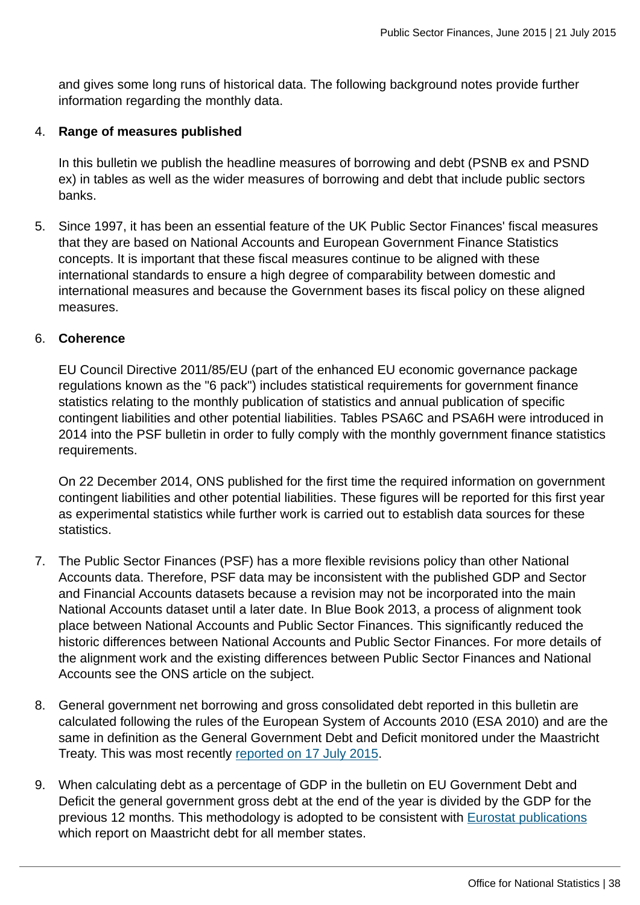and gives some long runs of historical data. The following background notes provide further information regarding the monthly data.

4. **Range of measures published**

   In this bulletin we publish the headline measures of borrowing and debt (PSNB ex and PSND ex) in tables as well as the wider measures of borrowing and debt that include public sectors banks.

5. Since 1997, it has been an essential feature of the UK Public Sector Finances' fiscal measures that they are based on National Accounts and European Government Finance Statistics concepts. It is important that these fiscal measures continue to be aligned with these international standards to ensure a high degree of comparability between domestic and international measures and because the Government bases its fiscal policy on these aligned measures.

6. **Coherence**

   EU Council Directive 2011/85/EU (part of the enhanced EU economic governance package regulations known as the "6 pack") includes statistical requirements for government finance statistics relating to the monthly publication of statistics and annual publication of specific contingent liabilities and other potential liabilities. Tables PSA6C and PSA6H were introduced in 2014 into the PSF bulletin in order to fully comply with the monthly government finance statistics requirements.

   On 22 December 2014, ONS published for the first time the required information on government contingent liabilities and other potential liabilities. These figures will be reported for this first year as experimental statistics while further work is carried out to establish data sources for these statistics.

7. The Public Sector Finances (PSF) has a more flexible revisions policy than other National Accounts data. Therefore, PSF data may be inconsistent with the published GDP and Sector and Financial Accounts datasets because a revision may not be incorporated into the main National Accounts dataset until a later date. In Blue Book 2013, a process of alignment took place between National Accounts and Public Sector Finances. This significantly reduced the historic differences between National Accounts and Public Sector Finances. For more details of the alignment work and the existing differences between Public Sector Finances and National Accounts see the ONS article on the subject.

8. General government net borrowing and gross consolidated debt reported in this bulletin are calculated following the rules of the European System of Accounts 2010 (ESA 2010) and are the same in definition as the General Government Debt and Deficit monitored under the Maastricht Treaty. This was most recently reported on 17 July 2015.

9. When calculating debt as a percentage of GDP in the bulletin on EU Government Debt and Deficit the general government gross debt at the end of the year is divided by the GDP for the previous 12 months. This methodology is adopted to be consistent with Eurostat publications which report on Maastricht debt for all member states.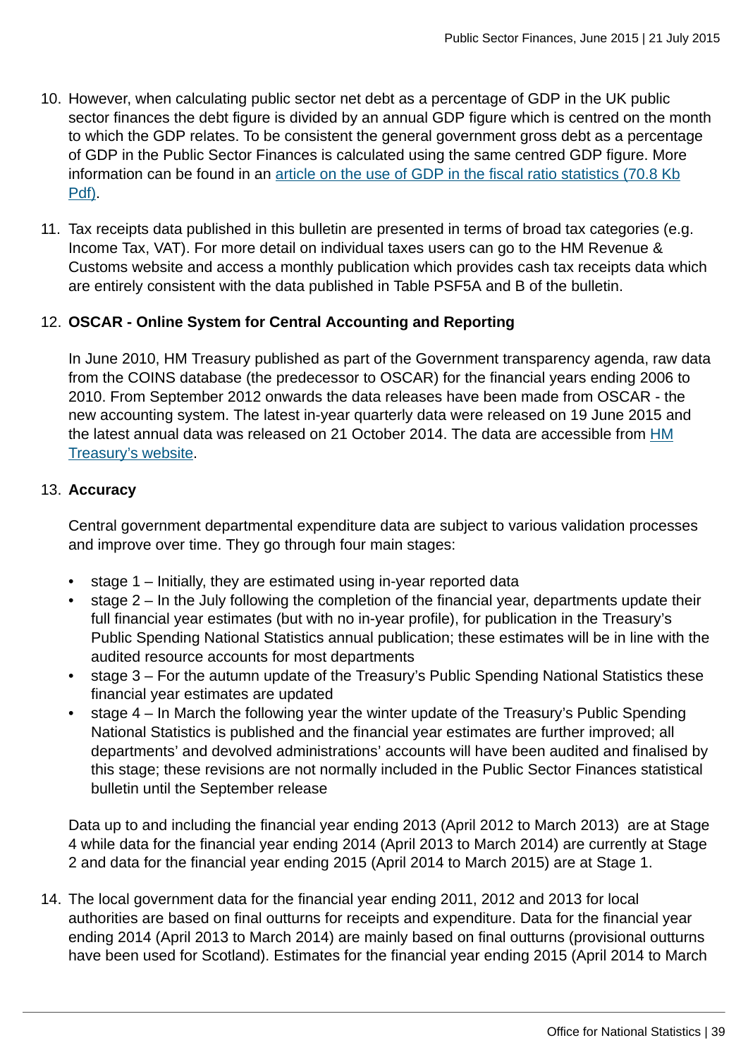10. However, when calculating public sector net debt as a percentage of GDP in the UK public sector finances the debt figure is divided by an annual GDP figure which is centred on the month to which the GDP relates. To be consistent the general government gross debt as a percentage of GDP in the Public Sector Finances is calculated using the same centred GDP figure. More information can be found in an [article on the use of GDP in the fiscal ratio statistics (70.8 Kb Pdf)](#).

11. Tax receipts data published in this bulletin are presented in terms of broad tax categories (e.g. Income Tax, VAT). For more detail on individual taxes users can go to the HM Revenue & Customs website and access a monthly publication which provides cash tax receipts data which are entirely consistent with the data published in Table PSF5A and B of the bulletin.

12. **OSCAR - Online System for Central Accounting and Reporting**

    In June 2010, HM Treasury published as part of the Government transparency agenda, raw data from the COINS database (the predecessor to OSCAR) for the financial years ending 2006 to 2010. From September 2012 onwards the data releases have been made from OSCAR - the new accounting system. The latest in-year quarterly data were released on 19 June 2015 and the latest annual data was released on 21 October 2014. The data are accessible from [HM Treasury's website](#).

13. **Accuracy**

    Central government departmental expenditure data are subject to various validation processes and improve over time. They go through four main stages:

    - stage 1 – Initially, they are estimated using in-year reported data
    - stage 2 – In the July following the completion of the financial year, departments update their full financial year estimates (but with no in-year profile), for publication in the Treasury's Public Spending National Statistics annual publication; these estimates will be in line with the audited resource accounts for most departments
    - stage 3 – For the autumn update of the Treasury's Public Spending National Statistics these financial year estimates are updated
    - stage 4 – In March the following year the winter update of the Treasury's Public Spending National Statistics is published and the financial year estimates are further improved; all departments' and devolved administrations' accounts will have been audited and finalised by this stage; these revisions are not normally included in the Public Sector Finances statistical bulletin until the September release

    Data up to and including the financial year ending 2013 (April 2012 to March 2013) are at Stage 4 while data for the financial year ending 2014 (April 2013 to March 2014) are currently at Stage 2 and data for the financial year ending 2015 (April 2014 to March 2015) are at Stage 1.

14. The local government data for the financial year ending 2011, 2012 and 2013 for local authorities are based on final outturns for receipts and expenditure. Data for the financial year ending 2014 (April 2013 to March 2014) are mainly based on final outturns (provisional outturns have been used for Scotland). Estimates for the financial year ending 2015 (April 2014 to March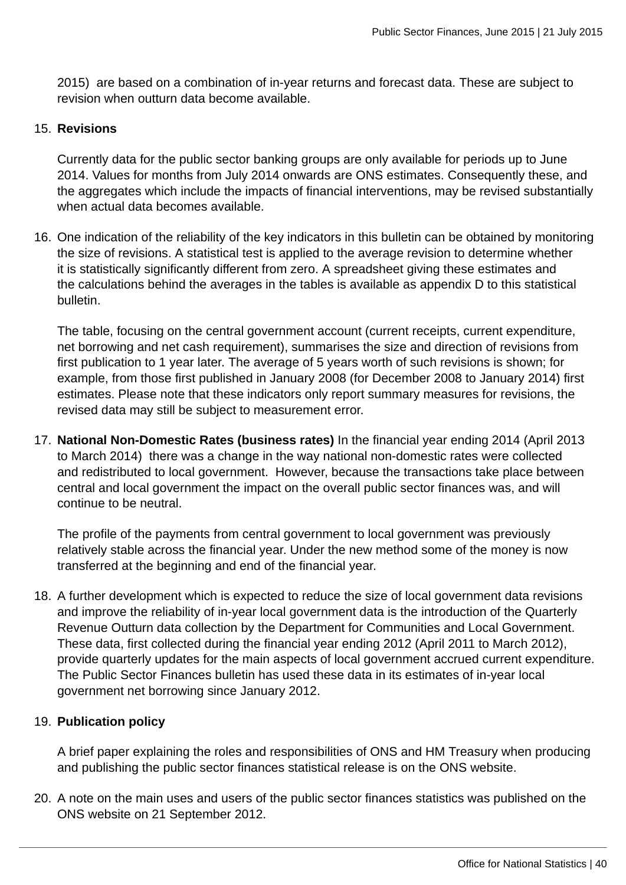2015) are based on a combination of in-year returns and forecast data. These are subject to revision when outturn data become available.

15. **Revisions**

    Currently data for the public sector banking groups are only available for periods up to June 2014. Values for months from July 2014 onwards are ONS estimates. Consequently these, and the aggregates which include the impacts of financial interventions, may be revised substantially when actual data becomes available.

16. One indication of the reliability of the key indicators in this bulletin can be obtained by monitoring the size of revisions. A statistical test is applied to the average revision to determine whether it is statistically significantly different from zero. A spreadsheet giving these estimates and the calculations behind the averages in the tables is available as appendix D to this statistical bulletin.

    The table, focusing on the central government account (current receipts, current expenditure, net borrowing and net cash requirement), summarises the size and direction of revisions from first publication to 1 year later. The average of 5 years worth of such revisions is shown; for example, from those first published in January 2008 (for December 2008 to January 2014) first estimates. Please note that these indicators only report summary measures for revisions, the revised data may still be subject to measurement error.

17. **National Non-Domestic Rates (business rates)** In the financial year ending 2014 (April 2013 to March 2014) there was a change in the way national non-domestic rates were collected and redistributed to local government. However, because the transactions take place between central and local government the impact on the overall public sector finances was, and will continue to be neutral.

    The profile of the payments from central government to local government was previously relatively stable across the financial year. Under the new method some of the money is now transferred at the beginning and end of the financial year.

18. A further development which is expected to reduce the size of local government data revisions and improve the reliability of in-year local government data is the introduction of the Quarterly Revenue Outturn data collection by the Department for Communities and Local Government. These data, first collected during the financial year ending 2012 (April 2011 to March 2012), provide quarterly updates for the main aspects of local government accrued current expenditure. The Public Sector Finances bulletin has used these data in its estimates of in-year local government net borrowing since January 2012.

19. **Publication policy**

    A brief paper explaining the roles and responsibilities of ONS and HM Treasury when producing and publishing the public sector finances statistical release is on the ONS website.

20. A note on the main uses and users of the public sector finances statistics was published on the ONS website on 21 September 2012.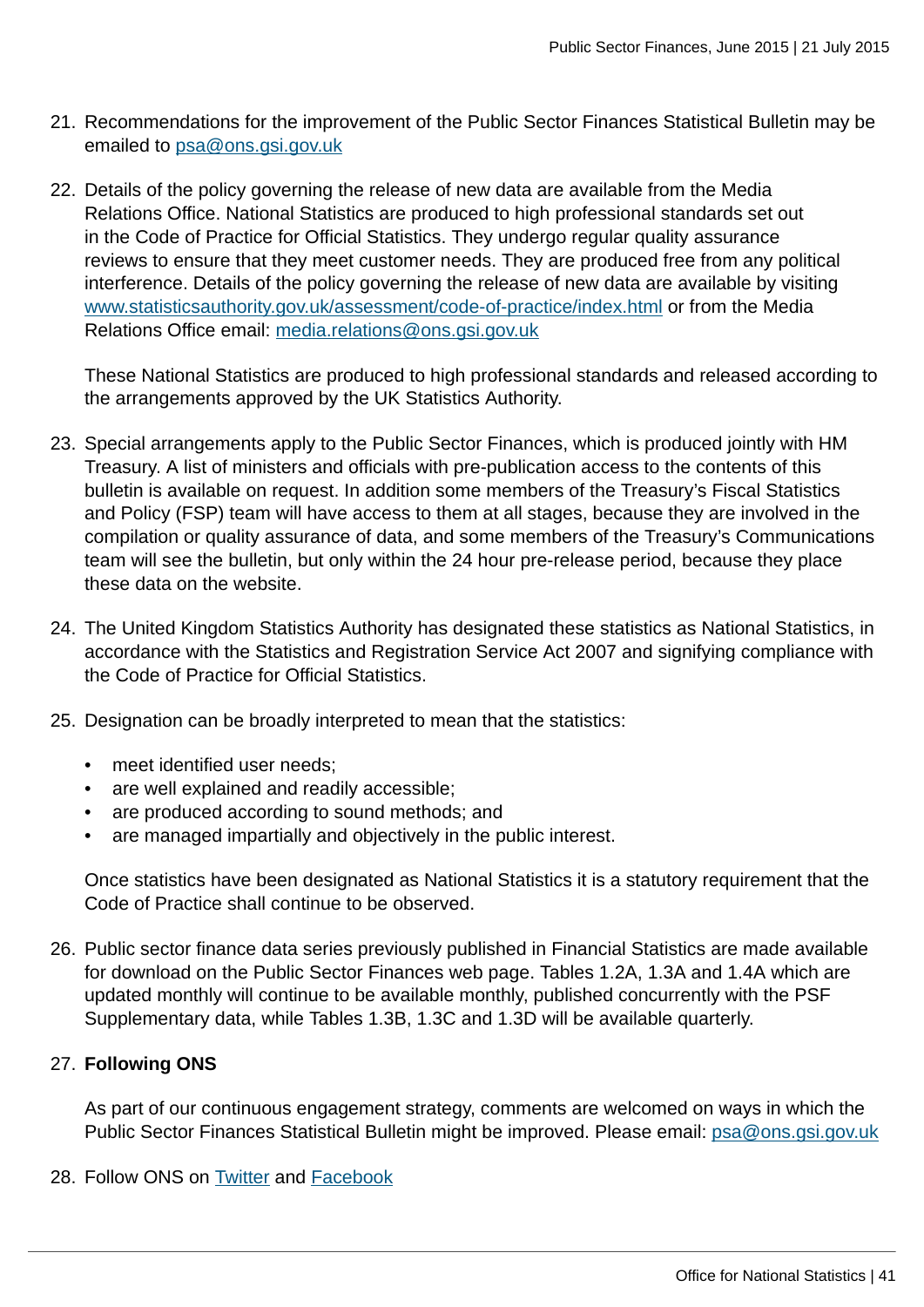21. Recommendations for the improvement of the Public Sector Finances Statistical Bulletin may be emailed to psa@ons.gsi.gov.uk

22. Details of the policy governing the release of new data are available from the Media Relations Office. National Statistics are produced to high professional standards set out in the Code of Practice for Official Statistics. They undergo regular quality assurance reviews to ensure that they meet customer needs. They are produced free from any political interference. Details of the policy governing the release of new data are available by visiting www.statisticsauthority.gov.uk/assessment/code-of-practice/index.html or from the Media Relations Office email: media.relations@ons.gsi.gov.uk

    These National Statistics are produced to high professional standards and released according to the arrangements approved by the UK Statistics Authority.

23. Special arrangements apply to the Public Sector Finances, which is produced jointly with HM Treasury. A list of ministers and officials with pre-publication access to the contents of this bulletin is available on request. In addition some members of the Treasury's Fiscal Statistics and Policy (FSP) team will have access to them at all stages, because they are involved in the compilation or quality assurance of data, and some members of the Treasury's Communications team will see the bulletin, but only within the 24 hour pre-release period, because they place these data on the website.

24. The United Kingdom Statistics Authority has designated these statistics as National Statistics, in accordance with the Statistics and Registration Service Act 2007 and signifying compliance with the Code of Practice for Official Statistics.

25. Designation can be broadly interpreted to mean that the statistics:

    - meet identified user needs;
    - are well explained and readily accessible;
    - are produced according to sound methods; and
    - are managed impartially and objectively in the public interest.

    Once statistics have been designated as National Statistics it is a statutory requirement that the Code of Practice shall continue to be observed.

26. Public sector finance data series previously published in Financial Statistics are made available for download on the Public Sector Finances web page. Tables 1.2A, 1.3A and 1.4A which are updated monthly will continue to be available monthly, published concurrently with the PSF Supplementary data, while Tables 1.3B, 1.3C and 1.3D will be available quarterly.

27. **Following ONS**

    As part of our continuous engagement strategy, comments are welcomed on ways in which the Public Sector Finances Statistical Bulletin might be improved. Please email: psa@ons.gsi.gov.uk

28. Follow ONS on Twitter and Facebook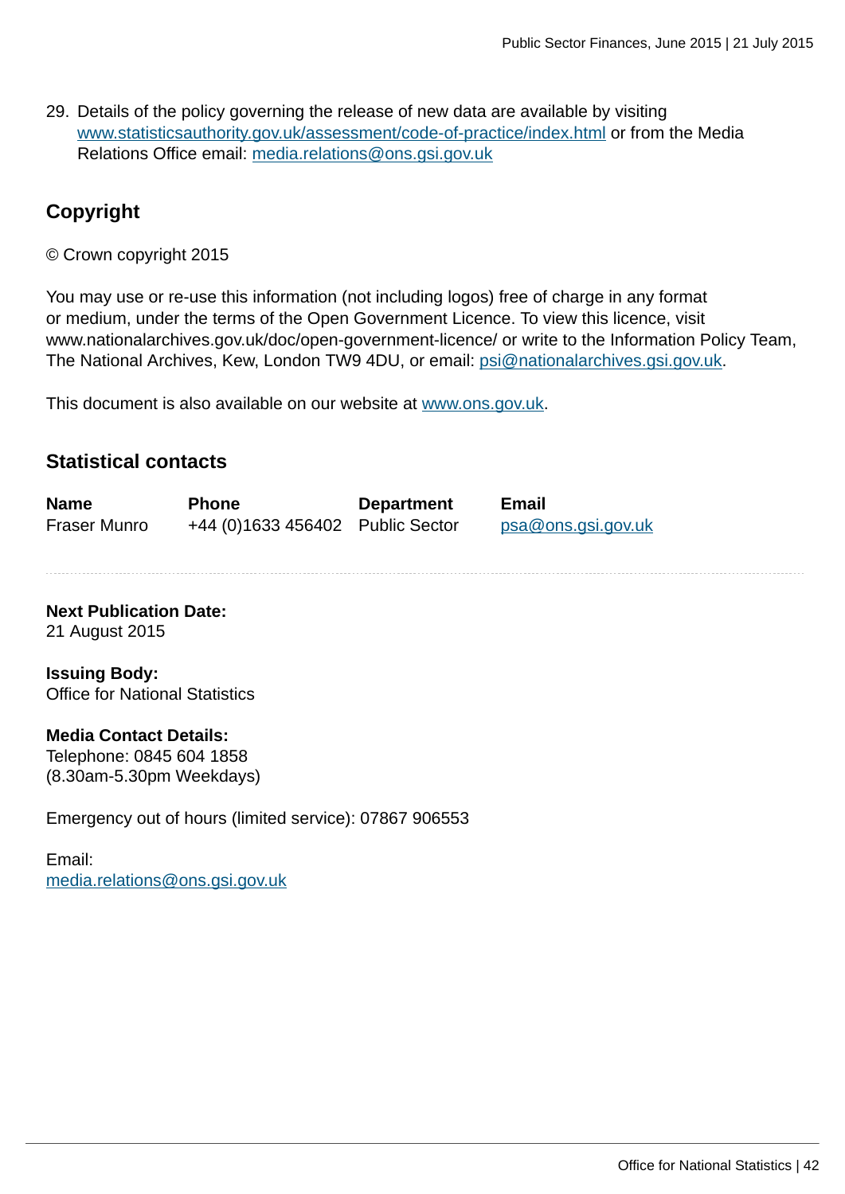29. Details of the policy governing the release of new data are available by visiting www.statisticsauthority.gov.uk/assessment/code-of-practice/index.html or from the Media Relations Office email: media.relations@ons.gsi.gov.uk

## Copyright

© Crown copyright 2015

You may use or re-use this information (not including logos) free of charge in any format or medium, under the terms of the Open Government Licence. To view this licence, visit www.nationalarchives.gov.uk/doc/open-government-licence/ or write to the Information Policy Team, The National Archives, Kew, London TW9 4DU, or email: psi@nationalarchives.gsi.gov.uk.

This document is also available on our website at www.ons.gov.uk.

## Statistical contacts

| Name | Phone | Department | Email |
|---|---|---|---|
| Fraser Munro | +44 (0)1633 456402 | Public Sector | psa@ons.gsi.gov.uk |

**Next Publication Date:**
21 August 2015

**Issuing Body:**
Office for National Statistics

**Media Contact Details:**
Telephone: 0845 604 1858
(8.30am-5.30pm Weekdays)

Emergency out of hours (limited service): 07867 906553

Email:
media.relations@ons.gsi.gov.uk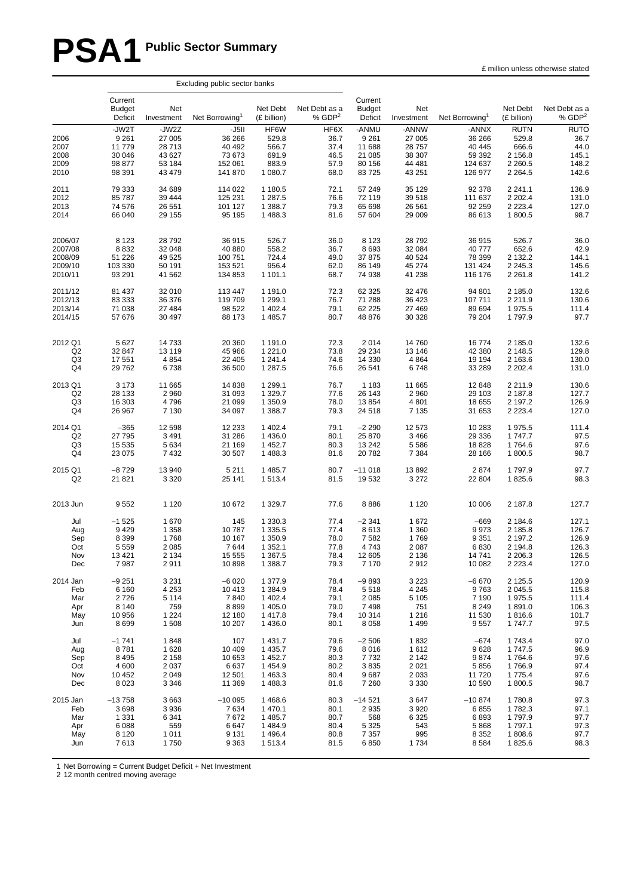# PSA1 Public Sector Summary

£ million unless otherwise stated

| | Excluding public sector banks | | | | | | | | | |
|---|---|---|---|---|---|---|---|---|---|---|
| | Current Budget Deficit | Net Investment | Net Borrowing[1] | Net Debt (£ billion) | Net Debt as a % GDP[2] | Current Budget Deficit | Net Investment | Net Borrowing[1] | Net Debt (£ billion) | Net Debt as a % GDP[2] |
| | -JW2T | -JW2Z | -J5II | HF6W | HF6X | -ANMU | -ANNW | -ANNX | RUTN | RUTO |
| 2006 | 9 261 | 27 005 | 36 266 | 529.8 | 36.7 | 9 261 | 27 005 | 36 266 | 529.8 | 36.7 |
| 2007 | 11 779 | 28 713 | 40 492 | 566.7 | 37.4 | 11 688 | 28 757 | 40 445 | 666.6 | 44.0 |
| 2008 | 30 046 | 43 627 | 73 673 | 691.9 | 46.5 | 21 085 | 38 307 | 59 392 | 2 156.8 | 145.1 |
| 2009 | 98 877 | 53 184 | 152 061 | 883.9 | 57.9 | 80 156 | 44 481 | 124 637 | 2 260.5 | 148.2 |
| 2010 | 98 391 | 43 479 | 141 870 | 1 080.7 | 68.0 | 83 725 | 43 251 | 126 977 | 2 264.5 | 142.6 |
| 2011 | 79 333 | 34 689 | 114 022 | 1 180.5 | 72.1 | 57 249 | 35 129 | 92 378 | 2 241.1 | 136.9 |
| 2012 | 85 787 | 39 444 | 125 231 | 1 287.5 | 76.6 | 72 119 | 39 518 | 111 637 | 2 202.4 | 131.0 |
| 2013 | 74 576 | 26 551 | 101 127 | 1 388.7 | 79.3 | 65 698 | 26 561 | 92 259 | 2 223.4 | 127.0 |
| 2014 | 66 040 | 29 155 | 95 195 | 1 488.3 | 81.6 | 57 604 | 29 009 | 86 613 | 1 800.5 | 98.7 |
| 2006/07 | 8 123 | 28 792 | 36 915 | 526.7 | 36.0 | 8 123 | 28 792 | 36 915 | 526.7 | 36.0 |
| 2007/08 | 8 832 | 32 048 | 40 880 | 558.2 | 36.7 | 8 693 | 32 084 | 40 777 | 652.6 | 42.9 |
| 2008/09 | 51 226 | 49 525 | 100 751 | 724.4 | 49.0 | 37 875 | 40 524 | 78 399 | 2 132.2 | 144.1 |
| 2009/10 | 103 330 | 50 191 | 153 521 | 956.4 | 62.0 | 86 149 | 45 274 | 131 424 | 2 245.3 | 145.6 |
| 2010/11 | 93 291 | 41 562 | 134 853 | 1 101.1 | 68.7 | 74 938 | 41 238 | 116 176 | 2 261.8 | 141.2 |
| 2011/12 | 81 437 | 32 010 | 113 447 | 1 191.0 | 72.3 | 62 325 | 32 476 | 94 801 | 2 185.0 | 132.6 |
| 2012/13 | 83 333 | 36 376 | 119 709 | 1 299.1 | 76.7 | 71 288 | 36 423 | 107 711 | 2 211.9 | 130.6 |
| 2013/14 | 71 038 | 27 484 | 98 522 | 1 402.4 | 79.1 | 62 225 | 27 469 | 89 694 | 1 975.5 | 111.4 |
| 2014/15 | 57 676 | 30 497 | 88 173 | 1 485.7 | 80.7 | 48 876 | 30 328 | 79 204 | 1 797.9 | 97.7 |
| 2012 Q1 | 5 627 | 14 733 | 20 360 | 1 191.0 | 72.3 | 2 014 | 14 760 | 16 774 | 2 185.0 | 132.6 |
| Q2 | 32 847 | 13 119 | 45 966 | 1 221.0 | 73.8 | 29 234 | 13 146 | 42 380 | 2 148.5 | 129.8 |
| Q3 | 17 551 | 4 854 | 22 405 | 1 241.4 | 74.6 | 14 330 | 4 864 | 19 194 | 2 163.6 | 130.0 |
| Q4 | 29 762 | 6 738 | 36 500 | 1 287.5 | 76.6 | 26 541 | 6 748 | 33 289 | 2 202.4 | 131.0 |
| 2013 Q1 | 3 173 | 11 665 | 14 838 | 1 299.1 | 76.7 | 1 183 | 11 665 | 12 848 | 2 211.9 | 130.6 |
| Q2 | 28 133 | 2 960 | 31 093 | 1 329.7 | 77.6 | 26 143 | 2 960 | 29 103 | 2 187.8 | 127.7 |
| Q3 | 16 303 | 4 796 | 21 099 | 1 350.9 | 78.0 | 13 854 | 4 801 | 18 655 | 2 197.2 | 126.9 |
| Q4 | 26 967 | 7 130 | 34 097 | 1 388.7 | 79.3 | 24 518 | 7 135 | 31 653 | 2 223.4 | 127.0 |
| 2014 Q1 | −365 | 12 598 | 12 233 | 1 402.4 | 79.1 | −2 290 | 12 573 | 10 283 | 1 975.5 | 111.4 |
| Q2 | 27 795 | 3 491 | 31 286 | 1 436.0 | 80.1 | 25 870 | 3 466 | 29 336 | 1 747.7 | 97.5 |
| Q3 | 15 535 | 5 634 | 21 169 | 1 452.7 | 80.3 | 13 242 | 5 586 | 18 828 | 1 764.6 | 97.6 |
| Q4 | 23 075 | 7 432 | 30 507 | 1 488.3 | 81.6 | 20 782 | 7 384 | 28 166 | 1 800.5 | 98.7 |
| 2015 Q1 | −8 729 | 13 940 | 5 211 | 1 485.7 | 80.7 | −11 018 | 13 892 | 2 874 | 1 797.9 | 97.7 |
| Q2 | 21 821 | 3 320 | 25 141 | 1 513.4 | 81.5 | 19 532 | 3 272 | 22 804 | 1 825.6 | 98.3 |
| 2013 Jun | 9 552 | 1 120 | 10 672 | 1 329.7 | 77.6 | 8 886 | 1 120 | 10 006 | 2 187.8 | 127.7 |
| Jul | −1 525 | 1 670 | 145 | 1 330.3 | 77.4 | −2 341 | 1 672 | −669 | 2 184.6 | 127.1 |
| Aug | 9 429 | 1 358 | 10 787 | 1 335.5 | 77.4 | 8 613 | 1 360 | 9 973 | 2 185.8 | 126.7 |
| Sep | 8 399 | 1 768 | 10 167 | 1 350.9 | 78.0 | 7 582 | 1 769 | 9 351 | 2 197.2 | 126.9 |
| Oct | 5 559 | 2 085 | 7 644 | 1 352.1 | 77.8 | 4 743 | 2 087 | 6 830 | 2 194.8 | 126.3 |
| Nov | 13 421 | 2 134 | 15 555 | 1 367.5 | 78.4 | 12 605 | 2 136 | 14 741 | 2 206.3 | 126.5 |
| Dec | 7 987 | 2 911 | 10 898 | 1 388.7 | 79.3 | 7 170 | 2 912 | 10 082 | 2 223.4 | 127.0 |
| 2014 Jan | −9 251 | 3 231 | −6 020 | 1 377.9 | 78.4 | −9 893 | 3 223 | −6 670 | 2 125.5 | 120.9 |
| Feb | 6 160 | 4 253 | 10 413 | 1 384.9 | 78.4 | 5 518 | 4 245 | 9 763 | 2 045.5 | 115.8 |
| Mar | 2 726 | 5 114 | 7 840 | 1 402.4 | 79.1 | 2 085 | 5 105 | 7 190 | 1 975.5 | 111.4 |
| Apr | 8 140 | 759 | 8 899 | 1 405.0 | 79.0 | 7 498 | 751 | 8 249 | 1 891.0 | 106.3 |
| May | 10 956 | 1 224 | 12 180 | 1 417.8 | 79.4 | 10 314 | 1 216 | 11 530 | 1 816.6 | 101.7 |
| Jun | 8 699 | 1 508 | 10 207 | 1 436.0 | 80.1 | 8 058 | 1 499 | 9 557 | 1 747.7 | 97.5 |
| Jul | −1 741 | 1 848 | 107 | 1 431.7 | 79.6 | −2 506 | 1 832 | −674 | 1 743.4 | 97.0 |
| Aug | 8 781 | 1 628 | 10 409 | 1 435.7 | 79.6 | 8 016 | 1 612 | 9 628 | 1 747.5 | 96.9 |
| Sep | 8 495 | 2 158 | 10 653 | 1 452.7 | 80.3 | 7 732 | 2 142 | 9 874 | 1 764.6 | 97.6 |
| Oct | 4 600 | 2 037 | 6 637 | 1 454.9 | 80.2 | 3 835 | 2 021 | 5 856 | 1 766.9 | 97.4 |
| Nov | 10 452 | 2 049 | 12 501 | 1 463.3 | 80.4 | 9 687 | 2 033 | 11 720 | 1 775.4 | 97.6 |
| Dec | 8 023 | 3 346 | 11 369 | 1 488.3 | 81.6 | 7 260 | 3 330 | 10 590 | 1 800.5 | 98.7 |
| 2015 Jan | −13 758 | 3 663 | −10 095 | 1 468.6 | 80.3 | −14 521 | 3 647 | −10 874 | 1 780.8 | 97.3 |
| Feb | 3 698 | 3 936 | 7 634 | 1 470.1 | 80.1 | 2 935 | 3 920 | 6 855 | 1 782.3 | 97.1 |
| Mar | 1 331 | 6 341 | 7 672 | 1 485.7 | 80.7 | 568 | 6 325 | 6 893 | 1 797.9 | 97.7 |
| Apr | 6 088 | 559 | 6 647 | 1 484.9 | 80.4 | 5 325 | 543 | 5 868 | 1 797.1 | 97.3 |
| May | 8 120 | 1 011 | 9 131 | 1 496.4 | 80.8 | 7 357 | 995 | 8 352 | 1 808.6 | 97.7 |
| Jun | 7 613 | 1 750 | 9 363 | 1 513.4 | 81.5 | 6 850 | 1 734 | 8 584 | 1 825.6 | 98.3 |

1 Net Borrowing = Current Budget Deficit + Net Investment
2 12 month centred moving average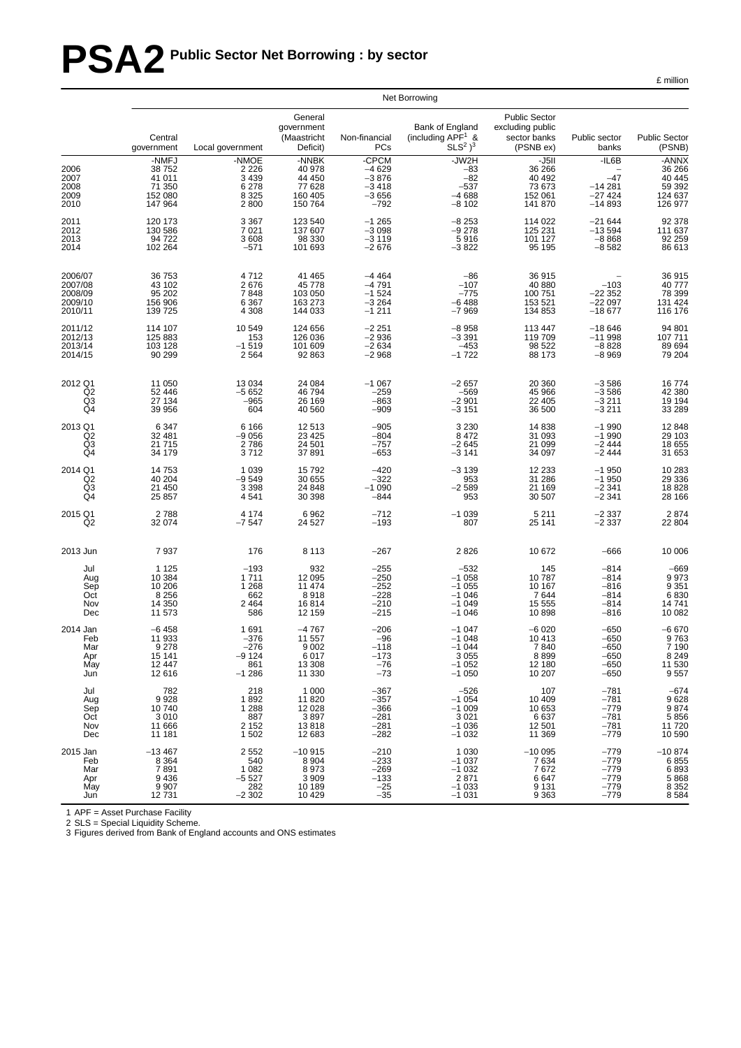# PSA2 Public Sector Net Borrowing : by sector

£ million

| | Net Borrowing | | | | | | | |
|---|---|---|---|---|---|---|---|---|
| | Central government | Local government | General government (Maastricht Deficit) | Non-financial PCs | Bank of England (including APF[1] & SLS[2])[3] | Public Sector excluding public sector banks (PSNB ex) | Public sector banks | Public Sector (PSNB) |
| | -NMFJ | -NMOE | -NNBK | -CPCM | -JW2H | -J5II | -IL6B | -ANNX |
| 2006 | 38 752 | 2 226 | 40 978 | –4 629 | –83 | 36 266 | – | 36 266 |
| 2007 | 41 011 | 3 439 | 44 450 | –3 876 | –82 | 40 492 | –47 | 40 445 |
| 2008 | 71 350 | 6 278 | 77 628 | –3 418 | –537 | 73 673 | –14 281 | 59 392 |
| 2009 | 152 080 | 8 325 | 160 405 | –3 656 | –4 688 | 152 061 | –27 424 | 124 637 |
| 2010 | 147 964 | 2 800 | 150 764 | –792 | –8 102 | 141 870 | –14 893 | 126 977 |
| 2011 | 120 173 | 3 367 | 123 540 | –1 265 | –8 253 | 114 022 | –21 644 | 92 378 |
| 2012 | 130 586 | 7 021 | 137 607 | –3 098 | –9 278 | 125 231 | –13 594 | 111 637 |
| 2013 | 94 722 | 3 608 | 98 330 | –3 119 | 5 916 | 101 127 | –8 868 | 92 259 |
| 2014 | 102 264 | –571 | 101 693 | –2 676 | –3 822 | 95 195 | –8 582 | 86 613 |
| 2006/07 | 36 753 | 4 712 | 41 465 | –4 464 | –86 | 36 915 | – | 36 915 |
| 2007/08 | 43 102 | 2 676 | 45 778 | –4 791 | –107 | 40 880 | –103 | 40 777 |
| 2008/09 | 95 202 | 7 848 | 103 050 | –1 524 | –775 | 100 751 | –22 352 | 78 399 |
| 2009/10 | 156 906 | 6 367 | 163 273 | –3 264 | –6 488 | 153 521 | –22 097 | 131 424 |
| 2010/11 | 139 725 | 4 308 | 144 033 | –1 211 | –7 969 | 134 853 | –18 677 | 116 176 |
| 2011/12 | 114 107 | 10 549 | 124 656 | –2 251 | –8 958 | 113 447 | –18 646 | 94 801 |
| 2012/13 | 125 883 | 153 | 126 036 | –2 936 | –3 391 | 119 709 | –11 998 | 107 711 |
| 2013/14 | 103 128 | –1 519 | 101 609 | –2 634 | –453 | 98 522 | –8 828 | 89 694 |
| 2014/15 | 90 299 | 2 564 | 92 863 | –2 968 | –1 722 | 88 173 | –8 969 | 79 204 |
| 2012 Q1 | 11 050 | 13 034 | 24 084 | –1 067 | –2 657 | 20 360 | –3 586 | 16 774 |
| Q2 | 52 446 | –5 652 | 46 794 | –259 | –569 | 45 966 | –3 586 | 42 380 |
| Q3 | 27 134 | –965 | 26 169 | –863 | –2 901 | 22 405 | –3 211 | 19 194 |
| Q4 | 39 956 | 604 | 40 560 | –909 | –3 151 | 36 500 | –3 211 | 33 289 |
| 2013 Q1 | 6 347 | 6 166 | 12 513 | –905 | 3 230 | 14 838 | –1 990 | 12 848 |
| Q2 | 32 481 | –9 056 | 23 425 | –804 | 8 472 | 31 093 | –1 990 | 29 103 |
| Q3 | 21 715 | 2 786 | 24 501 | –757 | –2 645 | 21 099 | –2 444 | 18 655 |
| Q4 | 34 179 | 3 712 | 37 891 | –653 | –3 141 | 34 097 | –2 444 | 31 653 |
| 2014 Q1 | 14 753 | 1 039 | 15 792 | –420 | –3 139 | 12 233 | –1 950 | 10 283 |
| Q2 | 40 204 | –9 549 | 30 655 | –322 | 953 | 31 286 | –1 950 | 29 336 |
| Q3 | 21 450 | 3 398 | 24 848 | –1 090 | –2 589 | 21 169 | –2 341 | 18 828 |
| Q4 | 25 857 | 4 541 | 30 398 | –844 | 953 | 30 507 | –2 341 | 28 166 |
| 2015 Q1 | 2 788 | 4 174 | 6 962 | –712 | –1 039 | 5 211 | –2 337 | 2 874 |
| Q2 | 32 074 | –7 547 | 24 527 | –193 | 807 | 25 141 | –2 337 | 22 804 |
| 2013 Jun | 7 937 | 176 | 8 113 | –267 | 2 826 | 10 672 | –666 | 10 006 |
| Jul | 1 125 | –193 | 932 | –255 | –532 | 145 | –814 | –669 |
| Aug | 10 384 | 1 711 | 12 095 | –250 | –1 058 | 10 787 | –814 | 9 973 |
| Sep | 10 206 | 1 268 | 11 474 | –252 | –1 055 | 10 167 | –816 | 9 351 |
| Oct | 8 256 | 662 | 8 918 | –228 | –1 046 | 7 644 | –814 | 6 830 |
| Nov | 14 350 | 2 464 | 16 814 | –210 | –1 049 | 15 555 | –814 | 14 741 |
| Dec | 11 573 | 586 | 12 159 | –215 | –1 046 | 10 898 | –816 | 10 082 |
| 2014 Jan | –6 458 | 1 691 | –4 767 | –206 | –1 047 | –6 020 | –650 | –6 670 |
| Feb | 11 933 | –376 | 11 557 | –96 | –1 048 | 10 413 | –650 | 9 763 |
| Mar | 9 278 | –276 | 9 002 | –118 | –1 044 | 7 840 | –650 | 7 190 |
| Apr | 15 141 | –9 124 | 6 017 | –173 | 3 055 | 8 899 | –650 | 8 249 |
| May | 12 447 | 861 | 13 308 | –76 | –1 052 | 12 180 | –650 | 11 530 |
| Jun | 12 616 | –1 286 | 11 330 | –73 | –1 050 | 10 207 | –650 | 9 557 |
| Jul | 782 | 218 | 1 000 | –367 | –526 | 107 | –781 | –674 |
| Aug | 9 928 | 1 892 | 11 820 | –357 | –1 054 | 10 409 | –781 | 9 628 |
| Sep | 10 740 | 1 288 | 12 028 | –366 | –1 009 | 10 653 | –779 | 9 874 |
| Oct | 3 010 | 887 | 3 897 | –281 | 3 021 | 6 637 | –781 | 5 856 |
| Nov | 11 666 | 2 152 | 13 818 | –281 | –1 036 | 12 501 | –781 | 11 720 |
| Dec | 11 181 | 1 502 | 12 683 | –282 | –1 032 | 11 369 | –779 | 10 590 |
| 2015 Jan | –13 467 | 2 552 | –10 915 | –210 | 1 030 | –10 095 | –779 | –10 874 |
| Feb | 8 364 | 540 | 8 904 | –233 | –1 037 | 7 634 | –779 | 6 855 |
| Mar | 7 891 | 1 082 | 8 973 | –269 | –1 032 | 7 672 | –779 | 6 893 |
| Apr | 9 436 | –5 527 | 3 909 | –133 | 2 871 | 6 647 | –779 | 5 868 |
| May | 9 907 | 282 | 10 189 | –25 | –1 033 | 9 131 | –779 | 8 352 |
| Jun | 12 731 | –2 302 | 10 429 | –35 | –1 031 | 9 363 | –779 | 8 584 |

1 APF = Asset Purchase Facility

2 SLS = Special Liquidity Scheme.

3 Figures derived from Bank of England accounts and ONS estimates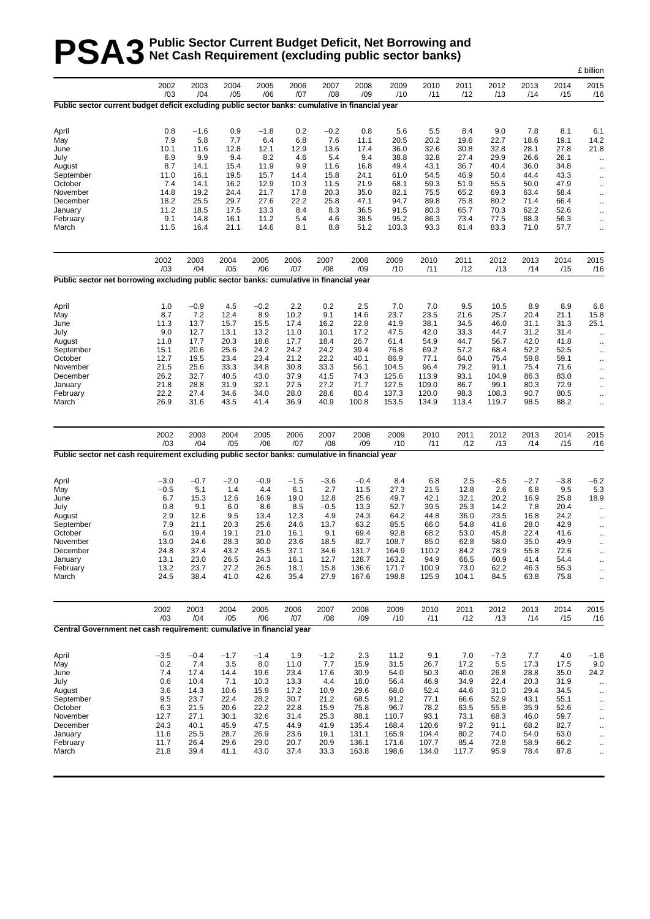# PSA3 Public Sector Current Budget Deficit, Net Borrowing and Net Cash Requirement (excluding public sector banks)

£ billion

| | 2002 /03 | 2003 /04 | 2004 /05 | 2005 /06 | 2006 /07 | 2007 /08 | 2008 /09 | 2009 /10 | 2010 /11 | 2011 /12 | 2012 /13 | 2013 /14 | 2014 /15 | 2015 /16 |
|---|---|---|---|---|---|---|---|---|---|---|---|---|---|---|
| **Public sector current budget deficit excluding public sector banks: cumulative in financial year** | | | | | | | | | | | | | | |
| April | 0.8 | −1.6 | 0.9 | −1.8 | 0.2 | −0.2 | 0.8 | 5.6 | 5.5 | 8.4 | 9.0 | 7.8 | 8.1 | 6.1 |
| May | 7.9 | 5.8 | 7.7 | 6.4 | 6.8 | 7.6 | 11.1 | 20.5 | 20.2 | 19.6 | 22.7 | 18.6 | 19.1 | 14.2 |
| June | 10.1 | 11.6 | 12.8 | 12.1 | 12.9 | 13.6 | 17.4 | 36.0 | 32.6 | 30.8 | 32.8 | 28.1 | 27.8 | 21.8 |
| July | 6.9 | 9.9 | 9.4 | 8.2 | 4.6 | 5.4 | 9.4 | 38.8 | 32.8 | 27.4 | 29.9 | 26.6 | 26.1 | .. |
| August | 8.7 | 14.1 | 15.4 | 11.9 | 9.9 | 11.6 | 16.8 | 49.4 | 43.1 | 36.7 | 40.4 | 36.0 | 34.8 | .. |
| September | 11.0 | 16.1 | 19.5 | 15.7 | 14.4 | 15.8 | 24.1 | 61.0 | 54.5 | 46.9 | 50.4 | 44.4 | 43.3 | .. |
| October | 7.4 | 14.1 | 16.2 | 12.9 | 10.3 | 11.5 | 21.9 | 68.1 | 59.3 | 51.9 | 55.5 | 50.0 | 47.9 | .. |
| November | 14.8 | 19.2 | 24.4 | 21.7 | 17.8 | 20.3 | 35.0 | 82.1 | 75.5 | 65.2 | 69.3 | 63.4 | 58.4 | .. |
| December | 18.2 | 25.5 | 29.7 | 27.6 | 22.2 | 25.8 | 47.1 | 94.7 | 89.8 | 75.8 | 80.2 | 71.4 | 66.4 | .. |
| January | 11.2 | 18.5 | 17.5 | 13.3 | 8.4 | 8.3 | 36.5 | 91.5 | 80.3 | 65.7 | 70.3 | 62.2 | 52.6 | .. |
| February | 9.1 | 14.8 | 16.1 | 11.2 | 5.4 | 4.6 | 38.5 | 95.2 | 86.3 | 73.4 | 77.5 | 68.3 | 56.3 | .. |
| March | 11.5 | 16.4 | 21.1 | 14.6 | 8.1 | 8.8 | 51.2 | 103.3 | 93.3 | 81.4 | 83.3 | 71.0 | 57.7 | .. |

| | 2002 /03 | 2003 /04 | 2004 /05 | 2005 /06 | 2006 /07 | 2007 /08 | 2008 /09 | 2009 /10 | 2010 /11 | 2011 /12 | 2012 /13 | 2013 /14 | 2014 /15 | 2015 /16 |
|---|---|---|---|---|---|---|---|---|---|---|---|---|---|---|
| **Public sector net borrowing excluding public sector banks: cumulative in financial year** | | | | | | | | | | | | | | |
| April | 1.0 | −0.9 | 4.5 | −0.2 | 2.2 | 0.2 | 2.5 | 7.0 | 7.0 | 9.5 | 10.5 | 8.9 | 8.9 | 6.6 |
| May | 8.7 | 7.2 | 12.4 | 8.9 | 10.2 | 9.1 | 14.6 | 23.7 | 23.5 | 21.6 | 25.7 | 20.4 | 21.1 | 15.8 |
| June | 11.3 | 13.7 | 15.7 | 15.5 | 17.4 | 16.2 | 22.8 | 41.9 | 38.1 | 34.5 | 46.0 | 31.1 | 31.3 | 25.1 |
| July | 9.0 | 12.7 | 13.1 | 13.2 | 11.0 | 10.1 | 17.2 | 47.5 | 42.0 | 33.3 | 44.7 | 31.2 | 31.4 | .. |
| August | 11.8 | 17.7 | 20.3 | 18.8 | 17.7 | 18.4 | 26.7 | 61.4 | 54.9 | 44.7 | 56.7 | 42.0 | 41.8 | .. |
| September | 15.1 | 20.6 | 25.6 | 24.2 | 24.2 | 24.2 | 39.4 | 76.8 | 69.2 | 57.2 | 68.4 | 52.2 | 52.5 | .. |
| October | 12.7 | 19.5 | 23.4 | 23.4 | 21.2 | 22.2 | 40.1 | 86.9 | 77.1 | 64.0 | 75.4 | 59.8 | 59.1 | .. |
| November | 21.5 | 25.6 | 33.3 | 34.8 | 30.8 | 33.3 | 56.1 | 104.5 | 96.4 | 79.2 | 91.1 | 75.4 | 71.6 | .. |
| December | 26.2 | 32.7 | 40.5 | 43.0 | 37.9 | 41.5 | 74.3 | 125.6 | 113.9 | 93.1 | 104.9 | 86.3 | 83.0 | .. |
| January | 21.8 | 28.8 | 31.9 | 32.1 | 27.5 | 27.2 | 71.7 | 127.5 | 109.0 | 86.7 | 99.1 | 80.3 | 72.9 | .. |
| February | 22.2 | 27.4 | 34.6 | 34.0 | 28.0 | 28.6 | 80.4 | 137.3 | 120.0 | 98.3 | 108.3 | 90.7 | 80.5 | .. |
| March | 26.9 | 31.6 | 43.5 | 41.4 | 36.9 | 40.9 | 100.8 | 153.5 | 134.9 | 113.4 | 119.7 | 98.5 | 88.2 | .. |

| | 2002 /03 | 2003 /04 | 2004 /05 | 2005 /06 | 2006 /07 | 2007 /08 | 2008 /09 | 2009 /10 | 2010 /11 | 2011 /12 | 2012 /13 | 2013 /14 | 2014 /15 | 2015 /16 |
|---|---|---|---|---|---|---|---|---|---|---|---|---|---|---|
| **Public sector net cash requirement excluding public sector banks: cumulative in financial year** | | | | | | | | | | | | | | |
| April | −3.0 | −0.7 | −2.0 | −0.9 | −1.5 | −3.6 | −0.4 | 8.4 | 6.8 | 2.5 | −8.5 | −2.7 | −3.8 | −6.2 |
| May | −0.5 | 5.1 | 1.4 | 4.4 | 6.1 | 2.7 | 11.5 | 27.3 | 21.5 | 12.8 | 2.6 | 6.8 | 9.5 | 5.3 |
| June | 6.7 | 15.3 | 12.6 | 16.9 | 19.0 | 12.8 | 25.6 | 49.7 | 42.1 | 32.1 | 20.2 | 16.9 | 25.8 | 18.9 |
| July | 0.8 | 9.1 | 6.0 | 8.6 | 8.5 | −0.5 | 13.3 | 52.7 | 39.5 | 25.3 | 14.2 | 7.8 | 20.4 | .. |
| August | 2.9 | 12.6 | 9.5 | 13.4 | 12.3 | 4.9 | 24.3 | 64.2 | 44.8 | 36.0 | 23.5 | 16.8 | 24.2 | .. |
| September | 7.9 | 21.1 | 20.3 | 25.6 | 24.6 | 13.7 | 63.2 | 85.5 | 66.0 | 54.8 | 41.6 | 28.0 | 42.9 | .. |
| October | 6.0 | 19.4 | 19.1 | 21.0 | 16.1 | 9.1 | 69.4 | 92.8 | 68.2 | 53.0 | 45.8 | 22.4 | 41.6 | .. |
| November | 13.0 | 24.6 | 28.3 | 30.0 | 23.6 | 18.5 | 82.7 | 108.7 | 85.0 | 62.8 | 58.0 | 35.0 | 49.9 | .. |
| December | 24.8 | 37.4 | 43.2 | 45.5 | 37.1 | 34.6 | 131.7 | 164.9 | 110.2 | 84.2 | 78.9 | 55.8 | 72.6 | .. |
| January | 13.1 | 23.0 | 26.5 | 24.3 | 16.1 | 12.7 | 128.7 | 163.2 | 94.9 | 66.5 | 60.9 | 41.4 | 54.4 | .. |
| February | 13.2 | 23.7 | 27.2 | 26.5 | 18.1 | 15.8 | 136.6 | 171.7 | 100.9 | 73.0 | 62.2 | 46.3 | 55.3 | .. |
| March | 24.5 | 38.4 | 41.0 | 42.6 | 35.4 | 27.9 | 167.6 | 198.8 | 125.9 | 104.1 | 84.5 | 63.8 | 75.8 | .. |

| | 2002 /03 | 2003 /04 | 2004 /05 | 2005 /06 | 2006 /07 | 2007 /08 | 2008 /09 | 2009 /10 | 2010 /11 | 2011 /12 | 2012 /13 | 2013 /14 | 2014 /15 | 2015 /16 |
|---|---|---|---|---|---|---|---|---|---|---|---|---|---|---|
| **Central Government net cash requirement: cumulative in financial year** | | | | | | | | | | | | | | |
| April | −3.5 | −0.4 | −1.7 | −1.4 | 1.9 | −1.2 | 2.3 | 11.2 | 9.1 | 7.0 | −7.3 | 7.7 | 4.0 | −1.6 |
| May | 0.2 | 7.4 | 3.5 | 8.0 | 11.0 | 7.7 | 15.9 | 31.5 | 26.7 | 17.2 | 5.5 | 17.3 | 17.5 | 9.0 |
| June | 7.4 | 17.4 | 14.4 | 19.6 | 23.4 | 17.6 | 30.9 | 54.0 | 50.3 | 40.0 | 26.8 | 28.8 | 35.0 | 24.2 |
| July | 0.6 | 10.4 | 7.1 | 10.3 | 13.3 | 4.4 | 18.0 | 56.4 | 46.9 | 34.9 | 22.4 | 20.3 | 31.9 | .. |
| August | 3.6 | 14.3 | 10.6 | 15.9 | 17.2 | 10.9 | 29.6 | 68.0 | 52.4 | 44.6 | 31.0 | 29.4 | 34.5 | .. |
| September | 9.5 | 23.7 | 22.4 | 28.2 | 30.7 | 21.2 | 68.5 | 91.2 | 77.1 | 66.6 | 52.9 | 43.1 | 55.1 | .. |
| October | 6.3 | 21.5 | 20.6 | 22.2 | 22.8 | 15.9 | 75.8 | 96.7 | 78.2 | 63.5 | 55.8 | 35.9 | 52.6 | .. |
| November | 12.7 | 27.1 | 30.1 | 32.6 | 31.4 | 25.3 | 88.1 | 110.7 | 93.1 | 73.1 | 68.3 | 46.0 | 59.7 | .. |
| December | 24.3 | 40.1 | 45.9 | 47.5 | 44.9 | 41.9 | 135.4 | 168.4 | 120.6 | 97.2 | 91.1 | 68.2 | 82.7 | .. |
| January | 11.6 | 25.5 | 28.7 | 26.9 | 23.6 | 19.1 | 131.1 | 165.9 | 104.4 | 80.2 | 74.0 | 54.0 | 63.0 | .. |
| February | 11.7 | 26.4 | 29.6 | 29.0 | 20.7 | 20.9 | 136.1 | 171.6 | 107.7 | 85.4 | 72.8 | 58.9 | 66.2 | .. |
| March | 21.8 | 39.4 | 41.1 | 43.0 | 37.4 | 33.3 | 163.8 | 198.6 | 134.0 | 117.7 | 95.9 | 78.4 | 87.8 | .. |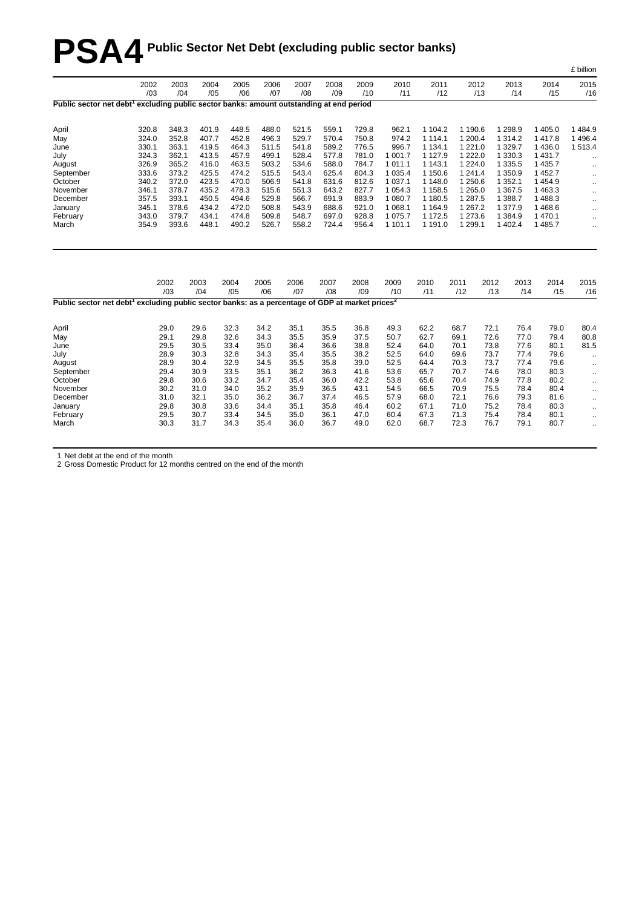# PSA4 Public Sector Net Debt (excluding public sector banks)

£ billion

| | 2002 /03 | 2003 /04 | 2004 /05 | 2005 /06 | 2006 /07 | 2007 /08 | 2008 /09 | 2009 /10 | 2010 /11 | 2011 /12 | 2012 /13 | 2013 /14 | 2014 /15 | 2015 /16 |
|---|---|---|---|---|---|---|---|---|---|---|---|---|---|---|
| **Public sector net debt[1] excluding public sector banks: amount outstanding at end period** | | | | | | | | | | | | | | |
| April | 320.8 | 348.3 | 401.9 | 448.5 | 488.0 | 521.5 | 559.1 | 729.8 | 962.1 | 1 104.2 | 1 190.6 | 1 298.9 | 1 405.0 | 1 484.9 |
| May | 324.0 | 352.8 | 407.7 | 452.8 | 496.3 | 529.7 | 570.4 | 750.8 | 974.2 | 1 114.1 | 1 200.4 | 1 314.2 | 1 417.8 | 1 496.4 |
| June | 330.1 | 363.1 | 419.5 | 464.3 | 511.5 | 541.8 | 589.2 | 776.5 | 996.7 | 1 134.1 | 1 221.0 | 1 329.7 | 1 436.0 | 1 513.4 |
| July | 324.3 | 362.1 | 413.5 | 457.9 | 499.1 | 528.4 | 577.8 | 781.0 | 1 001.7 | 1 127.9 | 1 222.0 | 1 330.3 | 1 431.7 | .. |
| August | 326.9 | 365.2 | 416.0 | 463.5 | 503.2 | 534.6 | 588.0 | 784.7 | 1 011.1 | 1 143.1 | 1 224.0 | 1 335.5 | 1 435.7 | .. |
| September | 333.6 | 373.2 | 425.5 | 474.2 | 515.5 | 543.4 | 625.4 | 804.3 | 1 035.4 | 1 150.6 | 1 241.4 | 1 350.9 | 1 452.7 | .. |
| October | 340.2 | 372.0 | 423.5 | 470.0 | 506.9 | 541.8 | 631.6 | 812.6 | 1 037.1 | 1 148.0 | 1 250.6 | 1 352.1 | 1 454.9 | .. |
| November | 346.1 | 378.7 | 435.2 | 478.3 | 515.6 | 551.3 | 643.2 | 827.7 | 1 054.3 | 1 158.5 | 1 265.0 | 1 367.5 | 1 463.3 | .. |
| December | 357.5 | 393.1 | 450.5 | 494.6 | 529.8 | 566.7 | 691.9 | 883.9 | 1 080.7 | 1 180.5 | 1 287.5 | 1 388.7 | 1 488.3 | .. |
| January | 345.1 | 378.6 | 434.2 | 472.0 | 508.8 | 543.9 | 688.6 | 921.0 | 1 068.1 | 1 164.9 | 1 267.2 | 1 377.9 | 1 468.6 | .. |
| February | 343.0 | 379.7 | 434.1 | 474.8 | 509.8 | 548.7 | 697.0 | 928.8 | 1 075.7 | 1 172.5 | 1 273.6 | 1 384.9 | 1 470.1 | .. |
| March | 354.9 | 393.6 | 448.1 | 490.2 | 526.7 | 558.2 | 724.4 | 956.4 | 1 101.1 | 1 191.0 | 1 299.1 | 1 402.4 | 1 485.7 | .. |

| | 2002 /03 | 2003 /04 | 2004 /05 | 2005 /06 | 2006 /07 | 2007 /08 | 2008 /09 | 2009 /10 | 2010 /11 | 2011 /12 | 2012 /13 | 2013 /14 | 2014 /15 | 2015 /16 |
|---|---|---|---|---|---|---|---|---|---|---|---|---|---|---|
| **Public sector net debt[1] excluding public sector banks: as a percentage of GDP at market prices[2]** | | | | | | | | | | | | | | |
| April | 29.0 | 29.6 | 32.3 | 34.2 | 35.1 | 35.5 | 36.8 | 49.3 | 62.2 | 68.7 | 72.1 | 76.4 | 79.0 | 80.4 |
| May | 29.1 | 29.8 | 32.6 | 34.3 | 35.5 | 35.9 | 37.5 | 50.7 | 62.7 | 69.1 | 72.6 | 77.0 | 79.4 | 80.8 |
| June | 29.5 | 30.5 | 33.4 | 35.0 | 36.4 | 36.6 | 38.8 | 52.4 | 64.0 | 70.1 | 73.8 | 77.6 | 80.1 | 81.5 |
| July | 28.9 | 30.3 | 32.8 | 34.3 | 35.4 | 35.5 | 38.2 | 52.5 | 64.0 | 69.6 | 73.7 | 77.4 | 79.6 | .. |
| August | 28.9 | 30.4 | 32.9 | 34.5 | 35.5 | 35.8 | 39.0 | 52.5 | 64.4 | 70.3 | 73.7 | 77.4 | 79.6 | .. |
| September | 29.4 | 30.9 | 33.5 | 35.1 | 36.2 | 36.3 | 41.6 | 53.6 | 65.7 | 70.7 | 74.6 | 78.0 | 80.3 | .. |
| October | 29.8 | 30.6 | 33.2 | 34.7 | 35.4 | 36.0 | 42.2 | 53.8 | 65.6 | 70.4 | 74.9 | 77.8 | 80.2 | .. |
| November | 30.2 | 31.0 | 34.0 | 35.2 | 35.9 | 36.5 | 43.1 | 54.5 | 66.5 | 70.9 | 75.5 | 78.4 | 80.4 | .. |
| December | 31.0 | 32.1 | 35.0 | 36.2 | 36.7 | 37.4 | 46.5 | 57.9 | 68.0 | 72.1 | 76.6 | 79.3 | 81.6 | .. |
| January | 29.8 | 30.8 | 33.6 | 34.4 | 35.1 | 35.8 | 46.4 | 60.2 | 67.1 | 71.0 | 75.2 | 78.4 | 80.3 | .. |
| February | 29.5 | 30.7 | 33.4 | 34.5 | 35.0 | 36.1 | 47.0 | 60.4 | 67.3 | 71.3 | 75.4 | 78.4 | 80.1 | .. |
| March | 30.3 | 31.7 | 34.3 | 35.4 | 36.0 | 36.7 | 49.0 | 62.0 | 68.7 | 72.3 | 76.7 | 79.1 | 80.7 | .. |

1 Net debt at the end of the month
2 Gross Domestic Product for 12 months centred on the end of the month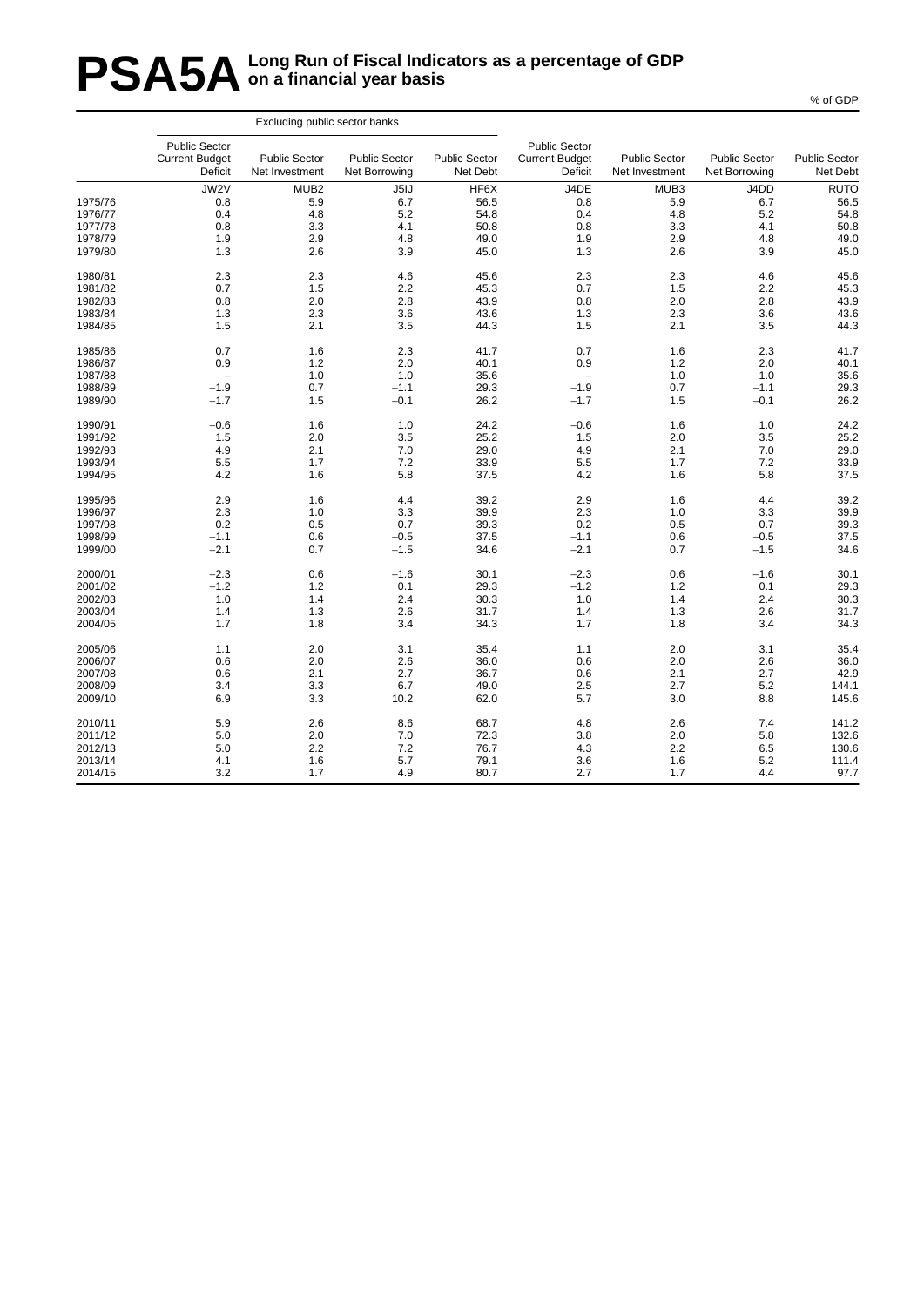# PSA5A Long Run of Fiscal Indicators as a percentage of GDP on a financial year basis

% of GDP

| | Excluding public sector banks | | | | | | | |
|---|---|---|---|---|---|---|---|---|
| | Public Sector Current Budget Deficit | Public Sector Net Investment | Public Sector Net Borrowing | Public Sector Net Debt | Public Sector Current Budget Deficit | Public Sector Net Investment | Public Sector Net Borrowing | Public Sector Net Debt |
| | JW2V | MUB2 | J5IJ | HF6X | J4DE | MUB3 | J4DD | RUTO |
| 1975/76 | 0.8 | 5.9 | 6.7 | 56.5 | 0.8 | 5.9 | 6.7 | 56.5 |
| 1976/77 | 0.4 | 4.8 | 5.2 | 54.8 | 0.4 | 4.8 | 5.2 | 54.8 |
| 1977/78 | 0.8 | 3.3 | 4.1 | 50.8 | 0.8 | 3.3 | 4.1 | 50.8 |
| 1978/79 | 1.9 | 2.9 | 4.8 | 49.0 | 1.9 | 2.9 | 4.8 | 49.0 |
| 1979/80 | 1.3 | 2.6 | 3.9 | 45.0 | 1.3 | 2.6 | 3.9 | 45.0 |
| 1980/81 | 2.3 | 2.3 | 4.6 | 45.6 | 2.3 | 2.3 | 4.6 | 45.6 |
| 1981/82 | 0.7 | 1.5 | 2.2 | 45.3 | 0.7 | 1.5 | 2.2 | 45.3 |
| 1982/83 | 0.8 | 2.0 | 2.8 | 43.9 | 0.8 | 2.0 | 2.8 | 43.9 |
| 1983/84 | 1.3 | 2.3 | 3.6 | 43.6 | 1.3 | 2.3 | 3.6 | 43.6 |
| 1984/85 | 1.5 | 2.1 | 3.5 | 44.3 | 1.5 | 2.1 | 3.5 | 44.3 |
| 1985/86 | 0.7 | 1.6 | 2.3 | 41.7 | 0.7 | 1.6 | 2.3 | 41.7 |
| 1986/87 | 0.9 | 1.2 | 2.0 | 40.1 | 0.9 | 1.2 | 2.0 | 40.1 |
| 1987/88 | – | 1.0 | 1.0 | 35.6 | – | 1.0 | 1.0 | 35.6 |
| 1988/89 | −1.9 | 0.7 | −1.1 | 29.3 | −1.9 | 0.7 | −1.1 | 29.3 |
| 1989/90 | −1.7 | 1.5 | −0.1 | 26.2 | −1.7 | 1.5 | −0.1 | 26.2 |
| 1990/91 | −0.6 | 1.6 | 1.0 | 24.2 | −0.6 | 1.6 | 1.0 | 24.2 |
| 1991/92 | 1.5 | 2.0 | 3.5 | 25.2 | 1.5 | 2.0 | 3.5 | 25.2 |
| 1992/93 | 4.9 | 2.1 | 7.0 | 29.0 | 4.9 | 2.1 | 7.0 | 29.0 |
| 1993/94 | 5.5 | 1.7 | 7.2 | 33.9 | 5.5 | 1.7 | 7.2 | 33.9 |
| 1994/95 | 4.2 | 1.6 | 5.8 | 37.5 | 4.2 | 1.6 | 5.8 | 37.5 |
| 1995/96 | 2.9 | 1.6 | 4.4 | 39.2 | 2.9 | 1.6 | 4.4 | 39.2 |
| 1996/97 | 2.3 | 1.0 | 3.3 | 39.9 | 2.3 | 1.0 | 3.3 | 39.9 |
| 1997/98 | 0.2 | 0.5 | 0.7 | 39.3 | 0.2 | 0.5 | 0.7 | 39.3 |
| 1998/99 | −1.1 | 0.6 | −0.5 | 37.5 | −1.1 | 0.6 | −0.5 | 37.5 |
| 1999/00 | −2.1 | 0.7 | −1.5 | 34.6 | −2.1 | 0.7 | −1.5 | 34.6 |
| 2000/01 | −2.3 | 0.6 | −1.6 | 30.1 | −2.3 | 0.6 | −1.6 | 30.1 |
| 2001/02 | −1.2 | 1.2 | 0.1 | 29.3 | −1.2 | 1.2 | 0.1 | 29.3 |
| 2002/03 | 1.0 | 1.4 | 2.4 | 30.3 | 1.0 | 1.4 | 2.4 | 30.3 |
| 2003/04 | 1.4 | 1.3 | 2.6 | 31.7 | 1.4 | 1.3 | 2.6 | 31.7 |
| 2004/05 | 1.7 | 1.8 | 3.4 | 34.3 | 1.7 | 1.8 | 3.4 | 34.3 |
| 2005/06 | 1.1 | 2.0 | 3.1 | 35.4 | 1.1 | 2.0 | 3.1 | 35.4 |
| 2006/07 | 0.6 | 2.0 | 2.6 | 36.0 | 0.6 | 2.0 | 2.6 | 36.0 |
| 2007/08 | 0.6 | 2.1 | 2.7 | 36.7 | 0.6 | 2.1 | 2.7 | 42.9 |
| 2008/09 | 3.4 | 3.3 | 6.7 | 49.0 | 2.5 | 2.7 | 5.2 | 144.1 |
| 2009/10 | 6.9 | 3.3 | 10.2 | 62.0 | 5.7 | 3.0 | 8.8 | 145.6 |
| 2010/11 | 5.9 | 2.6 | 8.6 | 68.7 | 4.8 | 2.6 | 7.4 | 141.2 |
| 2011/12 | 5.0 | 2.0 | 7.0 | 72.3 | 3.8 | 2.0 | 5.8 | 132.6 |
| 2012/13 | 5.0 | 2.2 | 7.2 | 76.7 | 4.3 | 2.2 | 6.5 | 130.6 |
| 2013/14 | 4.1 | 1.6 | 5.7 | 79.1 | 3.6 | 1.6 | 5.2 | 111.4 |
| 2014/15 | 3.2 | 1.7 | 4.9 | 80.7 | 2.7 | 1.7 | 4.4 | 97.7 |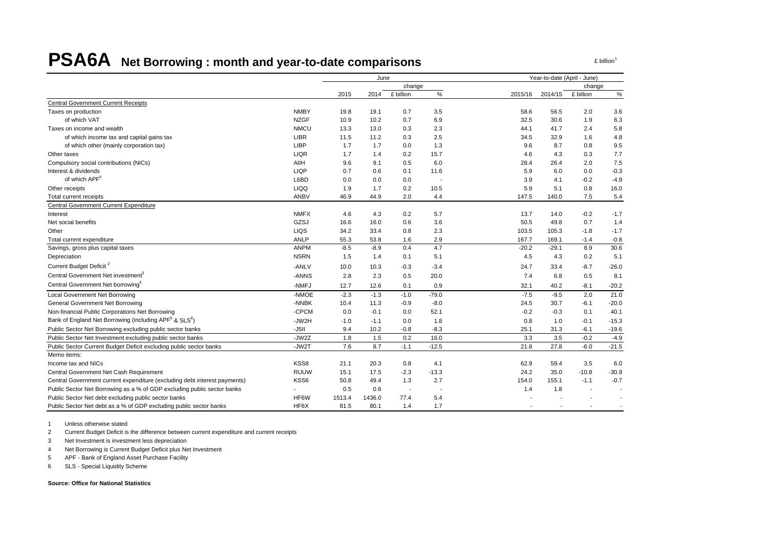# PSA6A Net Borrowing : month and year-to-date comparisons

£ billion[1]

| | | June | | | | Year-to-date (April - June) | | | |
|---|---|---|---|---|---|---|---|---|---|
| | | | | change | | | | change | |
| | | 2015 | 2014 | £ billion | % | 2015/16 | 2014/15 | £ billion | % |
| Central Government Current Receipts | | | | | | | | | |
| Taxes on production | NMBY | 19.8 | 19.1 | 0.7 | 3.5 | 58.6 | 56.5 | 2.0 | 3.6 |
| of which VAT | NZGF | 10.9 | 10.2 | 0.7 | 6.9 | 32.5 | 30.6 | 1.9 | 6.3 |
| Taxes on income and wealth | NMCU | 13.3 | 13.0 | 0.3 | 2.3 | 44.1 | 41.7 | 2.4 | 5.8 |
| of which income tax and capital gains tax | LIBR | 11.5 | 11.2 | 0.3 | 2.5 | 34.5 | 32.9 | 1.6 | 4.8 |
| of which other (mainly corporation tax) | LIBP | 1.7 | 1.7 | 0.0 | 1.3 | 9.6 | 8.7 | 0.8 | 9.5 |
| Other taxes | LIQR | 1.7 | 1.4 | 0.2 | 15.7 | 4.6 | 4.3 | 0.3 | 7.7 |
| Compulsory social contributions (NICs) | AIIH | 9.6 | 9.1 | 0.5 | 6.0 | 28.4 | 26.4 | 2.0 | 7.5 |
| Interest & dividends | LIQP | 0.7 | 0.6 | 0.1 | 11.6 | 5.9 | 6.0 | 0.0 | -0.3 |
| of which APF[5] | L6BD | 0.0 | 0.0 | 0.0 | - | 3.9 | 4.1 | -0.2 | -4.9 |
| Other receipts | LIQQ | 1.9 | 1.7 | 0.2 | 10.5 | 5.9 | 5.1 | 0.8 | 16.0 |
| Total current receipts | ANBV | 46.9 | 44.9 | 2.0 | 4.4 | 147.5 | 140.0 | 7.5 | 5.4 |
| Central Government Current Expenditure | | | | | | | | | |
| Interest | NMFX | 4.6 | 4.3 | 0.2 | 5.7 | 13.7 | 14.0 | -0.2 | -1.7 |
| Net social benefits | GZSJ | 16.6 | 16.0 | 0.6 | 3.6 | 50.5 | 49.8 | 0.7 | 1.4 |
| Other | LIQS | 34.2 | 33.4 | 0.8 | 2.3 | 103.5 | 105.3 | -1.8 | -1.7 |
| Total current expenditure | ANLP | 55.3 | 53.8 | 1.6 | 2.9 | 167.7 | 169.1 | -1.4 | -0.8 |
| Savings, gross plus capital taxes | ANPM | -8.5 | -8.9 | 0.4 | 4.7 | -20.2 | -29.1 | 8.9 | 30.6 |
| Depreciation | NSRN | 1.5 | 1.4 | 0.1 | 5.1 | 4.5 | 4.3 | 0.2 | 5.1 |
| Current Budget Deficit[2] | -ANLV | 10.0 | 10.3 | -0.3 | -3.4 | 24.7 | 33.4 | -8.7 | -26.0 |
| Central Government Net investment[3] | -ANNS | 2.8 | 2.3 | 0.5 | 20.0 | 7.4 | 6.8 | 0.5 | 8.1 |
| Central Government Net borrowing[4] | -NMFJ | 12.7 | 12.6 | 0.1 | 0.9 | 32.1 | 40.2 | -8.1 | -20.2 |
| Local Government Net Borrowing | -NMOE | -2.3 | -1.3 | -1.0 | -79.0 | -7.5 | -9.5 | 2.0 | 21.0 |
| General Government Net Borrowing | -NNBK | 10.4 | 11.3 | -0.9 | -8.0 | 24.5 | 30.7 | -6.1 | -20.0 |
| Non-financial Public Corporations Net Borrowing | -CPCM | 0.0 | -0.1 | 0.0 | 52.1 | -0.2 | -0.3 | 0.1 | 40.1 |
| Bank of England Net Borrowing (including APF[5] & SLS[6]) | -JW2H | -1.0 | -1.1 | 0.0 | 1.8 | 0.8 | 1.0 | -0.1 | -15.3 |
| Public Sector Net Borrowing excluding public sector banks | -J5II | 9.4 | 10.2 | -0.8 | -8.3 | 25.1 | 31.3 | -6.1 | -19.6 |
| Public Sector Net Investment excluding public sector banks | -JW2Z | 1.8 | 1.5 | 0.2 | 16.0 | 3.3 | 3.5 | -0.2 | -4.9 |
| Public Sector Current Budget Deficit excluding public sector banks | -JW2T | 7.6 | 8.7 | -1.1 | -12.5 | 21.8 | 27.8 | -6.0 | -21.5 |
| Memo items: | | | | | | | | | |
| Income tax and NICs | KSS8 | 21.1 | 20.3 | 0.8 | 4.1 | 62.9 | 59.4 | 3.5 | 6.0 |
| Central Government Net Cash Requirement | RUUW | 15.1 | 17.5 | -2.3 | -13.3 | 24.2 | 35.0 | -10.8 | -30.9 |
| Central Government current expenditure (excluding debt interest payments) | KSS6 | 50.8 | 49.4 | 1.3 | 2.7 | 154.0 | 155.1 | -1.1 | -0.7 |
| Public Sector Net Borrowing as a % of GDP excluding public sector banks | - | 0.5 | 0.6 | - | - | 1.4 | 1.8 | - | - |
| Public Sector Net debt excluding public sector banks | HF6W | 1513.4 | 1436.0 | 77.4 | 5.4 | - | - | - | - |
| Public Sector Net debt as a % of GDP excluding public sector banks | HF6X | 81.5 | 80.1 | 1.4 | 1.7 | - | - | - | - |

1 Unless otherwise stated

2 Current Budget Deficit is the difference between current expenditure and current receipts

3 Net Investment is investment less depreciation

4 Net Borrowing is Current Budget Deficit plus Net Investment

5 APF - Bank of England Asset Purchase Facility

6 SLS - Special Liquidity Scheme

**Source: Office for National Statistics**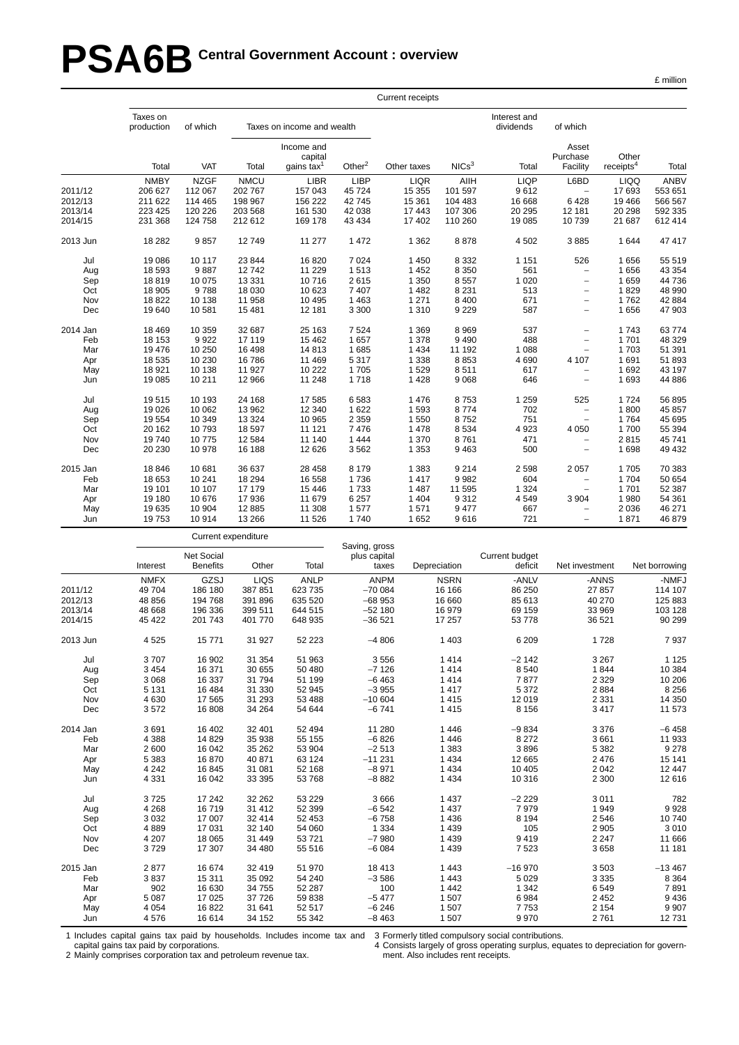# PSA6B Central Government Account : overview

£ million

| | Current receipts | | | | | | | | | | |
|---|---|---|---|---|---|---|---|---|---|---|---|
| | Taxes on production | of which | Taxes on income and wealth | | | | | Interest and dividends | of which | | |
| | Total | VAT | Total | Income and capital gains tax[1] | Other[2] | Other taxes | NICs[3] | Total | Asset Purchase Facility | Other receipts[4] | Total |
| | NMBY | NZGF | NMCU | LIBR | LIBP | LIQR | AIIH | LIQP | L6BD | LIQQ | ANBV |
| 2011/12 | 206 627 | 112 067 | 202 767 | 157 043 | 45 724 | 15 355 | 101 597 | 9 612 | – | 17 693 | 553 651 |
| 2012/13 | 211 622 | 114 465 | 198 967 | 156 222 | 42 745 | 15 361 | 104 483 | 16 668 | 6 428 | 19 466 | 566 567 |
| 2013/14 | 223 425 | 120 226 | 203 568 | 161 530 | 42 038 | 17 443 | 107 306 | 20 295 | 12 181 | 20 298 | 592 335 |
| 2014/15 | 231 368 | 124 758 | 212 612 | 169 178 | 43 434 | 17 402 | 110 260 | 19 085 | 10 739 | 21 687 | 612 414 |
| 2013 Jun | 18 282 | 9 857 | 12 749 | 11 277 | 1 472 | 1 362 | 8 878 | 4 502 | 3 885 | 1 644 | 47 417 |
| Jul | 19 086 | 10 117 | 23 844 | 16 820 | 7 024 | 1 450 | 8 332 | 1 151 | 526 | 1 656 | 55 519 |
| Aug | 18 593 | 9 887 | 12 742 | 11 229 | 1 513 | 1 452 | 8 350 | 561 | – | 1 656 | 43 354 |
| Sep | 18 819 | 10 075 | 13 331 | 10 716 | 2 615 | 1 350 | 8 557 | 1 020 | – | 1 659 | 44 736 |
| Oct | 18 905 | 9 788 | 18 030 | 10 623 | 7 407 | 1 482 | 8 231 | 513 | – | 1 829 | 48 990 |
| Nov | 18 822 | 10 138 | 11 958 | 10 495 | 1 463 | 1 271 | 8 400 | 671 | – | 1 762 | 42 884 |
| Dec | 19 640 | 10 581 | 15 481 | 12 181 | 3 300 | 1 310 | 9 229 | 587 | – | 1 656 | 47 903 |
| 2014 Jan | 18 469 | 10 359 | 32 687 | 25 163 | 7 524 | 1 369 | 8 969 | 537 | – | 1 743 | 63 774 |
| Feb | 18 153 | 9 922 | 17 119 | 15 462 | 1 657 | 1 378 | 9 490 | 488 | – | 1 701 | 48 329 |
| Mar | 19 476 | 10 250 | 16 498 | 14 813 | 1 685 | 1 434 | 11 192 | 1 088 | – | 1 703 | 51 391 |
| Apr | 18 535 | 10 230 | 16 786 | 11 469 | 5 317 | 1 338 | 8 853 | 4 690 | 4 107 | 1 691 | 51 893 |
| May | 18 921 | 10 138 | 11 927 | 10 222 | 1 705 | 1 529 | 8 511 | 617 | – | 1 692 | 43 197 |
| Jun | 19 085 | 10 211 | 12 966 | 11 248 | 1 718 | 1 428 | 9 068 | 646 | – | 1 693 | 44 886 |
| Jul | 19 515 | 10 193 | 24 168 | 17 585 | 6 583 | 1 476 | 8 753 | 1 259 | 525 | 1 724 | 56 895 |
| Aug | 19 026 | 10 062 | 13 962 | 12 340 | 1 622 | 1 593 | 8 774 | 702 | – | 1 800 | 45 857 |
| Sep | 19 554 | 10 349 | 13 324 | 10 965 | 2 359 | 1 550 | 8 752 | 751 | – | 1 764 | 45 695 |
| Oct | 20 162 | 10 793 | 18 597 | 11 121 | 7 476 | 1 478 | 8 534 | 4 923 | 4 050 | 1 700 | 55 394 |
| Nov | 19 740 | 10 775 | 12 584 | 11 140 | 1 444 | 1 370 | 8 761 | 471 | – | 2 815 | 45 741 |
| Dec | 20 230 | 10 978 | 16 188 | 12 626 | 3 562 | 1 353 | 9 463 | 500 | – | 1 698 | 49 432 |
| 2015 Jan | 18 846 | 10 681 | 36 637 | 28 458 | 8 179 | 1 383 | 9 214 | 2 598 | 2 057 | 1 705 | 70 383 |
| Feb | 18 653 | 10 241 | 18 294 | 16 558 | 1 736 | 1 417 | 9 982 | 604 | – | 1 704 | 50 654 |
| Mar | 19 101 | 10 107 | 17 179 | 15 446 | 1 733 | 1 487 | 11 595 | 1 324 | – | 1 701 | 52 387 |
| Apr | 19 180 | 10 676 | 17 936 | 11 679 | 6 257 | 1 404 | 9 312 | 4 549 | 3 904 | 1 980 | 54 361 |
| May | 19 635 | 10 904 | 12 885 | 11 308 | 1 577 | 1 571 | 9 477 | 667 | – | 2 036 | 46 271 |
| Jun | 19 753 | 10 914 | 13 266 | 11 526 | 1 740 | 1 652 | 9 616 | 721 | – | 1 871 | 46 879 |

| | Current expenditure | | | | | | | | |
|---|---|---|---|---|---|---|---|---|---|
| | Interest | Net Social Benefits | Other | Total | Saving, gross plus capital taxes | Depreciation | Current budget deficit | Net investment | Net borrowing |
| | NMFX | GZSJ | LIQS | ANLP | ANPM | NSRN | -ANLV | -ANNS | -NMFJ |
| 2011/12 | 49 704 | 186 180 | 387 851 | 623 735 | −70 084 | 16 166 | 86 250 | 27 857 | 114 107 |
| 2012/13 | 48 856 | 194 768 | 391 896 | 635 520 | −68 953 | 16 660 | 85 613 | 40 270 | 125 883 |
| 2013/14 | 48 668 | 196 336 | 399 511 | 644 515 | −52 180 | 16 979 | 69 159 | 33 969 | 103 128 |
| 2014/15 | 45 422 | 201 743 | 401 770 | 648 935 | −36 521 | 17 257 | 53 778 | 36 521 | 90 299 |
| 2013 Jun | 4 525 | 15 771 | 31 927 | 52 223 | −4 806 | 1 403 | 6 209 | 1 728 | 7 937 |
| Jul | 3 707 | 16 902 | 31 354 | 51 963 | 3 556 | 1 414 | −2 142 | 3 267 | 1 125 |
| Aug | 3 454 | 16 371 | 30 655 | 50 480 | −7 126 | 1 414 | 8 540 | 1 844 | 10 384 |
| Sep | 3 068 | 16 337 | 31 794 | 51 199 | −6 463 | 1 414 | 7 877 | 2 329 | 10 206 |
| Oct | 5 131 | 16 484 | 31 330 | 52 945 | −3 955 | 1 417 | 5 372 | 2 884 | 8 256 |
| Nov | 4 630 | 17 565 | 31 293 | 53 488 | −10 604 | 1 415 | 12 019 | 2 331 | 14 350 |
| Dec | 3 572 | 16 808 | 34 264 | 54 644 | −6 741 | 1 415 | 8 156 | 3 417 | 11 573 |
| 2014 Jan | 3 691 | 16 402 | 32 401 | 52 494 | 11 280 | 1 446 | −9 834 | 3 376 | −6 458 |
| Feb | 4 388 | 14 829 | 35 938 | 55 155 | −6 826 | 1 446 | 8 272 | 3 661 | 11 933 |
| Mar | 2 600 | 16 042 | 35 262 | 53 904 | −2 513 | 1 383 | 3 896 | 5 382 | 9 278 |
| Apr | 5 383 | 16 870 | 40 871 | 63 124 | −11 231 | 1 434 | 12 665 | 2 476 | 15 141 |
| May | 4 242 | 16 845 | 31 081 | 52 168 | −8 971 | 1 434 | 10 405 | 2 042 | 12 447 |
| Jun | 4 331 | 16 042 | 33 395 | 53 768 | −8 882 | 1 434 | 10 316 | 2 300 | 12 616 |
| Jul | 3 725 | 17 242 | 32 262 | 53 229 | 3 666 | 1 437 | −2 229 | 3 011 | 782 |
| Aug | 4 268 | 16 719 | 31 412 | 52 399 | −6 542 | 1 437 | 7 979 | 1 949 | 9 928 |
| Sep | 3 032 | 17 007 | 32 414 | 52 453 | −6 758 | 1 436 | 8 194 | 2 546 | 10 740 |
| Oct | 4 889 | 17 031 | 32 140 | 54 060 | 1 334 | 1 439 | 105 | 2 905 | 3 010 |
| Nov | 4 207 | 18 065 | 31 449 | 53 721 | −7 980 | 1 439 | 9 419 | 2 247 | 11 666 |
| Dec | 3 729 | 17 307 | 34 480 | 55 516 | −6 084 | 1 439 | 7 523 | 3 658 | 11 181 |
| 2015 Jan | 2 877 | 16 674 | 32 419 | 51 970 | 18 413 | 1 443 | −16 970 | 3 503 | −13 467 |
| Feb | 3 837 | 15 311 | 35 092 | 54 240 | −3 586 | 1 443 | 5 029 | 3 335 | 8 364 |
| Mar | 902 | 16 630 | 34 755 | 52 287 | 100 | 1 442 | 1 342 | 6 549 | 7 891 |
| Apr | 5 087 | 17 025 | 37 726 | 59 838 | −5 477 | 1 507 | 6 984 | 2 452 | 9 436 |
| May | 4 054 | 16 822 | 31 641 | 52 517 | −6 246 | 1 507 | 7 753 | 2 154 | 9 907 |
| Jun | 4 576 | 16 614 | 34 152 | 55 342 | −8 463 | 1 507 | 9 970 | 2 761 | 12 731 |

1 Includes capital gains tax paid by households. Includes income tax and capital gains tax paid by corporations.
2 Mainly comprises corporation tax and petroleum revenue tax.
3 Formerly titled compulsory social contributions.
4 Consists largely of gross operating surplus, equates to depreciation for government. Also includes rent receipts.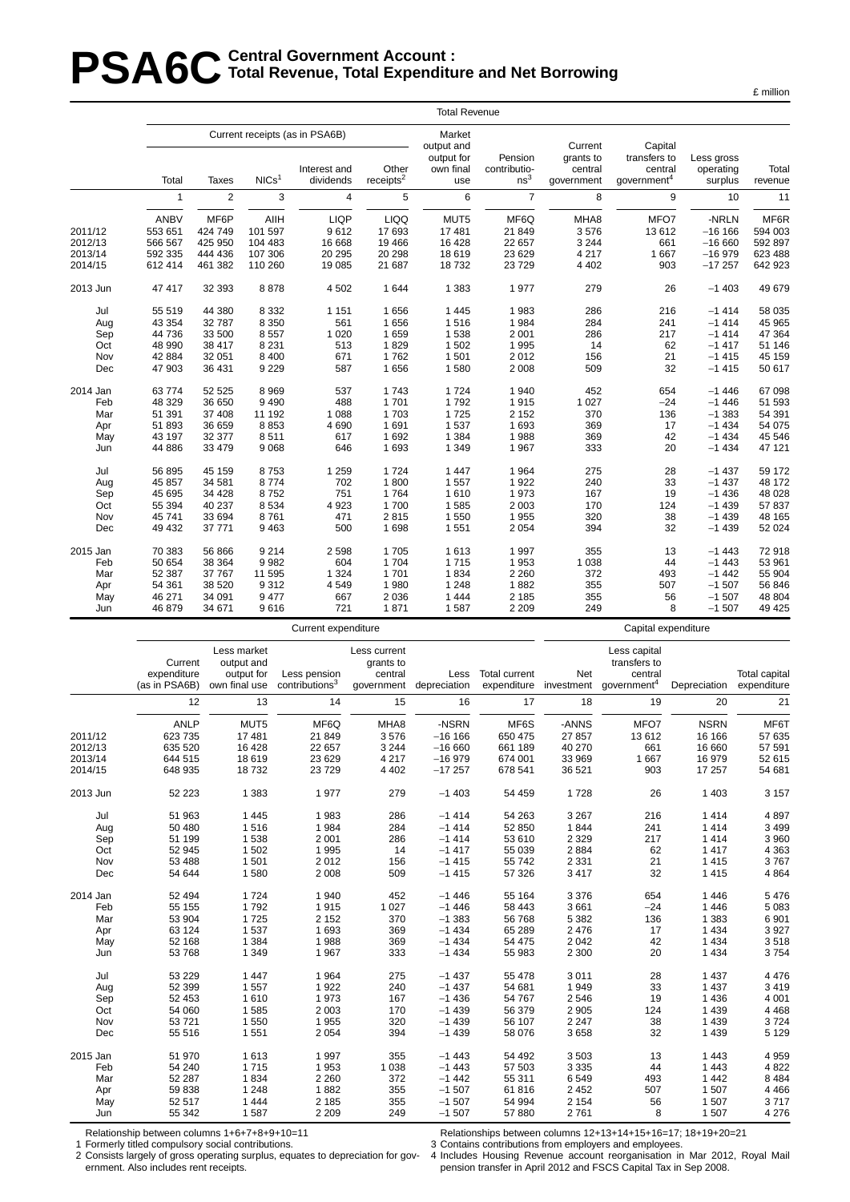# PSA6C Central Government Account : Total Revenue, Total Expenditure and Net Borrowing

£ million

| | Total Revenue | | | | | | | | | | |
|---|---|---|---|---|---|---|---|---|---|---|---|
| | Current receipts (as in PSA6B) | | | | | Market output and output for own final use | Pension contributions[3] | Current grants to central government[4] | Capital transfers to central government[4] | Less gross operating surplus | Total revenue |
| | Total | Taxes | NICs[1] | Interest and dividends | Other receipts[2] | | | | | | |
| | 1 | 2 | 3 | 4 | 5 | 6 | 7 | 8 | 9 | 10 | 11 |
| | ANBV | MF6P | AIIH | LIQP | LIQQ | MUT5 | MF6Q | MHA8 | MFO7 | -NRLN | MF6R |
| 2011/12 | 553 651 | 424 749 | 101 597 | 9 612 | 17 693 | 17 481 | 21 849 | 3 576 | 13 612 | –16 166 | 594 003 |
| 2012/13 | 566 567 | 425 950 | 104 483 | 16 668 | 19 466 | 16 428 | 22 657 | 3 244 | 661 | –16 660 | 592 897 |
| 2013/14 | 592 335 | 444 436 | 107 306 | 20 295 | 20 298 | 18 619 | 23 629 | 4 217 | 1 667 | –16 979 | 623 488 |
| 2014/15 | 612 414 | 461 382 | 110 260 | 19 085 | 21 687 | 18 732 | 23 729 | 4 402 | 903 | –17 257 | 642 923 |
| 2013 Jun | 47 417 | 32 393 | 8 878 | 4 502 | 1 644 | 1 383 | 1 977 | 279 | 26 | –1 403 | 49 679 |
| Jul | 55 519 | 44 380 | 8 332 | 1 151 | 1 656 | 1 445 | 1 983 | 286 | 216 | –1 414 | 58 035 |
| Aug | 43 354 | 32 787 | 8 350 | 561 | 1 656 | 1 516 | 1 984 | 284 | 241 | –1 414 | 45 965 |
| Sep | 44 736 | 33 500 | 8 557 | 1 020 | 1 659 | 1 538 | 2 001 | 286 | 217 | –1 414 | 47 364 |
| Oct | 48 990 | 38 417 | 8 231 | 513 | 1 829 | 1 502 | 1 995 | 14 | 62 | –1 417 | 51 146 |
| Nov | 42 884 | 32 051 | 8 400 | 671 | 1 762 | 1 501 | 2 012 | 156 | 21 | –1 415 | 45 159 |
| Dec | 47 903 | 36 431 | 9 229 | 587 | 1 656 | 1 580 | 2 008 | 509 | 32 | –1 415 | 50 617 |
| 2014 Jan | 63 774 | 52 525 | 8 969 | 537 | 1 743 | 1 724 | 1 940 | 452 | 654 | –1 446 | 67 098 |
| Feb | 48 329 | 36 650 | 9 490 | 488 | 1 701 | 1 792 | 1 915 | 1 027 | –24 | –1 446 | 51 593 |
| Mar | 51 391 | 37 408 | 11 192 | 1 088 | 1 703 | 1 725 | 2 152 | 370 | 136 | –1 383 | 54 391 |
| Apr | 51 893 | 36 659 | 8 853 | 4 690 | 1 691 | 1 537 | 1 693 | 369 | 17 | –1 434 | 54 075 |
| May | 43 197 | 32 377 | 8 511 | 617 | 1 692 | 1 384 | 1 988 | 369 | 42 | –1 434 | 45 546 |
| Jun | 44 886 | 33 479 | 9 068 | 646 | 1 693 | 1 349 | 1 967 | 333 | 20 | –1 434 | 47 121 |
| Jul | 56 895 | 45 159 | 8 753 | 1 259 | 1 724 | 1 447 | 1 964 | 275 | 28 | –1 437 | 59 172 |
| Aug | 45 857 | 34 581 | 8 774 | 702 | 1 800 | 1 557 | 1 922 | 240 | 33 | –1 437 | 48 172 |
| Sep | 45 695 | 34 428 | 8 752 | 751 | 1 764 | 1 610 | 1 973 | 167 | 19 | –1 436 | 48 028 |
| Oct | 55 394 | 40 237 | 8 534 | 4 923 | 1 700 | 1 585 | 2 003 | 170 | 124 | –1 439 | 57 837 |
| Nov | 45 741 | 33 694 | 8 761 | 471 | 2 815 | 1 550 | 1 955 | 320 | 38 | –1 439 | 48 165 |
| Dec | 49 432 | 37 771 | 9 463 | 500 | 1 698 | 1 551 | 2 054 | 394 | 32 | –1 439 | 52 024 |
| 2015 Jan | 70 383 | 56 866 | 9 214 | 2 598 | 1 705 | 1 613 | 1 997 | 355 | 13 | –1 443 | 72 918 |
| Feb | 50 654 | 38 364 | 9 982 | 604 | 1 704 | 1 715 | 1 953 | 1 038 | 44 | –1 443 | 53 961 |
| Mar | 52 387 | 37 767 | 11 595 | 1 324 | 1 701 | 1 834 | 2 260 | 372 | 493 | –1 442 | 55 904 |
| Apr | 54 361 | 38 520 | 9 312 | 4 549 | 1 980 | 1 248 | 1 882 | 355 | 507 | –1 507 | 56 846 |
| May | 46 271 | 34 091 | 9 477 | 667 | 2 036 | 1 444 | 2 185 | 355 | 56 | –1 507 | 48 804 |
| Jun | 46 879 | 34 671 | 9 616 | 721 | 1 871 | 1 587 | 2 209 | 249 | 8 | –1 507 | 49 425 |

| | Current expenditure | | | | | | Capital expenditure | | | |
|---|---|---|---|---|---|---|---|---|---|---|
| | Current expenditure (as in PSA6B) | Less market output and output for own final use | Less pension contributions[3] | Less current grants to central government | Less depreciation | Total current expenditure | Net investment | Less capital transfers to central government[4] | Depreciation | Total capital expenditure |
| | 12 | 13 | 14 | 15 | 16 | 17 | 18 | 19 | 20 | 21 |
| | ANLP | MUT5 | MF6Q | MHA8 | -NSRN | MF6S | -ANNS | MFO7 | NSRN | MF6T |
| 2011/12 | 623 735 | 17 481 | 21 849 | 3 576 | –16 166 | 650 475 | 27 857 | 13 612 | 16 166 | 57 635 |
| 2012/13 | 635 520 | 16 428 | 22 657 | 3 244 | –16 660 | 661 189 | 40 270 | 661 | 16 660 | 57 591 |
| 2013/14 | 644 515 | 18 619 | 23 629 | 4 217 | –16 979 | 674 001 | 33 969 | 1 667 | 16 979 | 52 615 |
| 2014/15 | 648 935 | 18 732 | 23 729 | 4 402 | –17 257 | 678 541 | 36 521 | 903 | 17 257 | 54 681 |
| 2013 Jun | 52 223 | 1 383 | 1 977 | 279 | –1 403 | 54 459 | 1 728 | 26 | 1 403 | 3 157 |
| Jul | 51 963 | 1 445 | 1 983 | 286 | –1 414 | 54 263 | 3 267 | 216 | 1 414 | 4 897 |
| Aug | 50 480 | 1 516 | 1 984 | 284 | –1 414 | 52 850 | 1 844 | 241 | 1 414 | 3 499 |
| Sep | 51 199 | 1 538 | 2 001 | 286 | –1 414 | 53 610 | 2 329 | 217 | 1 414 | 3 960 |
| Oct | 52 945 | 1 502 | 1 995 | 14 | –1 417 | 55 039 | 2 884 | 62 | 1 417 | 4 363 |
| Nov | 53 488 | 1 501 | 2 012 | 156 | –1 415 | 55 742 | 2 331 | 21 | 1 415 | 3 767 |
| Dec | 54 644 | 1 580 | 2 008 | 509 | –1 415 | 57 326 | 3 417 | 32 | 1 415 | 4 864 |
| 2014 Jan | 52 494 | 1 724 | 1 940 | 452 | –1 446 | 55 164 | 3 376 | 654 | 1 446 | 5 476 |
| Feb | 55 155 | 1 792 | 1 915 | 1 027 | –1 446 | 58 443 | 3 661 | –24 | 1 446 | 5 083 |
| Mar | 53 904 | 1 725 | 2 152 | 370 | –1 383 | 56 768 | 5 382 | 136 | 1 383 | 6 901 |
| Apr | 63 124 | 1 537 | 1 693 | 369 | –1 434 | 65 289 | 2 476 | 17 | 1 434 | 3 927 |
| May | 52 168 | 1 384 | 1 988 | 369 | –1 434 | 54 475 | 2 042 | 42 | 1 434 | 3 518 |
| Jun | 53 768 | 1 349 | 1 967 | 333 | –1 434 | 55 983 | 2 300 | 20 | 1 434 | 3 754 |
| Jul | 53 229 | 1 447 | 1 964 | 275 | –1 437 | 55 478 | 3 011 | 28 | 1 437 | 4 476 |
| Aug | 52 399 | 1 557 | 1 922 | 240 | –1 437 | 54 681 | 1 949 | 33 | 1 437 | 3 419 |
| Sep | 52 453 | 1 610 | 1 973 | 167 | –1 436 | 54 767 | 2 546 | 19 | 1 436 | 4 001 |
| Oct | 54 060 | 1 585 | 2 003 | 170 | –1 439 | 56 379 | 2 905 | 124 | 1 439 | 4 468 |
| Nov | 53 721 | 1 550 | 1 955 | 320 | –1 439 | 56 107 | 2 247 | 38 | 1 439 | 3 724 |
| Dec | 55 516 | 1 551 | 2 054 | 394 | –1 439 | 58 076 | 3 658 | 32 | 1 439 | 5 129 |
| 2015 Jan | 51 970 | 1 613 | 1 997 | 355 | –1 443 | 54 492 | 3 503 | 13 | 1 443 | 4 959 |
| Feb | 54 240 | 1 715 | 1 953 | 1 038 | –1 443 | 57 503 | 3 335 | 44 | 1 443 | 4 822 |
| Mar | 52 287 | 1 834 | 2 260 | 372 | –1 442 | 55 311 | 6 549 | 493 | 1 442 | 8 484 |
| Apr | 59 838 | 1 248 | 1 882 | 355 | –1 507 | 61 816 | 2 452 | 507 | 1 507 | 4 466 |
| May | 52 517 | 1 444 | 2 185 | 355 | –1 507 | 54 994 | 2 154 | 56 | 1 507 | 3 717 |
| Jun | 55 342 | 1 587 | 2 209 | 249 | –1 507 | 57 880 | 2 761 | 8 | 1 507 | 4 276 |

Relationship between columns 1+6+7+8+9+10=11

Relationships between columns 12+13+14+15+16=17; 18+19+20=21

1 Formerly titled compulsory social contributions.

2 Consists largely of gross operating surplus, equates to depreciation for government. Also includes rent receipts.

3 Contains contributions from employers and employees.

4 Includes Housing Revenue account reorganisation in Mar 2012, Royal Mail pension transfer in April 2012 and FSCS Capital Tax in Sep 2008.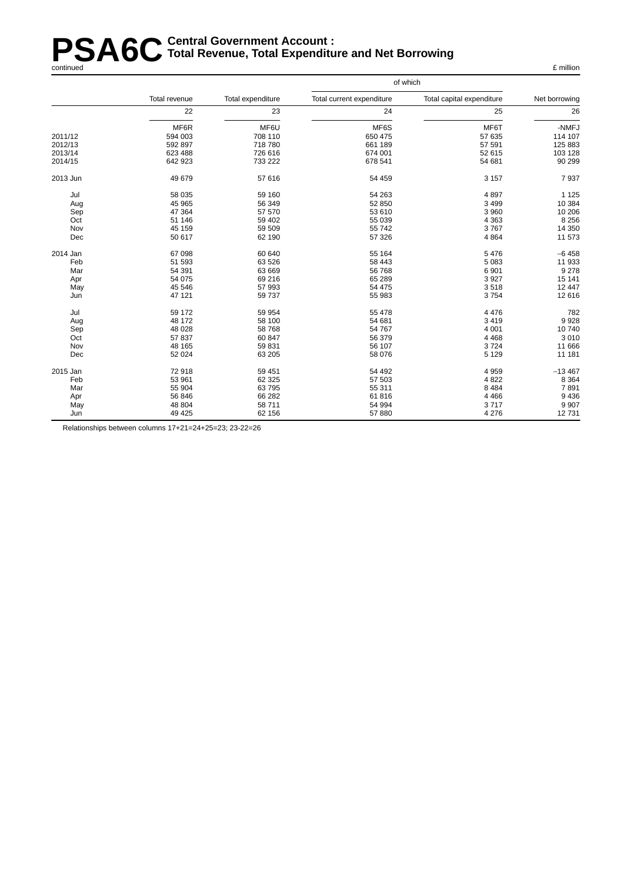# PSA6C Central Government Account : Total Revenue, Total Expenditure and Net Borrowing

continued

£ million

| | Total revenue | Total expenditure | of which Total current expenditure | Total capital expenditure | Net borrowing |
|---|---|---|---|---|---|
| | 22 | 23 | 24 | 25 | 26 |
| | MF6R | MF6U | MF6S | MF6T | -NMFJ |
| 2011/12 | 594 003 | 708 110 | 650 475 | 57 635 | 114 107 |
| 2012/13 | 592 897 | 718 780 | 661 189 | 57 591 | 125 883 |
| 2013/14 | 623 488 | 726 616 | 674 001 | 52 615 | 103 128 |
| 2014/15 | 642 923 | 733 222 | 678 541 | 54 681 | 90 299 |
| 2013 Jun | 49 679 | 57 616 | 54 459 | 3 157 | 7 937 |
| Jul | 58 035 | 59 160 | 54 263 | 4 897 | 1 125 |
| Aug | 45 965 | 56 349 | 52 850 | 3 499 | 10 384 |
| Sep | 47 364 | 57 570 | 53 610 | 3 960 | 10 206 |
| Oct | 51 146 | 59 402 | 55 039 | 4 363 | 8 256 |
| Nov | 45 159 | 59 509 | 55 742 | 3 767 | 14 350 |
| Dec | 50 617 | 62 190 | 57 326 | 4 864 | 11 573 |
| 2014 Jan | 67 098 | 60 640 | 55 164 | 5 476 | −6 458 |
| Feb | 51 593 | 63 526 | 58 443 | 5 083 | 11 933 |
| Mar | 54 391 | 63 669 | 56 768 | 6 901 | 9 278 |
| Apr | 54 075 | 69 216 | 65 289 | 3 927 | 15 141 |
| May | 45 546 | 57 993 | 54 475 | 3 518 | 12 447 |
| Jun | 47 121 | 59 737 | 55 983 | 3 754 | 12 616 |
| Jul | 59 172 | 59 954 | 55 478 | 4 476 | 782 |
| Aug | 48 172 | 58 100 | 54 681 | 3 419 | 9 928 |
| Sep | 48 028 | 58 768 | 54 767 | 4 001 | 10 740 |
| Oct | 57 837 | 60 847 | 56 379 | 4 468 | 3 010 |
| Nov | 48 165 | 59 831 | 56 107 | 3 724 | 11 666 |
| Dec | 52 024 | 63 205 | 58 076 | 5 129 | 11 181 |
| 2015 Jan | 72 918 | 59 451 | 54 492 | 4 959 | −13 467 |
| Feb | 53 961 | 62 325 | 57 503 | 4 822 | 8 364 |
| Mar | 55 904 | 63 795 | 55 311 | 8 484 | 7 891 |
| Apr | 56 846 | 66 282 | 61 816 | 4 466 | 9 436 |
| May | 48 804 | 58 711 | 54 994 | 3 717 | 9 907 |
| Jun | 49 425 | 62 156 | 57 880 | 4 276 | 12 731 |

Relationships between columns 17+21=24+25=23; 23-22=26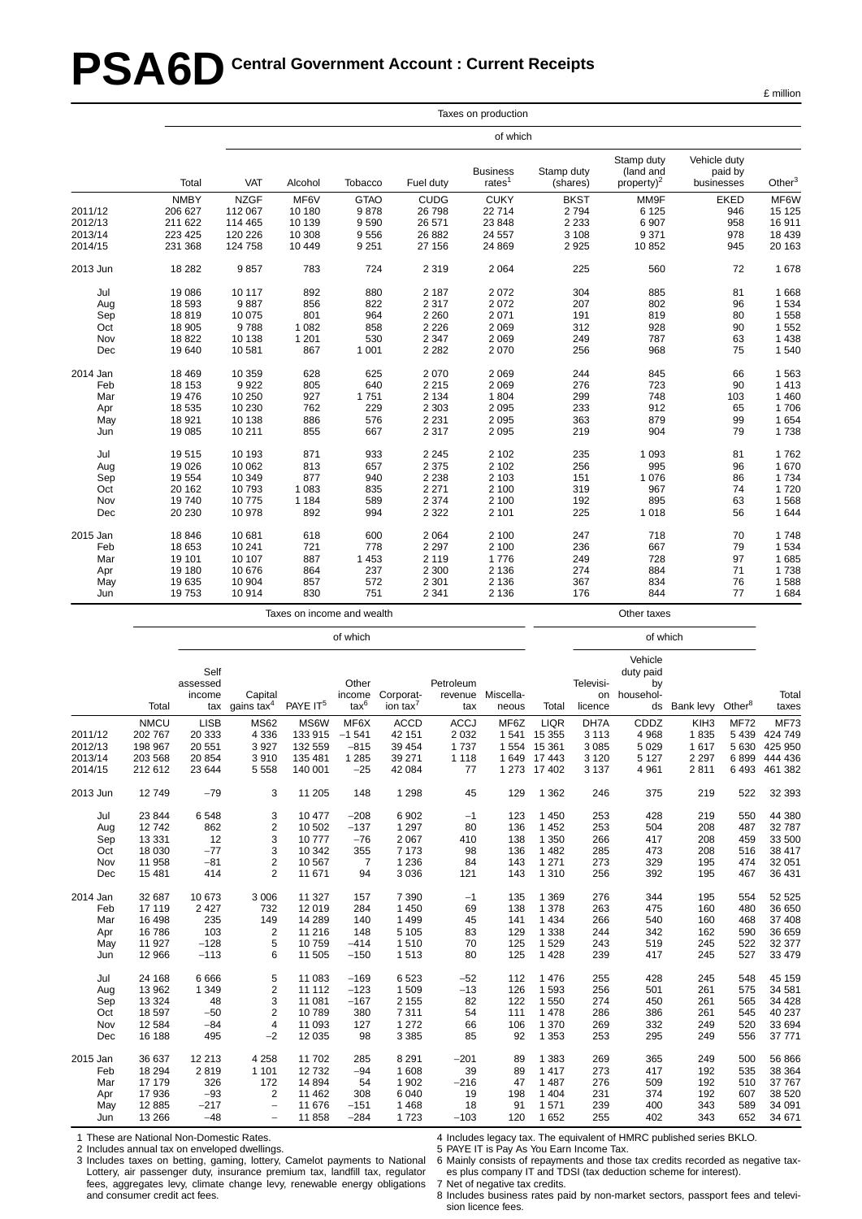# PSA6D Central Government Account : Current Receipts

£ million

| | Taxes on production | | | | | | | | | | |
|---|---|---|---|---|---|---|---|---|---|---|---|
| | | of which | | | | | | | | | |
| | Total | VAT | Alcohol | Tobacco | Fuel duty | Business rates[1] | Stamp duty (shares) | Stamp duty (land and property)[2] | Vehicle duty paid by businesses | Other[3] |
| | NMBY | NZGF | MF6V | GTAO | CUDG | CUKY | BKST | MM9F | EKED | MF6W |
| 2011/12 | 206 627 | 112 067 | 10 180 | 9 878 | 26 798 | 22 714 | 2 794 | 6 125 | 946 | 15 125 |
| 2012/13 | 211 622 | 114 465 | 10 139 | 9 590 | 26 571 | 23 848 | 2 233 | 6 907 | 958 | 16 911 |
| 2013/14 | 223 425 | 120 226 | 10 308 | 9 556 | 26 882 | 24 557 | 3 108 | 9 371 | 978 | 18 439 |
| 2014/15 | 231 368 | 124 758 | 10 449 | 9 251 | 27 156 | 24 869 | 2 925 | 10 852 | 945 | 20 163 |
| 2013 Jun | 18 282 | 9 857 | 783 | 724 | 2 319 | 2 064 | 225 | 560 | 72 | 1 678 |
| Jul | 19 086 | 10 117 | 892 | 880 | 2 187 | 2 072 | 304 | 885 | 81 | 1 668 |
| Aug | 18 593 | 9 887 | 856 | 822 | 2 317 | 2 072 | 207 | 802 | 96 | 1 534 |
| Sep | 18 819 | 10 075 | 801 | 964 | 2 260 | 2 071 | 191 | 819 | 80 | 1 558 |
| Oct | 18 905 | 9 788 | 1 082 | 858 | 2 226 | 2 069 | 312 | 928 | 90 | 1 552 |
| Nov | 18 822 | 10 138 | 1 201 | 530 | 2 347 | 2 069 | 249 | 787 | 63 | 1 438 |
| Dec | 19 640 | 10 581 | 867 | 1 001 | 2 282 | 2 070 | 256 | 968 | 75 | 1 540 |
| 2014 Jan | 18 469 | 10 359 | 628 | 625 | 2 070 | 2 069 | 244 | 845 | 66 | 1 563 |
| Feb | 18 153 | 9 922 | 805 | 640 | 2 215 | 2 069 | 276 | 723 | 90 | 1 413 |
| Mar | 19 476 | 10 250 | 927 | 1 751 | 2 134 | 1 804 | 299 | 748 | 103 | 1 460 |
| Apr | 18 535 | 10 230 | 762 | 229 | 2 303 | 2 095 | 233 | 912 | 65 | 1 706 |
| May | 18 921 | 10 138 | 886 | 576 | 2 231 | 2 095 | 363 | 879 | 99 | 1 654 |
| Jun | 19 085 | 10 211 | 855 | 667 | 2 317 | 2 095 | 219 | 904 | 79 | 1 738 |
| Jul | 19 515 | 10 193 | 871 | 933 | 2 245 | 2 102 | 235 | 1 093 | 81 | 1 762 |
| Aug | 19 026 | 10 062 | 813 | 657 | 2 375 | 2 102 | 256 | 995 | 96 | 1 670 |
| Sep | 19 554 | 10 349 | 877 | 940 | 2 238 | 2 103 | 151 | 1 076 | 86 | 1 734 |
| Oct | 20 162 | 10 793 | 1 083 | 835 | 2 271 | 2 100 | 319 | 967 | 74 | 1 720 |
| Nov | 19 740 | 10 775 | 1 184 | 589 | 2 374 | 2 100 | 192 | 895 | 63 | 1 568 |
| Dec | 20 230 | 10 978 | 892 | 994 | 2 322 | 2 101 | 225 | 1 018 | 56 | 1 644 |
| 2015 Jan | 18 846 | 10 681 | 618 | 600 | 2 064 | 2 100 | 247 | 718 | 70 | 1 748 |
| Feb | 18 653 | 10 241 | 721 | 778 | 2 297 | 2 100 | 236 | 667 | 79 | 1 534 |
| Mar | 19 101 | 10 107 | 887 | 1 453 | 2 119 | 1 776 | 249 | 728 | 97 | 1 685 |
| Apr | 19 180 | 10 676 | 864 | 237 | 2 300 | 2 136 | 274 | 884 | 71 | 1 738 |
| May | 19 635 | 10 904 | 857 | 572 | 2 301 | 2 136 | 367 | 834 | 76 | 1 588 |
| Jun | 19 753 | 10 914 | 830 | 751 | 2 341 | 2 136 | 176 | 844 | 77 | 1 684 |

| | Taxes on income and wealth | | | | | | | | | Other taxes | | | | | |
|---|---|---|---|---|---|---|---|---|---|---|---|---|---|---|---|
| | | of which | | | | | | | | | of which | | | | |
| | Total | Self assessed income tax | Capital gains tax[4] | PAYE IT[5] | Other income tax[6] | Corporation tax[7] | Petroleum revenue tax | Miscellaneous | Total | Television licence | Vehicle duty paid by households | Bank levy | Other[8] | Total taxes |
| | NMCU | LISB | MS62 | MS6W | MF6X | ACCD | ACCJ | MF6Z | LIQR | DH7A | CDDZ | KIH3 | MF72 | MF73 |
| 2011/12 | 202 767 | 20 333 | 4 336 | 133 915 | –1 541 | 42 151 | 2 032 | 1 541 | 15 355 | 3 113 | 4 968 | 1 835 | 5 439 | 424 749 |
| 2012/13 | 198 967 | 20 551 | 3 927 | 132 559 | –815 | 39 454 | 1 737 | 1 554 | 15 361 | 3 085 | 5 029 | 1 617 | 5 630 | 425 950 |
| 2013/14 | 203 568 | 20 854 | 3 910 | 135 481 | 1 285 | 39 271 | 1 118 | 1 649 | 17 443 | 3 120 | 5 127 | 2 297 | 6 899 | 444 436 |
| 2014/15 | 212 612 | 23 644 | 5 558 | 140 001 | –25 | 42 084 | 77 | 1 273 | 17 402 | 3 137 | 4 961 | 2 811 | 6 493 | 461 382 |
| 2013 Jun | 12 749 | –79 | 3 | 11 205 | 148 | 1 298 | 45 | 129 | 1 362 | 246 | 375 | 219 | 522 | 32 393 |
| Jul | 23 844 | 6 548 | 3 | 10 477 | –208 | 6 902 | –1 | 123 | 1 450 | 253 | 428 | 219 | 550 | 44 380 |
| Aug | 12 742 | 862 | 2 | 10 502 | –137 | 1 297 | 80 | 136 | 1 452 | 253 | 504 | 208 | 487 | 32 787 |
| Sep | 13 331 | 12 | 3 | 10 777 | –76 | 2 067 | 410 | 138 | 1 350 | 266 | 417 | 208 | 459 | 33 500 |
| Oct | 18 030 | –77 | 3 | 10 342 | 355 | 7 173 | 98 | 136 | 1 482 | 285 | 473 | 208 | 516 | 38 417 |
| Nov | 11 958 | –81 | 2 | 10 567 | 7 | 1 236 | 84 | 143 | 1 271 | 273 | 329 | 195 | 474 | 32 051 |
| Dec | 15 481 | 414 | 2 | 11 671 | 94 | 3 036 | 121 | 143 | 1 310 | 256 | 392 | 195 | 467 | 36 431 |
| 2014 Jan | 32 687 | 10 673 | 3 006 | 11 327 | 157 | 7 390 | –1 | 135 | 1 369 | 276 | 344 | 195 | 554 | 52 525 |
| Feb | 17 119 | 2 427 | 732 | 12 019 | 284 | 1 450 | 69 | 138 | 1 378 | 263 | 475 | 160 | 480 | 36 650 |
| Mar | 16 498 | 235 | 149 | 14 289 | 140 | 1 499 | 45 | 141 | 1 434 | 266 | 540 | 160 | 468 | 37 408 |
| Apr | 16 786 | 103 | 2 | 11 216 | 148 | 5 105 | 83 | 129 | 1 338 | 244 | 342 | 162 | 590 | 36 659 |
| May | 11 927 | –128 | 5 | 10 759 | –414 | 1 510 | 70 | 125 | 1 529 | 243 | 519 | 245 | 522 | 32 377 |
| Jun | 12 966 | –113 | 6 | 11 505 | –150 | 1 513 | 80 | 125 | 1 428 | 239 | 417 | 245 | 527 | 33 479 |
| Jul | 24 168 | 6 666 | 5 | 11 083 | –169 | 6 523 | –52 | 112 | 1 476 | 255 | 428 | 245 | 548 | 45 159 |
| Aug | 13 962 | 1 349 | 2 | 11 112 | –123 | 1 509 | –13 | 126 | 1 593 | 256 | 501 | 261 | 575 | 34 581 |
| Sep | 13 324 | 48 | 3 | 11 081 | –167 | 2 155 | 82 | 122 | 1 550 | 274 | 450 | 261 | 565 | 34 428 |
| Oct | 18 597 | –50 | 2 | 10 789 | 380 | 7 311 | 54 | 111 | 1 478 | 286 | 386 | 261 | 545 | 40 237 |
| Nov | 12 584 | –84 | 4 | 11 093 | 127 | 1 272 | 66 | 106 | 1 370 | 269 | 332 | 249 | 520 | 33 694 |
| Dec | 16 188 | 495 | –2 | 12 035 | 98 | 3 385 | 85 | 92 | 1 353 | 253 | 295 | 249 | 556 | 37 771 |
| 2015 Jan | 36 637 | 12 213 | 4 258 | 11 702 | 285 | 8 291 | –201 | 89 | 1 383 | 269 | 365 | 249 | 500 | 56 866 |
| Feb | 18 294 | 2 819 | 1 101 | 12 732 | –94 | 1 608 | 39 | 89 | 1 417 | 273 | 417 | 192 | 535 | 38 364 |
| Mar | 17 179 | 326 | 172 | 14 894 | 54 | 1 902 | –216 | 47 | 1 487 | 276 | 509 | 192 | 510 | 37 767 |
| Apr | 17 936 | –93 | 2 | 11 462 | 308 | 6 040 | 19 | 198 | 1 404 | 231 | 374 | 192 | 607 | 38 520 |
| May | 12 885 | –217 | – | 11 676 | –151 | 1 468 | 18 | 91 | 1 571 | 239 | 400 | 343 | 589 | 34 091 |
| Jun | 13 266 | –48 | – | 11 858 | –284 | 1 723 | –103 | 120 | 1 652 | 255 | 402 | 343 | 652 | 34 671 |

1 These are National Non-Domestic Rates.
2 Includes annual tax on enveloped dwellings.
3 Includes taxes on betting, gaming, lottery, Camelot payments to National Lottery, air passenger duty, insurance premium tax, landfill tax, regulator fees, aggregates levy, climate change levy, renewable energy obligations and consumer credit act fees.
4 Includes legacy tax. The equivalent of HMRC published series BKLO.
5 PAYE IT is Pay As You Earn Income Tax.
6 Mainly consists of repayments and those tax credits recorded as negative taxes plus company IT and TDSI (tax deduction scheme for interest).
7 Net of negative tax credits.
8 Includes business rates paid by non-market sectors, passport fees and television licence fees.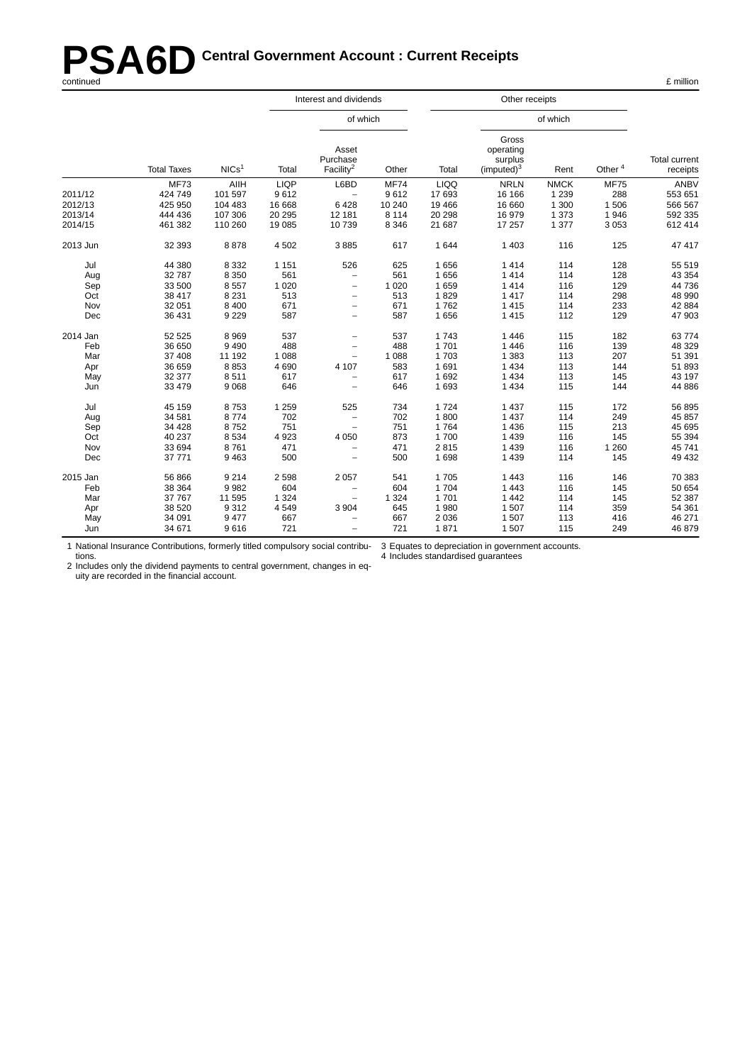# PSA6D Central Government Account : Current Receipts

continued

£ million

| | | | Interest and dividends | | | Other receipts | | | | |
|---|---|---|---|---|---|---|---|---|---|---|
| | | | | of which | | | of which | | | |
| | Total Taxes | NICs[1] | Total | Asset Purchase Facility[2] | Other | Total | Gross operating surplus (imputed)[3] | Rent | Other[4] | Total current receipts |
| | MF73 | AIIH | LIQP | L6BD | MF74 | LIQQ | NRLN | NMCK | MF75 | ANBV |
| 2011/12 | 424 749 | 101 597 | 9 612 | – | 9 612 | 17 693 | 16 166 | 1 239 | 288 | 553 651 |
| 2012/13 | 425 950 | 104 483 | 16 668 | 6 428 | 10 240 | 19 466 | 16 660 | 1 300 | 1 506 | 566 567 |
| 2013/14 | 444 436 | 107 306 | 20 295 | 12 181 | 8 114 | 20 298 | 16 979 | 1 373 | 1 946 | 592 335 |
| 2014/15 | 461 382 | 110 260 | 19 085 | 10 739 | 8 346 | 21 687 | 17 257 | 1 377 | 3 053 | 612 414 |
| 2013 Jun | 32 393 | 8 878 | 4 502 | 3 885 | 617 | 1 644 | 1 403 | 116 | 125 | 47 417 |
| Jul | 44 380 | 8 332 | 1 151 | 526 | 625 | 1 656 | 1 414 | 114 | 128 | 55 519 |
| Aug | 32 787 | 8 350 | 561 | – | 561 | 1 656 | 1 414 | 114 | 128 | 43 354 |
| Sep | 33 500 | 8 557 | 1 020 | – | 1 020 | 1 659 | 1 414 | 116 | 129 | 44 736 |
| Oct | 38 417 | 8 231 | 513 | – | 513 | 1 829 | 1 417 | 114 | 298 | 48 990 |
| Nov | 32 051 | 8 400 | 671 | – | 671 | 1 762 | 1 415 | 114 | 233 | 42 884 |
| Dec | 36 431 | 9 229 | 587 | – | 587 | 1 656 | 1 415 | 112 | 129 | 47 903 |
| 2014 Jan | 52 525 | 8 969 | 537 | – | 537 | 1 743 | 1 446 | 115 | 182 | 63 774 |
| Feb | 36 650 | 9 490 | 488 | – | 488 | 1 701 | 1 446 | 116 | 139 | 48 329 |
| Mar | 37 408 | 11 192 | 1 088 | – | 1 088 | 1 703 | 1 383 | 113 | 207 | 51 391 |
| Apr | 36 659 | 8 853 | 4 690 | 4 107 | 583 | 1 691 | 1 434 | 113 | 144 | 51 893 |
| May | 32 377 | 8 511 | 617 | – | 617 | 1 692 | 1 434 | 113 | 145 | 43 197 |
| Jun | 33 479 | 9 068 | 646 | – | 646 | 1 693 | 1 434 | 115 | 144 | 44 886 |
| Jul | 45 159 | 8 753 | 1 259 | 525 | 734 | 1 724 | 1 437 | 115 | 172 | 56 895 |
| Aug | 34 581 | 8 774 | 702 | – | 702 | 1 800 | 1 437 | 114 | 249 | 45 857 |
| Sep | 34 428 | 8 752 | 751 | – | 751 | 1 764 | 1 436 | 115 | 213 | 45 695 |
| Oct | 40 237 | 8 534 | 4 923 | 4 050 | 873 | 1 700 | 1 439 | 116 | 145 | 55 394 |
| Nov | 33 694 | 8 761 | 471 | – | 471 | 2 815 | 1 439 | 116 | 1 260 | 45 741 |
| Dec | 37 771 | 9 463 | 500 | – | 500 | 1 698 | 1 439 | 114 | 145 | 49 432 |
| 2015 Jan | 56 866 | 9 214 | 2 598 | 2 057 | 541 | 1 705 | 1 443 | 116 | 146 | 70 383 |
| Feb | 38 364 | 9 982 | 604 | – | 604 | 1 704 | 1 443 | 116 | 145 | 50 654 |
| Mar | 37 767 | 11 595 | 1 324 | – | 1 324 | 1 701 | 1 442 | 114 | 145 | 52 387 |
| Apr | 38 520 | 9 312 | 4 549 | 3 904 | 645 | 1 980 | 1 507 | 114 | 359 | 54 361 |
| May | 34 091 | 9 477 | 667 | – | 667 | 2 036 | 1 507 | 113 | 416 | 46 271 |
| Jun | 34 671 | 9 616 | 721 | – | 721 | 1 871 | 1 507 | 115 | 249 | 46 879 |

1 National Insurance Contributions, formerly titled compulsory social contributions.
2 Includes only the dividend payments to central government, changes in equity are recorded in the financial account.
3 Equates to depreciation in government accounts.
4 Includes standardised guarantees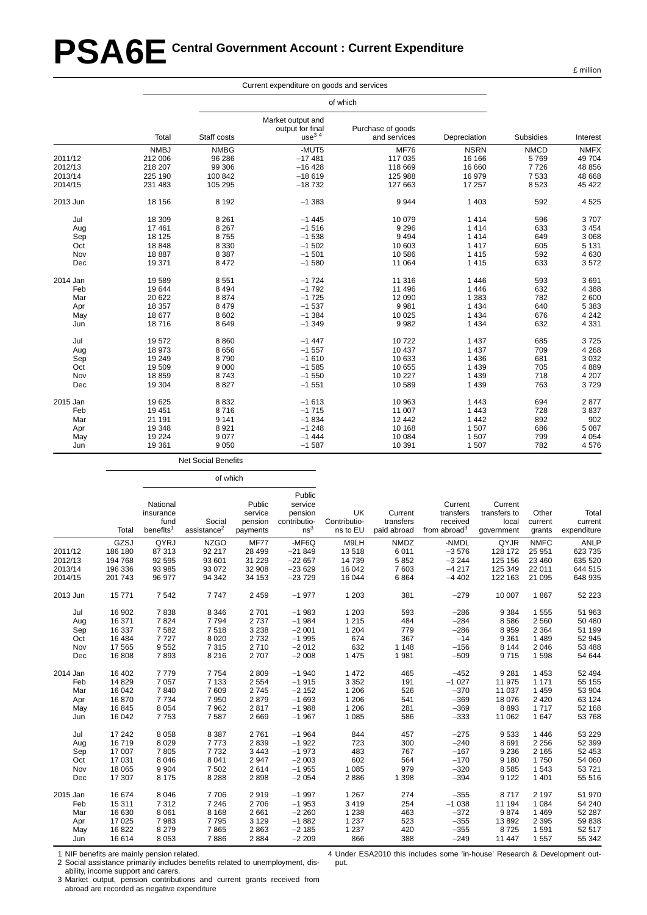# PSA6E Central Government Account : Current Expenditure

£ million

| | Current expenditure on goods and services | | | | | | |
|---|---|---|---|---|---|---|---|
| | | of which | | | | | |
| | Total | Staff costs | Market output and output for final use[3 4] | Purchase of goods and services | Depreciation | Subsidies | Interest |
| | NMBJ | NMBG | -MUT5 | MF76 | NSRN | NMCD | NMFX |
| 2011/12 | 212 006 | 96 286 | −17 481 | 117 035 | 16 166 | 5 769 | 49 704 |
| 2012/13 | 218 207 | 99 306 | −16 428 | 118 669 | 16 660 | 7 726 | 48 856 |
| 2013/14 | 225 190 | 100 842 | −18 619 | 125 988 | 16 979 | 7 533 | 48 668 |
| 2014/15 | 231 483 | 105 295 | −18 732 | 127 663 | 17 257 | 8 523 | 45 422 |
| 2013 Jun | 18 156 | 8 192 | −1 383 | 9 944 | 1 403 | 592 | 4 525 |
| Jul | 18 309 | 8 261 | −1 445 | 10 079 | 1 414 | 596 | 3 707 |
| Aug | 17 461 | 8 267 | −1 516 | 9 296 | 1 414 | 633 | 3 454 |
| Sep | 18 125 | 8 755 | −1 538 | 9 494 | 1 414 | 649 | 3 068 |
| Oct | 18 848 | 8 330 | −1 502 | 10 603 | 1 417 | 605 | 5 131 |
| Nov | 18 887 | 8 387 | −1 501 | 10 586 | 1 415 | 592 | 4 630 |
| Dec | 19 371 | 8 472 | −1 580 | 11 064 | 1 415 | 633 | 3 572 |
| 2014 Jan | 19 589 | 8 551 | −1 724 | 11 316 | 1 446 | 593 | 3 691 |
| Feb | 19 644 | 8 494 | −1 792 | 11 496 | 1 446 | 632 | 4 388 |
| Mar | 20 622 | 8 874 | −1 725 | 12 090 | 1 383 | 782 | 2 600 |
| Apr | 18 357 | 8 479 | −1 537 | 9 981 | 1 434 | 640 | 5 383 |
| May | 18 677 | 8 602 | −1 384 | 10 025 | 1 434 | 676 | 4 242 |
| Jun | 18 716 | 8 649 | −1 349 | 9 982 | 1 434 | 632 | 4 331 |
| Jul | 19 572 | 8 860 | −1 447 | 10 722 | 1 437 | 685 | 3 725 |
| Aug | 18 973 | 8 656 | −1 557 | 10 437 | 1 437 | 709 | 4 268 |
| Sep | 19 249 | 8 790 | −1 610 | 10 633 | 1 436 | 681 | 3 032 |
| Oct | 19 509 | 9 000 | −1 585 | 10 655 | 1 439 | 705 | 4 889 |
| Nov | 18 859 | 8 743 | −1 550 | 10 227 | 1 439 | 718 | 4 207 |
| Dec | 19 304 | 8 827 | −1 551 | 10 589 | 1 439 | 763 | 3 729 |
| 2015 Jan | 19 625 | 8 832 | −1 613 | 10 963 | 1 443 | 694 | 2 877 |
| Feb | 19 451 | 8 716 | −1 715 | 11 007 | 1 443 | 728 | 3 837 |
| Mar | 21 191 | 9 141 | −1 834 | 12 442 | 1 442 | 892 | 902 |
| Apr | 19 348 | 8 921 | −1 248 | 10 168 | 1 507 | 686 | 5 087 |
| May | 19 224 | 9 077 | −1 444 | 10 084 | 1 507 | 799 | 4 054 |
| Jun | 19 361 | 9 050 | −1 587 | 10 391 | 1 507 | 782 | 4 576 |

| | Net Social Benefits | | | | | | | | | | |
|---|---|---|---|---|---|---|---|---|---|---|---|
| | | of which | | | | | | | | | |
| | Total | National insurance fund benefits[1] | Social assistance[2] | Public service pension payments | Public service pension contributions[3] | UK Contributions to EU | Current transfers paid abroad | Current transfers received from abroad[3] | Current transfers to local government | Other current grants | Total current expenditure |
| | GZSJ | QYRJ | NZGO | MF77 | -MF6Q | M9LH | NMDZ | -NMDL | QYJR | NMFC | ANLP |
| 2011/12 | 186 180 | 87 313 | 92 217 | 28 499 | −21 849 | 13 518 | 6 011 | −3 576 | 128 172 | 25 951 | 623 735 |
| 2012/13 | 194 768 | 92 595 | 93 601 | 31 229 | −22 657 | 14 739 | 5 852 | −3 244 | 125 156 | 23 460 | 635 520 |
| 2013/14 | 196 336 | 93 985 | 93 072 | 32 908 | −23 629 | 16 042 | 7 603 | −4 217 | 125 349 | 22 011 | 644 515 |
| 2014/15 | 201 743 | 96 977 | 94 342 | 34 153 | −23 729 | 16 044 | 6 864 | −4 402 | 122 163 | 21 095 | 648 935 |
| 2013 Jun | 15 771 | 7 542 | 7 747 | 2 459 | −1 977 | 1 203 | 381 | −279 | 10 007 | 1 867 | 52 223 |
| Jul | 16 902 | 7 838 | 8 346 | 2 701 | −1 983 | 1 203 | 593 | −286 | 9 384 | 1 555 | 51 963 |
| Aug | 16 371 | 7 824 | 7 794 | 2 737 | −1 984 | 1 215 | 484 | −284 | 8 586 | 2 560 | 50 480 |
| Sep | 16 337 | 7 582 | 7 518 | 3 238 | −2 001 | 1 204 | 779 | −286 | 8 959 | 2 364 | 51 199 |
| Oct | 16 484 | 7 727 | 8 020 | 2 732 | −1 995 | 674 | 367 | −14 | 9 361 | 1 489 | 52 945 |
| Nov | 17 565 | 9 552 | 7 315 | 2 710 | −2 012 | 632 | 1 148 | −156 | 8 144 | 2 046 | 53 488 |
| Dec | 16 808 | 7 893 | 8 216 | 2 707 | −2 008 | 1 475 | 1 981 | −509 | 9 715 | 1 598 | 54 644 |
| 2014 Jan | 16 402 | 7 779 | 7 754 | 2 809 | −1 940 | 1 472 | 465 | −452 | 9 281 | 1 453 | 52 494 |
| Feb | 14 829 | 7 057 | 7 133 | 2 554 | −1 915 | 3 352 | 191 | −1 027 | 11 975 | 1 171 | 55 155 |
| Mar | 16 042 | 7 840 | 7 609 | 2 745 | −2 152 | 1 206 | 526 | −370 | 11 037 | 1 459 | 53 904 |
| Apr | 16 870 | 7 734 | 7 950 | 2 879 | −1 693 | 1 206 | 541 | −369 | 18 076 | 2 420 | 63 124 |
| May | 16 845 | 8 054 | 7 962 | 2 817 | −1 988 | 1 206 | 281 | −369 | 8 893 | 1 717 | 52 168 |
| Jun | 16 042 | 7 753 | 7 587 | 2 669 | −1 967 | 1 085 | 586 | −333 | 11 062 | 1 647 | 53 768 |
| Jul | 17 242 | 8 058 | 8 387 | 2 761 | −1 964 | 844 | 457 | −275 | 9 533 | 1 446 | 53 229 |
| Aug | 16 719 | 8 029 | 7 773 | 2 839 | −1 922 | 723 | 300 | −240 | 8 691 | 2 256 | 52 399 |
| Sep | 17 007 | 7 805 | 7 732 | 3 443 | −1 973 | 483 | 767 | −167 | 9 236 | 2 165 | 52 453 |
| Oct | 17 031 | 8 046 | 8 041 | 2 947 | −2 003 | 602 | 564 | −170 | 9 180 | 1 750 | 54 060 |
| Nov | 18 065 | 9 904 | 7 502 | 2 614 | −1 955 | 1 085 | 979 | −320 | 8 585 | 1 543 | 53 721 |
| Dec | 17 307 | 8 175 | 8 288 | 2 898 | −2 054 | 2 886 | 1 398 | −394 | 9 122 | 1 401 | 55 516 |
| 2015 Jan | 16 674 | 8 046 | 7 706 | 2 919 | −1 997 | 1 267 | 274 | −355 | 8 717 | 2 197 | 51 970 |
| Feb | 15 311 | 7 312 | 7 246 | 2 706 | −1 953 | 3 419 | 254 | −1 038 | 11 194 | 1 084 | 54 240 |
| Mar | 16 630 | 8 061 | 8 168 | 2 661 | −2 260 | 1 238 | 463 | −372 | 9 874 | 1 469 | 52 287 |
| Apr | 17 025 | 7 983 | 7 795 | 3 129 | −1 882 | 1 237 | 523 | −355 | 13 892 | 2 395 | 59 838 |
| May | 16 822 | 8 279 | 7 865 | 2 863 | −2 185 | 1 237 | 420 | −355 | 8 725 | 1 591 | 52 517 |
| Jun | 16 614 | 8 053 | 7 886 | 2 884 | −2 209 | 866 | 388 | −249 | 11 447 | 1 557 | 55 342 |

1 NIF benefits are mainly pension related.
2 Social assistance primarily includes benefits related to unemployment, disability, income support and carers.
3 Market output, pension contributions and current grants received from abroad are recorded as negative expenditure
4 Under ESA2010 this includes some 'in-house' Research & Development output.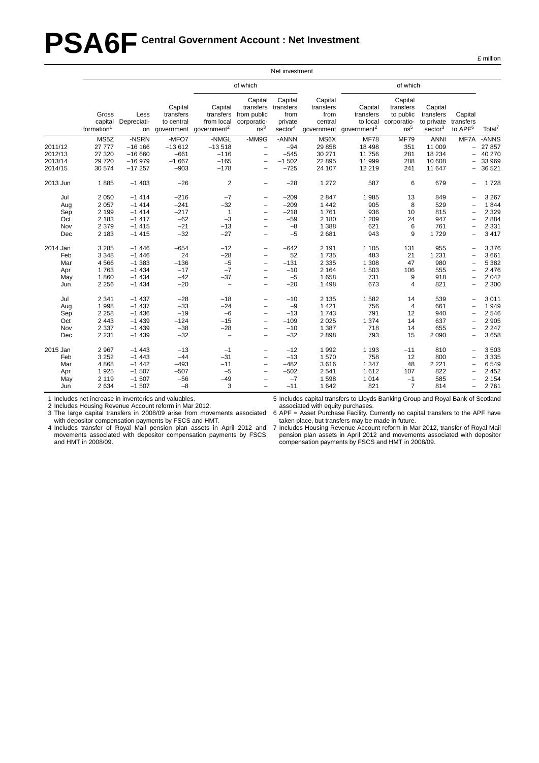# PSA6F Central Government Account : Net Investment

£ million

| | Net investment | | | | | | | | | | | |
|---|---|---|---|---|---|---|---|---|---|---|---|---|
| | | | | of which | | | | of which | | | | |
| | Gross capital formation[1] | Less Depreciation | Capital transfers to central government | Capital transfers from local government[2] | Capital transfers from public corporations[3] | Capital transfers from private sector[4] | Capital transfers from central government | Capital transfers to local government[2] | Capital transfers to public corporations[5] | Capital transfers to private sector[3] | Capital transfers to APF[6] | Total[7] |
| | MS5Z | -NSRN | -MFO7 | -NMGL | -MM9G | -ANNN | MS6X | MF78 | MF79 | ANNI | MF7A | -ANNS |
| 2011/12 | 27 777 | −16 166 | −13 612 | −13 518 | – | −94 | 29 858 | 18 498 | 351 | 11 009 | – | 27 857 |
| 2012/13 | 27 320 | −16 660 | −661 | −116 | – | −545 | 30 271 | 11 756 | 281 | 18 234 | – | 40 270 |
| 2013/14 | 29 720 | −16 979 | −1 667 | −165 | – | −1 502 | 22 895 | 11 999 | 288 | 10 608 | – | 33 969 |
| 2014/15 | 30 574 | −17 257 | −903 | −178 | – | −725 | 24 107 | 12 219 | 241 | 11 647 | – | 36 521 |
| 2013 Jun | 1 885 | −1 403 | −26 | 2 | – | −28 | 1 272 | 587 | 6 | 679 | – | 1 728 |
| Jul | 2 050 | −1 414 | −216 | −7 | – | −209 | 2 847 | 1 985 | 13 | 849 | – | 3 267 |
| Aug | 2 057 | −1 414 | −241 | −32 | – | −209 | 1 442 | 905 | 8 | 529 | – | 1 844 |
| Sep | 2 199 | −1 414 | −217 | 1 | – | −218 | 1 761 | 936 | 10 | 815 | – | 2 329 |
| Oct | 2 183 | −1 417 | −62 | −3 | – | −59 | 2 180 | 1 209 | 24 | 947 | – | 2 884 |
| Nov | 2 379 | −1 415 | −21 | −13 | – | −8 | 1 388 | 621 | 6 | 761 | – | 2 331 |
| Dec | 2 183 | −1 415 | −32 | −27 | – | −5 | 2 681 | 943 | 9 | 1 729 | – | 3 417 |
| 2014 Jan | 3 285 | −1 446 | −654 | −12 | – | −642 | 2 191 | 1 105 | 131 | 955 | – | 3 376 |
| Feb | 3 348 | −1 446 | 24 | −28 | – | 52 | 1 735 | 483 | 21 | 1 231 | – | 3 661 |
| Mar | 4 566 | −1 383 | −136 | −5 | – | −131 | 2 335 | 1 308 | 47 | 980 | – | 5 382 |
| Apr | 1 763 | −1 434 | −17 | −7 | – | −10 | 2 164 | 1 503 | 106 | 555 | – | 2 476 |
| May | 1 860 | −1 434 | −42 | −37 | – | −5 | 1 658 | 731 | 9 | 918 | – | 2 042 |
| Jun | 2 256 | −1 434 | −20 | – | – | −20 | 1 498 | 673 | 4 | 821 | – | 2 300 |
| Jul | 2 341 | −1 437 | −28 | −18 | – | −10 | 2 135 | 1 582 | 14 | 539 | – | 3 011 |
| Aug | 1 998 | −1 437 | −33 | −24 | – | −9 | 1 421 | 756 | 4 | 661 | – | 1 949 |
| Sep | 2 258 | −1 436 | −19 | −6 | – | −13 | 1 743 | 791 | 12 | 940 | – | 2 546 |
| Oct | 2 443 | −1 439 | −124 | −15 | – | −109 | 2 025 | 1 374 | 14 | 637 | – | 2 905 |
| Nov | 2 337 | −1 439 | −38 | −28 | – | −10 | 1 387 | 718 | 14 | 655 | – | 2 247 |
| Dec | 2 231 | −1 439 | −32 | – | – | −32 | 2 898 | 793 | 15 | 2 090 | – | 3 658 |
| 2015 Jan | 2 967 | −1 443 | −13 | −1 | – | −12 | 1 992 | 1 193 | −11 | 810 | – | 3 503 |
| Feb | 3 252 | −1 443 | −44 | −31 | – | −13 | 1 570 | 758 | 12 | 800 | – | 3 335 |
| Mar | 4 868 | −1 442 | −493 | −11 | – | −482 | 3 616 | 1 347 | 48 | 2 221 | – | 6 549 |
| Apr | 1 925 | −1 507 | −507 | −5 | – | −502 | 2 541 | 1 612 | 107 | 822 | – | 2 452 |
| May | 2 119 | −1 507 | −56 | −49 | – | −7 | 1 598 | 1 014 | −1 | 585 | – | 2 154 |
| Jun | 2 634 | −1 507 | −8 | 3 | – | −11 | 1 642 | 821 | 7 | 814 | – | 2 761 |

1 Includes net increase in inventories and valuables.
2 Includes Housing Revenue Account reform in Mar 2012.
3 The large capital transfers in 2008/09 arise from movements associated with depositor compensation payments by FSCS and HMT.
4 Includes transfer of Royal Mail pension plan assets in April 2012 and movements associated with depositor compensation payments by FSCS and HMT in 2008/09.
5 Includes capital transfers to Lloyds Banking Group and Royal Bank of Scotland associated with equity purchases.
6 APF = Asset Purchase Facility. Currently no capital transfers to the APF have taken place, but transfers may be made in future.
7 Includes Housing Revenue Account reform in Mar 2012, transfer of Royal Mail pension plan assets in April 2012 and movements associated with depositor compensation payments by FSCS and HMT in 2008/09.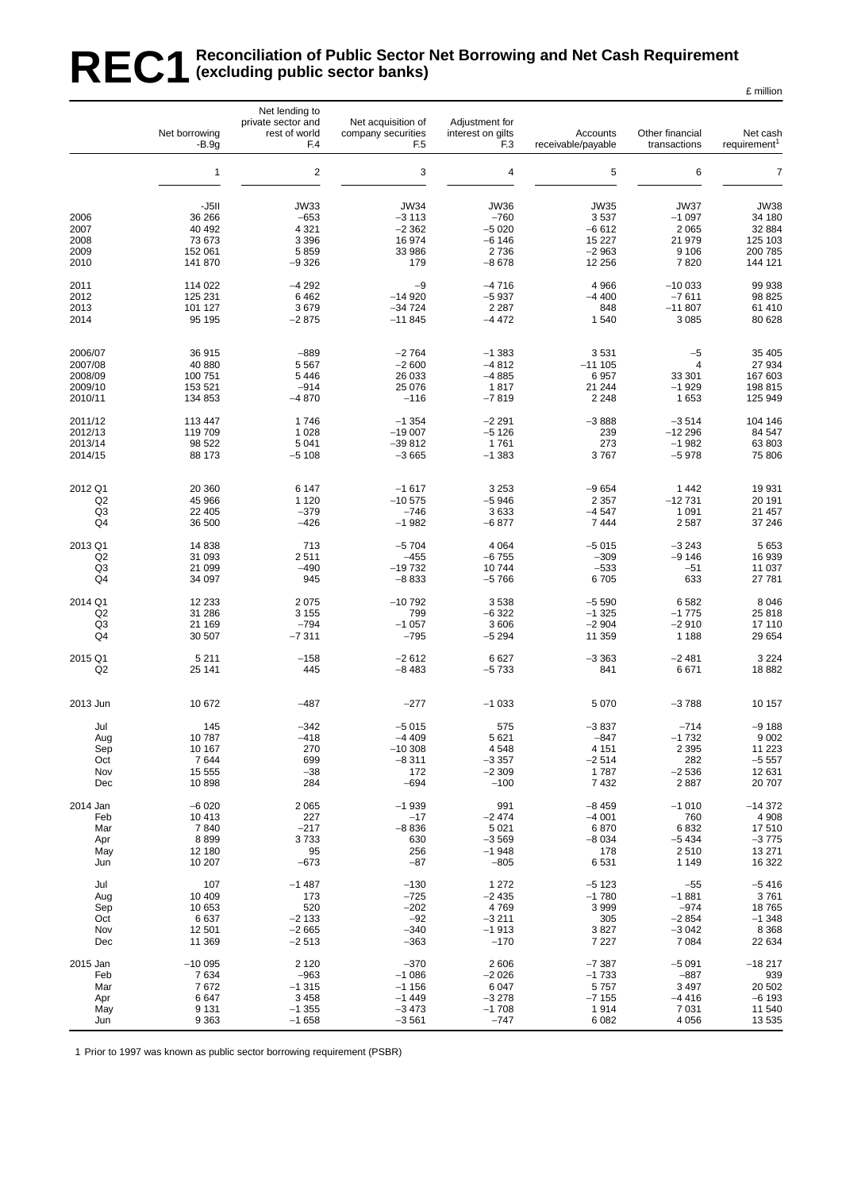# REC1 Reconciliation of Public Sector Net Borrowing and Net Cash Requirement (excluding public sector banks)

£ million

| | Net borrowing -B.9g | Net lending to private sector and rest of world F.4 | Net acquisition of company securities F.5 | Adjustment for interest on gilts F.3 | Accounts receivable/payable | Other financial transactions | Net cash requirement[1] |
|---|---|---|---|---|---|---|---|
| | 1 | 2 | 3 | 4 | 5 | 6 | 7 |
| | -J5II | JW33 | JW34 | JW36 | JW35 | JW37 | JW38 |
| 2006 | 36 266 | −653 | −3 113 | −760 | 3 537 | −1 097 | 34 180 |
| 2007 | 40 492 | 4 321 | −2 362 | −5 020 | −6 612 | 2 065 | 32 884 |
| 2008 | 73 673 | 3 396 | 16 974 | −6 146 | 15 227 | 21 979 | 125 103 |
| 2009 | 152 061 | 5 859 | 33 986 | 2 736 | −2 963 | 9 106 | 200 785 |
| 2010 | 141 870 | −9 326 | 179 | −8 678 | 12 256 | 7 820 | 144 121 |
| 2011 | 114 022 | −4 292 | −9 | −4 716 | 4 966 | −10 033 | 99 938 |
| 2012 | 125 231 | 6 462 | −14 920 | −5 937 | −4 400 | −7 611 | 98 825 |
| 2013 | 101 127 | 3 679 | −34 724 | 2 287 | 848 | −11 807 | 61 410 |
| 2014 | 95 195 | −2 875 | −11 845 | −4 472 | 1 540 | 3 085 | 80 628 |
| 2006/07 | 36 915 | −889 | −2 764 | −1 383 | 3 531 | −5 | 35 405 |
| 2007/08 | 40 880 | 5 567 | −2 600 | −4 812 | −11 105 | 4 | 27 934 |
| 2008/09 | 100 751 | 5 446 | 26 033 | −4 885 | 6 957 | 33 301 | 167 603 |
| 2009/10 | 153 521 | −914 | 25 076 | 1 817 | 21 244 | −1 929 | 198 815 |
| 2010/11 | 134 853 | −4 870 | −116 | −7 819 | 2 248 | 1 653 | 125 949 |
| 2011/12 | 113 447 | 1 746 | −1 354 | −2 291 | −3 888 | −3 514 | 104 146 |
| 2012/13 | 119 709 | 1 028 | −19 007 | −5 126 | 239 | −12 296 | 84 547 |
| 2013/14 | 98 522 | 5 041 | −39 812 | 1 761 | 273 | −1 982 | 63 803 |
| 2014/15 | 88 173 | −5 108 | −3 665 | −1 383 | 3 767 | −5 978 | 75 806 |
| 2012 Q1 | 20 360 | 6 147 | −1 617 | 3 253 | −9 654 | 1 442 | 19 931 |
| Q2 | 45 966 | 1 120 | −10 575 | −5 946 | 2 357 | −12 731 | 20 191 |
| Q3 | 22 405 | −379 | −746 | 3 633 | −4 547 | 1 091 | 21 457 |
| Q4 | 36 500 | −426 | −1 982 | −6 877 | 7 444 | 2 587 | 37 246 |
| 2013 Q1 | 14 838 | 713 | −5 704 | 4 064 | −5 015 | −3 243 | 5 653 |
| Q2 | 31 093 | 2 511 | −455 | −6 755 | −309 | −9 146 | 16 939 |
| Q3 | 21 099 | −490 | −19 732 | 10 744 | −533 | −51 | 11 037 |
| Q4 | 34 097 | 945 | −8 833 | −5 766 | 6 705 | 633 | 27 781 |
| 2014 Q1 | 12 233 | 2 075 | −10 792 | 3 538 | −5 590 | 6 582 | 8 046 |
| Q2 | 31 286 | 3 155 | 799 | −6 322 | −1 325 | −1 775 | 25 818 |
| Q3 | 21 169 | −794 | −1 057 | 3 606 | −2 904 | −2 910 | 17 110 |
| Q4 | 30 507 | −7 311 | −795 | −5 294 | 11 359 | 1 188 | 29 654 |
| 2015 Q1 | 5 211 | −158 | −2 612 | 6 627 | −3 363 | −2 481 | 3 224 |
| Q2 | 25 141 | 445 | −8 483 | −5 733 | 841 | 6 671 | 18 882 |
| 2013 Jun | 10 672 | −487 | −277 | −1 033 | 5 070 | −3 788 | 10 157 |
| Jul | 145 | −342 | −5 015 | 575 | −3 837 | −714 | −9 188 |
| Aug | 10 787 | −418 | −4 409 | 5 621 | −847 | −1 732 | 9 002 |
| Sep | 10 167 | 270 | −10 308 | 4 548 | 4 151 | 2 395 | 11 223 |
| Oct | 7 644 | 699 | −8 311 | −3 357 | −2 514 | 282 | −5 557 |
| Nov | 15 555 | −38 | 172 | −2 309 | 1 787 | −2 536 | 12 631 |
| Dec | 10 898 | 284 | −694 | −100 | 7 432 | 2 887 | 20 707 |
| 2014 Jan | −6 020 | 2 065 | −1 939 | 991 | −8 459 | −1 010 | −14 372 |
| Feb | 10 413 | 227 | −17 | −2 474 | −4 001 | 760 | 4 908 |
| Mar | 7 840 | −217 | −8 836 | 5 021 | 6 870 | 6 832 | 17 510 |
| Apr | 8 899 | 3 733 | 630 | −3 569 | −8 034 | −5 434 | −3 775 |
| May | 12 180 | 95 | 256 | −1 948 | 178 | 2 510 | 13 271 |
| Jun | 10 207 | −673 | −87 | −805 | 6 531 | 1 149 | 16 322 |
| Jul | 107 | −1 487 | −130 | 1 272 | −5 123 | −55 | −5 416 |
| Aug | 10 409 | 173 | −725 | −2 435 | −1 780 | −1 881 | 3 761 |
| Sep | 10 653 | 520 | −202 | 4 769 | 3 999 | −974 | 18 765 |
| Oct | 6 637 | −2 133 | −92 | −3 211 | 305 | −2 854 | −1 348 |
| Nov | 12 501 | −2 665 | −340 | −1 913 | 3 827 | −3 042 | 8 368 |
| Dec | 11 369 | −2 513 | −363 | −170 | 7 227 | 7 084 | 22 634 |
| 2015 Jan | −10 095 | 2 120 | −370 | 2 606 | −7 387 | −5 091 | −18 217 |
| Feb | 7 634 | −963 | −1 086 | −2 026 | −1 733 | −887 | 939 |
| Mar | 7 672 | −1 315 | −1 156 | 6 047 | 5 757 | 3 497 | 20 502 |
| Apr | 6 647 | 3 458 | −1 449 | −3 278 | −7 155 | −4 416 | −6 193 |
| May | 9 131 | −1 355 | −3 473 | −1 708 | 1 914 | 7 031 | 11 540 |
| Jun | 9 363 | −1 658 | −3 561 | −747 | 6 082 | 4 056 | 13 535 |

1 Prior to 1997 was known as public sector borrowing requirement (PSBR)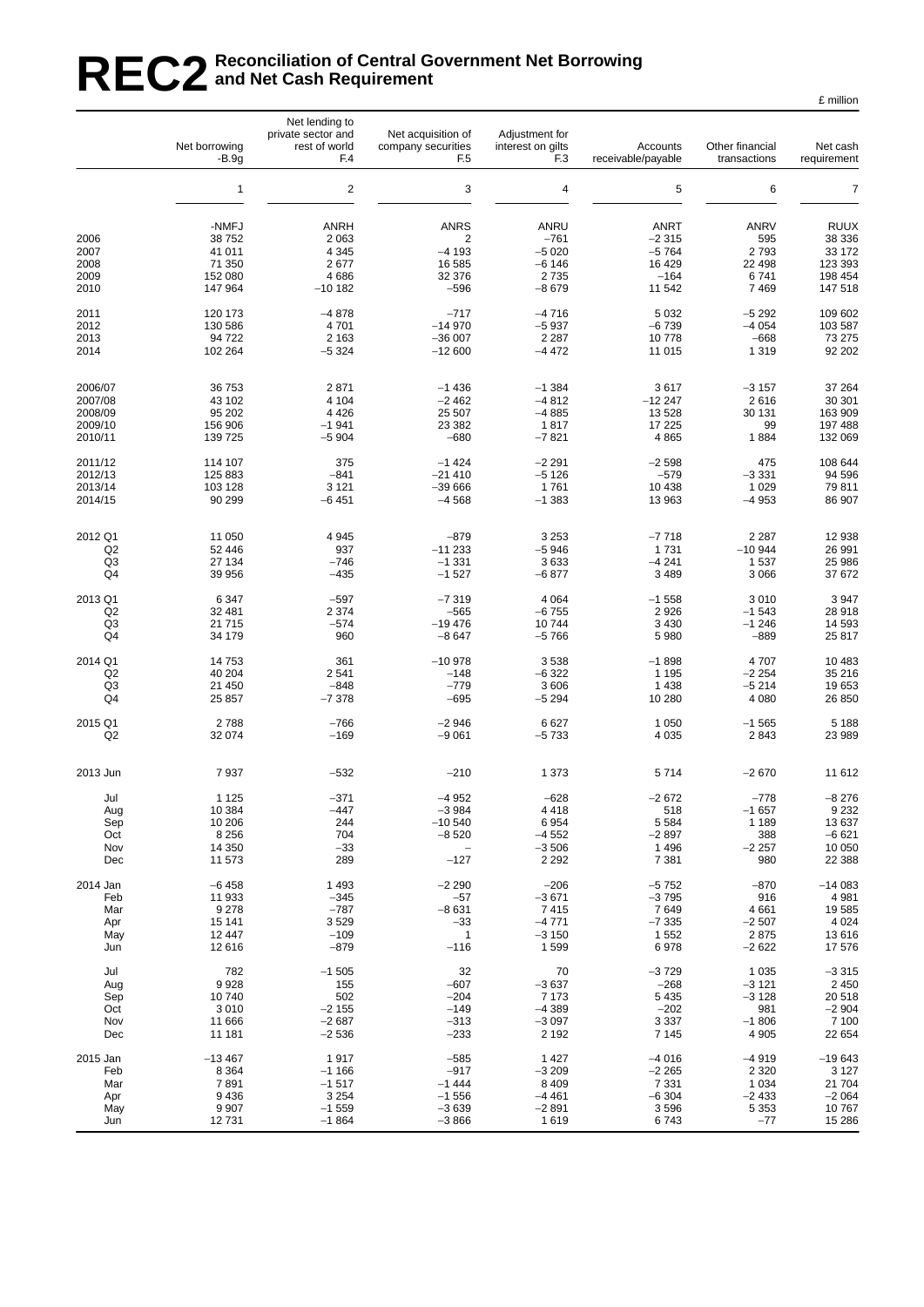# REC2 Reconciliation of Central Government Net Borrowing and Net Cash Requirement

£ million

| | Net borrowing -B.9g | Net lending to private sector and rest of world F.4 | Net acquisition of company securities F.5 | Adjustment for interest on gilts F.3 | Accounts receivable/payable | Other financial transactions | Net cash requirement |
|---|---|---|---|---|---|---|---|
| | 1 | 2 | 3 | 4 | 5 | 6 | 7 |
| | -NMFJ | ANRH | ANRS | ANRU | ANRT | ANRV | RUUX |
| 2006 | 38 752 | 2 063 | 2 | −761 | −2 315 | 595 | 38 336 |
| 2007 | 41 011 | 4 345 | −4 193 | −5 020 | −5 764 | 2 793 | 33 172 |
| 2008 | 71 350 | 2 677 | 16 585 | −6 146 | 16 429 | 22 498 | 123 393 |
| 2009 | 152 080 | 4 686 | 32 376 | 2 735 | −164 | 6 741 | 198 454 |
| 2010 | 147 964 | −10 182 | −596 | −8 679 | 11 542 | 7 469 | 147 518 |
| 2011 | 120 173 | −4 878 | −717 | −4 716 | 5 032 | −5 292 | 109 602 |
| 2012 | 130 586 | 4 701 | −14 970 | −5 937 | −6 739 | −4 054 | 103 587 |
| 2013 | 94 722 | 2 163 | −36 007 | 2 287 | 10 778 | −668 | 73 275 |
| 2014 | 102 264 | −5 324 | −12 600 | −4 472 | 11 015 | 1 319 | 92 202 |
| 2006/07 | 36 753 | 2 871 | −1 436 | −1 384 | 3 617 | −3 157 | 37 264 |
| 2007/08 | 43 102 | 4 104 | −2 462 | −4 812 | −12 247 | 2 616 | 30 301 |
| 2008/09 | 95 202 | 4 426 | 25 507 | −4 885 | 13 528 | 30 131 | 163 909 |
| 2009/10 | 156 906 | −1 941 | 23 382 | 1 817 | 17 225 | 99 | 197 488 |
| 2010/11 | 139 725 | −5 904 | −680 | −7 821 | 4 865 | 1 884 | 132 069 |
| 2011/12 | 114 107 | 375 | −1 424 | −2 291 | −2 598 | 475 | 108 644 |
| 2012/13 | 125 883 | −841 | −21 410 | −5 126 | −579 | −3 331 | 94 596 |
| 2013/14 | 103 128 | 3 121 | −39 666 | 1 761 | 10 438 | 1 029 | 79 811 |
| 2014/15 | 90 299 | −6 451 | −4 568 | −1 383 | 13 963 | −4 953 | 86 907 |
| 2012 Q1 | 11 050 | 4 945 | −879 | 3 253 | −7 718 | 2 287 | 12 938 |
| Q2 | 52 446 | 937 | −11 233 | −5 946 | 1 731 | −10 944 | 26 991 |
| Q3 | 27 134 | −746 | −1 331 | 3 633 | −4 241 | 1 537 | 25 986 |
| Q4 | 39 956 | −435 | −1 527 | −6 877 | 3 489 | 3 066 | 37 672 |
| 2013 Q1 | 6 347 | −597 | −7 319 | 4 064 | −1 558 | 3 010 | 3 947 |
| Q2 | 32 481 | 2 374 | −565 | −6 755 | 2 926 | −1 543 | 28 918 |
| Q3 | 21 715 | −574 | −19 476 | 10 744 | 3 430 | −1 246 | 14 593 |
| Q4 | 34 179 | 960 | −8 647 | −5 766 | 5 980 | −889 | 25 817 |
| 2014 Q1 | 14 753 | 361 | −10 978 | 3 538 | −1 898 | 4 707 | 10 483 |
| Q2 | 40 204 | 2 541 | −148 | −6 322 | 1 195 | −2 254 | 35 216 |
| Q3 | 21 450 | −848 | −779 | 3 606 | 1 438 | −5 214 | 19 653 |
| Q4 | 25 857 | −7 378 | −695 | −5 294 | 10 280 | 4 080 | 26 850 |
| 2015 Q1 | 2 788 | −766 | −2 946 | 6 627 | 1 050 | −1 565 | 5 188 |
| Q2 | 32 074 | −169 | −9 061 | −5 733 | 4 035 | 2 843 | 23 989 |
| 2013 Jun | 7 937 | −532 | −210 | 1 373 | 5 714 | −2 670 | 11 612 |
| Jul | 1 125 | −371 | −4 952 | −628 | −2 672 | −778 | −8 276 |
| Aug | 10 384 | −447 | −3 984 | 4 418 | 518 | −1 657 | 9 232 |
| Sep | 10 206 | 244 | −10 540 | 6 954 | 5 584 | 1 189 | 13 637 |
| Oct | 8 256 | 704 | −8 520 | −4 552 | −2 897 | 388 | −6 621 |
| Nov | 14 350 | −33 | – | −3 506 | 1 496 | −2 257 | 10 050 |
| Dec | 11 573 | 289 | −127 | 2 292 | 7 381 | 980 | 22 388 |
| 2014 Jan | −6 458 | 1 493 | −2 290 | −206 | −5 752 | −870 | −14 083 |
| Feb | 11 933 | −345 | −57 | −3 671 | −3 795 | 916 | 4 981 |
| Mar | 9 278 | −787 | −8 631 | 7 415 | 7 649 | 4 661 | 19 585 |
| Apr | 15 141 | 3 529 | −33 | −4 771 | −7 335 | −2 507 | 4 024 |
| May | 12 447 | −109 | 1 | −3 150 | 1 552 | 2 875 | 13 616 |
| Jun | 12 616 | −879 | −116 | 1 599 | 6 978 | −2 622 | 17 576 |
| Jul | 782 | −1 505 | 32 | 70 | −3 729 | 1 035 | −3 315 |
| Aug | 9 928 | 155 | −607 | −3 637 | −268 | −3 121 | 2 450 |
| Sep | 10 740 | 502 | −204 | 7 173 | 5 435 | −3 128 | 20 518 |
| Oct | 3 010 | −2 155 | −149 | −4 389 | −202 | 981 | −2 904 |
| Nov | 11 666 | −2 687 | −313 | −3 097 | 3 337 | −1 806 | 7 100 |
| Dec | 11 181 | −2 536 | −233 | 2 192 | 7 145 | 4 905 | 22 654 |
| 2015 Jan | −13 467 | 1 917 | −585 | 1 427 | −4 016 | −4 919 | −19 643 |
| Feb | 8 364 | −1 166 | −917 | −3 209 | −2 265 | 2 320 | 3 127 |
| Mar | 7 891 | −1 517 | −1 444 | 8 409 | 7 331 | 1 034 | 21 704 |
| Apr | 9 436 | 3 254 | −1 556 | −4 461 | −6 304 | −2 433 | −2 064 |
| May | 9 907 | −1 559 | −3 639 | −2 891 | 3 596 | 5 353 | 10 767 |
| Jun | 12 731 | −1 864 | −3 866 | 1 619 | 6 743 | −77 | 15 286 |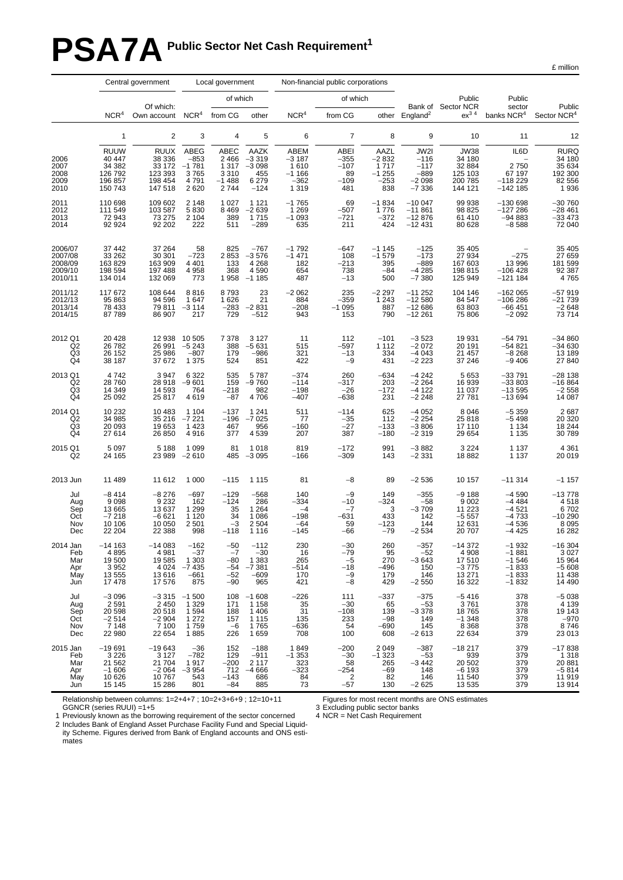# PSA7A Public Sector Net Cash Requirement[1]

£ million

| | Central government | | Local government | | | Non-financial public corporations | | | | | | |
|---|---|---|---|---|---|---|---|---|---|---|---|---|
| | | | | of which | | | of which | | | | | |
| | NCR[4] | Of which: Own account | NCR[4] | from CG | other | NCR[4] | from CG | other | Bank of England[2] | Public Sector NCR ex[3 4] | Public sector banks NCR[4] | Public Sector NCR[4] |
| | 1 | 2 | 3 | 4 | 5 | 6 | 7 | 8 | 9 | 10 | 11 | 12 |
| | RUUW | RUUX | ABEG | ABEC | AAZK | ABEM | ABEI | AAZL | JW2I | JW38 | IL6D | RURQ |
| 2006 | 40 447 | 38 336 | −853 | 2 466 | −3 319 | −3 187 | −355 | −2 832 | −116 | 34 180 | – | 34 180 |
| 2007 | 34 382 | 33 172 | −1 781 | 1 317 | −3 098 | 1 610 | −107 | 1 717 | −117 | 32 884 | 2 750 | 35 634 |
| 2008 | 126 792 | 123 393 | 3 765 | 3 310 | 455 | −1 166 | 89 | −1 255 | −889 | 125 103 | 67 197 | 192 300 |
| 2009 | 196 857 | 198 454 | 4 791 | −1 488 | 6 279 | −362 | −109 | −253 | −2 098 | 200 785 | −118 229 | 82 556 |
| 2010 | 150 743 | 147 518 | 2 620 | 2 744 | −124 | 1 319 | 481 | 838 | −7 336 | 144 121 | −142 185 | 1 936 |
| 2011 | 110 698 | 109 602 | 2 148 | 1 027 | 1 121 | −1 765 | 69 | −1 834 | −10 047 | 99 938 | −130 698 | −30 760 |
| 2012 | 111 549 | 103 587 | 5 830 | 8 469 | −2 639 | 1 269 | −507 | 1 776 | −11 861 | 98 825 | −127 286 | −28 461 |
| 2013 | 72 943 | 73 275 | 2 104 | 389 | 1 715 | −1 093 | −721 | −372 | −12 876 | 61 410 | −94 883 | −33 473 |
| 2014 | 92 924 | 92 202 | 222 | 511 | −289 | 635 | 211 | 424 | −12 431 | 80 628 | −8 588 | 72 040 |
| 2006/07 | 37 442 | 37 264 | 58 | 825 | −767 | −1 792 | −647 | −1 145 | −125 | 35 405 | – | 35 405 |
| 2007/08 | 33 262 | 30 301 | −723 | 2 853 | −3 576 | −1 471 | 108 | −1 579 | −173 | 27 934 | −275 | 27 659 |
| 2008/09 | 163 829 | 163 909 | 4 401 | 133 | 4 268 | 182 | −213 | 395 | −889 | 167 603 | 13 996 | 181 599 |
| 2009/10 | 198 594 | 197 488 | 4 958 | 368 | 4 590 | 654 | 738 | −84 | −4 285 | 198 815 | −106 428 | 92 387 |
| 2010/11 | 134 014 | 132 069 | 773 | 1 958 | −1 185 | 487 | −13 | 500 | −7 380 | 125 949 | −121 184 | 4 765 |
| 2011/12 | 117 672 | 108 644 | 8 816 | 8 793 | 23 | −2 062 | 235 | −2 297 | −11 252 | 104 146 | −162 065 | −57 919 |
| 2012/13 | 95 863 | 94 596 | 1 647 | 1 626 | 21 | 884 | −359 | 1 243 | −12 580 | 84 547 | −106 286 | −21 739 |
| 2013/14 | 78 433 | 79 811 | −3 114 | −283 | −2 831 | −208 | −1 095 | 887 | −12 686 | 63 803 | −66 451 | −2 648 |
| 2014/15 | 87 789 | 86 907 | 217 | 729 | −512 | 943 | 153 | 790 | −12 261 | 75 806 | −2 092 | 73 714 |
| 2012 Q1 | 20 428 | 12 938 | 10 505 | 7 378 | 3 127 | 11 | 112 | −101 | −3 523 | 19 931 | −54 791 | −34 860 |
| Q2 | 26 782 | 26 991 | −5 243 | 388 | −5 631 | 515 | −597 | 1 112 | −2 072 | 20 191 | −54 821 | −34 630 |
| Q3 | 26 152 | 25 986 | −807 | 179 | −986 | 321 | −13 | 334 | −4 043 | 21 457 | −8 268 | 13 189 |
| Q4 | 38 187 | 37 672 | 1 375 | 524 | 851 | 422 | −9 | 431 | −2 223 | 37 246 | −9 406 | 27 840 |
| 2013 Q1 | 4 742 | 3 947 | 6 322 | 535 | 5 787 | −374 | 260 | −634 | −4 242 | 5 653 | −33 791 | −28 138 |
| Q2 | 28 760 | 28 918 | −9 601 | 159 | −9 760 | −114 | −317 | 203 | −2 264 | 16 939 | −33 803 | −16 864 |
| Q3 | 14 349 | 14 593 | 764 | −218 | 982 | −198 | −26 | −172 | −4 122 | 11 037 | −13 595 | −2 558 |
| Q4 | 25 092 | 25 817 | 4 619 | −87 | 4 706 | −407 | −638 | 231 | −2 248 | 27 781 | −13 694 | 14 087 |
| 2014 Q1 | 10 232 | 10 483 | 1 104 | −137 | 1 241 | 511 | −114 | 625 | −4 052 | 8 046 | −5 359 | 2 687 |
| Q2 | 34 985 | 35 216 | −7 221 | −196 | −7 025 | 77 | −35 | 112 | −2 254 | 25 818 | −5 498 | 20 320 |
| Q3 | 20 093 | 19 653 | 1 423 | 467 | 956 | −160 | −27 | −133 | −3 806 | 17 110 | 1 134 | 18 244 |
| Q4 | 27 614 | 26 850 | 4 916 | 377 | 4 539 | 207 | 387 | −180 | −2 319 | 29 654 | 1 135 | 30 789 |
| 2015 Q1 | 5 097 | 5 188 | 1 099 | 81 | 1 018 | 819 | −172 | 991 | −3 882 | 3 224 | 1 137 | 4 361 |
| Q2 | 24 165 | 23 989 | −2 610 | 485 | −3 095 | −166 | −309 | 143 | −2 331 | 18 882 | 1 137 | 20 019 |
| 2013 Jun | 11 489 | 11 612 | 1 000 | −115 | 1 115 | 81 | −8 | 89 | −2 536 | 10 157 | −11 314 | −1 157 |
| Jul | −8 414 | −8 276 | −697 | −129 | −568 | 140 | −9 | 149 | −355 | −9 188 | −4 590 | −13 778 |
| Aug | 9 098 | 9 232 | 162 | −124 | 286 | −334 | −10 | −324 | −58 | 9 002 | −4 484 | 4 518 |
| Sep | 13 665 | 13 637 | 1 299 | 35 | 1 264 | −4 | −7 | 3 | −3 709 | 11 223 | −4 521 | 6 702 |
| Oct | −7 218 | −6 621 | 1 120 | 34 | 1 086 | −198 | −631 | 433 | 142 | −5 557 | −4 733 | −10 290 |
| Nov | 10 106 | 10 050 | 2 501 | −3 | 2 504 | −64 | 59 | −123 | 144 | 12 631 | −4 536 | 8 095 |
| Dec | 22 204 | 22 388 | 998 | −118 | 1 116 | −145 | −66 | −79 | −2 534 | 20 707 | −4 425 | 16 282 |
| 2014 Jan | −14 163 | −14 083 | −162 | −50 | −112 | 230 | −30 | 260 | −357 | −14 372 | −1 932 | −16 304 |
| Feb | 4 895 | 4 981 | −37 | −7 | −30 | 16 | −79 | 95 | −52 | 4 908 | −1 881 | 3 027 |
| Mar | 19 500 | 19 585 | 1 303 | −80 | 1 383 | 265 | −5 | 270 | −3 643 | 17 510 | −1 546 | 15 964 |
| Apr | 3 952 | 4 024 | −7 435 | −54 | −7 381 | −514 | −18 | −496 | 150 | −3 775 | −1 833 | −5 608 |
| May | 13 555 | 13 616 | −661 | −52 | −609 | 170 | −9 | 179 | 146 | 13 271 | −1 833 | 11 438 |
| Jun | 17 478 | 17 576 | 875 | −90 | 965 | 421 | −8 | 429 | −2 550 | 16 322 | −1 832 | 14 490 |
| Jul | −3 096 | −3 315 | −1 500 | 108 | −1 608 | −226 | 111 | −337 | −375 | −5 416 | 378 | −5 038 |
| Aug | 2 591 | 2 450 | 1 329 | 171 | 1 158 | 35 | −30 | 65 | −53 | 3 761 | 378 | 4 139 |
| Sep | 20 598 | 20 518 | 1 594 | 188 | 1 406 | 31 | −108 | 139 | −3 378 | 18 765 | 378 | 19 143 |
| Oct | −2 514 | −2 904 | 1 272 | 157 | 1 115 | 135 | 233 | −98 | 149 | −1 348 | 378 | −970 |
| Nov | 7 148 | 7 100 | 1 759 | −6 | 1 765 | −636 | 54 | −690 | 145 | 8 368 | 378 | 8 746 |
| Dec | 22 980 | 22 654 | 1 885 | 226 | 1 659 | 708 | 100 | 608 | −2 613 | 22 634 | 379 | 23 013 |
| 2015 Jan | −19 691 | −19 643 | −36 | 152 | −188 | 1 849 | −200 | 2 049 | −387 | −18 217 | 379 | −17 838 |
| Feb | 3 226 | 3 127 | −782 | 129 | −911 | −1 353 | −30 | −1 323 | −53 | 939 | 379 | 1 318 |
| Mar | 21 562 | 21 704 | 1 917 | −200 | 2 117 | 323 | 58 | 265 | −3 442 | 20 502 | 379 | 20 881 |
| Apr | −1 606 | −2 064 | −3 954 | 712 | −4 666 | −323 | −254 | −69 | 148 | −6 193 | 379 | −5 814 |
| May | 10 626 | 10 767 | 543 | −143 | 686 | 84 | 2 | 82 | 146 | 11 540 | 379 | 11 919 |
| Jun | 15 145 | 15 286 | 801 | −84 | 885 | 73 | −57 | 130 | −2 625 | 13 535 | 379 | 13 914 |

Relationship between columns: 1=2+4+7 ; 10=2+3+6+9 ; 12=10+11
GGNCR (series RUUI) =1+5

1 Previously known as the borrowing requirement of the sector concerned
2 Includes Bank of England Asset Purchase Facility Fund and Special Liquidity Scheme. Figures derived from Bank of England accounts and ONS estimates

Figures for most recent months are ONS estimates
3 Excluding public sector banks
4 NCR = Net Cash Requirement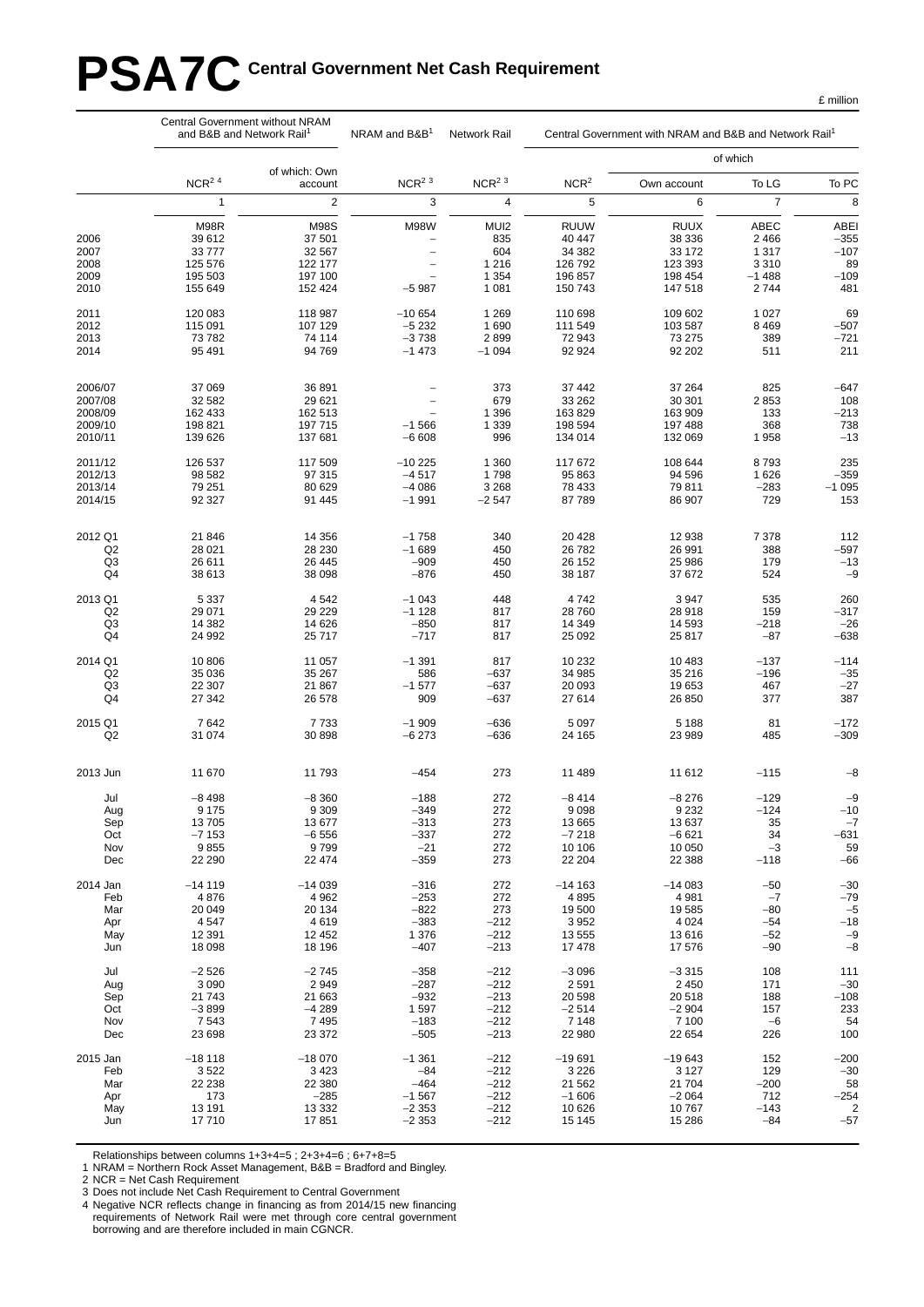# PSA7C Central Government Net Cash Requirement

£ million

| | Central Government without NRAM and B&B and Network Rail[1] | | NRAM and B&B[1] | Network Rail | Central Government with NRAM and B&B and Network Rail[1] | | | |
|---|---|---|---|---|---|---|---|---|
| | | | | | | of which | | |
| | NCR[2 4] | of which: Own account | NCR[2 3] | NCR[2 3] | NCR[2] | Own account | To LG | To PC |
| | 1 | 2 | 3 | 4 | 5 | 6 | 7 | 8 |
| | M98R | M98S | M98W | MUI2 | RUUW | RUUX | ABEC | ABEI |
| 2006 | 39 612 | 37 501 | – | 835 | 40 447 | 38 336 | 2 466 | –355 |
| 2007 | 33 777 | 32 567 | – | 604 | 34 382 | 33 172 | 1 317 | –107 |
| 2008 | 125 576 | 122 177 | – | 1 216 | 126 792 | 123 393 | 3 310 | 89 |
| 2009 | 195 503 | 197 100 | – | 1 354 | 196 857 | 198 454 | –1 488 | –109 |
| 2010 | 155 649 | 152 424 | –5 987 | 1 081 | 150 743 | 147 518 | 2 744 | 481 |
| 2011 | 120 083 | 118 987 | –10 654 | 1 269 | 110 698 | 109 602 | 1 027 | 69 |
| 2012 | 115 091 | 107 129 | –5 232 | 1 690 | 111 549 | 103 587 | 8 469 | –507 |
| 2013 | 73 782 | 74 114 | –3 738 | 2 899 | 72 943 | 73 275 | 389 | –721 |
| 2014 | 95 491 | 94 769 | –1 473 | –1 094 | 92 924 | 92 202 | 511 | 211 |
| 2006/07 | 37 069 | 36 891 | – | 373 | 37 442 | 37 264 | 825 | –647 |
| 2007/08 | 32 582 | 29 621 | – | 679 | 33 262 | 30 301 | 2 853 | 108 |
| 2008/09 | 162 433 | 162 513 | – | 1 396 | 163 829 | 163 909 | 133 | –213 |
| 2009/10 | 198 821 | 197 715 | –1 566 | 1 339 | 198 594 | 197 488 | 368 | 738 |
| 2010/11 | 139 626 | 137 681 | –6 608 | 996 | 134 014 | 132 069 | 1 958 | –13 |
| 2011/12 | 126 537 | 117 509 | –10 225 | 1 360 | 117 672 | 108 644 | 8 793 | 235 |
| 2012/13 | 98 582 | 97 315 | –4 517 | 1 798 | 95 863 | 94 596 | 1 626 | –359 |
| 2013/14 | 79 251 | 80 629 | –4 086 | 3 268 | 78 433 | 79 811 | –283 | –1 095 |
| 2014/15 | 92 327 | 91 445 | –1 991 | –2 547 | 87 789 | 86 907 | 729 | 153 |
| 2012 Q1 | 21 846 | 14 356 | –1 758 | 340 | 20 428 | 12 938 | 7 378 | 112 |
| Q2 | 28 021 | 28 230 | –1 689 | 450 | 26 782 | 26 991 | 388 | –597 |
| Q3 | 26 611 | 26 445 | –909 | 450 | 26 152 | 25 986 | 179 | –13 |
| Q4 | 38 613 | 38 098 | –876 | 450 | 38 187 | 37 672 | 524 | –9 |
| 2013 Q1 | 5 337 | 4 542 | –1 043 | 448 | 4 742 | 3 947 | 535 | 260 |
| Q2 | 29 071 | 29 229 | –1 128 | 817 | 28 760 | 28 918 | 159 | –317 |
| Q3 | 14 382 | 14 626 | –850 | 817 | 14 349 | 14 593 | –218 | –26 |
| Q4 | 24 992 | 25 717 | –717 | 817 | 25 092 | 25 817 | –87 | –638 |
| 2014 Q1 | 10 806 | 11 057 | –1 391 | 817 | 10 232 | 10 483 | –137 | –114 |
| Q2 | 35 036 | 35 267 | 586 | –637 | 34 985 | 35 216 | –196 | –35 |
| Q3 | 22 307 | 21 867 | –1 577 | –637 | 20 093 | 19 653 | 467 | –27 |
| Q4 | 27 342 | 26 578 | 909 | –637 | 27 614 | 26 850 | 377 | 387 |
| 2015 Q1 | 7 642 | 7 733 | –1 909 | –636 | 5 097 | 5 188 | 81 | –172 |
| Q2 | 31 074 | 30 898 | –6 273 | –636 | 24 165 | 23 989 | 485 | –309 |
| 2013 Jun | 11 670 | 11 793 | –454 | 273 | 11 489 | 11 612 | –115 | –8 |
| Jul | –8 498 | –8 360 | –188 | 272 | –8 414 | –8 276 | –129 | –9 |
| Aug | 9 175 | 9 309 | –349 | 272 | 9 098 | 9 232 | –124 | –10 |
| Sep | 13 705 | 13 677 | –313 | 273 | 13 665 | 13 637 | 35 | –7 |
| Oct | –7 153 | –6 556 | –337 | 272 | –7 218 | –6 621 | 34 | –631 |
| Nov | 9 855 | 9 799 | –21 | 272 | 10 106 | 10 050 | –3 | 59 |
| Dec | 22 290 | 22 474 | –359 | 273 | 22 204 | 22 388 | –118 | –66 |
| 2014 Jan | –14 119 | –14 039 | –316 | 272 | –14 163 | –14 083 | –50 | –30 |
| Feb | 4 876 | 4 962 | –253 | 272 | 4 895 | 4 981 | –7 | –79 |
| Mar | 20 049 | 20 134 | –822 | 273 | 19 500 | 19 585 | –80 | –5 |
| Apr | 4 547 | 4 619 | –383 | –212 | 3 952 | 4 024 | –54 | –18 |
| May | 12 391 | 12 452 | 1 376 | –212 | 13 555 | 13 616 | –52 | –9 |
| Jun | 18 098 | 18 196 | –407 | –213 | 17 478 | 17 576 | –90 | –8 |
| Jul | –2 526 | –2 745 | –358 | –212 | –3 096 | –3 315 | 108 | 111 |
| Aug | 3 090 | 2 949 | –287 | –212 | 2 591 | 2 450 | 171 | –30 |
| Sep | 21 743 | 21 663 | –932 | –213 | 20 598 | 20 518 | 188 | –108 |
| Oct | –3 899 | –4 289 | 1 597 | –212 | –2 514 | –2 904 | 157 | 233 |
| Nov | 7 543 | 7 495 | –183 | –212 | 7 148 | 7 100 | –6 | 54 |
| Dec | 23 698 | 23 372 | –505 | –213 | 22 980 | 22 654 | 226 | 100 |
| 2015 Jan | –18 118 | –18 070 | –1 361 | –212 | –19 691 | –19 643 | 152 | –200 |
| Feb | 3 522 | 3 423 | –84 | –212 | 3 226 | 3 127 | 129 | –30 |
| Mar | 22 238 | 22 380 | –464 | –212 | 21 562 | 21 704 | –200 | 58 |
| Apr | 173 | –285 | –1 567 | –212 | –1 606 | –2 064 | 712 | –254 |
| May | 13 191 | 13 332 | –2 353 | –212 | 10 626 | 10 767 | –143 | 2 |
| Jun | 17 710 | 17 851 | –2 353 | –212 | 15 145 | 15 286 | –84 | –57 |

Relationships between columns 1+3+4=5 ; 2+3+4=6 ; 6+7+8=5

1 NRAM = Northern Rock Asset Management, B&B = Bradford and Bingley.

2 NCR = Net Cash Requirement

3 Does not include Net Cash Requirement to Central Government

4 Negative NCR reflects change in financing as from 2014/15 new financing requirements of Network Rail were met through core central government borrowing and are therefore included in main CGNCR.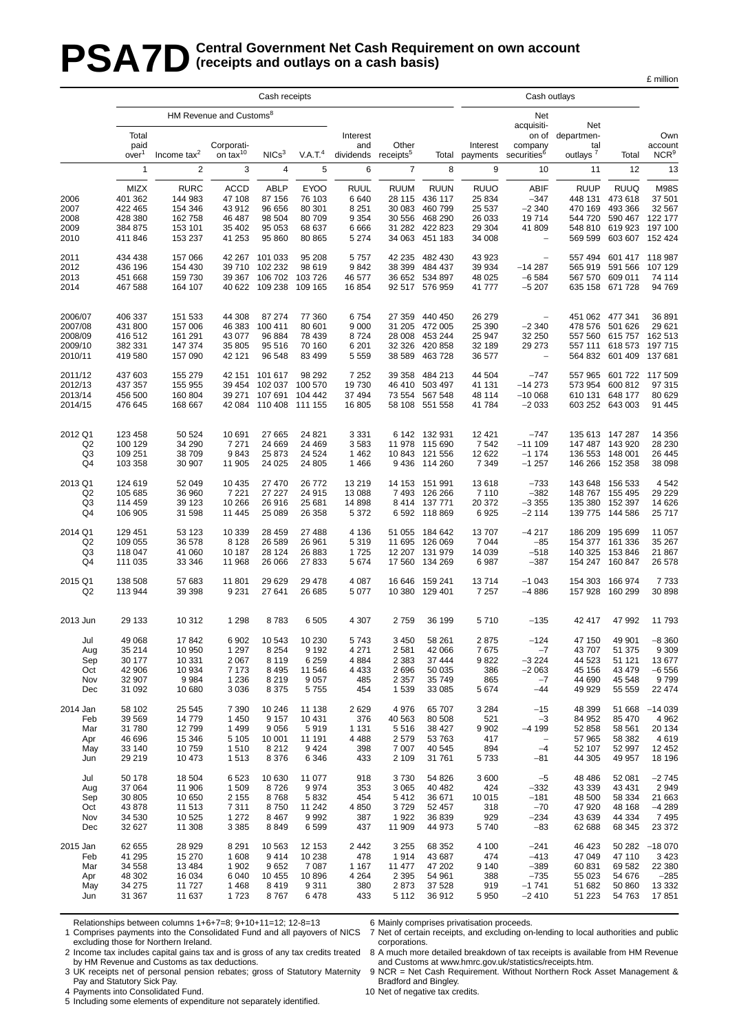# PSA7D Central Government Net Cash Requirement on own account (receipts and outlays on a cash basis)

£ million

| | Cash receipts | | | | | | | | Cash outlays | | | | |
|---|---|---|---|---|---|---|---|---|---|---|---|---|---|
| | HM Revenue and Customs[8] | | | | | | | | | | | | |
| | Total paid over[1] | Income tax[2] | Corporation tax[10] | NICs[3] | V.A.T.[4] | Interest and dividends | Other receipts[5] | Total | Interest payments | Net acquisition of company securities[6] | Net departmental outlays[7] | Total | Own account NCR[9] |
| | 1 | 2 | 3 | 4 | 5 | 6 | 7 | 8 | 9 | 10 | 11 | 12 | 13 |
| | MIZX | RURC | ACCD | ABLP | EYOO | RUUL | RUUM | RUUN | RUUO | ABIF | RUUP | RUUQ | M98S |
| 2006 | 401 362 | 144 983 | 47 108 | 87 156 | 76 103 | 6 640 | 28 115 | 436 117 | 25 834 | −347 | 448 131 | 473 618 | 37 501 |
| 2007 | 422 465 | 154 346 | 43 912 | 96 656 | 80 301 | 8 251 | 30 083 | 460 799 | 25 537 | −2 340 | 470 169 | 493 366 | 32 567 |
| 2008 | 428 380 | 162 758 | 46 487 | 98 504 | 80 709 | 9 354 | 30 556 | 468 290 | 26 033 | 19 714 | 544 720 | 590 467 | 122 177 |
| 2009 | 384 875 | 153 101 | 35 402 | 95 053 | 68 637 | 6 666 | 31 282 | 422 823 | 29 304 | 41 809 | 548 810 | 619 923 | 197 100 |
| 2010 | 411 846 | 153 237 | 41 253 | 95 860 | 80 865 | 5 274 | 34 063 | 451 183 | 34 008 | – | 569 599 | 603 607 | 152 424 |
| 2011 | 434 438 | 157 066 | 42 267 | 101 033 | 95 208 | 5 757 | 42 235 | 482 430 | 43 923 | – | 557 494 | 601 417 | 118 987 |
| 2012 | 436 196 | 154 430 | 39 710 | 102 232 | 98 619 | 9 842 | 38 399 | 484 437 | 39 934 | −14 287 | 565 919 | 591 566 | 107 129 |
| 2013 | 451 668 | 159 730 | 39 367 | 106 702 | 103 726 | 46 577 | 36 652 | 534 897 | 48 025 | −6 584 | 567 570 | 609 011 | 74 114 |
| 2014 | 467 588 | 164 107 | 40 622 | 109 238 | 109 165 | 16 854 | 92 517 | 576 959 | 41 777 | −5 207 | 635 158 | 671 728 | 94 769 |
| 2006/07 | 406 337 | 151 533 | 44 308 | 87 274 | 77 360 | 6 754 | 27 359 | 440 450 | 26 279 | – | 451 062 | 477 341 | 36 891 |
| 2007/08 | 431 800 | 157 006 | 46 383 | 100 411 | 80 601 | 9 000 | 31 205 | 472 005 | 25 390 | −2 340 | 478 576 | 501 626 | 29 621 |
| 2008/09 | 416 512 | 161 291 | 43 077 | 96 884 | 78 439 | 8 724 | 28 008 | 453 244 | 25 947 | 32 250 | 557 560 | 615 757 | 162 513 |
| 2009/10 | 382 331 | 147 374 | 35 805 | 95 516 | 70 160 | 6 201 | 32 326 | 420 858 | 32 189 | 29 273 | 557 111 | 618 573 | 197 715 |
| 2010/11 | 419 580 | 157 090 | 42 121 | 96 548 | 83 499 | 5 559 | 38 589 | 463 728 | 36 577 | – | 564 832 | 601 409 | 137 681 |
| 2011/12 | 437 603 | 155 279 | 42 151 | 101 617 | 98 292 | 7 252 | 39 358 | 484 213 | 44 504 | −747 | 557 965 | 601 722 | 117 509 |
| 2012/13 | 437 357 | 155 955 | 39 454 | 102 037 | 100 570 | 19 730 | 46 410 | 503 497 | 41 131 | −14 273 | 573 954 | 600 812 | 97 315 |
| 2013/14 | 456 500 | 160 804 | 39 271 | 107 691 | 104 442 | 37 494 | 73 554 | 567 548 | 48 114 | −10 068 | 610 131 | 648 177 | 80 629 |
| 2014/15 | 476 645 | 168 667 | 42 084 | 110 408 | 111 155 | 16 805 | 58 108 | 551 558 | 41 784 | −2 033 | 603 252 | 643 003 | 91 445 |
| 2012 Q1 | 123 458 | 50 524 | 10 691 | 27 665 | 24 821 | 3 331 | 6 142 | 132 931 | 12 421 | −747 | 135 613 | 147 287 | 14 356 |
| Q2 | 100 129 | 34 290 | 7 271 | 24 669 | 24 469 | 3 583 | 11 978 | 115 690 | 7 542 | −11 109 | 147 487 | 143 920 | 28 230 |
| Q3 | 109 251 | 38 709 | 9 843 | 25 873 | 24 524 | 1 462 | 10 843 | 121 556 | 12 622 | −1 174 | 136 553 | 148 001 | 26 445 |
| Q4 | 103 358 | 30 907 | 11 905 | 24 025 | 24 805 | 1 466 | 9 436 | 114 260 | 7 349 | −1 257 | 146 266 | 152 358 | 38 098 |
| 2013 Q1 | 124 619 | 52 049 | 10 435 | 27 470 | 26 772 | 13 219 | 14 153 | 151 991 | 13 618 | −733 | 143 648 | 156 533 | 4 542 |
| Q2 | 105 685 | 36 960 | 7 221 | 27 227 | 24 915 | 13 088 | 7 493 | 126 266 | 7 110 | −382 | 148 767 | 155 495 | 29 229 |
| Q3 | 114 459 | 39 123 | 10 266 | 26 916 | 25 681 | 14 898 | 8 414 | 137 771 | 20 372 | −3 355 | 135 380 | 152 397 | 14 626 |
| Q4 | 106 905 | 31 598 | 11 445 | 25 089 | 26 358 | 5 372 | 6 592 | 118 869 | 6 925 | −2 114 | 139 775 | 144 586 | 25 717 |
| 2014 Q1 | 129 451 | 53 123 | 10 339 | 28 459 | 27 488 | 4 136 | 51 055 | 184 642 | 13 707 | −4 217 | 186 209 | 195 699 | 11 057 |
| Q2 | 109 055 | 36 578 | 8 128 | 26 589 | 26 961 | 5 319 | 11 695 | 126 069 | 7 044 | −85 | 154 377 | 161 336 | 35 267 |
| Q3 | 118 047 | 41 060 | 10 187 | 28 124 | 26 883 | 1 725 | 12 207 | 131 979 | 14 039 | −518 | 140 325 | 153 846 | 21 867 |
| Q4 | 111 035 | 33 346 | 11 968 | 26 066 | 27 833 | 5 674 | 17 560 | 134 269 | 6 987 | −387 | 154 247 | 160 847 | 26 578 |
| 2015 Q1 | 138 508 | 57 683 | 11 801 | 29 629 | 29 478 | 4 087 | 16 646 | 159 241 | 13 714 | −1 043 | 154 303 | 166 974 | 7 733 |
| Q2 | 113 944 | 39 398 | 9 231 | 27 641 | 26 685 | 5 077 | 10 380 | 129 401 | 7 257 | −4 886 | 157 928 | 160 299 | 30 898 |
| 2013 Jun | 29 133 | 10 312 | 1 298 | 8 783 | 6 505 | 4 307 | 2 759 | 36 199 | 5 710 | −135 | 42 417 | 47 992 | 11 793 |
| Jul | 49 068 | 17 842 | 6 902 | 10 543 | 10 230 | 5 743 | 3 450 | 58 261 | 2 875 | −124 | 47 150 | 49 901 | −8 360 |
| Aug | 35 214 | 10 950 | 1 297 | 8 254 | 9 192 | 4 271 | 2 581 | 42 066 | 7 675 | −7 | 43 707 | 51 375 | 9 309 |
| Sep | 30 177 | 10 331 | 2 067 | 8 119 | 6 259 | 4 884 | 2 383 | 37 444 | 9 822 | −3 224 | 44 523 | 51 121 | 13 677 |
| Oct | 42 906 | 10 934 | 7 173 | 8 495 | 11 546 | 4 433 | 2 696 | 50 035 | 386 | −2 063 | 45 156 | 43 479 | −6 556 |
| Nov | 32 907 | 9 984 | 1 236 | 8 219 | 9 057 | 485 | 2 357 | 35 749 | 865 | −7 | 44 690 | 45 548 | 9 799 |
| Dec | 31 092 | 10 680 | 3 036 | 8 375 | 5 755 | 454 | 1 539 | 33 085 | 5 674 | −44 | 49 929 | 55 559 | 22 474 |
| 2014 Jan | 58 102 | 25 545 | 7 390 | 10 246 | 11 138 | 2 629 | 4 976 | 65 707 | 3 284 | −15 | 48 399 | 51 668 | −14 039 |
| Feb | 39 569 | 14 779 | 1 450 | 9 157 | 10 431 | 376 | 40 563 | 80 508 | 521 | −3 | 84 952 | 85 470 | 4 962 |
| Mar | 31 780 | 12 799 | 1 499 | 9 056 | 5 919 | 1 131 | 5 516 | 38 427 | 9 902 | −4 199 | 52 858 | 58 561 | 20 134 |
| Apr | 46 696 | 15 346 | 5 105 | 10 001 | 11 191 | 4 488 | 2 579 | 53 763 | 417 | – | 57 965 | 58 382 | 4 619 |
| May | 33 140 | 10 759 | 1 510 | 8 212 | 9 424 | 398 | 7 007 | 40 545 | 894 | −4 | 52 107 | 52 997 | 12 452 |
| Jun | 29 219 | 10 473 | 1 513 | 8 376 | 6 346 | 433 | 2 109 | 31 761 | 5 733 | −81 | 44 305 | 49 957 | 18 196 |
| Jul | 50 178 | 18 504 | 6 523 | 10 630 | 11 077 | 918 | 3 730 | 54 826 | 3 600 | −5 | 48 486 | 52 081 | −2 745 |
| Aug | 37 064 | 11 906 | 1 509 | 8 726 | 9 974 | 353 | 3 065 | 40 482 | 424 | −332 | 43 339 | 43 431 | 2 949 |
| Sep | 30 805 | 10 650 | 2 155 | 8 768 | 5 832 | 454 | 5 412 | 36 671 | 10 015 | −181 | 48 500 | 58 334 | 21 663 |
| Oct | 43 878 | 11 513 | 7 311 | 8 750 | 11 242 | 4 850 | 3 729 | 52 457 | 318 | −70 | 47 920 | 48 168 | −4 289 |
| Nov | 34 530 | 10 525 | 1 272 | 8 467 | 9 992 | 387 | 1 922 | 36 839 | 929 | −234 | 43 639 | 44 334 | 7 495 |
| Dec | 32 627 | 11 308 | 3 385 | 8 849 | 6 599 | 437 | 11 909 | 44 973 | 5 740 | −83 | 62 688 | 68 345 | 23 372 |
| 2015 Jan | 62 655 | 28 929 | 8 291 | 10 563 | 12 153 | 2 442 | 3 255 | 68 352 | 4 100 | −241 | 46 423 | 50 282 | −18 070 |
| Feb | 41 295 | 15 270 | 1 608 | 9 414 | 10 238 | 478 | 1 914 | 43 687 | 474 | −413 | 47 049 | 47 110 | 3 423 |
| Mar | 34 558 | 13 484 | 1 902 | 9 652 | 7 087 | 1 167 | 11 477 | 47 202 | 9 140 | −389 | 60 831 | 69 582 | 22 380 |
| Apr | 48 302 | 16 034 | 6 040 | 10 455 | 10 896 | 4 264 | 2 395 | 54 961 | 388 | −735 | 55 023 | 54 676 | −285 |
| May | 34 275 | 11 727 | 1 468 | 8 419 | 9 311 | 380 | 2 873 | 37 528 | 919 | −1 741 | 51 682 | 50 860 | 13 332 |
| Jun | 31 367 | 11 637 | 1 723 | 8 767 | 6 478 | 433 | 5 112 | 36 912 | 5 950 | −2 410 | 51 223 | 54 763 | 17 851 |

Relationships between columns 1+6+7=8; 9+10+11=12; 12-8=13

1 Comprises payments into the Consolidated Fund and all payovers of NICS excluding those for Northern Ireland.

2 Income tax includes capital gains tax and is gross of any tax credits treated by HM Revenue and Customs as tax deductions.

3 UK receipts net of personal pension rebates; gross of Statutory Maternity Pay and Statutory Sick Pay.

4 Payments into Consolidated Fund.

5 Including some elements of expenditure not separately identified.

6 Mainly comprises privatisation proceeds.

7 Net of certain receipts, and excluding on-lending to local authorities and public corporations.

8 A much more detailed breakdown of tax receipts is available from HM Revenue and Customs at www.hmrc.gov.uk/statistics/receipts.htm.

9 NCR = Net Cash Requirement. Without Northern Rock Asset Management & Bradford and Bingley.

10 Net of negative tax credits.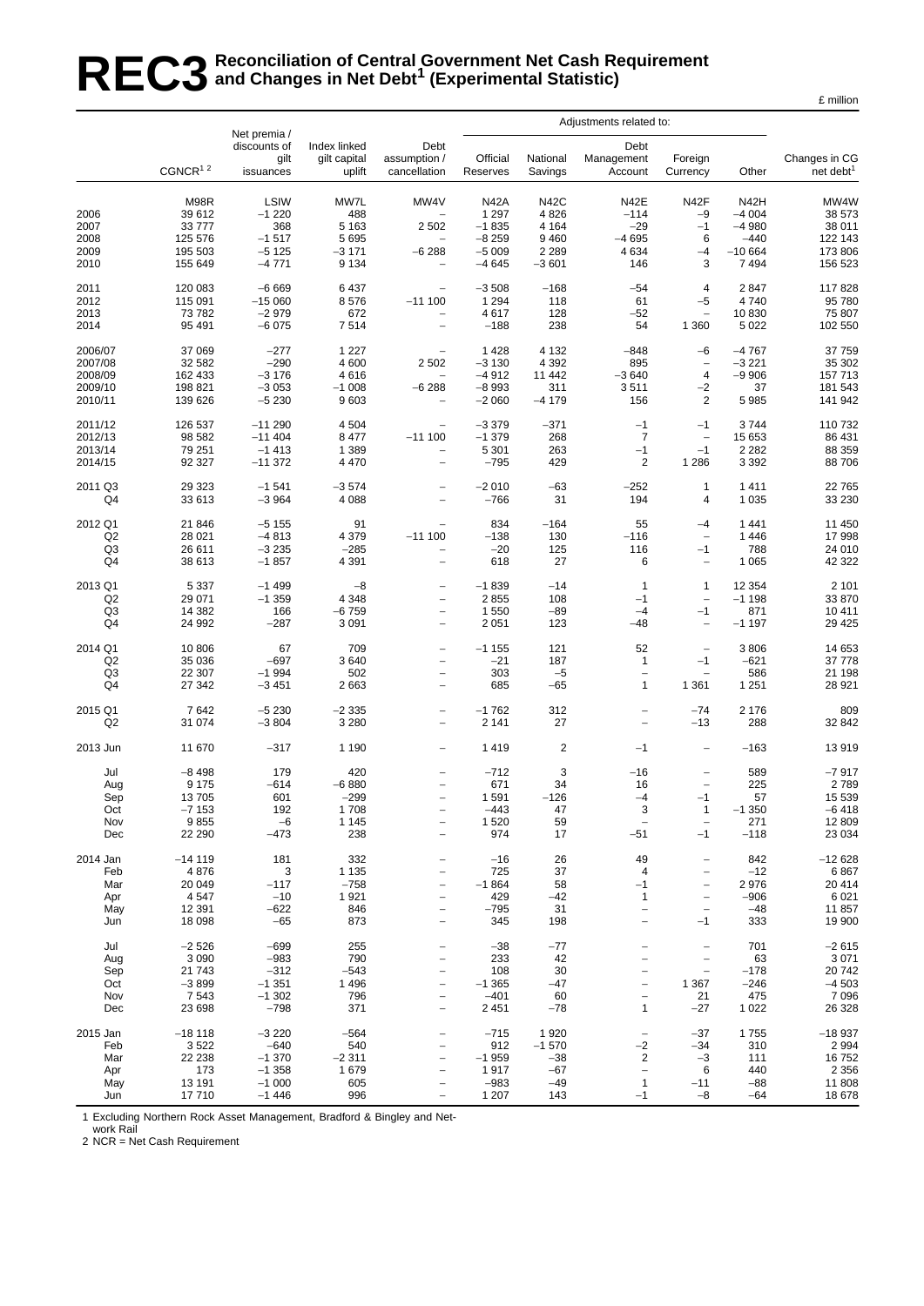# REC3 Reconciliation of Central Government Net Cash Requirement and Changes in Net Debt[1] (Experimental Statistic)

£ million

| | CGNCR[1 2] | Net premia / discounts of gilt issuances | Index linked gilt capital uplift | Debt assumption / cancellation | Adjustments related to: Official Reserves | National Savings | Debt Management Account | Foreign Currency | Other | Changes in CG net debt[1] |
|---|---|---|---|---|---|---|---|---|---|---|
| | M98R | LSIW | MW7L | MW4V | N42A | N42C | N42E | N42F | N42H | MW4W |
| 2006 | 39 612 | −1 220 | 488 | – | 1 297 | 4 826 | −114 | −9 | −4 004 | 38 573 |
| 2007 | 33 777 | 368 | 5 163 | 2 502 | −1 835 | 4 164 | −29 | −1 | −4 980 | 38 011 |
| 2008 | 125 576 | −1 517 | 5 695 | – | −8 259 | 9 460 | −4 695 | 6 | −440 | 122 143 |
| 2009 | 195 503 | −5 125 | −3 171 | −6 288 | −5 009 | 2 289 | 4 634 | −4 | −10 664 | 173 806 |
| 2010 | 155 649 | −4 771 | 9 134 | – | −4 645 | −3 601 | 146 | 3 | 7 494 | 156 523 |
| | | | | | | | | | | |
| 2011 | 120 083 | −6 669 | 6 437 | – | −3 508 | −168 | −54 | 4 | 2 847 | 117 828 |
| 2012 | 115 091 | −15 060 | 8 576 | −11 100 | 1 294 | 118 | 61 | −5 | 4 740 | 95 780 |
| 2013 | 73 782 | −2 979 | 672 | – | 4 617 | 128 | −52 | – | 10 830 | 75 807 |
| 2014 | 95 491 | −6 075 | 7 514 | – | −188 | 238 | 54 | 1 360 | 5 022 | 102 550 |
| | | | | | | | | | | |
| 2006/07 | 37 069 | −277 | 1 227 | – | 1 428 | 4 132 | −848 | −6 | −4 767 | 37 759 |
| 2007/08 | 32 582 | −290 | 4 600 | 2 502 | −3 130 | 4 392 | 895 | – | −3 221 | 35 302 |
| 2008/09 | 162 433 | −3 176 | 4 616 | – | −4 912 | 11 442 | −3 640 | 4 | −9 906 | 157 713 |
| 2009/10 | 198 821 | −3 053 | −1 008 | −6 288 | −8 993 | 311 | 3 511 | −2 | 37 | 181 543 |
| 2010/11 | 139 626 | −5 230 | 9 603 | – | −2 060 | −4 179 | 156 | 2 | 5 985 | 141 942 |
| | | | | | | | | | | |
| 2011/12 | 126 537 | −11 290 | 4 504 | – | −3 379 | −371 | −1 | −1 | 3 744 | 110 732 |
| 2012/13 | 98 582 | −11 404 | 8 477 | −11 100 | −1 379 | 268 | 7 | – | 15 653 | 86 431 |
| 2013/14 | 79 251 | −1 413 | 1 389 | – | 5 301 | 263 | −1 | −1 | 2 282 | 88 359 |
| 2014/15 | 92 327 | −11 372 | 4 470 | – | −795 | 429 | 2 | 1 286 | 3 392 | 88 706 |
| | | | | | | | | | | |
| 2011 Q3 | 29 323 | −1 541 | −3 574 | – | −2 010 | −63 | −252 | 1 | 1 411 | 22 765 |
| Q4 | 33 613 | −3 964 | 4 088 | – | −766 | 31 | 194 | 4 | 1 035 | 33 230 |
| | | | | | | | | | | |
| 2012 Q1 | 21 846 | −5 155 | 91 | – | 834 | −164 | 55 | −4 | 1 441 | 11 450 |
| Q2 | 28 021 | −4 813 | 4 379 | −11 100 | −138 | 130 | −116 | – | 1 446 | 17 998 |
| Q3 | 26 611 | −3 235 | −285 | – | −20 | 125 | 116 | −1 | 788 | 24 010 |
| Q4 | 38 613 | −1 857 | 4 391 | – | 618 | 27 | 6 | – | 1 065 | 42 322 |
| | | | | | | | | | | |
| 2013 Q1 | 5 337 | −1 499 | −8 | – | −1 839 | −14 | 1 | 1 | 12 354 | 2 101 |
| Q2 | 29 071 | −1 359 | 4 348 | – | 2 855 | 108 | −1 | – | −1 198 | 33 870 |
| Q3 | 14 382 | 166 | −6 759 | – | 1 550 | −89 | −4 | −1 | 871 | 10 411 |
| Q4 | 24 992 | −287 | 3 091 | – | 2 051 | 123 | −48 | – | −1 197 | 29 425 |
| | | | | | | | | | | |
| 2014 Q1 | 10 806 | 67 | 709 | – | −1 155 | 121 | 52 | – | 3 806 | 14 653 |
| Q2 | 35 036 | −697 | 3 640 | – | −21 | 187 | 1 | −1 | −621 | 37 778 |
| Q3 | 22 307 | −1 994 | 502 | – | 303 | −5 | – | – | 586 | 21 198 |
| Q4 | 27 342 | −3 451 | 2 663 | – | 685 | −65 | 1 | 1 361 | 1 251 | 28 921 |
| | | | | | | | | | | |
| 2015 Q1 | 7 642 | −5 230 | −2 335 | – | −1 762 | 312 | – | −74 | 2 176 | 809 |
| Q2 | 31 074 | −3 804 | 3 280 | – | 2 141 | 27 | – | −13 | 288 | 32 842 |
| | | | | | | | | | | |
| 2013 Jun | 11 670 | −317 | 1 190 | – | 1 419 | 2 | −1 | – | −163 | 13 919 |
| | | | | | | | | | | |
| Jul | −8 498 | 179 | 420 | – | −712 | 3 | −16 | – | 589 | −7 917 |
| Aug | 9 175 | −614 | −6 880 | – | 671 | 34 | 16 | – | 225 | 2 789 |
| Sep | 13 705 | 601 | −299 | – | 1 591 | −126 | −4 | −1 | 57 | 15 539 |
| Oct | −7 153 | 192 | 1 708 | – | −443 | 47 | 3 | 1 | −1 350 | −6 418 |
| Nov | 9 855 | −6 | 1 145 | – | 1 520 | 59 | – | – | 271 | 12 809 |
| Dec | 22 290 | −473 | 238 | – | 974 | 17 | −51 | −1 | −118 | 23 034 |
| | | | | | | | | | | |
| 2014 Jan | −14 119 | 181 | 332 | – | −16 | 26 | 49 | – | 842 | −12 628 |
| Feb | 4 876 | 3 | 1 135 | – | 725 | 37 | 4 | – | −12 | 6 867 |
| Mar | 20 049 | −117 | −758 | – | −1 864 | 58 | −1 | – | 2 976 | 20 414 |
| Apr | 4 547 | −10 | 1 921 | – | 429 | −42 | 1 | – | −906 | 6 021 |
| May | 12 391 | −622 | 846 | – | −795 | 31 | – | – | −48 | 11 857 |
| Jun | 18 098 | −65 | 873 | – | 345 | 198 | – | −1 | 333 | 19 900 |
| | | | | | | | | | | |
| Jul | −2 526 | −699 | 255 | – | −38 | −77 | – | – | 701 | −2 615 |
| Aug | 3 090 | −983 | 790 | – | 233 | 42 | – | – | 63 | 3 071 |
| Sep | 21 743 | −312 | −543 | – | 108 | 30 | – | – | −178 | 20 742 |
| Oct | −3 899 | −1 351 | 1 496 | – | −1 365 | −47 | – | 1 367 | −246 | −4 503 |
| Nov | 7 543 | −1 302 | 796 | – | −401 | 60 | – | 21 | 475 | 7 096 |
| Dec | 23 698 | −798 | 371 | – | 2 451 | −78 | 1 | −27 | 1 022 | 26 328 |
| | | | | | | | | | | |
| 2015 Jan | −18 118 | −3 220 | −564 | – | −715 | 1 920 | – | −37 | 1 755 | −18 937 |
| Feb | 3 522 | −640 | 540 | – | 912 | −1 570 | −2 | −34 | 310 | 2 994 |
| Mar | 22 238 | −1 370 | −2 311 | – | −1 959 | −38 | 2 | −3 | 111 | 16 752 |
| Apr | 173 | −1 358 | 1 679 | – | 1 917 | −67 | – | 6 | 440 | 2 356 |
| May | 13 191 | −1 000 | 605 | – | −983 | −49 | 1 | −11 | −88 | 11 808 |
| Jun | 17 710 | −1 446 | 996 | – | 1 207 | 143 | −1 | −8 | −64 | 18 678 |

1 Excluding Northern Rock Asset Management, Bradford & Bingley and Network Rail
2 NCR = Net Cash Requirement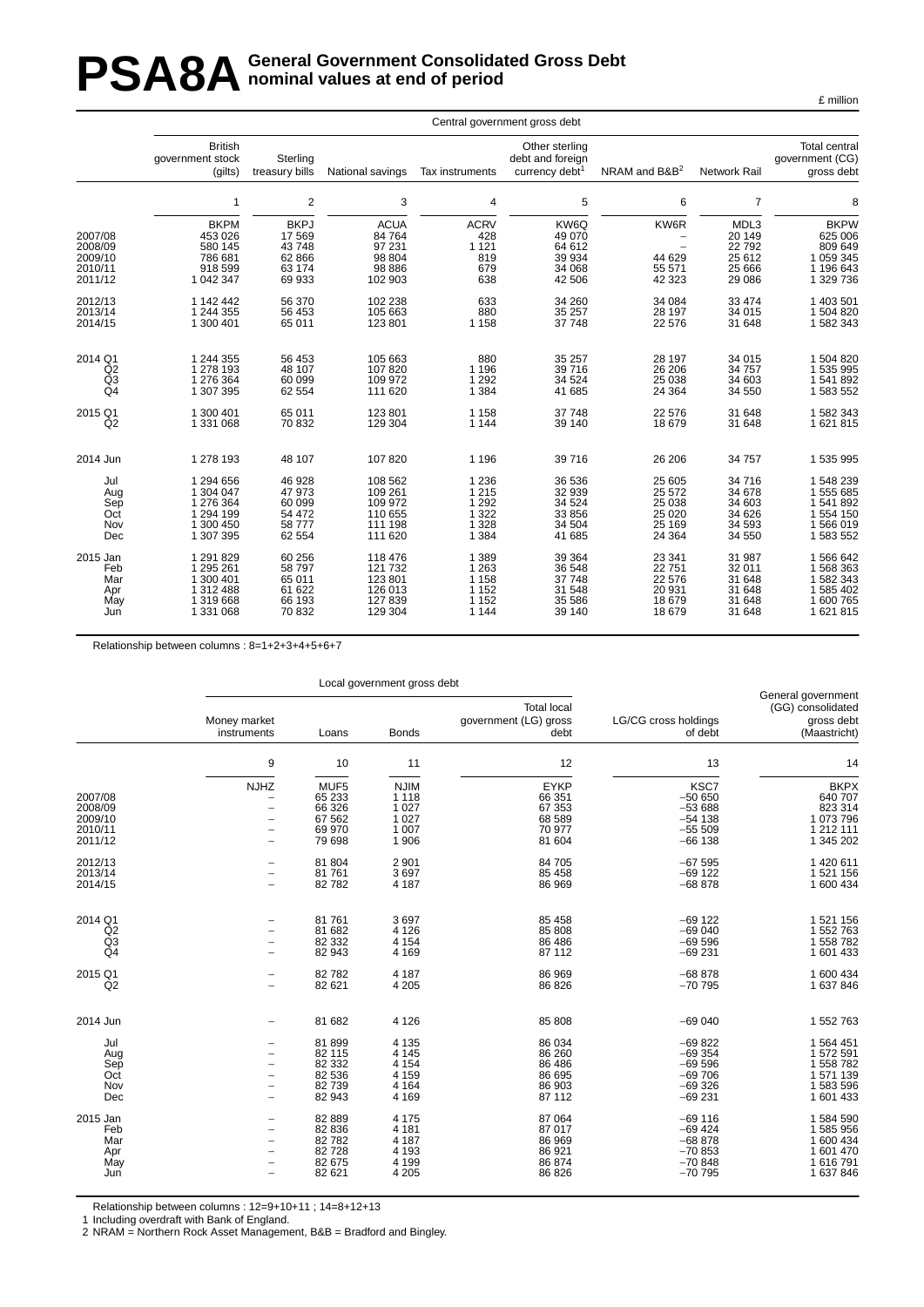# PSA8A General Government Consolidated Gross Debt nominal values at end of period

£ million

| | Central government gross debt | | | | | | | |
|---|---|---|---|---|---|---|---|---|
| | British government stock (gilts) | Sterling treasury bills | National savings | Tax instruments | Other sterling debt and foreign currency debt[1] | NRAM and B&B[2] | Network Rail | Total central government (CG) gross debt |
| | 1 | 2 | 3 | 4 | 5 | 6 | 7 | 8 |
| | BKPM | BKPJ | ACUA | ACRV | KW6Q | KW6R | MDL3 | BKPW |
| 2007/08 | 453 026 | 17 569 | 84 764 | 428 | 49 070 | – | 20 149 | 625 006 |
| 2008/09 | 580 145 | 43 748 | 97 231 | 1 121 | 64 612 | – | 22 792 | 809 649 |
| 2009/10 | 786 681 | 62 866 | 98 804 | 819 | 39 934 | 44 629 | 25 612 | 1 059 345 |
| 2010/11 | 918 599 | 63 174 | 98 886 | 679 | 34 068 | 55 571 | 25 666 | 1 196 643 |
| 2011/12 | 1 042 347 | 69 933 | 102 903 | 638 | 42 506 | 42 323 | 29 086 | 1 329 736 |
| 2012/13 | 1 142 442 | 56 370 | 102 238 | 633 | 34 260 | 34 084 | 33 474 | 1 403 501 |
| 2013/14 | 1 244 355 | 56 453 | 105 663 | 880 | 35 257 | 28 197 | 34 015 | 1 504 820 |
| 2014/15 | 1 300 401 | 65 011 | 123 801 | 1 158 | 37 748 | 22 576 | 31 648 | 1 582 343 |
| 2014 Q1 | 1 244 355 | 56 453 | 105 663 | 880 | 35 257 | 28 197 | 34 015 | 1 504 820 |
| Q2 | 1 278 193 | 48 107 | 107 820 | 1 196 | 39 716 | 26 206 | 34 757 | 1 535 995 |
| Q3 | 1 276 364 | 60 099 | 109 972 | 1 292 | 34 524 | 25 038 | 34 603 | 1 541 892 |
| Q4 | 1 307 395 | 62 554 | 111 620 | 1 384 | 41 685 | 24 364 | 34 550 | 1 583 552 |
| 2015 Q1 | 1 300 401 | 65 011 | 123 801 | 1 158 | 37 748 | 22 576 | 31 648 | 1 582 343 |
| Q2 | 1 331 068 | 70 832 | 129 304 | 1 144 | 39 140 | 18 679 | 31 648 | 1 621 815 |
| 2014 Jun | 1 278 193 | 48 107 | 107 820 | 1 196 | 39 716 | 26 206 | 34 757 | 1 535 995 |
| Jul | 1 294 656 | 46 928 | 108 562 | 1 236 | 36 536 | 25 605 | 34 716 | 1 548 239 |
| Aug | 1 304 047 | 47 973 | 109 261 | 1 215 | 32 939 | 25 572 | 34 678 | 1 555 685 |
| Sep | 1 276 364 | 60 099 | 109 972 | 1 292 | 34 524 | 25 038 | 34 603 | 1 541 892 |
| Oct | 1 294 199 | 54 472 | 110 655 | 1 322 | 33 856 | 25 020 | 34 626 | 1 554 150 |
| Nov | 1 300 450 | 58 777 | 111 198 | 1 328 | 34 504 | 25 169 | 34 593 | 1 566 019 |
| Dec | 1 307 395 | 62 554 | 111 620 | 1 384 | 41 685 | 24 364 | 34 550 | 1 583 552 |
| 2015 Jan | 1 291 829 | 60 256 | 118 476 | 1 389 | 39 364 | 23 341 | 31 987 | 1 566 642 |
| Feb | 1 295 261 | 58 797 | 121 732 | 1 263 | 36 548 | 22 751 | 32 011 | 1 568 363 |
| Mar | 1 300 401 | 65 011 | 123 801 | 1 158 | 37 748 | 22 576 | 31 648 | 1 582 343 |
| Apr | 1 312 488 | 61 622 | 126 013 | 1 152 | 31 548 | 20 931 | 31 648 | 1 585 402 |
| May | 1 319 668 | 66 193 | 127 839 | 1 152 | 35 586 | 18 679 | 31 648 | 1 600 765 |
| Jun | 1 331 068 | 70 832 | 129 304 | 1 144 | 39 140 | 18 679 | 31 648 | 1 621 815 |

Relationship between columns : 8=1+2+3+4+5+6+7

| | Local government gross debt | | | | | |
|---|---|---|---|---|---|---|
| | Money market instruments | Loans | Bonds | Total local government (LG) gross debt | LG/CG cross holdings of debt | General government (GG) consolidated gross debt (Maastricht) |
| | 9 | 10 | 11 | 12 | 13 | 14 |
| | NJHZ | MUF5 | NJIM | EYKP | KSC7 | BKPX |
| 2007/08 | – | 65 233 | 1 118 | 66 351 | −50 650 | 640 707 |
| 2008/09 | – | 66 326 | 1 027 | 67 353 | −53 688 | 823 314 |
| 2009/10 | – | 67 562 | 1 027 | 68 589 | −54 138 | 1 073 796 |
| 2010/11 | – | 69 970 | 1 007 | 70 977 | −55 509 | 1 212 111 |
| 2011/12 | – | 79 698 | 1 906 | 81 604 | −66 138 | 1 345 202 |
| 2012/13 | – | 81 804 | 2 901 | 84 705 | −67 595 | 1 420 611 |
| 2013/14 | – | 81 761 | 3 697 | 85 458 | −69 122 | 1 521 156 |
| 2014/15 | – | 82 782 | 4 187 | 86 969 | −68 878 | 1 600 434 |
| 2014 Q1 | – | 81 761 | 3 697 | 85 458 | −69 122 | 1 521 156 |
| Q2 | – | 81 682 | 4 126 | 85 808 | −69 040 | 1 552 763 |
| Q3 | – | 82 332 | 4 154 | 86 486 | −69 596 | 1 558 782 |
| Q4 | – | 82 943 | 4 169 | 87 112 | −69 231 | 1 601 433 |
| 2015 Q1 | – | 82 782 | 4 187 | 86 969 | −68 878 | 1 600 434 |
| Q2 | – | 82 621 | 4 205 | 86 826 | −70 795 | 1 637 846 |
| 2014 Jun | – | 81 682 | 4 126 | 85 808 | −69 040 | 1 552 763 |
| Jul | – | 81 899 | 4 135 | 86 034 | −69 822 | 1 564 451 |
| Aug | – | 82 115 | 4 145 | 86 260 | −69 354 | 1 572 591 |
| Sep | – | 82 332 | 4 154 | 86 486 | −69 596 | 1 558 782 |
| Oct | – | 82 536 | 4 159 | 86 695 | −69 706 | 1 571 139 |
| Nov | – | 82 739 | 4 164 | 86 903 | −69 326 | 1 583 596 |
| Dec | – | 82 943 | 4 169 | 87 112 | −69 231 | 1 601 433 |
| 2015 Jan | – | 82 889 | 4 175 | 87 064 | −69 116 | 1 584 590 |
| Feb | – | 82 836 | 4 181 | 87 017 | −69 424 | 1 585 956 |
| Mar | – | 82 782 | 4 187 | 86 969 | −68 878 | 1 600 434 |
| Apr | – | 82 728 | 4 193 | 86 921 | −70 853 | 1 601 470 |
| May | – | 82 675 | 4 199 | 86 874 | −70 848 | 1 616 791 |
| Jun | – | 82 621 | 4 205 | 86 826 | −70 795 | 1 637 846 |

Relationship between columns : 12=9+10+11 ; 14=8+12+13

1 Including overdraft with Bank of England.

2 NRAM = Northern Rock Asset Management, B&B = Bradford and Bingley.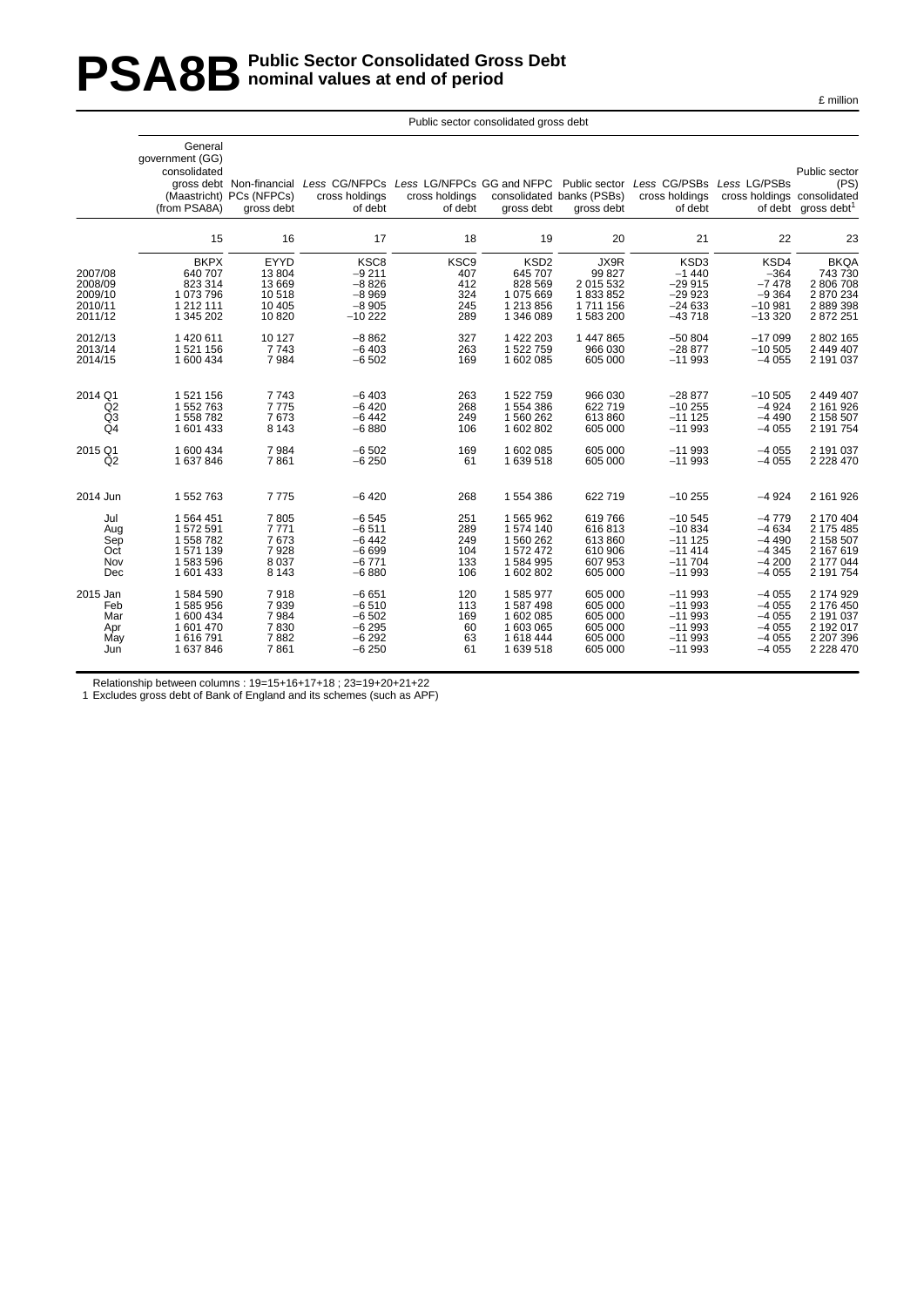# PSA8B Public Sector Consolidated Gross Debt nominal values at end of period

£ million

| | Public sector consolidated gross debt | | | | | | | | |
|---|---|---|---|---|---|---|---|---|---|
| | General government (GG) consolidated gross debt (Maastricht) (from PSA8A) | Non-financial PCs (NFPCs) gross debt | *Less* CG/NFPCs cross holdings of debt | *Less* LG/NFPCs cross holdings of debt | GG and NFPC consolidated gross debt | Public sector banks (PSBs) gross debt | *Less* CG/PSBs cross holdings of debt | *Less* LG/PSBs cross holdings of debt | Public sector (PS) consolidated gross debt[1] |
| | 15 | 16 | 17 | 18 | 19 | 20 | 21 | 22 | 23 |
| | BKPX | EYYD | KSC8 | KSC9 | KSD2 | JX9R | KSD3 | KSD4 | BKQA |
| 2007/08 | 640 707 | 13 804 | −9 211 | 407 | 645 707 | 99 827 | −1 440 | −364 | 743 730 |
| 2008/09 | 823 314 | 13 669 | −8 826 | 412 | 828 569 | 2 015 532 | −29 915 | −7 478 | 2 806 708 |
| 2009/10 | 1 073 796 | 10 518 | −8 969 | 324 | 1 075 669 | 1 833 852 | −29 923 | −9 364 | 2 870 234 |
| 2010/11 | 1 212 111 | 10 405 | −8 905 | 245 | 1 213 856 | 1 711 156 | −24 633 | −10 981 | 2 889 398 |
| 2011/12 | 1 345 202 | 10 820 | −10 222 | 289 | 1 346 089 | 1 583 200 | −43 718 | −13 320 | 2 872 251 |
| 2012/13 | 1 420 611 | 10 127 | −8 862 | 327 | 1 422 203 | 1 447 865 | −50 804 | −17 099 | 2 802 165 |
| 2013/14 | 1 521 156 | 7 743 | −6 403 | 263 | 1 522 759 | 966 030 | −28 877 | −10 505 | 2 449 407 |
| 2014/15 | 1 600 434 | 7 984 | −6 502 | 169 | 1 602 085 | 605 000 | −11 993 | −4 055 | 2 191 037 |
| 2014 Q1 | 1 521 156 | 7 743 | −6 403 | 263 | 1 522 759 | 966 030 | −28 877 | −10 505 | 2 449 407 |
| Q2 | 1 552 763 | 7 775 | −6 420 | 268 | 1 554 386 | 622 719 | −10 255 | −4 924 | 2 161 926 |
| Q3 | 1 558 782 | 7 673 | −6 442 | 249 | 1 560 262 | 613 860 | −11 125 | −4 490 | 2 158 507 |
| Q4 | 1 601 433 | 8 143 | −6 880 | 106 | 1 602 802 | 605 000 | −11 993 | −4 055 | 2 191 754 |
| 2015 Q1 | 1 600 434 | 7 984 | −6 502 | 169 | 1 602 085 | 605 000 | −11 993 | −4 055 | 2 191 037 |
| Q2 | 1 637 846 | 7 861 | −6 250 | 61 | 1 639 518 | 605 000 | −11 993 | −4 055 | 2 228 470 |
| 2014 Jun | 1 552 763 | 7 775 | −6 420 | 268 | 1 554 386 | 622 719 | −10 255 | −4 924 | 2 161 926 |
| Jul | 1 564 451 | 7 805 | −6 545 | 251 | 1 565 962 | 619 766 | −10 545 | −4 779 | 2 170 404 |
| Aug | 1 572 591 | 7 771 | −6 511 | 289 | 1 574 140 | 616 813 | −10 834 | −4 634 | 2 175 485 |
| Sep | 1 558 782 | 7 673 | −6 442 | 249 | 1 560 262 | 613 860 | −11 125 | −4 490 | 2 158 507 |
| Oct | 1 571 139 | 7 928 | −6 699 | 104 | 1 572 472 | 610 906 | −11 414 | −4 345 | 2 167 619 |
| Nov | 1 583 596 | 8 037 | −6 771 | 133 | 1 584 995 | 607 953 | −11 704 | −4 200 | 2 177 044 |
| Dec | 1 601 433 | 8 143 | −6 880 | 106 | 1 602 802 | 605 000 | −11 993 | −4 055 | 2 191 754 |
| 2015 Jan | 1 584 590 | 7 918 | −6 651 | 120 | 1 585 977 | 605 000 | −11 993 | −4 055 | 2 174 929 |
| Feb | 1 585 956 | 7 939 | −6 510 | 113 | 1 587 498 | 605 000 | −11 993 | −4 055 | 2 176 450 |
| Mar | 1 600 434 | 7 984 | −6 502 | 169 | 1 602 085 | 605 000 | −11 993 | −4 055 | 2 191 037 |
| Apr | 1 601 470 | 7 830 | −6 295 | 60 | 1 603 065 | 605 000 | −11 993 | −4 055 | 2 192 017 |
| May | 1 616 791 | 7 882 | −6 292 | 63 | 1 618 444 | 605 000 | −11 993 | −4 055 | 2 207 396 |
| Jun | 1 637 846 | 7 861 | −6 250 | 61 | 1 639 518 | 605 000 | −11 993 | −4 055 | 2 228 470 |

Relationship between columns : 19=15+16+17+18 ; 23=19+20+21+22

1 Excludes gross debt of Bank of England and its schemes (such as APF)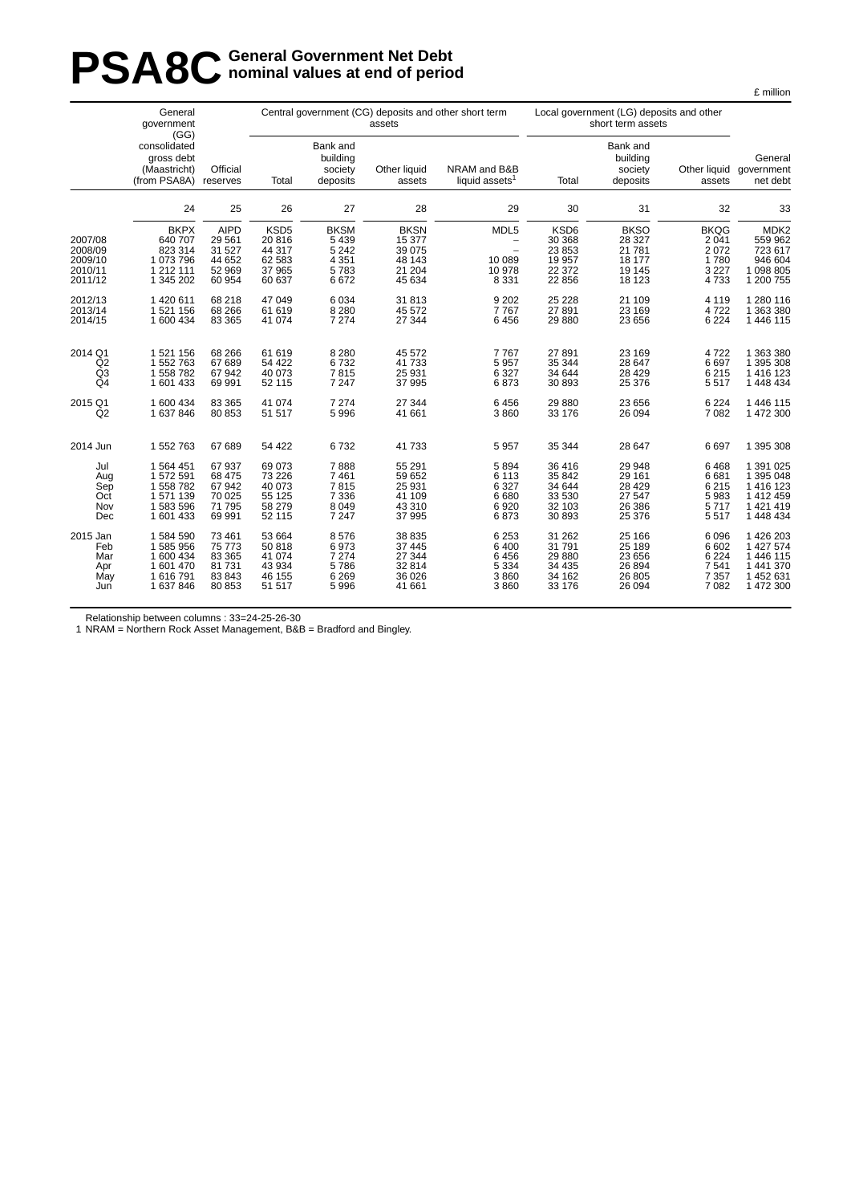# PSA8C General Government Net Debt nominal values at end of period

£ million

| | General government (GG) consolidated gross debt (Maastricht) (from PSA8A) | Official reserves | Central government (CG) deposits and other short term assets | | | | Local government (LG) deposits and other short term assets | | | General government net debt |
|---|---|---|---|---|---|---|---|---|---|---|
| | | | Total | Bank and building society deposits | Other liquid assets | NRAM and B&B liquid assets[1] | Total | Bank and building society deposits | Other liquid assets | |
| | 24 | 25 | 26 | 27 | 28 | 29 | 30 | 31 | 32 | 33 |
| | BKPX | AIPD | KSD5 | BKSM | BKSN | MDL5 | KSD6 | BKSO | BKQG | MDK2 |
| 2007/08 | 640 707 | 29 561 | 20 816 | 5 439 | 15 377 | – | 30 368 | 28 327 | 2 041 | 559 962 |
| 2008/09 | 823 314 | 31 527 | 44 317 | 5 242 | 39 075 | – | 23 853 | 21 781 | 2 072 | 723 617 |
| 2009/10 | 1 073 796 | 44 652 | 62 583 | 4 351 | 48 143 | 10 089 | 19 957 | 18 177 | 1 780 | 946 604 |
| 2010/11 | 1 212 111 | 52 969 | 37 965 | 5 783 | 21 204 | 10 978 | 22 372 | 19 145 | 3 227 | 1 098 805 |
| 2011/12 | 1 345 202 | 60 954 | 60 637 | 6 672 | 45 634 | 8 331 | 22 856 | 18 123 | 4 733 | 1 200 755 |
| 2012/13 | 1 420 611 | 68 218 | 47 049 | 6 034 | 31 813 | 9 202 | 25 228 | 21 109 | 4 119 | 1 280 116 |
| 2013/14 | 1 521 156 | 68 266 | 61 619 | 8 280 | 45 572 | 7 767 | 27 891 | 23 169 | 4 722 | 1 363 380 |
| 2014/15 | 1 600 434 | 83 365 | 41 074 | 7 274 | 27 344 | 6 456 | 29 880 | 23 656 | 6 224 | 1 446 115 |
| 2014 Q1 | 1 521 156 | 68 266 | 61 619 | 8 280 | 45 572 | 7 767 | 27 891 | 23 169 | 4 722 | 1 363 380 |
| Q2 | 1 552 763 | 67 689 | 54 422 | 6 732 | 41 733 | 5 957 | 35 344 | 28 647 | 6 697 | 1 395 308 |
| Q3 | 1 558 782 | 67 942 | 40 073 | 7 815 | 25 931 | 6 327 | 34 644 | 28 429 | 6 215 | 1 416 123 |
| Q4 | 1 601 433 | 69 991 | 52 115 | 7 247 | 37 995 | 6 873 | 30 893 | 25 376 | 5 517 | 1 448 434 |
| 2015 Q1 | 1 600 434 | 83 365 | 41 074 | 7 274 | 27 344 | 6 456 | 29 880 | 23 656 | 6 224 | 1 446 115 |
| Q2 | 1 637 846 | 80 853 | 51 517 | 5 996 | 41 661 | 3 860 | 33 176 | 26 094 | 7 082 | 1 472 300 |
| 2014 Jun | 1 552 763 | 67 689 | 54 422 | 6 732 | 41 733 | 5 957 | 35 344 | 28 647 | 6 697 | 1 395 308 |
| Jul | 1 564 451 | 67 937 | 69 073 | 7 888 | 55 291 | 5 894 | 36 416 | 29 948 | 6 468 | 1 391 025 |
| Aug | 1 572 591 | 68 475 | 73 226 | 7 461 | 59 652 | 6 113 | 35 842 | 29 161 | 6 681 | 1 395 048 |
| Sep | 1 558 782 | 67 942 | 40 073 | 7 815 | 25 931 | 6 327 | 34 644 | 28 429 | 6 215 | 1 416 123 |
| Oct | 1 571 139 | 70 025 | 55 125 | 7 336 | 41 109 | 6 680 | 33 530 | 27 547 | 5 983 | 1 412 459 |
| Nov | 1 583 596 | 71 795 | 58 279 | 8 049 | 43 310 | 6 920 | 32 103 | 26 386 | 5 717 | 1 421 419 |
| Dec | 1 601 433 | 69 991 | 52 115 | 7 247 | 37 995 | 6 873 | 30 893 | 25 376 | 5 517 | 1 448 434 |
| 2015 Jan | 1 584 590 | 73 461 | 53 664 | 8 576 | 38 835 | 6 253 | 31 262 | 25 166 | 6 096 | 1 426 203 |
| Feb | 1 585 956 | 75 773 | 50 818 | 6 973 | 37 445 | 6 400 | 31 791 | 25 189 | 6 602 | 1 427 574 |
| Mar | 1 600 434 | 83 365 | 41 074 | 7 274 | 27 344 | 6 456 | 29 880 | 23 656 | 6 224 | 1 446 115 |
| Apr | 1 601 470 | 81 731 | 43 934 | 5 786 | 32 814 | 5 334 | 34 435 | 26 894 | 7 541 | 1 441 370 |
| May | 1 616 791 | 83 843 | 46 155 | 6 269 | 36 026 | 3 860 | 34 162 | 26 805 | 7 357 | 1 452 631 |
| Jun | 1 637 846 | 80 853 | 51 517 | 5 996 | 41 661 | 3 860 | 33 176 | 26 094 | 7 082 | 1 472 300 |

Relationship between columns : 33=24-25-26-30

1 NRAM = Northern Rock Asset Management, B&B = Bradford and Bingley.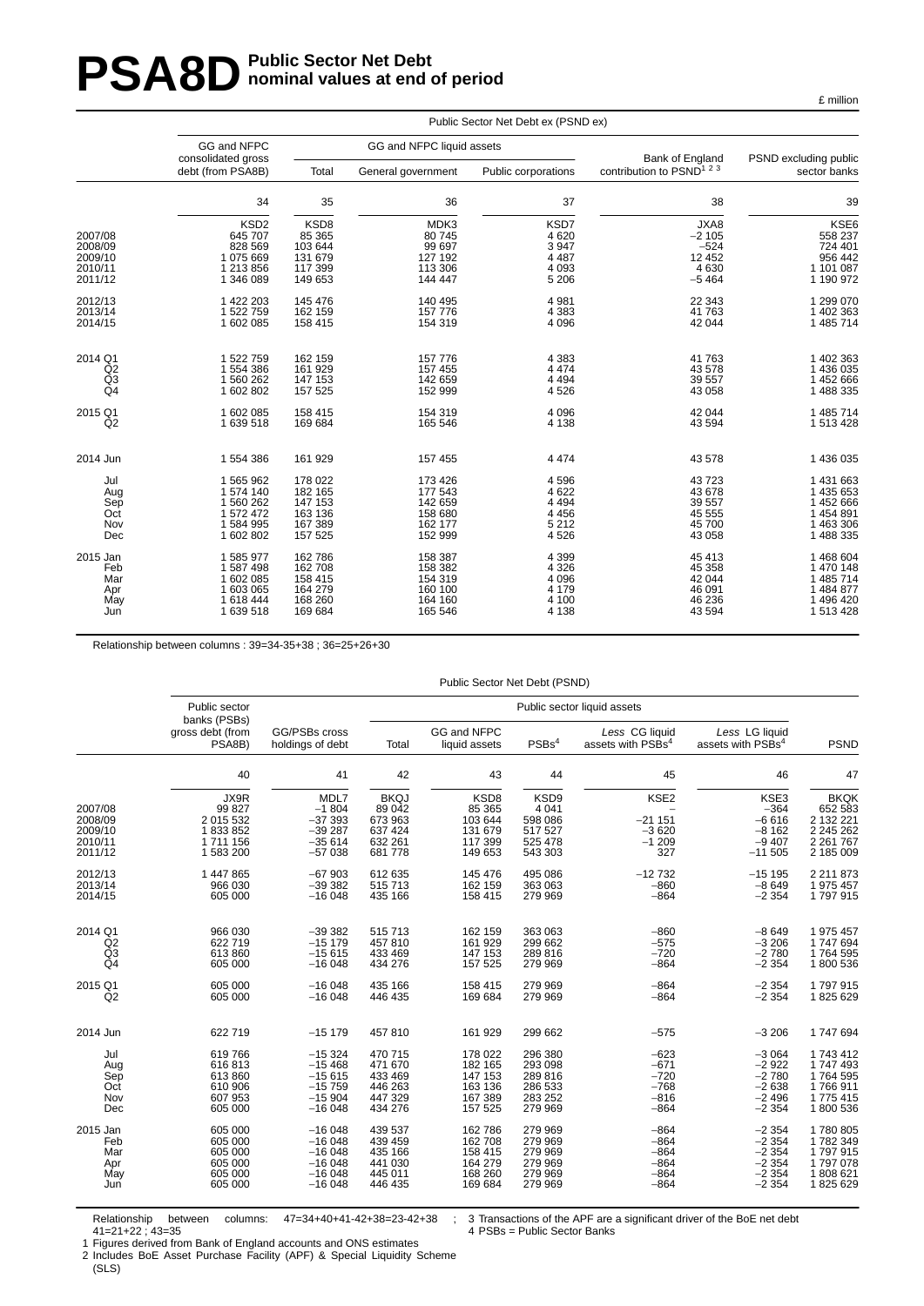# PSA8D Public Sector Net Debt nominal values at end of period

£ million

| | Public Sector Net Debt ex (PSND ex) | | | | | |
|---|---|---|---|---|---|---|
| | GG and NFPC consolidated gross debt (from PSA8B) | GG and NFPC liquid assets | | | Bank of England contribution to PSND[1 2 3] | PSND excluding public sector banks |
| | | Total | General government | Public corporations | | |
| | 34 | 35 | 36 | 37 | 38 | 39 |
| | KSD2 | KSD8 | MDK3 | KSD7 | JXA8 | KSE6 |
| 2007/08 | 645 707 | 85 365 | 80 745 | 4 620 | −2 105 | 558 237 |
| 2008/09 | 828 569 | 103 644 | 99 697 | 3 947 | −524 | 724 401 |
| 2009/10 | 1 075 669 | 131 679 | 127 192 | 4 487 | 12 452 | 956 442 |
| 2010/11 | 1 213 856 | 117 399 | 113 306 | 4 093 | 4 630 | 1 101 087 |
| 2011/12 | 1 346 089 | 149 653 | 144 447 | 5 206 | −5 464 | 1 190 972 |
| 2012/13 | 1 422 203 | 145 476 | 140 495 | 4 981 | 22 343 | 1 299 070 |
| 2013/14 | 1 522 759 | 162 159 | 157 776 | 4 383 | 41 763 | 1 402 363 |
| 2014/15 | 1 602 085 | 158 415 | 154 319 | 4 096 | 42 044 | 1 485 714 |
| 2014 Q1 | 1 522 759 | 162 159 | 157 776 | 4 383 | 41 763 | 1 402 363 |
| Q2 | 1 554 386 | 161 929 | 157 455 | 4 474 | 43 578 | 1 436 035 |
| Q3 | 1 560 262 | 147 153 | 142 659 | 4 494 | 39 557 | 1 452 666 |
| Q4 | 1 602 802 | 157 525 | 152 999 | 4 526 | 43 058 | 1 488 335 |
| 2015 Q1 | 1 602 085 | 158 415 | 154 319 | 4 096 | 42 044 | 1 485 714 |
| Q2 | 1 639 518 | 169 684 | 165 546 | 4 138 | 43 594 | 1 513 428 |
| 2014 Jun | 1 554 386 | 161 929 | 157 455 | 4 474 | 43 578 | 1 436 035 |
| Jul | 1 565 962 | 178 022 | 173 426 | 4 596 | 43 723 | 1 431 663 |
| Aug | 1 574 140 | 182 165 | 177 543 | 4 622 | 43 678 | 1 435 653 |
| Sep | 1 560 262 | 147 153 | 142 659 | 4 494 | 39 557 | 1 452 666 |
| Oct | 1 572 472 | 163 136 | 158 680 | 4 456 | 45 555 | 1 454 891 |
| Nov | 1 584 995 | 167 389 | 162 177 | 5 212 | 45 700 | 1 463 306 |
| Dec | 1 602 802 | 157 525 | 152 999 | 4 526 | 43 058 | 1 488 335 |
| 2015 Jan | 1 585 977 | 162 786 | 158 387 | 4 399 | 45 413 | 1 468 604 |
| Feb | 1 587 498 | 162 708 | 158 382 | 4 326 | 45 358 | 1 470 148 |
| Mar | 1 602 085 | 158 415 | 154 319 | 4 096 | 42 044 | 1 485 714 |
| Apr | 1 603 065 | 164 279 | 160 100 | 4 179 | 46 091 | 1 484 877 |
| May | 1 618 444 | 168 260 | 164 160 | 4 100 | 46 236 | 1 496 420 |
| Jun | 1 639 518 | 169 684 | 165 546 | 4 138 | 43 594 | 1 513 428 |

Relationship between columns : 39=34-35+38 ; 36=25+26+30

| | Public Sector Net Debt (PSND) | | | | | | | |
|---|---|---|---|---|---|---|---|---|
| | Public sector banks (PSBs) gross debt (from PSA8B) | GG/PSBs cross holdings of debt | Public sector liquid assets | | | | | PSND |
| | | | Total | GG and NFPC liquid assets | PSBs[4] | *Less* CG liquid assets with PSBs[4] | *Less* LG liquid assets with PSBs[4] | |
| | 40 | 41 | 42 | 43 | 44 | 45 | 46 | 47 |
| | JX9R | MDL7 | BKQJ | KSD8 | KSD9 | KSE2 | KSE3 | BKQK |
| 2007/08 | 99 827 | −1 804 | 89 042 | 85 365 | 4 041 | – | −364 | 652 583 |
| 2008/09 | 2 015 532 | −37 393 | 673 963 | 103 644 | 598 086 | −21 151 | −6 616 | 2 132 221 |
| 2009/10 | 1 833 852 | −39 287 | 637 424 | 131 679 | 517 527 | −3 620 | −8 162 | 2 245 262 |
| 2010/11 | 1 711 156 | −35 614 | 632 261 | 117 399 | 525 478 | −1 209 | −9 407 | 2 261 767 |
| 2011/12 | 1 583 200 | −57 038 | 681 778 | 149 653 | 543 303 | 327 | −11 505 | 2 185 009 |
| 2012/13 | 1 447 865 | −67 903 | 612 635 | 145 476 | 495 086 | −12 732 | −15 195 | 2 211 873 |
| 2013/14 | 966 030 | −39 382 | 515 713 | 162 159 | 363 063 | −860 | −8 649 | 1 975 457 |
| 2014/15 | 605 000 | −16 048 | 435 166 | 158 415 | 279 969 | −864 | −2 354 | 1 797 915 |
| 2014 Q1 | 966 030 | −39 382 | 515 713 | 162 159 | 363 063 | −860 | −8 649 | 1 975 457 |
| Q2 | 622 719 | −15 179 | 457 810 | 161 929 | 299 662 | −575 | −3 206 | 1 747 694 |
| Q3 | 613 860 | −15 615 | 433 469 | 147 153 | 289 816 | −720 | −2 780 | 1 764 595 |
| Q4 | 605 000 | −16 048 | 434 276 | 157 525 | 279 969 | −864 | −2 354 | 1 800 536 |
| 2015 Q1 | 605 000 | −16 048 | 435 166 | 158 415 | 279 969 | −864 | −2 354 | 1 797 915 |
| Q2 | 605 000 | −16 048 | 446 435 | 169 684 | 279 969 | −864 | −2 354 | 1 825 629 |
| 2014 Jun | 622 719 | −15 179 | 457 810 | 161 929 | 299 662 | −575 | −3 206 | 1 747 694 |
| Jul | 619 766 | −15 324 | 470 715 | 178 022 | 296 380 | −623 | −3 064 | 1 743 412 |
| Aug | 616 813 | −15 468 | 471 670 | 182 165 | 293 098 | −671 | −2 922 | 1 747 493 |
| Sep | 613 860 | −15 615 | 433 469 | 147 153 | 289 816 | −720 | −2 780 | 1 764 595 |
| Oct | 610 906 | −15 759 | 446 263 | 163 136 | 286 533 | −768 | −2 638 | 1 766 911 |
| Nov | 607 953 | −15 904 | 447 329 | 167 389 | 283 252 | −816 | −2 496 | 1 775 415 |
| Dec | 605 000 | −16 048 | 434 276 | 157 525 | 279 969 | −864 | −2 354 | 1 800 536 |
| 2015 Jan | 605 000 | −16 048 | 439 537 | 162 786 | 279 969 | −864 | −2 354 | 1 780 805 |
| Feb | 605 000 | −16 048 | 439 459 | 162 708 | 279 969 | −864 | −2 354 | 1 782 349 |
| Mar | 605 000 | −16 048 | 435 166 | 158 415 | 279 969 | −864 | −2 354 | 1 797 915 |
| Apr | 605 000 | −16 048 | 441 030 | 164 279 | 279 969 | −864 | −2 354 | 1 797 078 |
| May | 605 000 | −16 048 | 445 011 | 168 260 | 279 969 | −864 | −2 354 | 1 808 621 |
| Jun | 605 000 | −16 048 | 446 435 | 169 684 | 279 969 | −864 | −2 354 | 1 825 629 |

Relationship between columns: 47=34+40+41-42+38=23-42+38 ; 41=21+22 ; 43=35

1 Figures derived from Bank of England accounts and ONS estimates

2 Includes BoE Asset Purchase Facility (APF) & Special Liquidity Scheme (SLS)

3 Transactions of the APF are a significant driver of the BoE net debt

4 PSBs = Public Sector Banks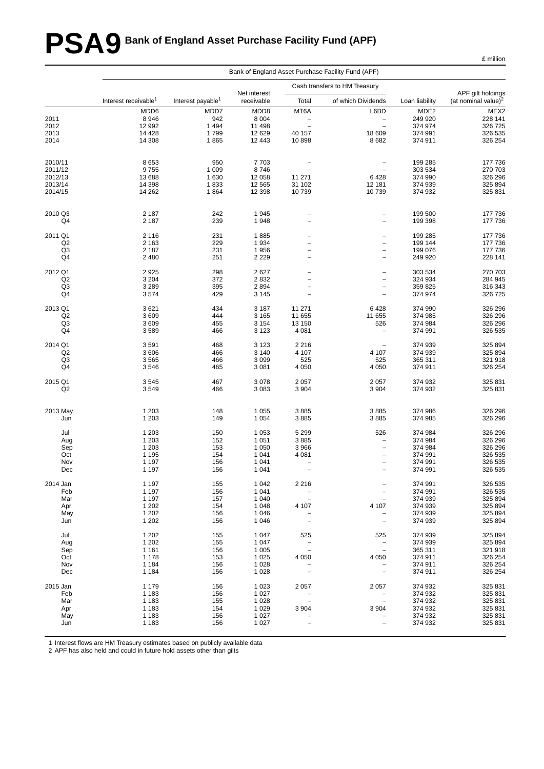# PSA9 Bank of England Asset Purchase Facility Fund (APF)

£ million

| | Bank of England Asset Purchase Facility Fund (APF) | | | | | | |
|---|---|---|---|---|---|---|---|
| | | | | Cash transfers to HM Treasury | | | |
| | Interest receivable[1] | Interest payable[1] | Net interest receivable | Total | of which Dividends | Loan liability | APF gilt holdings (at nominal value)[2] |
| | MDD6 | MDD7 | MDD8 | MT6A | L6BD | MDE2 | MEX2 |
| 2011 | 8 946 | 942 | 8 004 | – | – | 249 920 | 228 141 |
| 2012 | 12 992 | 1 494 | 11 498 | – | – | 374 974 | 326 725 |
| 2013 | 14 428 | 1 799 | 12 629 | 40 157 | 18 609 | 374 991 | 326 535 |
| 2014 | 14 308 | 1 865 | 12 443 | 10 898 | 8 682 | 374 911 | 326 254 |
| | | | | | | | |
| 2010/11 | 8 653 | 950 | 7 703 | – | – | 199 285 | 177 736 |
| 2011/12 | 9 755 | 1 009 | 8 746 | – | – | 303 534 | 270 703 |
| 2012/13 | 13 688 | 1 630 | 12 058 | 11 271 | 6 428 | 374 990 | 326 296 |
| 2013/14 | 14 398 | 1 833 | 12 565 | 31 102 | 12 181 | 374 939 | 325 894 |
| 2014/15 | 14 262 | 1 864 | 12 398 | 10 739 | 10 739 | 374 932 | 325 831 |
| | | | | | | | |
| 2010 Q3 | 2 187 | 242 | 1 945 | – | – | 199 500 | 177 736 |
| Q4 | 2 187 | 239 | 1 948 | – | – | 199 398 | 177 736 |
| | | | | | | | |
| 2011 Q1 | 2 116 | 231 | 1 885 | – | – | 199 285 | 177 736 |
| Q2 | 2 163 | 229 | 1 934 | – | – | 199 144 | 177 736 |
| Q3 | 2 187 | 231 | 1 956 | – | – | 199 076 | 177 736 |
| Q4 | 2 480 | 251 | 2 229 | – | – | 249 920 | 228 141 |
| | | | | | | | |
| 2012 Q1 | 2 925 | 298 | 2 627 | – | – | 303 534 | 270 703 |
| Q2 | 3 204 | 372 | 2 832 | – | – | 324 934 | 284 945 |
| Q3 | 3 289 | 395 | 2 894 | – | – | 359 825 | 316 343 |
| Q4 | 3 574 | 429 | 3 145 | – | – | 374 974 | 326 725 |
| | | | | | | | |
| 2013 Q1 | 3 621 | 434 | 3 187 | 11 271 | 6 428 | 374 990 | 326 296 |
| Q2 | 3 609 | 444 | 3 165 | 11 655 | 11 655 | 374 985 | 326 296 |
| Q3 | 3 609 | 455 | 3 154 | 13 150 | 526 | 374 984 | 326 296 |
| Q4 | 3 589 | 466 | 3 123 | 4 081 | – | 374 991 | 326 535 |
| | | | | | | | |
| 2014 Q1 | 3 591 | 468 | 3 123 | 2 216 | – | 374 939 | 325 894 |
| Q2 | 3 606 | 466 | 3 140 | 4 107 | 4 107 | 374 939 | 325 894 |
| Q3 | 3 565 | 466 | 3 099 | 525 | 525 | 365 311 | 321 918 |
| Q4 | 3 546 | 465 | 3 081 | 4 050 | 4 050 | 374 911 | 326 254 |
| | | | | | | | |
| 2015 Q1 | 3 545 | 467 | 3 078 | 2 057 | 2 057 | 374 932 | 325 831 |
| Q2 | 3 549 | 466 | 3 083 | 3 904 | 3 904 | 374 932 | 325 831 |
| | | | | | | | |
| 2013 May | 1 203 | 148 | 1 055 | 3 885 | 3 885 | 374 986 | 326 296 |
| Jun | 1 203 | 149 | 1 054 | 3 885 | 3 885 | 374 985 | 326 296 |
| | | | | | | | |
| Jul | 1 203 | 150 | 1 053 | 5 299 | 526 | 374 984 | 326 296 |
| Aug | 1 203 | 152 | 1 051 | 3 885 | – | 374 984 | 326 296 |
| Sep | 1 203 | 153 | 1 050 | 3 966 | – | 374 984 | 326 296 |
| Oct | 1 195 | 154 | 1 041 | 4 081 | – | 374 991 | 326 535 |
| Nov | 1 197 | 156 | 1 041 | – | – | 374 991 | 326 535 |
| Dec | 1 197 | 156 | 1 041 | – | – | 374 991 | 326 535 |
| | | | | | | | |
| 2014 Jan | 1 197 | 155 | 1 042 | 2 216 | – | 374 991 | 326 535 |
| Feb | 1 197 | 156 | 1 041 | – | – | 374 991 | 326 535 |
| Mar | 1 197 | 157 | 1 040 | – | – | 374 939 | 325 894 |
| Apr | 1 202 | 154 | 1 048 | 4 107 | 4 107 | 374 939 | 325 894 |
| May | 1 202 | 156 | 1 046 | – | – | 374 939 | 325 894 |
| Jun | 1 202 | 156 | 1 046 | – | – | 374 939 | 325 894 |
| | | | | | | | |
| Jul | 1 202 | 155 | 1 047 | 525 | 525 | 374 939 | 325 894 |
| Aug | 1 202 | 155 | 1 047 | – | – | 374 939 | 325 894 |
| Sep | 1 161 | 156 | 1 005 | – | – | 365 311 | 321 918 |
| Oct | 1 178 | 153 | 1 025 | 4 050 | 4 050 | 374 911 | 326 254 |
| Nov | 1 184 | 156 | 1 028 | – | – | 374 911 | 326 254 |
| Dec | 1 184 | 156 | 1 028 | – | – | 374 911 | 326 254 |
| | | | | | | | |
| 2015 Jan | 1 179 | 156 | 1 023 | 2 057 | 2 057 | 374 932 | 325 831 |
| Feb | 1 183 | 156 | 1 027 | – | – | 374 932 | 325 831 |
| Mar | 1 183 | 155 | 1 028 | – | – | 374 932 | 325 831 |
| Apr | 1 183 | 154 | 1 029 | 3 904 | 3 904 | 374 932 | 325 831 |
| May | 1 183 | 156 | 1 027 | – | – | 374 932 | 325 831 |
| Jun | 1 183 | 156 | 1 027 | – | – | 374 932 | 325 831 |

1 Interest flows are HM Treasury estimates based on publicly available data
2 APF has also held and could in future hold assets other than gilts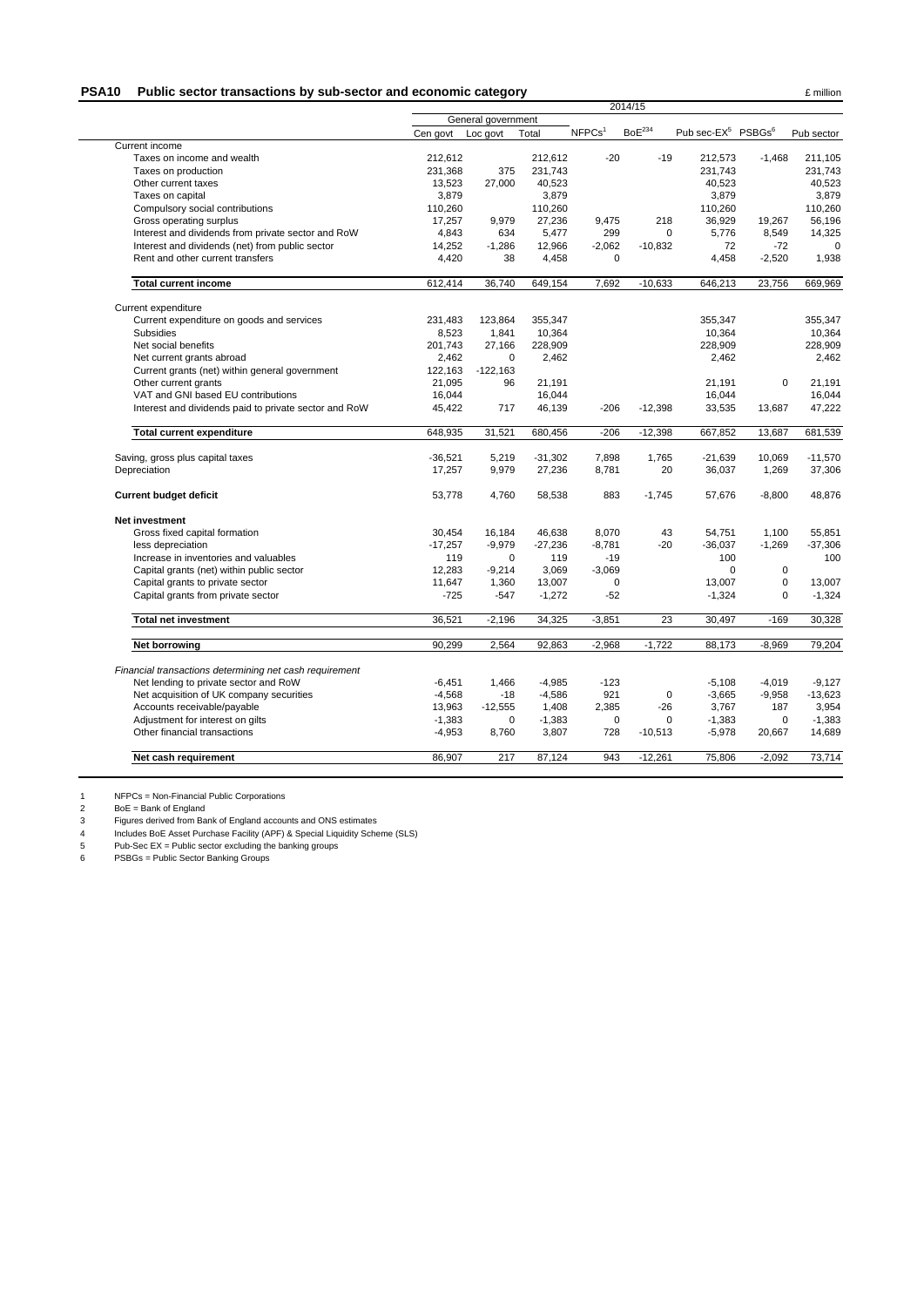## PSA10 Public sector transactions by sub-sector and economic category

£ million

| | 2014/15 | | | | | | | |
|---|---|---|---|---|---|---|---|---|
| | General government | | | | | | | |
| | Cen govt | Loc govt | Total | NFPCs[1] | BoE[234] | Pub sec-EX[5] | PSBGs[6] | Pub sector |
| Current income | | | | | | | | |
| Taxes on income and wealth | 212,612 | | 212,612 | -20 | -19 | 212,573 | -1,468 | 211,105 |
| Taxes on production | 231,368 | 375 | 231,743 | | | 231,743 | | 231,743 |
| Other current taxes | 13,523 | 27,000 | 40,523 | | | 40,523 | | 40,523 |
| Taxes on capital | 3,879 | | 3,879 | | | 3,879 | | 3,879 |
| Compulsory social contributions | 110,260 | | 110,260 | | | 110,260 | | 110,260 |
| Gross operating surplus | 17,257 | 9,979 | 27,236 | 9,475 | 218 | 36,929 | 19,267 | 56,196 |
| Interest and dividends from private sector and RoW | 4,843 | 634 | 5,477 | 299 | 0 | 5,776 | 8,549 | 14,325 |
| Interest and dividends (net) from public sector | 14,252 | -1,286 | 12,966 | -2,062 | -10,832 | 72 | -72 | 0 |
| Rent and other current transfers | 4,420 | 38 | 4,458 | 0 | | 4,458 | -2,520 | 1,938 |
| **Total current income** | 612,414 | 36,740 | 649,154 | 7,692 | -10,633 | 646,213 | 23,756 | 669,969 |
| Current expenditure | | | | | | | | |
| Current expenditure on goods and services | 231,483 | 123,864 | 355,347 | | | 355,347 | | 355,347 |
| Subsidies | 8,523 | 1,841 | 10,364 | | | 10,364 | | 10,364 |
| Net social benefits | 201,743 | 27,166 | 228,909 | | | 228,909 | | 228,909 |
| Net current grants abroad | 2,462 | 0 | 2,462 | | | 2,462 | | 2,462 |
| Current grants (net) within general government | 122,163 | -122,163 | | | | | | |
| Other current grants | 21,095 | 96 | 21,191 | | | 21,191 | 0 | 21,191 |
| VAT and GNI based EU contributions | 16,044 | | 16,044 | | | 16,044 | | 16,044 |
| Interest and dividends paid to private sector and RoW | 45,422 | 717 | 46,139 | -206 | -12,398 | 33,535 | 13,687 | 47,222 |
| **Total current expenditure** | 648,935 | 31,521 | 680,456 | -206 | -12,398 | 667,852 | 13,687 | 681,539 |
| Saving, gross plus capital taxes | -36,521 | 5,219 | -31,302 | 7,898 | 1,765 | -21,639 | 10,069 | -11,570 |
| Depreciation | 17,257 | 9,979 | 27,236 | 8,781 | 20 | 36,037 | 1,269 | 37,306 |
| **Current budget deficit** | 53,778 | 4,760 | 58,538 | 883 | -1,745 | 57,676 | -8,800 | 48,876 |
| **Net investment** | | | | | | | | |
| Gross fixed capital formation | 30,454 | 16,184 | 46,638 | 8,070 | 43 | 54,751 | 1,100 | 55,851 |
| less depreciation | -17,257 | -9,979 | -27,236 | -8,781 | -20 | -36,037 | -1,269 | -37,306 |
| Increase in inventories and valuables | 119 | 0 | 119 | -19 | | 100 | | 100 |
| Capital grants (net) within public sector | 12,283 | -9,214 | 3,069 | -3,069 | | 0 | 0 | |
| Capital grants to private sector | 11,647 | 1,360 | 13,007 | 0 | | 13,007 | 0 | 13,007 |
| Capital grants from private sector | -725 | -547 | -1,272 | -52 | | -1,324 | 0 | -1,324 |
| **Total net investment** | 36,521 | -2,196 | 34,325 | -3,851 | 23 | 30,497 | -169 | 30,328 |
| **Net borrowing** | 90,299 | 2,564 | 92,863 | -2,968 | -1,722 | 88,173 | -8,969 | 79,204 |
| *Financial transactions determining net cash requirement* | | | | | | | | |
| Net lending to private sector and RoW | -6,451 | 1,466 | -4,985 | -123 | | -5,108 | -4,019 | -9,127 |
| Net acquisition of UK company securities | -4,568 | -18 | -4,586 | 921 | 0 | -3,665 | -9,958 | -13,623 |
| Accounts receivable/payable | 13,963 | -12,555 | 1,408 | 2,385 | -26 | 3,767 | 187 | 3,954 |
| Adjustment for interest on gilts | -1,383 | 0 | -1,383 | 0 | 0 | -1,383 | 0 | -1,383 |
| Other financial transactions | -4,953 | 8,760 | 3,807 | 728 | -10,513 | -5,978 | 20,667 | 14,689 |
| **Net cash requirement** | 86,907 | 217 | 87,124 | 943 | -12,261 | 75,806 | -2,092 | 73,714 |

1 NFPCs = Non-Financial Public Corporations
2 BoE = Bank of England
3 Figures derived from Bank of England accounts and ONS estimates
4 Includes BoE Asset Purchase Facility (APF) & Special Liquidity Scheme (SLS)
5 Pub-Sec EX = Public sector excluding the banking groups
6 PSBGs = Public Sector Banking Groups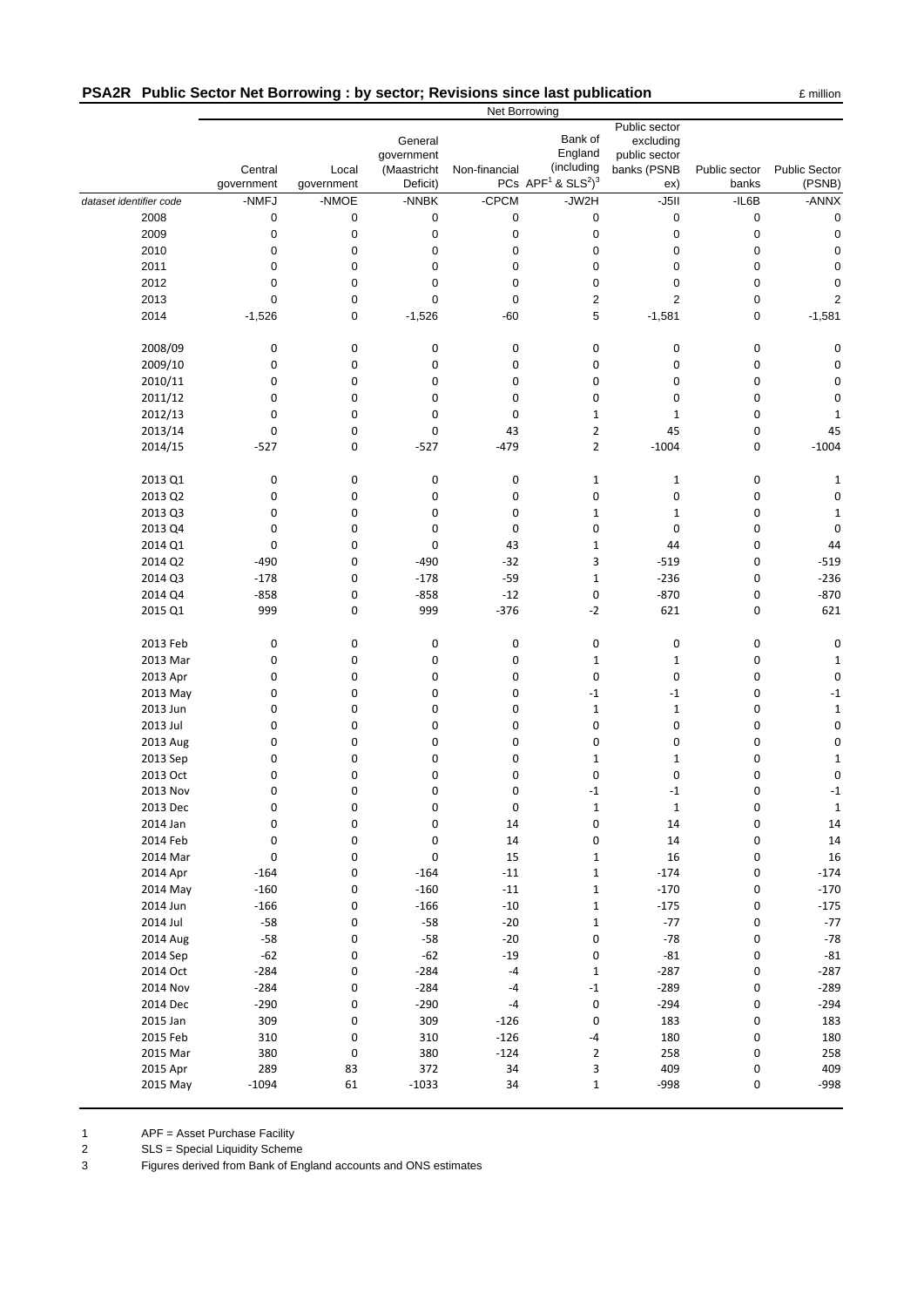## PSA2R Public Sector Net Borrowing : by sector; Revisions since last publication

£ million

| | Net Borrowing | | | | | | | |
|---|---|---|---|---|---|---|---|---|
| | Central government | Local government | General government (Maastricht Deficit) | Non-financial PCs | Bank of England (including APF[1] & SLS[2])[3] | Public sector excluding public sector banks (PSNB ex) | Public sector banks | Public Sector (PSNB) |
| *dataset identifier code* | -NMFJ | -NMOE | -NNBK | -CPCM | -JW2H | -J5II | -IL6B | -ANNX |
| 2008 | 0 | 0 | 0 | 0 | 0 | 0 | 0 | 0 |
| 2009 | 0 | 0 | 0 | 0 | 0 | 0 | 0 | 0 |
| 2010 | 0 | 0 | 0 | 0 | 0 | 0 | 0 | 0 |
| 2011 | 0 | 0 | 0 | 0 | 0 | 0 | 0 | 0 |
| 2012 | 0 | 0 | 0 | 0 | 0 | 0 | 0 | 0 |
| 2013 | 0 | 0 | 0 | 0 | 2 | 2 | 0 | 2 |
| 2014 | -1,526 | 0 | -1,526 | -60 | 5 | -1,581 | 0 | -1,581 |
| | | | | | | | | |
| 2008/09 | 0 | 0 | 0 | 0 | 0 | 0 | 0 | 0 |
| 2009/10 | 0 | 0 | 0 | 0 | 0 | 0 | 0 | 0 |
| 2010/11 | 0 | 0 | 0 | 0 | 0 | 0 | 0 | 0 |
| 2011/12 | 0 | 0 | 0 | 0 | 0 | 0 | 0 | 0 |
| 2012/13 | 0 | 0 | 0 | 0 | 1 | 1 | 0 | 1 |
| 2013/14 | 0 | 0 | 0 | 43 | 2 | 45 | 0 | 45 |
| 2014/15 | -527 | 0 | -527 | -479 | 2 | -1004 | 0 | -1004 |
| | | | | | | | | |
| 2013 Q1 | 0 | 0 | 0 | 0 | 1 | 1 | 0 | 1 |
| 2013 Q2 | 0 | 0 | 0 | 0 | 0 | 0 | 0 | 0 |
| 2013 Q3 | 0 | 0 | 0 | 0 | 1 | 1 | 0 | 1 |
| 2013 Q4 | 0 | 0 | 0 | 0 | 0 | 0 | 0 | 0 |
| 2014 Q1 | 0 | 0 | 0 | 43 | 1 | 44 | 0 | 44 |
| 2014 Q2 | -490 | 0 | -490 | -32 | 3 | -519 | 0 | -519 |
| 2014 Q3 | -178 | 0 | -178 | -59 | 1 | -236 | 0 | -236 |
| 2014 Q4 | -858 | 0 | -858 | -12 | 0 | -870 | 0 | -870 |
| 2015 Q1 | 999 | 0 | 999 | -376 | -2 | 621 | 0 | 621 |
| | | | | | | | | |
| 2013 Feb | 0 | 0 | 0 | 0 | 0 | 0 | 0 | 0 |
| 2013 Mar | 0 | 0 | 0 | 0 | 1 | 1 | 0 | 1 |
| 2013 Apr | 0 | 0 | 0 | 0 | 0 | 0 | 0 | 0 |
| 2013 May | 0 | 0 | 0 | 0 | -1 | -1 | 0 | -1 |
| 2013 Jun | 0 | 0 | 0 | 0 | 1 | 1 | 0 | 1 |
| 2013 Jul | 0 | 0 | 0 | 0 | 0 | 0 | 0 | 0 |
| 2013 Aug | 0 | 0 | 0 | 0 | 0 | 0 | 0 | 0 |
| 2013 Sep | 0 | 0 | 0 | 0 | 1 | 1 | 0 | 1 |
| 2013 Oct | 0 | 0 | 0 | 0 | 0 | 0 | 0 | 0 |
| 2013 Nov | 0 | 0 | 0 | 0 | -1 | -1 | 0 | -1 |
| 2013 Dec | 0 | 0 | 0 | 0 | 1 | 1 | 0 | 1 |
| 2014 Jan | 0 | 0 | 0 | 14 | 0 | 14 | 0 | 14 |
| 2014 Feb | 0 | 0 | 0 | 14 | 0 | 14 | 0 | 14 |
| 2014 Mar | 0 | 0 | 0 | 15 | 1 | 16 | 0 | 16 |
| 2014 Apr | -164 | 0 | -164 | -11 | 1 | -174 | 0 | -174 |
| 2014 May | -160 | 0 | -160 | -11 | 1 | -170 | 0 | -170 |
| 2014 Jun | -166 | 0 | -166 | -10 | 1 | -175 | 0 | -175 |
| 2014 Jul | -58 | 0 | -58 | -20 | 1 | -77 | 0 | -77 |
| 2014 Aug | -58 | 0 | -58 | -20 | 0 | -78 | 0 | -78 |
| 2014 Sep | -62 | 0 | -62 | -19 | 0 | -81 | 0 | -81 |
| 2014 Oct | -284 | 0 | -284 | -4 | 1 | -287 | 0 | -287 |
| 2014 Nov | -284 | 0 | -284 | -4 | -1 | -289 | 0 | -289 |
| 2014 Dec | -290 | 0 | -290 | -4 | 0 | -294 | 0 | -294 |
| 2015 Jan | 309 | 0 | 309 | -126 | 0 | 183 | 0 | 183 |
| 2015 Feb | 310 | 0 | 310 | -126 | -4 | 180 | 0 | 180 |
| 2015 Mar | 380 | 0 | 380 | -124 | 2 | 258 | 0 | 258 |
| 2015 Apr | 289 | 83 | 372 | 34 | 3 | 409 | 0 | 409 |
| 2015 May | -1094 | 61 | -1033 | 34 | 1 | -998 | 0 | -998 |

1 APF = Asset Purchase Facility

2 SLS = Special Liquidity Scheme

3 Figures derived from Bank of England accounts and ONS estimates